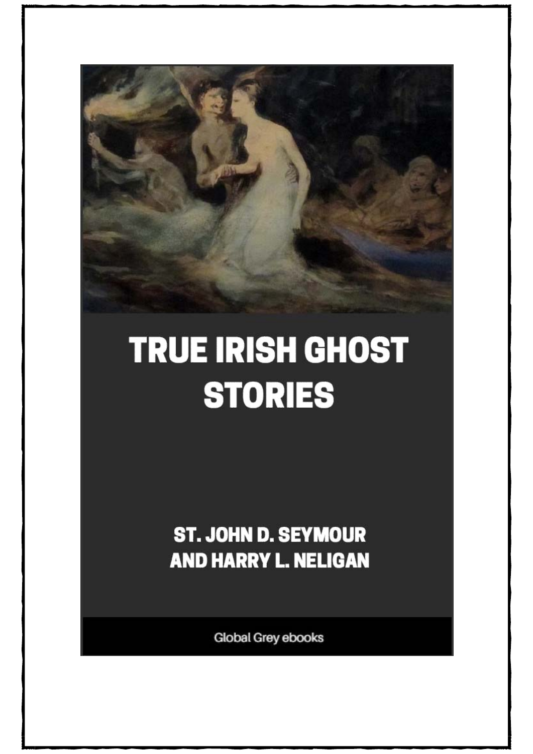# TRUE IRISH GHOST STORIES

ST. JOHN D. SEYMOUR
AND HARRY L. NELIGAN

Global Grey ebooks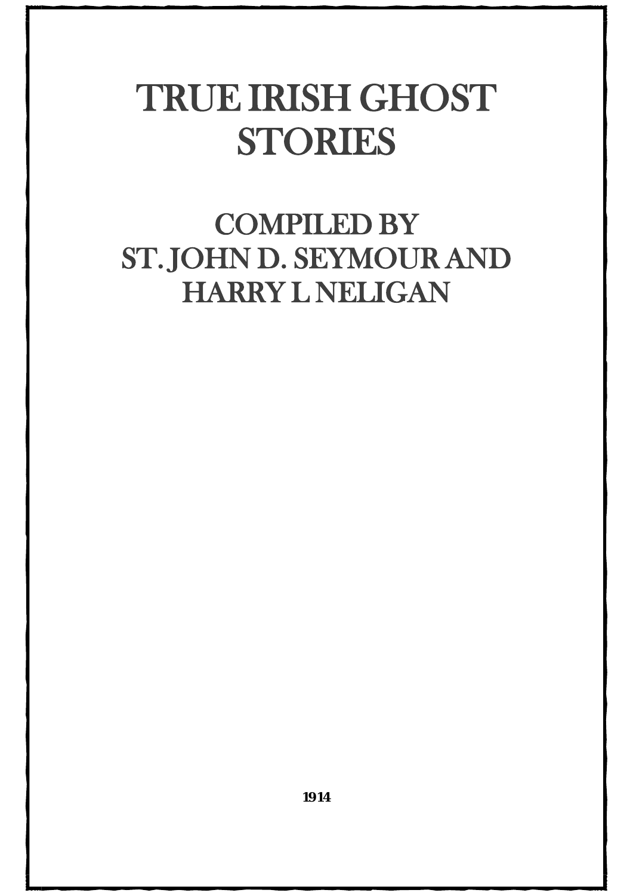# TRUE IRISH GHOST STORIES

## COMPILED BY
## ST. JOHN D. SEYMOUR AND HARRY L NELIGAN

**1914**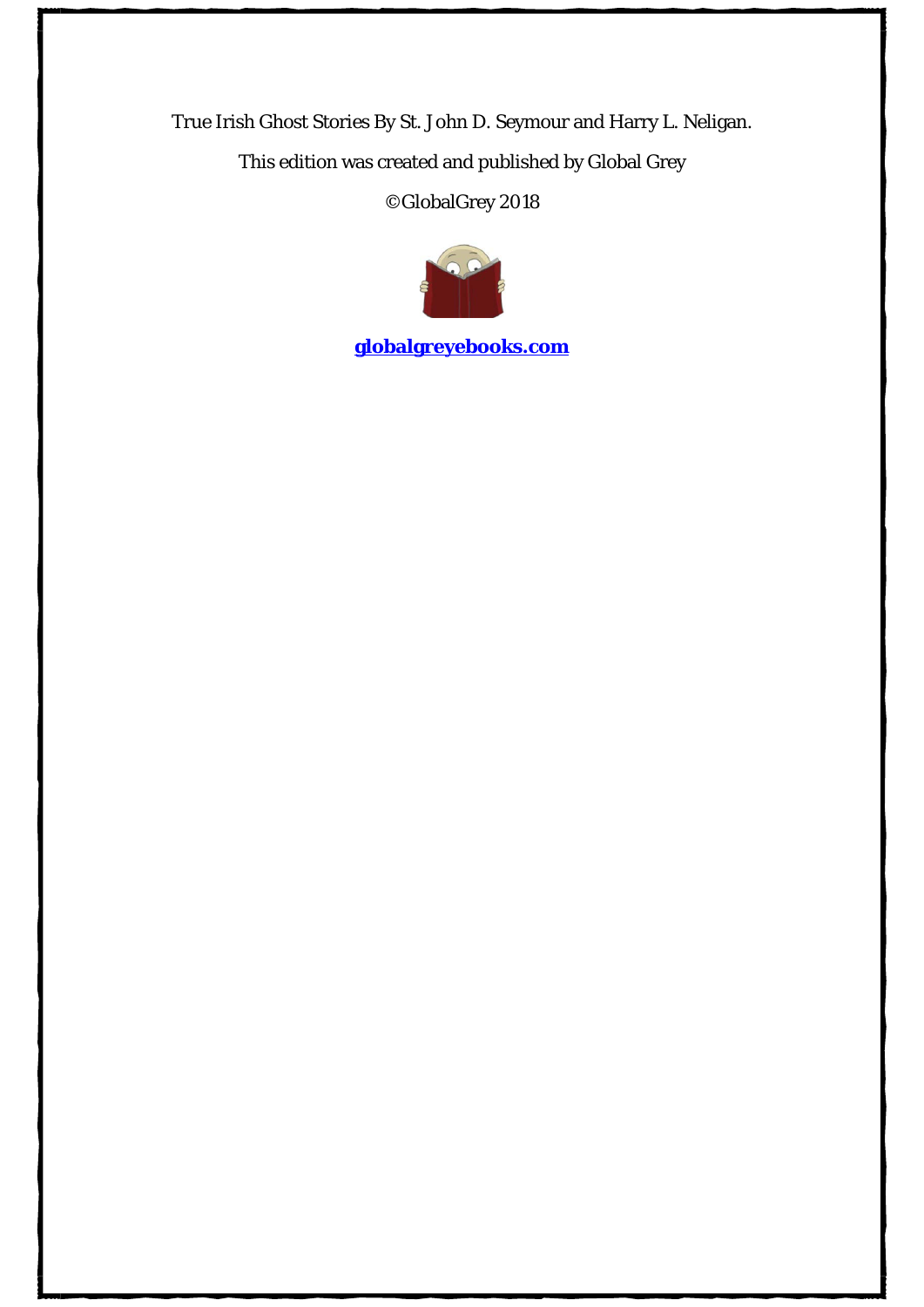True Irish Ghost Stories By St. John D. Seymour and Harry L. Neligan.

This edition was created and published by Global Grey

©GlobalGrey 2018

**globalgreyebooks.com**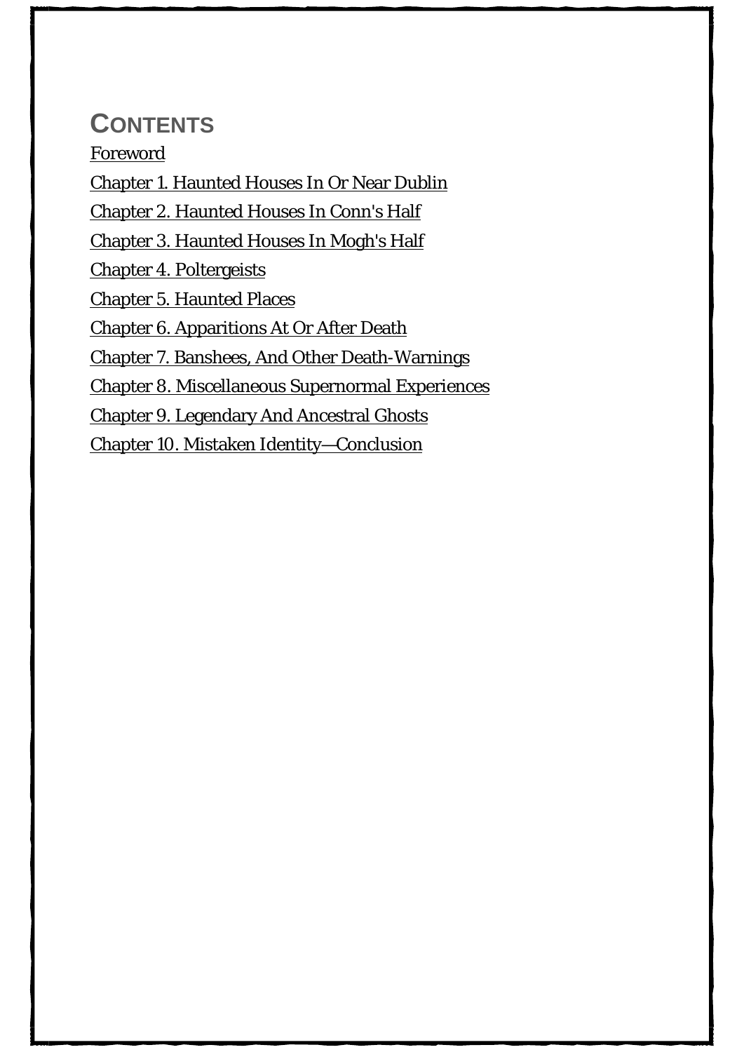## Contents

Foreword

Chapter 1. Haunted Houses In Or Near Dublin

Chapter 2. Haunted Houses In Conn's Half

Chapter 3. Haunted Houses In Mogh's Half

Chapter 4. Poltergeists

Chapter 5. Haunted Places

Chapter 6. Apparitions At Or After Death

Chapter 7. Banshees, And Other Death-Warnings

Chapter 8. Miscellaneous Supernormal Experiences

Chapter 9. Legendary And Ancestral Ghosts

Chapter 10. Mistaken Identity—Conclusion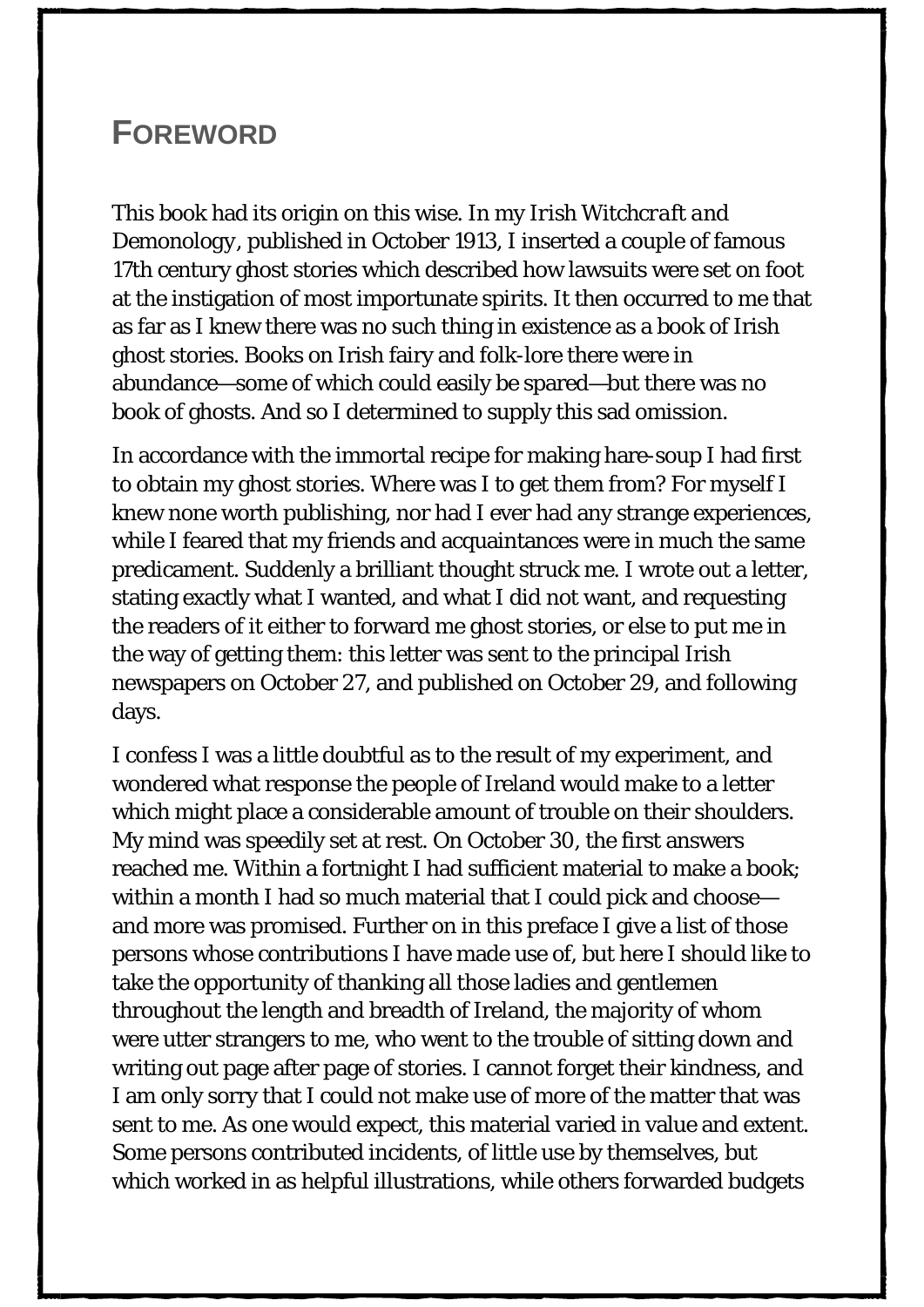# FOREWORD

This book had its origin on this wise. In my *Irish Witchcraft and Demonology*, published in October 1913, I inserted a couple of famous 17th century ghost stories which described how lawsuits were set on foot at the instigation of most importunate spirits. It then occurred to me that as far as I knew there was no such thing in existence as a book of Irish ghost stories. Books on Irish fairy and folk-lore there were in abundance—some of which could easily be spared—but there was no book of ghosts. And so I determined to supply this sad omission.

In accordance with the immortal recipe for making hare-soup I had first to obtain my ghost stories. Where was I to get them from? For myself I knew none worth publishing, nor had I ever had any strange experiences, while I feared that my friends and acquaintances were in much the same predicament. Suddenly a brilliant thought struck me. I wrote out a letter, stating exactly what I wanted, and what I did not want, and requesting the readers of it either to forward me ghost stories, or else to put me in the way of getting them: this letter was sent to the principal Irish newspapers on October 27, and published on October 29, and following days.

I confess I was a little doubtful as to the result of my experiment, and wondered what response the people of Ireland would make to a letter which might place a considerable amount of trouble on their shoulders. My mind was speedily set at rest. On October 30, the first answers reached me. Within a fortnight I had sufficient material to make a book; within a month I had so much material that I could pick and choose—and more was promised. Further on in this preface I give a list of those persons whose contributions I have made use of, but here I should like to take the opportunity of thanking all those ladies and gentlemen throughout the length and breadth of Ireland, the majority of whom were utter strangers to me, who went to the trouble of sitting down and writing out page after page of stories. I cannot forget their kindness, and I am only sorry that I could not make use of more of the matter that was sent to me. As one would expect, this material varied in value and extent. Some persons contributed incidents, of little use by themselves, but which worked in as helpful illustrations, while others forwarded budgets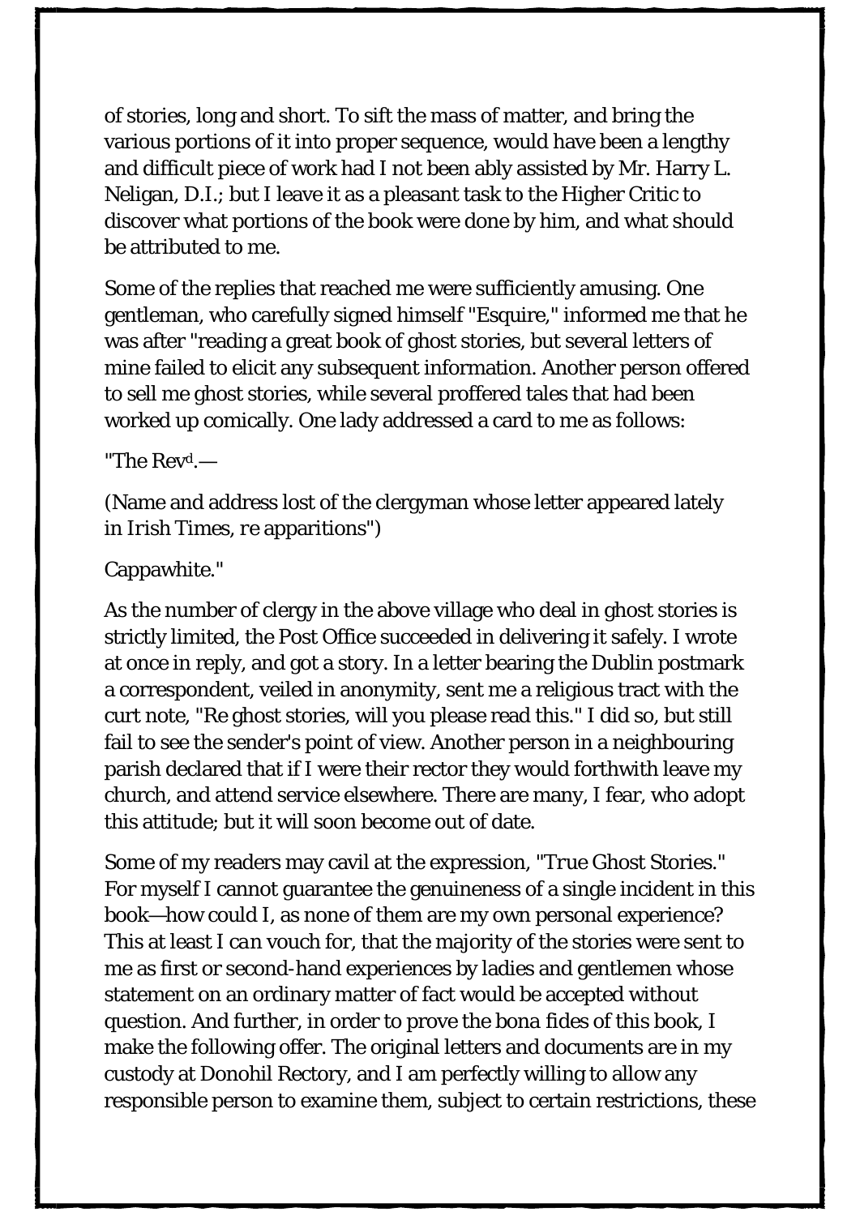of stories, long and short. To sift the mass of matter, and bring the various portions of it into proper sequence, would have been a lengthy and difficult piece of work had I not been ably assisted by Mr. Harry L. Neligan, D.I.; but I leave it as a pleasant task to the Higher Critic to discover what portions of the book were done by him, and what should be attributed to me.

Some of the replies that reached me were sufficiently amusing. One gentleman, who carefully signed himself "Esquire," informed me that he was after "reading a great book of ghost stories, but several letters of mine failed to elicit any subsequent information. Another person offered to sell me ghost stories, while several proffered tales that had been worked up comically. One lady addressed a card to me as follows:

"The Rev[d].—

(Name and address lost of the clergyman whose letter appeared lately in *Irish Times*, *re* apparitions")

Cappawhite."

As the number of clergy in the above village who deal in ghost stories is strictly limited, the Post Office succeeded in delivering it safely. I wrote at once in reply, and got a story. In a letter bearing the Dublin postmark a correspondent, veiled in anonymity, sent me a religious tract with the curt note, "Re ghost stories, will you please read this." I did so, but still fail to see the sender's point of view. Another person in a neighbouring parish declared that if I were their rector they would forthwith leave my church, and attend service elsewhere. There are many, I fear, who adopt this attitude; but it will soon become out of date.

Some of my readers may cavil at the expression, "True Ghost Stories." For myself I cannot guarantee the genuineness of a single incident in this book—how could I, as none of them are my own personal experience? This at least I *can* vouch for, that the majority of the stories were sent to me as first or second-hand experiences by ladies and gentlemen whose statement on an ordinary matter of fact would be accepted without question. And further, in order to prove the bona fides of this book, I make the following offer. The original letters and documents are in my custody at Donohil Rectory, and I am perfectly willing to allow any responsible person to examine them, subject to certain restrictions, these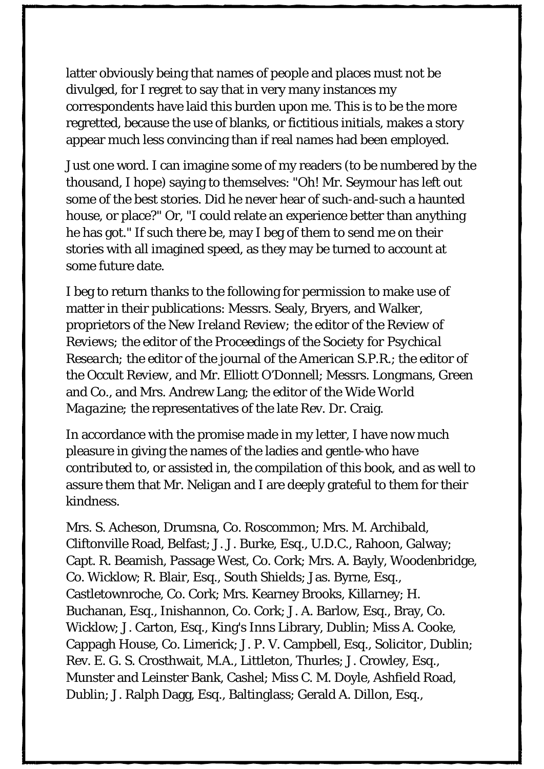latter obviously being that names of people and places must not be divulged, for I regret to say that in very many instances my correspondents have laid this burden upon me. This is to be the more regretted, because the use of blanks, or fictitious initials, makes a story appear much less convincing than if real names had been employed.

Just one word. I can imagine some of my readers (to be numbered by the thousand, I hope) saying to themselves: "Oh! Mr. Seymour has left out some of the best stories. Did he never hear of such-and-such a haunted house, or place?" Or, "I could relate an experience better than anything he has got." If such there be, may I beg of them to send me on their stories with all imagined speed, as they may be turned to account at some future date.

I beg to return thanks to the following for permission to make use of matter in their publications: Messrs. Sealy, Bryers, and Walker, proprietors of the *New Ireland Review*; the editor of the *Review of Reviews*; the editor of the *Proceedings of the Society for Psychical Research*; the editor of the journal of the American S.P.R.; the editor of the *Occult Review*, and Mr. Elliott O'Donnell; Messrs. Longmans, Green and Co., and Mrs. Andrew Lang; the editor of the *Wide World Magazine*; the representatives of the late Rev. Dr. Craig.

In accordance with the promise made in my letter, I have now much pleasure in giving the names of the ladies and gentle-who have contributed to, or assisted in, the compilation of this book, and as well to assure them that Mr. Neligan and I are deeply grateful to them for their kindness.

Mrs. S. Acheson, Drumsna, Co. Roscommon; Mrs. M. Archibald, Cliftonville Road, Belfast; J. J. Burke, Esq., U.D.C., Rahoon, Galway; Capt. R. Beamish, Passage West, Co. Cork; Mrs. A. Bayly, Woodenbridge, Co. Wicklow; R. Blair, Esq., South Shields; Jas. Byrne, Esq., Castletownroche, Co. Cork; Mrs. Kearney Brooks, Killarney; H. Buchanan, Esq., Inishannon, Co. Cork; J. A. Barlow, Esq., Bray, Co. Wicklow; J. Carton, Esq., King's Inns Library, Dublin; Miss A. Cooke, Cappagh House, Co. Limerick; J. P. V. Campbell, Esq., Solicitor, Dublin; Rev. E. G. S. Crosthwait, M.A., Littleton, Thurles; J. Crowley, Esq., Munster and Leinster Bank, Cashel; Miss C. M. Doyle, Ashfield Road, Dublin; J. Ralph Dagg, Esq., Baltinglass; Gerald A. Dillon, Esq.,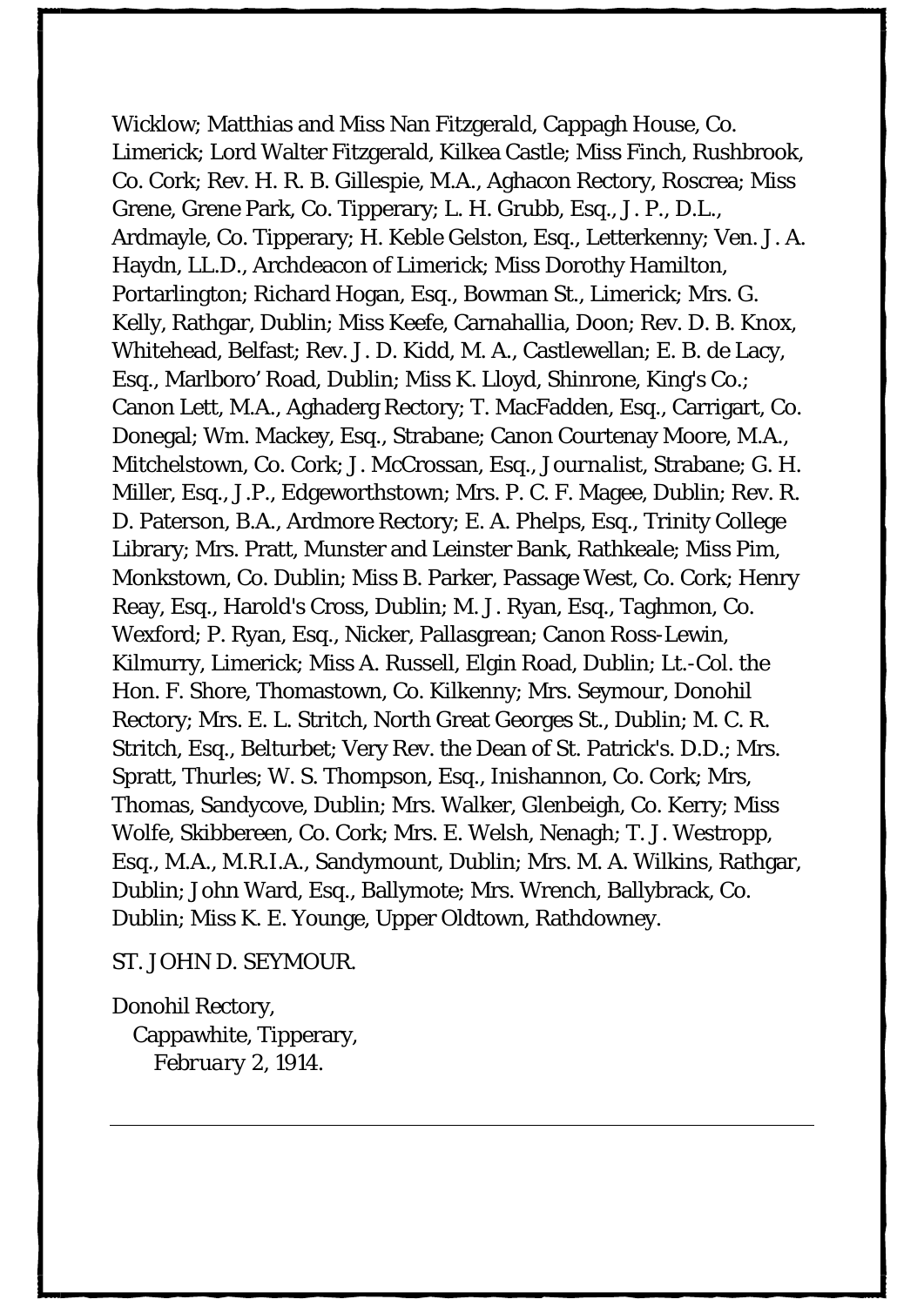Wicklow; Matthias and Miss Nan Fitzgerald, Cappagh House, Co. Limerick; Lord Walter Fitzgerald, Kilkea Castle; Miss Finch, Rushbrook, Co. Cork; Rev. H. R. B. Gillespie, M.A., Aghacon Rectory, Roscrea; Miss Grene, Grene Park, Co. Tipperary; L. H. Grubb, Esq., J. P., D.L., Ardmayle, Co. Tipperary; H. Keble Gelston, Esq., Letterkenny; Ven. J. A. Haydn, LL.D., Archdeacon of Limerick; Miss Dorothy Hamilton, Portarlington; Richard Hogan, Esq., Bowman St., Limerick; Mrs. G. Kelly, Rathgar, Dublin; Miss Keefe, Carnahallia, Doon; Rev. D. B. Knox, Whitehead, Belfast; Rev. J. D. Kidd, M. A., Castlewellan; E. B. de Lacy, Esq., Marlboro' Road, Dublin; Miss K. Lloyd, Shinrone, King's Co.; Canon Lett, M.A., Aghaderg Rectory; T. MacFadden, Esq., Carrigart, Co. Donegal; Wm. Mackey, Esq., Strabane; Canon Courtenay Moore, M.A., Mitchelstown, Co. Cork; J. McCrossan, Esq., *Journalist*, Strabane; G. H. Miller, Esq., J.P., Edgeworthstown; Mrs. P. C. F. Magee, Dublin; Rev. R. D. Paterson, B.A., Ardmore Rectory; E. A. Phelps, Esq., Trinity College Library; Mrs. Pratt, Munster and Leinster Bank, Rathkeale; Miss Pim, Monkstown, Co. Dublin; Miss B. Parker, Passage West, Co. Cork; Henry Reay, Esq., Harold's Cross, Dublin; M. J. Ryan, Esq., Taghmon, Co. Wexford; P. Ryan, Esq., Nicker, Pallasgrean; Canon Ross-Lewin, Kilmurry, Limerick; Miss A. Russell, Elgin Road, Dublin; Lt.-Col. the Hon. F. Shore, Thomastown, Co. Kilkenny; Mrs. Seymour, Donohil Rectory; Mrs. E. L. Stritch, North Great Georges St., Dublin; M. C. R. Stritch, Esq., Belturbet; Very Rev. the Dean of St. Patrick's. D.D.; Mrs. Spratt, Thurles; W. S. Thompson, Esq., Inishannon, Co. Cork; Mrs, Thomas, Sandycove, Dublin; Mrs. Walker, Glenbeigh, Co. Kerry; Miss Wolfe, Skibbereen, Co. Cork; Mrs. E. Welsh, Nenagh; T. J. Westropp, Esq., M.A., M.R.I.A., Sandymount, Dublin; Mrs. M. A. Wilkins, Rathgar, Dublin; John Ward, Esq., Ballymote; Mrs. Wrench, Ballybrack, Co. Dublin; Miss K. E. Younge, Upper Oldtown, Rathdowney.

ST. JOHN D. SEYMOUR.

Donohil Rectory,
Cappawhite, Tipperary,
*February 2, 1914.*

---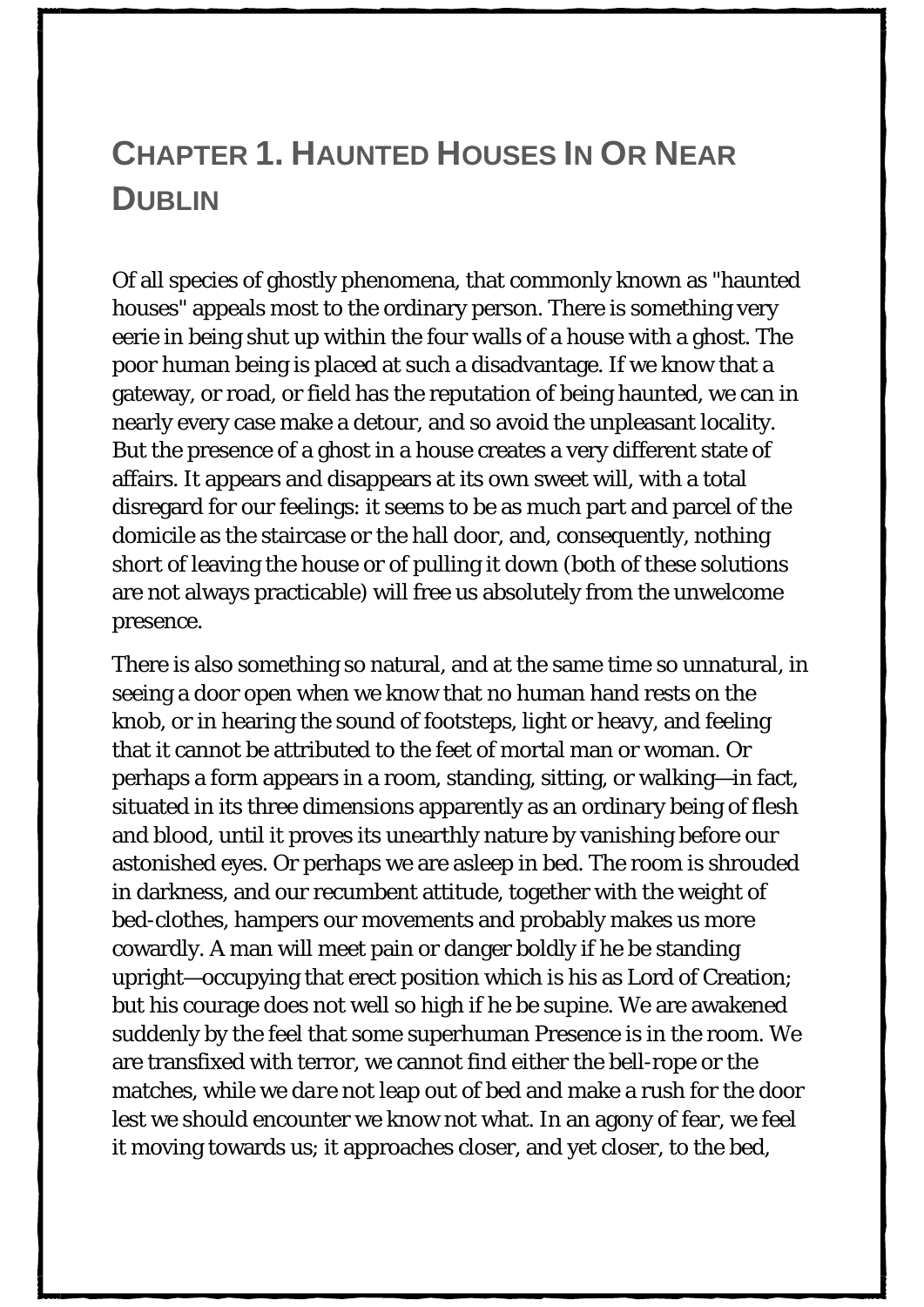# Chapter 1. Haunted Houses In Or Near Dublin

Of all species of ghostly phenomena, that commonly known as "haunted houses" appeals most to the ordinary person. There is something very eerie in being shut up within the four walls of a house with a ghost. The poor human being is placed at such a disadvantage. If we know that a gateway, or road, or field has the reputation of being haunted, we can in nearly every case make a detour, and so avoid the unpleasant locality. But the presence of a ghost in a house creates a very different state of affairs. It appears and disappears at its own sweet will, with a total disregard for our feelings: it seems to be as much part and parcel of the domicile as the staircase or the hall door, and, consequently, nothing short of leaving the house or of pulling it down (both of these solutions are not always practicable) will free us absolutely from the unwelcome presence.

There is also something so natural, and at the same time so unnatural, in seeing a door open when we know that no human hand rests on the knob, or in hearing the sound of footsteps, light or heavy, and feeling that it cannot be attributed to the feet of mortal man or woman. Or perhaps a form appears in a room, standing, sitting, or walking—in fact, situated in its three dimensions apparently as an ordinary being of flesh and blood, until it proves its unearthly nature by vanishing before our astonished eyes. Or perhaps we are asleep in bed. The room is shrouded in darkness, and our recumbent attitude, together with the weight of bed-clothes, hampers our movements and probably makes us more cowardly. A man will meet pain or danger boldly if he be standing upright—occupying that erect position which is his as Lord of Creation; but his courage does not well so high if he be supine. We are awakened suddenly by the feel that some superhuman Presence is in the room. We are transfixed with terror, we cannot find either the bell-rope or the matches, while we *dare* not leap out of bed and make a rush for the door lest we should encounter we know not what. In an agony of fear, we feel it moving towards us; it approaches closer, and yet closer, to the bed,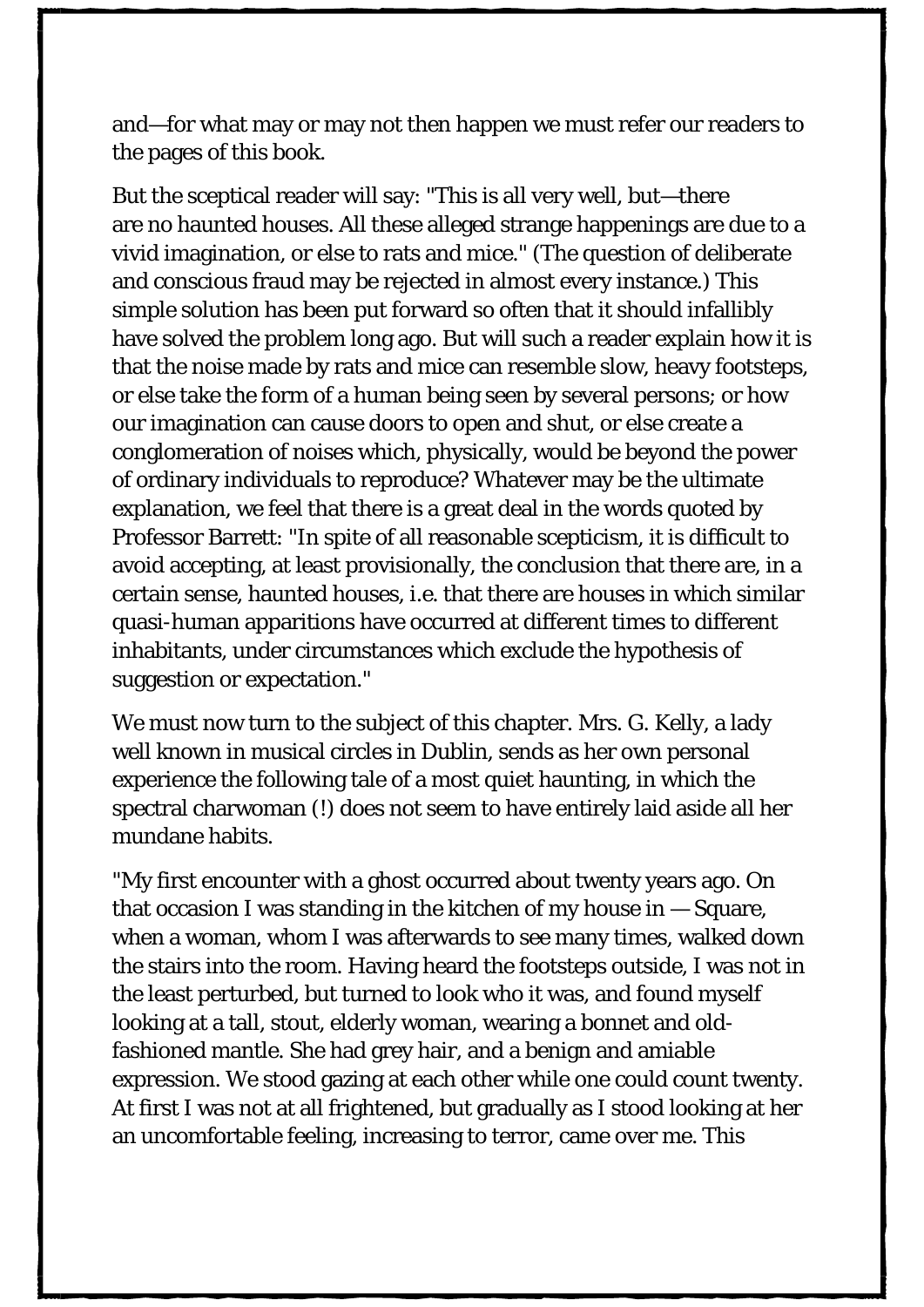and—for what may or may not then happen we must refer our readers to the pages of this book.

But the sceptical reader will say: "This is all very well, but—there are no haunted houses. All these alleged strange happenings are due to a vivid imagination, or else to rats and mice." (The question of deliberate and conscious fraud may be rejected in almost every instance.) This simple solution has been put forward so often that it should infallibly have solved the problem long ago. But will such a reader explain how it is that the noise made by rats and mice can resemble slow, heavy footsteps, or else take the form of a human being seen by several persons; or how our imagination can cause doors to open and shut, or else create a conglomeration of noises which, physically, would be beyond the power of ordinary individuals to reproduce? Whatever may be the ultimate explanation, we feel that there is a great deal in the words quoted by Professor Barrett: "In spite of all reasonable scepticism, it is difficult to avoid accepting, at least provisionally, the conclusion that there are, in a certain sense, haunted houses, i.e. that there are houses in which similar quasi-human apparitions have occurred at different times to different inhabitants, under circumstances which exclude the hypothesis of suggestion or expectation."

We must now turn to the subject of this chapter. Mrs. G. Kelly, a lady well known in musical circles in Dublin, sends as her own personal experience the following tale of a most quiet haunting, in which the spectral charwoman (!) does not seem to have entirely laid aside all her mundane habits.

"My first encounter with a ghost occurred about twenty years ago. On that occasion I was standing in the kitchen of my house in — Square, when a woman, whom I was afterwards to see many times, walked down the stairs into the room. Having heard the footsteps outside, I was not in the least perturbed, but turned to look who it was, and found myself looking at a tall, stout, elderly woman, wearing a bonnet and old-fashioned mantle. She had grey hair, and a benign and amiable expression. We stood gazing at each other while one could count twenty. At first I was not at all frightened, but gradually as I stood looking at her an uncomfortable feeling, increasing to terror, came over me. This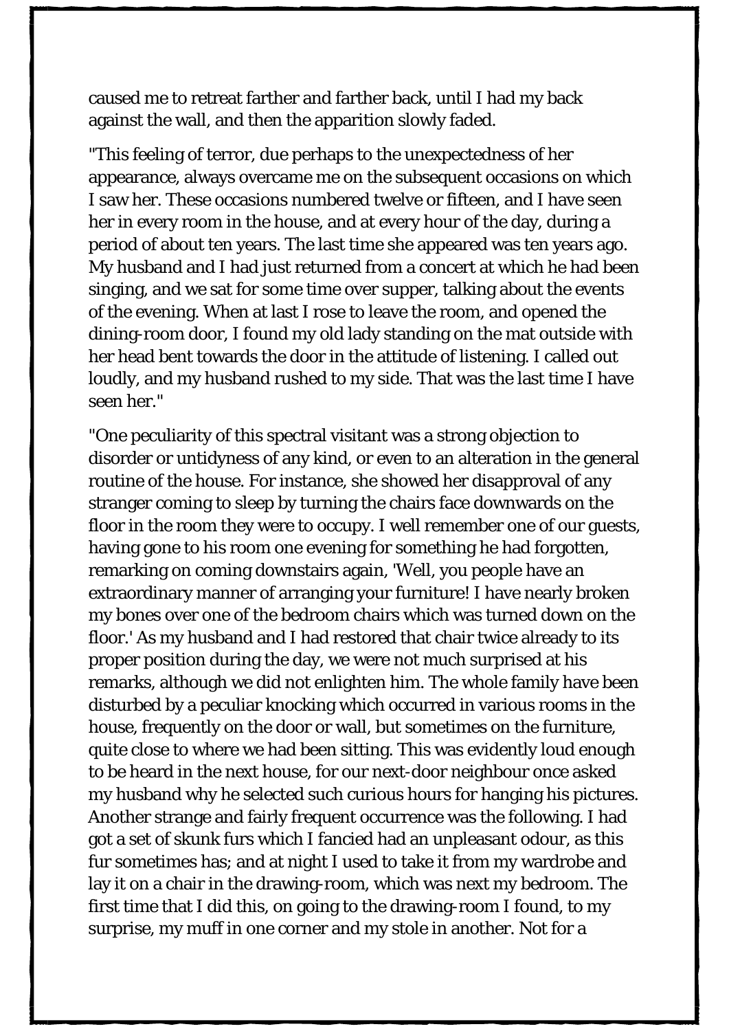caused me to retreat farther and farther back, until I had my back against the wall, and then the apparition slowly faded.

"This feeling of terror, due perhaps to the unexpectedness of her appearance, always overcame me on the subsequent occasions on which I saw her. These occasions numbered twelve or fifteen, and I have seen her in every room in the house, and at every hour of the day, during a period of about ten years. The last time she appeared was ten years ago. My husband and I had just returned from a concert at which he had been singing, and we sat for some time over supper, talking about the events of the evening. When at last I rose to leave the room, and opened the dining-room door, I found my old lady standing on the mat outside with her head bent towards the door in the attitude of listening. I called out loudly, and my husband rushed to my side. That was the last time I have seen her."

"One peculiarity of this spectral visitant was a strong objection to disorder or untidyness of any kind, or even to an alteration in the general routine of the house. For instance, she showed her disapproval of any stranger coming to sleep by turning the chairs face downwards on the floor in the room they were to occupy. I well remember one of our guests, having gone to his room one evening for something he had forgotten, remarking on coming downstairs again, 'Well, you people have an extraordinary manner of arranging your furniture! I have nearly broken my bones over one of the bedroom chairs which was turned down on the floor.' As my husband and I had restored that chair twice already to its proper position during the day, we were not much surprised at his remarks, although we did not enlighten him. The whole family have been disturbed by a peculiar knocking which occurred in various rooms in the house, frequently on the door or wall, but sometimes on the furniture, quite close to where we had been sitting. This was evidently loud enough to be heard in the next house, for our next-door neighbour once asked my husband why he selected such curious hours for hanging his pictures. Another strange and fairly frequent occurrence was the following. I had got a set of skunk furs which I fancied had an unpleasant odour, as this fur sometimes has; and at night I used to take it from my wardrobe and lay it on a chair in the drawing-room, which was next my bedroom. The first time that I did this, on going to the drawing-room I found, to my surprise, my muff in one corner and my stole in another. Not for a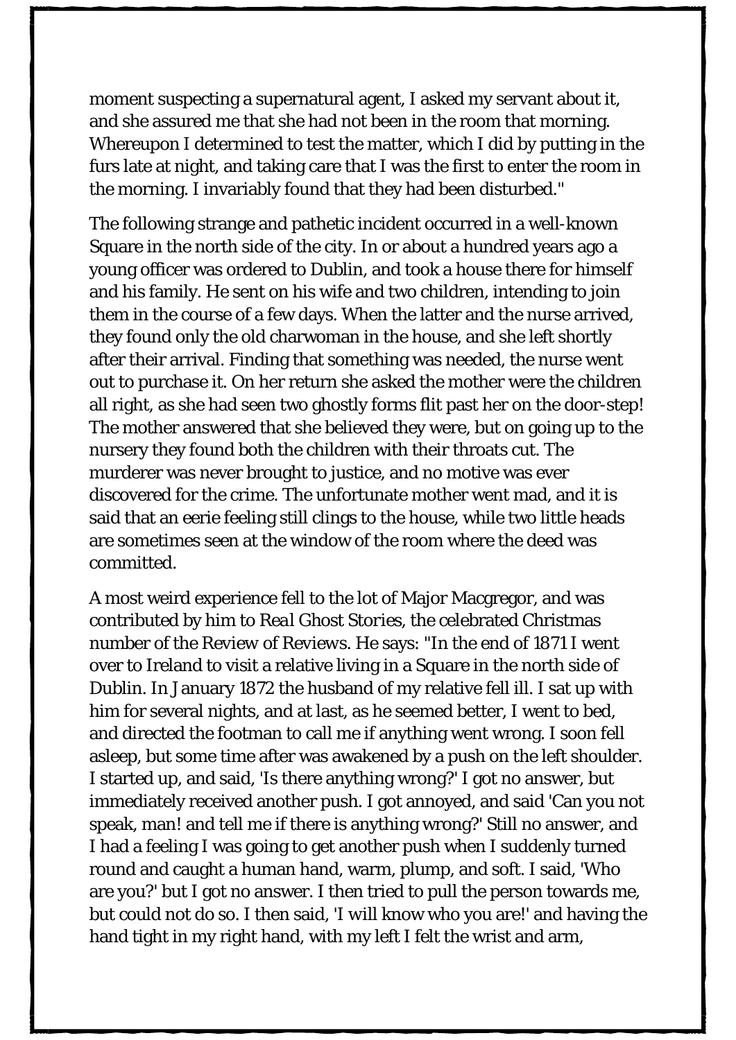moment suspecting a supernatural agent, I asked my servant about it, and she assured me that she had not been in the room that morning. Whereupon I determined to test the matter, which I did by putting in the furs late at night, and taking care that I was the first to enter the room in the morning. I invariably found that they had been disturbed."

The following strange and pathetic incident occurred in a well-known Square in the north side of the city. In or about a hundred years ago a young officer was ordered to Dublin, and took a house there for himself and his family. He sent on his wife and two children, intending to join them in the course of a few days. When the latter and the nurse arrived, they found only the old charwoman in the house, and she left shortly after their arrival. Finding that something was needed, the nurse went out to purchase it. On her return she asked the mother were the children all right, as she had seen two ghostly forms flit past her on the door-step! The mother answered that she believed they were, but on going up to the nursery they found both the children with their throats cut. The murderer was never brought to justice, and no motive was ever discovered for the crime. The unfortunate mother went mad, and it is said that an eerie feeling still clings to the house, while two little heads are sometimes seen at the window of the room where the deed was committed.

A most weird experience fell to the lot of Major Macgregor, and was contributed by him to *Real Ghost Stories*, the celebrated Christmas number of the Review of Reviews. He says: "In the end of 1871 I went over to Ireland to visit a relative living in a Square in the north side of Dublin. In January 1872 the husband of my relative fell ill. I sat up with him for several nights, and at last, as he seemed better, I went to bed, and directed the footman to call me if anything went wrong. I soon fell asleep, but some time after was awakened by a push on the left shoulder. I started up, and said, 'Is there anything wrong?' I got no answer, but immediately received another push. I got annoyed, and said 'Can you not speak, man! and tell me if there is anything wrong?' Still no answer, and I had a feeling I was going to get another push when I suddenly turned round and caught a human hand, warm, plump, and soft. I said, 'Who are you?' but I got no answer. I then tried to pull the person towards me, but could not do so. I then said, 'I will know who you are!' and having the hand tight in my right hand, with my left I felt the wrist and arm,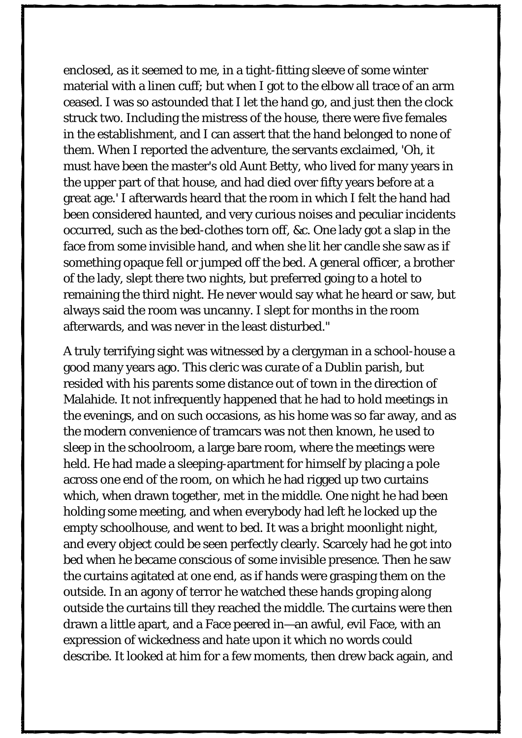enclosed, as it seemed to me, in a tight-fitting sleeve of some winter material with a linen cuff; but when I got to the elbow all trace of an arm ceased. I was so astounded that I let the hand go, and just then the clock struck two. Including the mistress of the house, there were five females in the establishment, and I can assert that the hand belonged to none of them. When I reported the adventure, the servants exclaimed, 'Oh, it must have been the master's old Aunt Betty, who lived for many years in the upper part of that house, and had died over fifty years before at a great age.' I afterwards heard that the room in which I felt the hand had been considered haunted, and very curious noises and peculiar incidents occurred, such as the bed-clothes torn off, &c. One lady got a slap in the face from some invisible hand, and when she lit her candle she saw as if something opaque fell or jumped off the bed. A general officer, a brother of the lady, slept there two nights, but preferred going to a hotel to remaining the third night. He never would say what he heard or saw, but always said the room was uncanny. I slept for months in the room afterwards, and was never in the least disturbed."

A truly terrifying sight was witnessed by a clergyman in a school-house a good many years ago. This cleric was curate of a Dublin parish, but resided with his parents some distance out of town in the direction of Malahide. It not infrequently happened that he had to hold meetings in the evenings, and on such occasions, as his home was so far away, and as the modern convenience of tramcars was not then known, he used to sleep in the schoolroom, a large bare room, where the meetings were held. He had made a sleeping-apartment for himself by placing a pole across one end of the room, on which he had rigged up two curtains which, when drawn together, met in the middle. One night he had been holding some meeting, and when everybody had left he locked up the empty schoolhouse, and went to bed. It was a bright moonlight night, and every object could be seen perfectly clearly. Scarcely had he got into bed when he became conscious of some invisible presence. Then he saw the curtains agitated at one end, as if hands were grasping them on the outside. In an agony of terror he watched these hands groping along outside the curtains till they reached the middle. The curtains were then drawn a little apart, and a Face peered in—an awful, evil Face, with an expression of wickedness and hate upon it which no words could describe. It looked at him for a few moments, then drew back again, and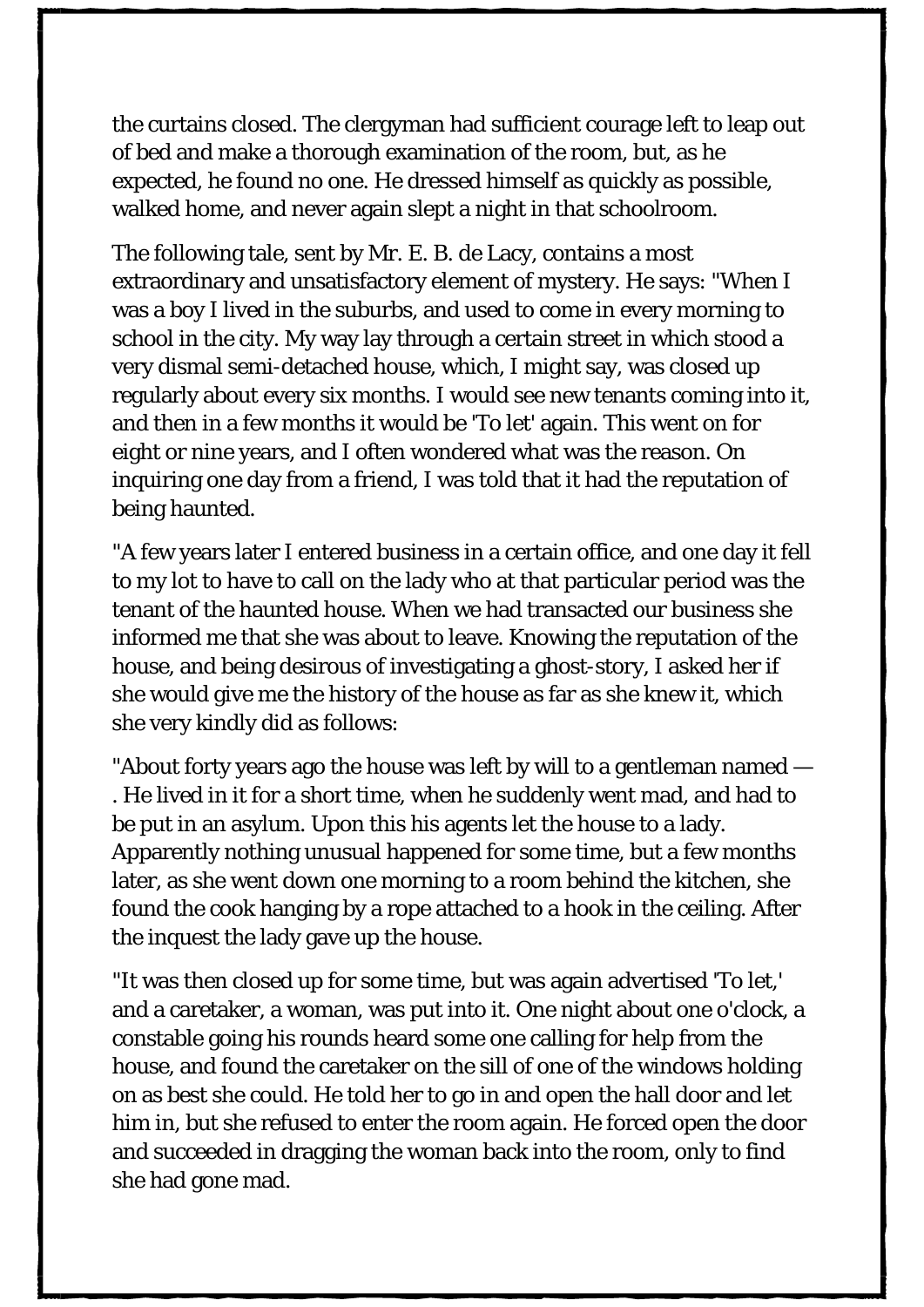the curtains closed. The clergyman had sufficient courage left to leap out of bed and make a thorough examination of the room, but, as he expected, he found no one. He dressed himself as quickly as possible, walked home, and never again slept a night in that schoolroom.

The following tale, sent by Mr. E. B. de Lacy, contains a most extraordinary and unsatisfactory element of mystery. He says: "When I was a boy I lived in the suburbs, and used to come in every morning to school in the city. My way lay through a certain street in which stood a very dismal semi-detached house, which, I might say, was closed up regularly about every six months. I would see new tenants coming into it, and then in a few months it would be 'To let' again. This went on for eight or nine years, and I often wondered what was the reason. On inquiring one day from a friend, I was told that it had the reputation of being haunted.

"A few years later I entered business in a certain office, and one day it fell to my lot to have to call on the lady who at that particular period was the tenant of the haunted house. When we had transacted our business she informed me that she was about to leave. Knowing the reputation of the house, and being desirous of investigating a ghost-story, I asked her if she would give me the history of the house as far as she knew it, which she very kindly did as follows:

"About forty years ago the house was left by will to a gentleman named —. He lived in it for a short time, when he suddenly went mad, and had to be put in an asylum. Upon this his agents let the house to a lady. Apparently nothing unusual happened for some time, but a few months later, as she went down one morning to a room behind the kitchen, she found the cook hanging by a rope attached to a hook in the ceiling. After the inquest the lady gave up the house.

"It was then closed up for some time, but was again advertised 'To let,' and a caretaker, a woman, was put into it. One night about one o'clock, a constable going his rounds heard some one calling for help from the house, and found the caretaker on the sill of one of the windows holding on as best she could. He told her to go in and open the hall door and let him in, but she refused to enter the room again. He forced open the door and succeeded in dragging the woman back into the room, only to find she had gone mad.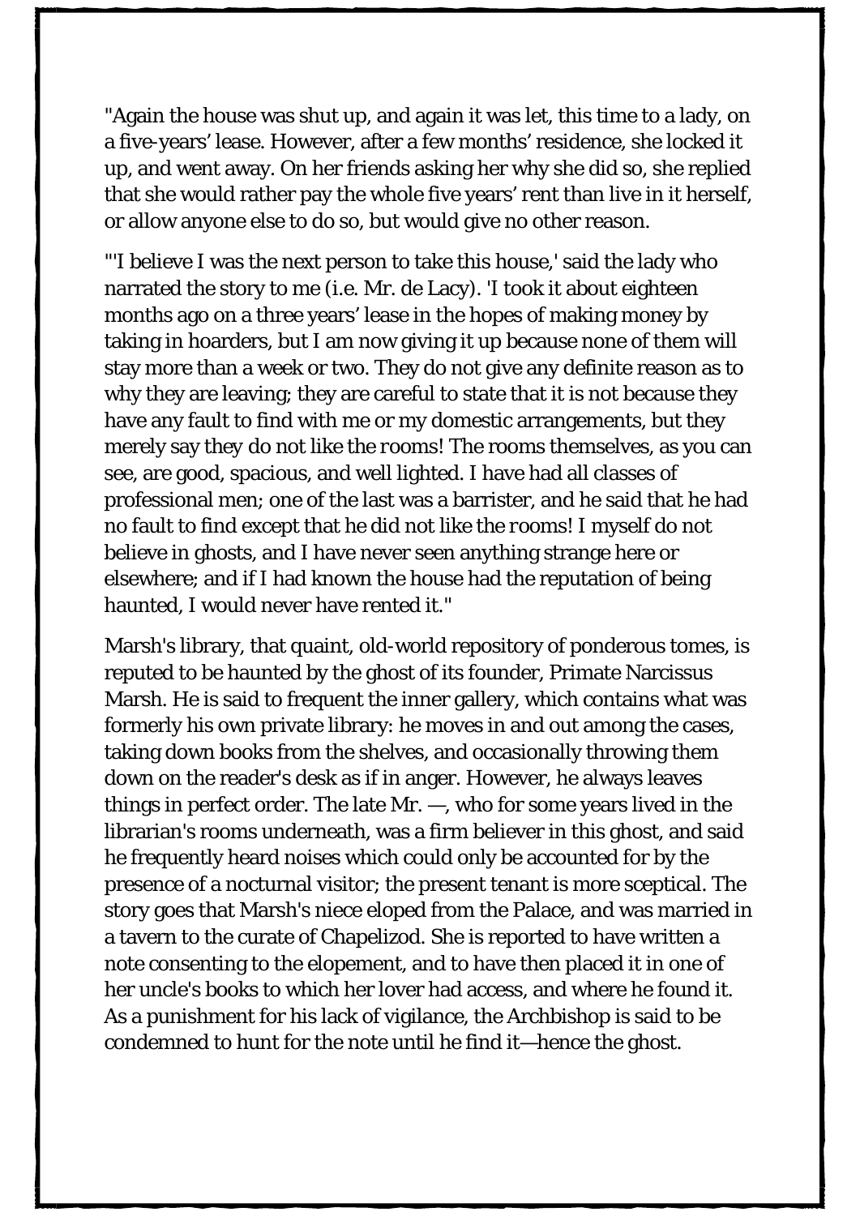"Again the house was shut up, and again it was let, this time to a lady, on a five-years' lease. However, after a few months' residence, she locked it up, and went away. On her friends asking her why she did so, she replied that she would rather pay the whole five years' rent than live in it herself, or allow anyone else to do so, but would give no other reason.

"'I believe I was the next person to take this house,' said the lady who narrated the story to me (i.e. Mr. de Lacy). 'I took it about eighteen months ago on a three years' lease in the hopes of making money by taking in hoarders, but I am now giving it up because none of them will stay more than a week or two. They do not give any definite reason as to why they are leaving; they are careful to state that it is not because they have any fault to find with me or my domestic arrangements, but they merely say they do not like *the rooms*! The rooms themselves, as you can see, are good, spacious, and well lighted. I have had all classes of professional men; one of the last was a barrister, and he said that he had no fault to find except that he did not like *the rooms*! I myself do not believe in ghosts, and I have never seen anything strange here or elsewhere; and if I had known the house had the reputation of being haunted, I would never have rented it."

Marsh's library, that quaint, old-world repository of ponderous tomes, is reputed to be haunted by the ghost of its founder, Primate Narcissus Marsh. He is said to frequent the inner gallery, which contains what was formerly his own private library: he moves in and out among the cases, taking down books from the shelves, and occasionally throwing them down on the reader's desk as if in anger. However, he always leaves things in perfect order. The late Mr. —, who for some years lived in the librarian's rooms underneath, was a firm believer in this ghost, and said he frequently heard noises which could only be accounted for by the presence of a nocturnal visitor; the present tenant is more sceptical. The story goes that Marsh's niece eloped from the Palace, and was married in a tavern to the curate of Chapelizod. She is reported to have written a note consenting to the elopement, and to have then placed it in one of her uncle's books to which her lover had access, and where he found it. As a punishment for his lack of vigilance, the Archbishop is said to be condemned to hunt for the note until he find it—hence the ghost.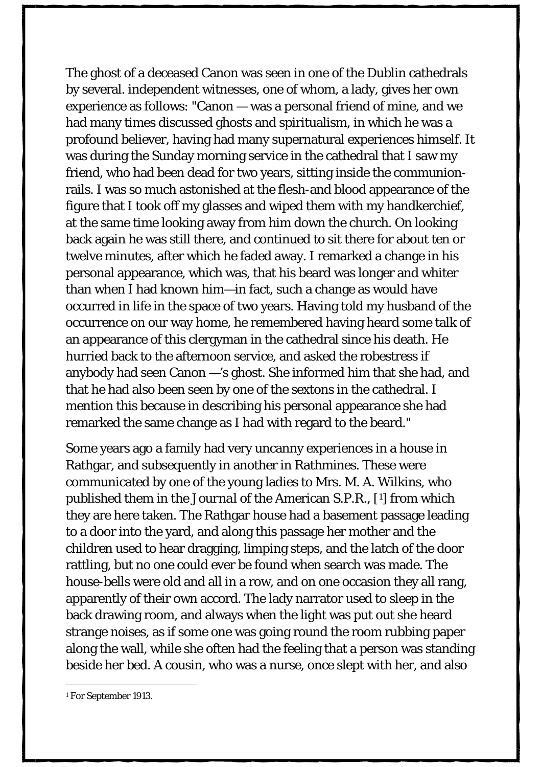The ghost of a deceased Canon was seen in one of the Dublin cathedrals by several. independent witnesses, one of whom, a lady, gives her own experience as follows: "Canon — was a personal friend of mine, and we had many times discussed ghosts and spiritualism, in which he was a profound believer, having had many supernatural experiences himself. It was during the Sunday morning service in the cathedral that I saw my friend, who had been dead for two years, sitting inside the communion-rails. I was so much astonished at the flesh-and blood appearance of the figure that I took off my glasses and wiped them with my handkerchief, at the same time looking away from him down the church. On looking back again he was still there, and continued to sit there for about ten or twelve minutes, after which he faded away. I remarked a change in his personal appearance, which was, that his beard was longer and whiter than when I had known him—in fact, such a change as would have occurred in life in the space of two years. Having told my husband of the occurrence on our way home, he remembered having heard some talk of an appearance of this clergyman in the cathedral since his death. He hurried back to the afternoon service, and asked the robestress if anybody had seen Canon —'s ghost. She informed him that she had, and that he had also been seen by one of the sextons in the cathedral. I mention this because in describing his personal appearance she had remarked the same change as I had with regard to the beard."

Some years ago a family had very uncanny experiences in a house in Rathgar, and subsequently in another in Rathmines. These were communicated by one of the young ladies to Mrs. M. A. Wilkins, who published them in the *Journal* of the American S.P.R., [1] from which they are here taken. The Rathgar house had a basement passage leading to a door into the yard, and along this passage her mother and the children used to hear dragging, limping steps, and the latch of the door rattling, but no one could ever be found when search was made. The house-bells were old and all in a row, and on one occasion they all rang, apparently of their own accord. The lady narrator used to sleep in the back drawing room, and always when the light was put out she heard strange noises, as if some one was going round the room rubbing paper along the wall, while she often had the feeling that a person was standing beside her bed. A cousin, who was a nurse, once slept with her, and also

[1] For September 1913.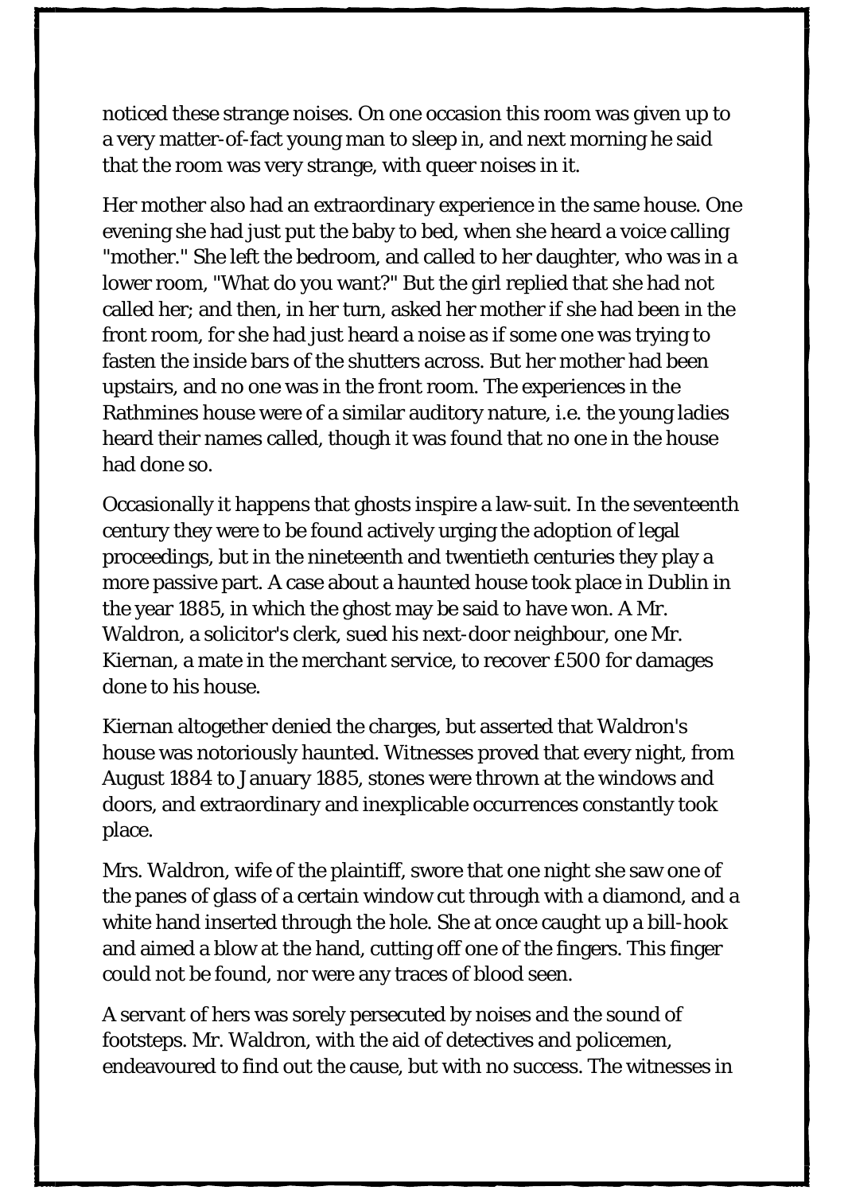noticed these strange noises. On one occasion this room was given up to a very matter-of-fact young man to sleep in, and next morning he said that the room was very strange, with queer noises in it.

Her mother also had an extraordinary experience in the same house. One evening she had just put the baby to bed, when she heard a voice calling "mother." She left the bedroom, and called to her daughter, who was in a lower room, "What do you want?" But the girl replied that she had not called her; and then, in her turn, asked her mother if she had been in the front room, for she had just heard a noise as if some one was trying to fasten the inside bars of the shutters across. But her mother had been upstairs, and no one was in the front room. The experiences in the Rathmines house were of a similar auditory nature, i.e. the young ladies heard their names called, though it was found that no one in the house had done so.

Occasionally it happens that ghosts inspire a law-suit. In the seventeenth century they were to be found actively urging the adoption of legal proceedings, but in the nineteenth and twentieth centuries they play a more passive part. A case about a haunted house took place in Dublin in the year 1885, in which the ghost may be said to have won. A Mr. Waldron, a solicitor's clerk, sued his next-door neighbour, one Mr. Kiernan, a mate in the merchant service, to recover £500 for damages done to his house.

Kiernan altogether denied the charges, but asserted that Waldron's house was notoriously haunted. Witnesses proved that every night, from August 1884 to January 1885, stones were thrown at the windows and doors, and extraordinary and inexplicable occurrences constantly took place.

Mrs. Waldron, wife of the plaintiff, swore that one night she saw one of the panes of glass of a certain window cut through with a diamond, and a white hand inserted through the hole. She at once caught up a bill-hook and aimed a blow at the hand, cutting off one of the fingers. This finger could not be found, nor were any traces of blood seen.

A servant of hers was sorely persecuted by noises and the sound of footsteps. Mr. Waldron, with the aid of detectives and policemen, endeavoured to find out the cause, but with no success. The witnesses in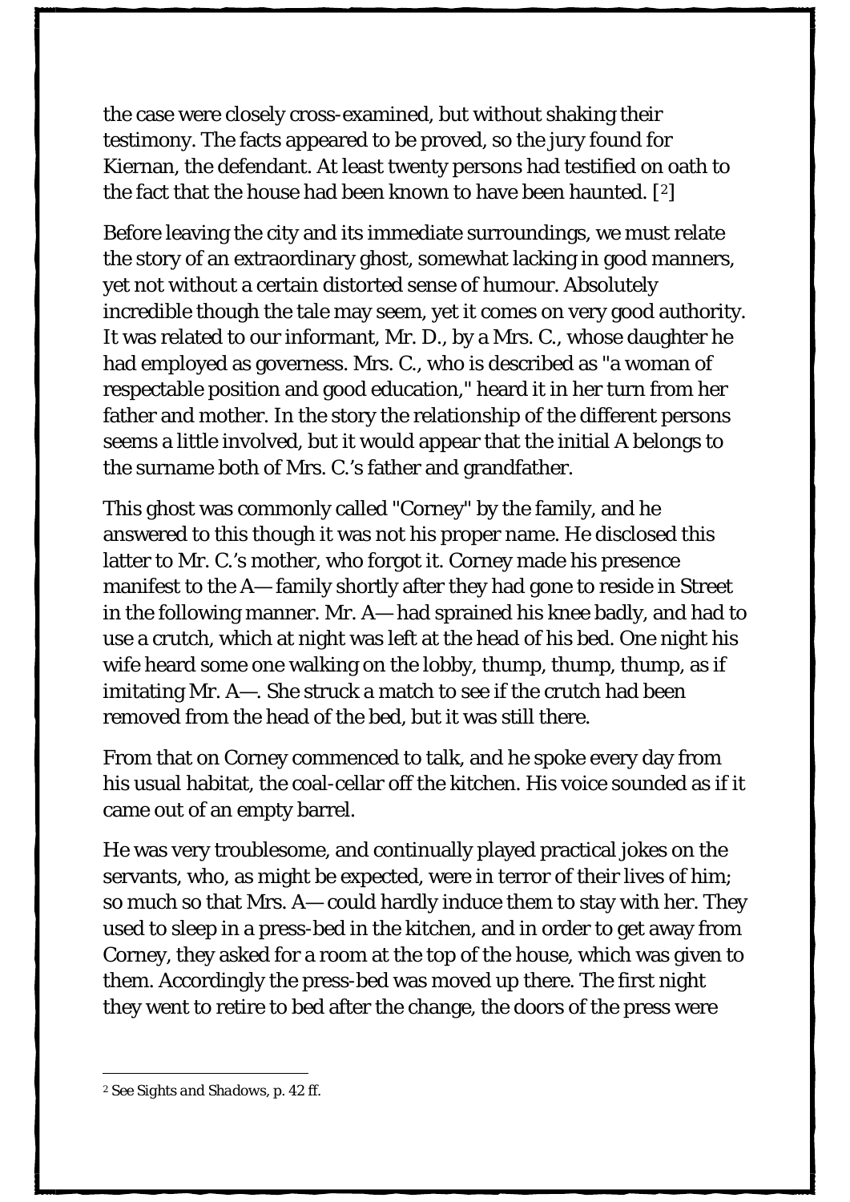the case were closely cross-examined, but without shaking their testimony. The facts appeared to be proved, so the jury found for Kiernan, the defendant. At least twenty persons had testified on oath to the fact that the house had been known to have been haunted. [2]

Before leaving the city and its immediate surroundings, we must relate the story of an extraordinary ghost, somewhat lacking in good manners, yet not without a certain distorted sense of humour. Absolutely incredible though the tale may seem, yet it comes on very good authority. It was related to our informant, Mr. D., by a Mrs. C., whose daughter he had employed as governess. Mrs. C., who is described as "a woman of respectable position and good education," heard it in her turn from her father and mother. In the story the relationship of the different persons seems a little involved, but it would appear that the initial A belongs to the surname both of Mrs. C.'s father and grandfather.

This ghost was commonly called "Corney" by the family, and he answered to this though it was not his proper name. He disclosed this latter to Mr. C.'s mother, who forgot it. Corney made his presence manifest to the A— family shortly after they had gone to reside in Street in the following manner. Mr. A— had sprained his knee badly, and had to use a crutch, which at night was left at the head of his bed. One night his wife heard some one walking on the lobby, thump, thump, thump, as if imitating Mr. A—. She struck a match to see if the crutch had been removed from the head of the bed, but it was still there.

From that on Corney commenced to talk, and he spoke every day from his usual habitat, the coal-cellar off the kitchen. His voice sounded as if it came out of an empty barrel.

He was very troublesome, and continually played practical jokes on the servants, who, as might be expected, were in terror of their lives of him; so much so that Mrs. A— could hardly induce them to stay with her. They used to sleep in a press-bed in the kitchen, and in order to get away from Corney, they asked for a room at the top of the house, which was given to them. Accordingly the press-bed was moved up there. The first night they went to retire to bed after the change, the doors of the press were

[2] See *Sights and Shadows*, p. 42 ff.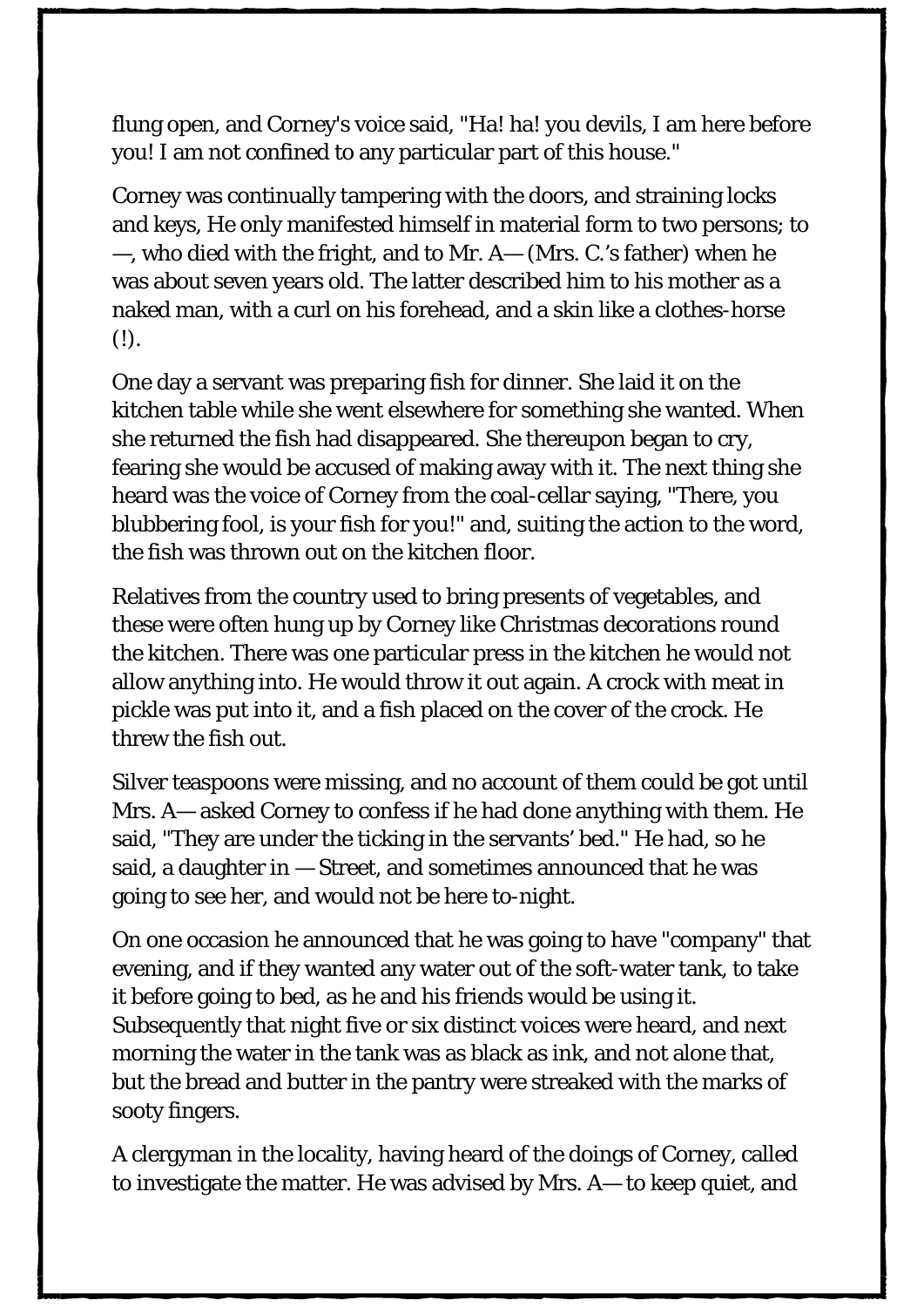flung open, and Corney's voice said, "Ha! ha! you devils, I am here before you! I am not confined to any particular part of this house."

Corney was continually tampering with the doors, and straining locks and keys, He only manifested himself in material form to two persons; to —, who died with the fright, and to Mr. A— (Mrs. C.'s father) when he was about seven years old. The latter described him to his mother as a naked man, with a curl on his forehead, and a skin like a clothes-horse (!).

One day a servant was preparing fish for dinner. She laid it on the kitchen table while she went elsewhere for something she wanted. When she returned the fish had disappeared. She thereupon began to cry, fearing she would be accused of making away with it. The next thing she heard was the voice of Corney from the coal-cellar saying, "There, you blubbering fool, is your fish for you!" and, suiting the action to the word, the fish was thrown out on the kitchen floor.

Relatives from the country used to bring presents of vegetables, and these were often hung up by Corney like Christmas decorations round the kitchen. There was one particular press in the kitchen he would not allow anything into. He would throw it out again. A crock with meat in pickle was put into it, and a fish placed on the cover of the crock. He threw the fish out.

Silver teaspoons were missing, and no account of them could be got until Mrs. A— asked Corney to confess if he had done anything with them. He said, "They are under the ticking in the servants' bed." He had, so he said, a daughter in — Street, and sometimes announced that he was going to see her, and would not be here to-night.

On one occasion he announced that he was going to have "company" that evening, and if they wanted any water out of the soft-water tank, to take it before going to bed, as he and his friends would be using it. Subsequently that night five or six distinct voices were heard, and next morning the water in the tank was as black as ink, and not alone that, but the bread and butter in the pantry were streaked with the marks of sooty fingers.

A clergyman in the locality, having heard of the doings of Corney, called to investigate the matter. He was advised by Mrs. A— to keep quiet, and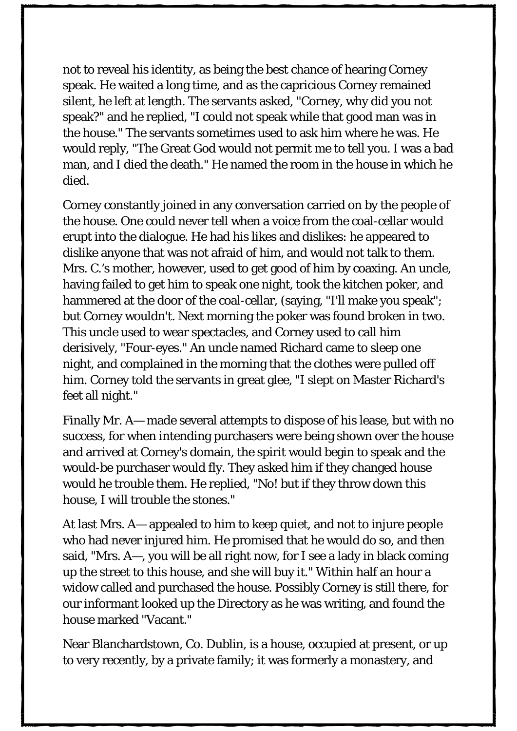not to reveal his identity, as being the best chance of hearing Corney speak. He waited a long time, and as the capricious Corney remained silent, he left at length. The servants asked, "Corney, why did you not speak?" and he replied, "I could not speak while that good man was in the house." The servants sometimes used to ask him where he was. He would reply, "The Great God would not permit me to tell you. I was a bad man, and I died the death." He named the room in the house in which he died.

Corney constantly joined in any conversation carried on by the people of the house. One could never tell when a voice from the coal-cellar would erupt into the dialogue. He had his likes and dislikes: he appeared to dislike anyone that was not afraid of him, and would not talk to them. Mrs. C.'s mother, however, used to get good of him by coaxing. An uncle, having failed to get him to speak one night, took the kitchen poker, and hammered at the door of the coal-cellar, (saying, "I'll make you speak"; but Corney wouldn't. Next morning the poker was found broken in two. This uncle used to wear spectacles, and Corney used to call him derisively, "Four-eyes." An uncle named Richard came to sleep one night, and complained in the morning that the clothes were pulled off him. Corney told the servants in great glee, "I slept on Master Richard's feet all night."

Finally Mr. A— made several attempts to dispose of his lease, but with no success, for when intending purchasers were being shown over the house and arrived at Corney's domain, the spirit would begin to speak and the would-be purchaser would fly. They asked him if they changed house would he trouble them. He replied, "No! but if they throw down this house, I will trouble the stones."

At last Mrs. A— appealed to him to keep quiet, and not to injure people who had never injured him. He promised that he would do so, and then said, "Mrs. A—, you will be all right now, for I see a lady in black coming up the street to this house, and she will buy it." Within half an hour a widow called and purchased the house. Possibly Corney is still there, for our informant looked up the Directory as he was writing, and found the house marked "Vacant."

Near Blanchardstown, Co. Dublin, is a house, occupied at present, or up to very recently, by a private family; it was formerly a monastery, and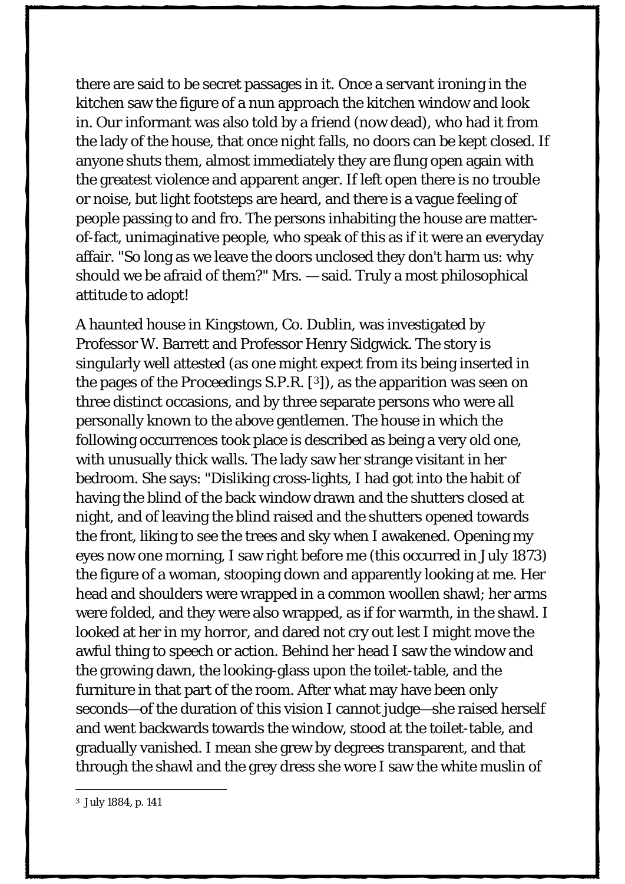there are said to be secret passages in it. Once a servant ironing in the kitchen saw the figure of a nun approach the kitchen window and look in. Our informant was also told by a friend (now dead), who had it from the lady of the house, that once night falls, no doors can be kept closed. If anyone shuts them, almost immediately they are flung open again with the greatest violence and apparent anger. If left open there is no trouble or noise, but light footsteps are heard, and there is a vague feeling of people passing to and fro. The persons inhabiting the house are matter-of-fact, unimaginative people, who speak of this as if it were an everyday affair. "So long as we leave the doors unclosed they don't harm us: why should we be afraid of them?" Mrs. — said. Truly a most philosophical attitude to adopt!

A haunted house in Kingstown, Co. Dublin, was investigated by Professor W. Barrett and Professor Henry Sidgwick. The story is singularly well attested (as one might expect from its being inserted in the pages of the *Proceedings S.P.R.* [3]), as the apparition was seen on three distinct occasions, and by three separate persons who were all personally known to the above gentlemen. The house in which the following occurrences took place is described as being a very old one, with unusually thick walls. The lady saw her strange visitant in her bedroom. She says: "Disliking cross-lights, I had got into the habit of having the blind of the back window drawn and the shutters closed at night, and of leaving the blind raised and the shutters opened towards the front, liking to see the trees and sky when I awakened. Opening my eyes now one morning, I saw right before me (this occurred in July 1873) the figure of a woman, stooping down and apparently looking at me. Her head and shoulders were wrapped in a common woollen shawl; her arms were folded, and they were also wrapped, as if for warmth, in the shawl. I looked at her in my horror, and dared not cry out lest I might move the awful thing to speech or action. Behind her head I saw the window and the growing dawn, the looking-glass upon the toilet-table, and the furniture in that part of the room. After what may have been only seconds—of the duration of this vision I cannot judge—she raised herself and went backwards towards the window, stood at the toilet-table, and gradually vanished. I mean she grew by degrees transparent, and that through the shawl and the grey dress she wore I saw the white muslin of

---

[3] July 1884, p. 141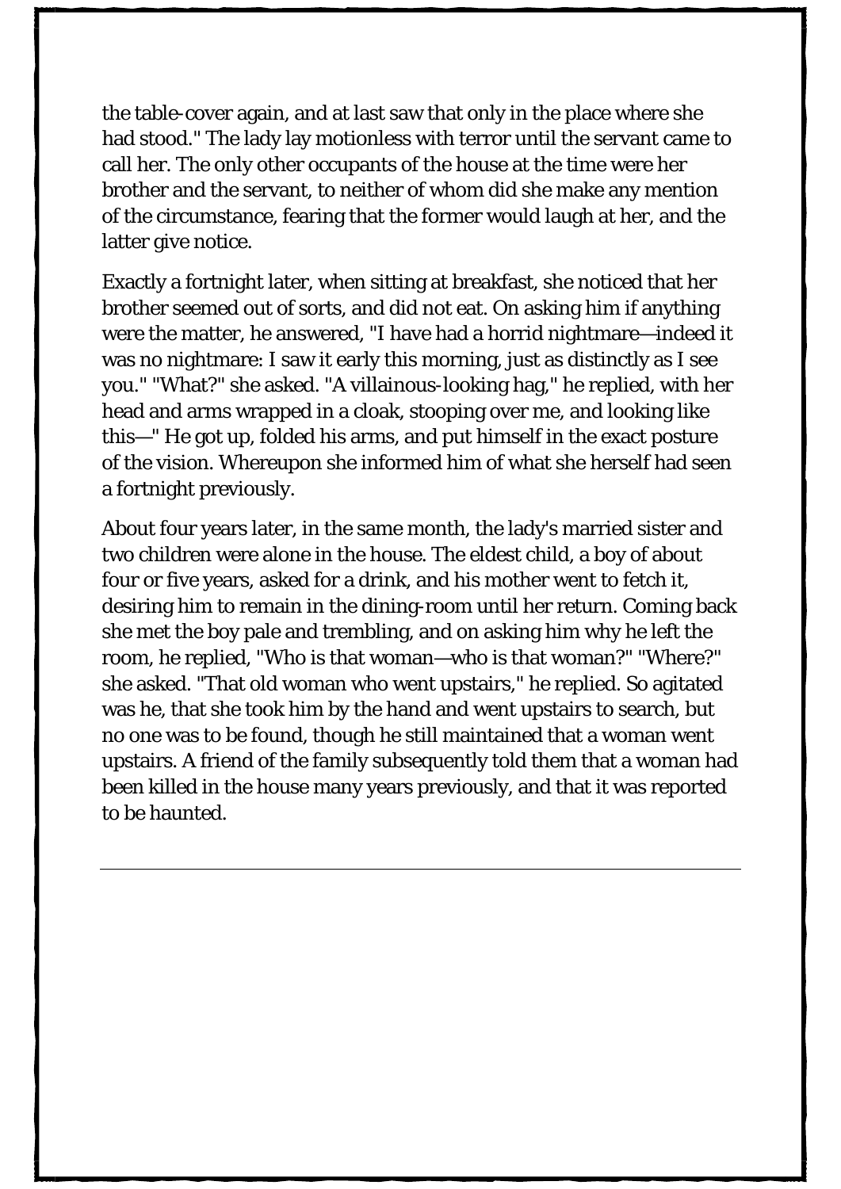the table-cover again, and at last saw that only in the place where she had stood." The lady lay motionless with terror until the servant came to call her. The only other occupants of the house at the time were her brother and the servant, to neither of whom did she make any mention of the circumstance, fearing that the former would laugh at her, and the latter give notice.

Exactly a fortnight later, when sitting at breakfast, she noticed that her brother seemed out of sorts, and did not eat. On asking him if anything were the matter, he answered, "I have had a horrid nightmare—indeed it was no nightmare: I saw it early this morning, just as distinctly as I see you." "What?" she asked. "A villainous-looking hag," he replied, with her head and arms wrapped in a cloak, stooping over me, and looking like this—" He got up, folded his arms, and put himself in the exact posture of the vision. Whereupon she informed him of what she herself had seen a fortnight previously.

About four years later, in the same month, the lady's married sister and two children were alone in the house. The eldest child, a boy of about four or five years, asked for a drink, and his mother went to fetch it, desiring him to remain in the dining-room until her return. Coming back she met the boy pale and trembling, and on asking him why he left the room, he replied, "Who is that woman—who is that woman?" "Where?" she asked. "That old woman who went upstairs," he replied. So agitated was he, that she took him by the hand and went upstairs to search, but no one was to be found, though he still maintained that a woman went upstairs. A friend of the family subsequently told them that a woman had been killed in the house many years previously, and that it was reported to be haunted.

---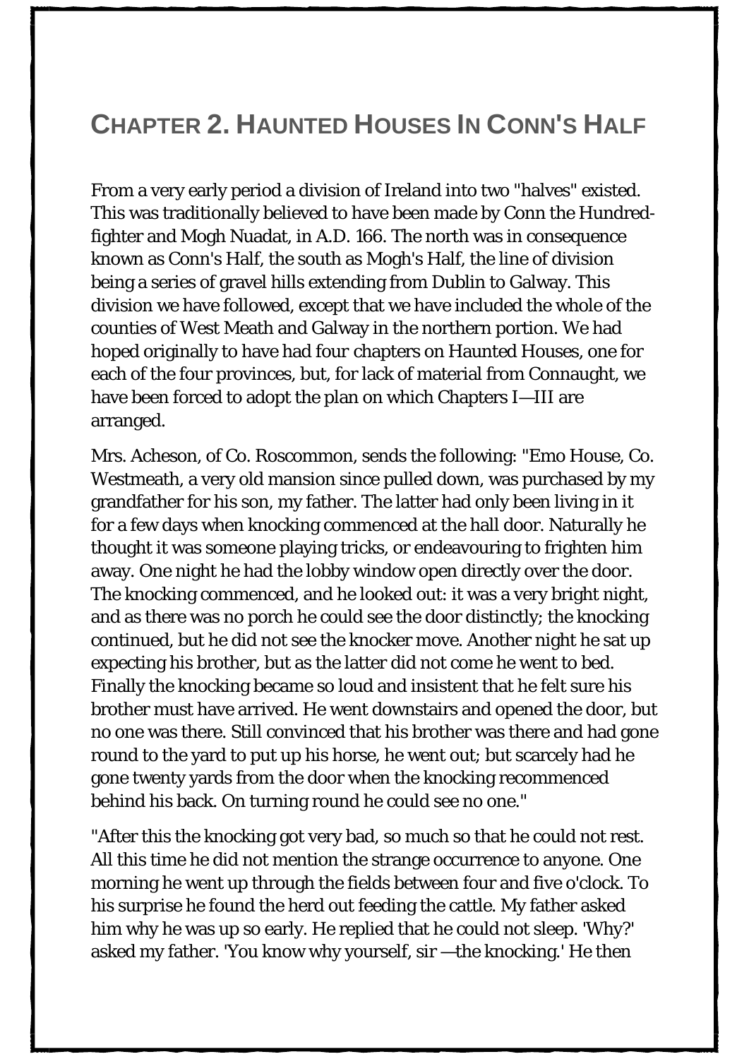## Chapter 2. Haunted Houses In Conn's Half

From a very early period a division of Ireland into two "halves" existed. This was traditionally believed to have been made by Conn the Hundred-fighter and Mogh Nuadat, in A.D. 166. The north was in consequence known as Conn's Half, the south as Mogh's Half, the line of division being a series of gravel hills extending from Dublin to Galway. This division we have followed, except that we have included the whole of the counties of West Meath and Galway in the northern portion. We had hoped originally to have had four chapters on Haunted Houses, one for each of the four provinces, but, for lack of material from Connaught, we have been forced to adopt the plan on which Chapters I—III are arranged.

Mrs. Acheson, of Co. Roscommon, sends the following: "Emo House, Co. Westmeath, a very old mansion since pulled down, was purchased by my grandfather for his son, my father. The latter had only been living in it for a few days when knocking commenced at the hall door. Naturally he thought it was someone playing tricks, or endeavouring to frighten him away. One night he had the lobby window open directly over the door. The knocking commenced, and he looked out: it was a very bright night, and as there was no porch he could see the door distinctly; the knocking continued, but he did not see the knocker move. Another night he sat up expecting his brother, but as the latter did not come he went to bed. Finally the knocking became so loud and insistent that he felt sure his brother must have arrived. He went downstairs and opened the door, but no one was there. Still convinced that his brother was there and had gone round to the yard to put up his horse, he went out; but scarcely had he gone twenty yards from the door when the knocking recommenced behind his back. On turning round he could see no one."

"After this the knocking got very bad, so much so that he could not rest. All this time he did not mention the strange occurrence to anyone. One morning he went up through the fields between four and five o'clock. To his surprise he found the herd out feeding the cattle. My father asked him why he was up so early. He replied that he could not sleep. 'Why?' asked my father. 'You know why yourself, sir —the knocking.' He then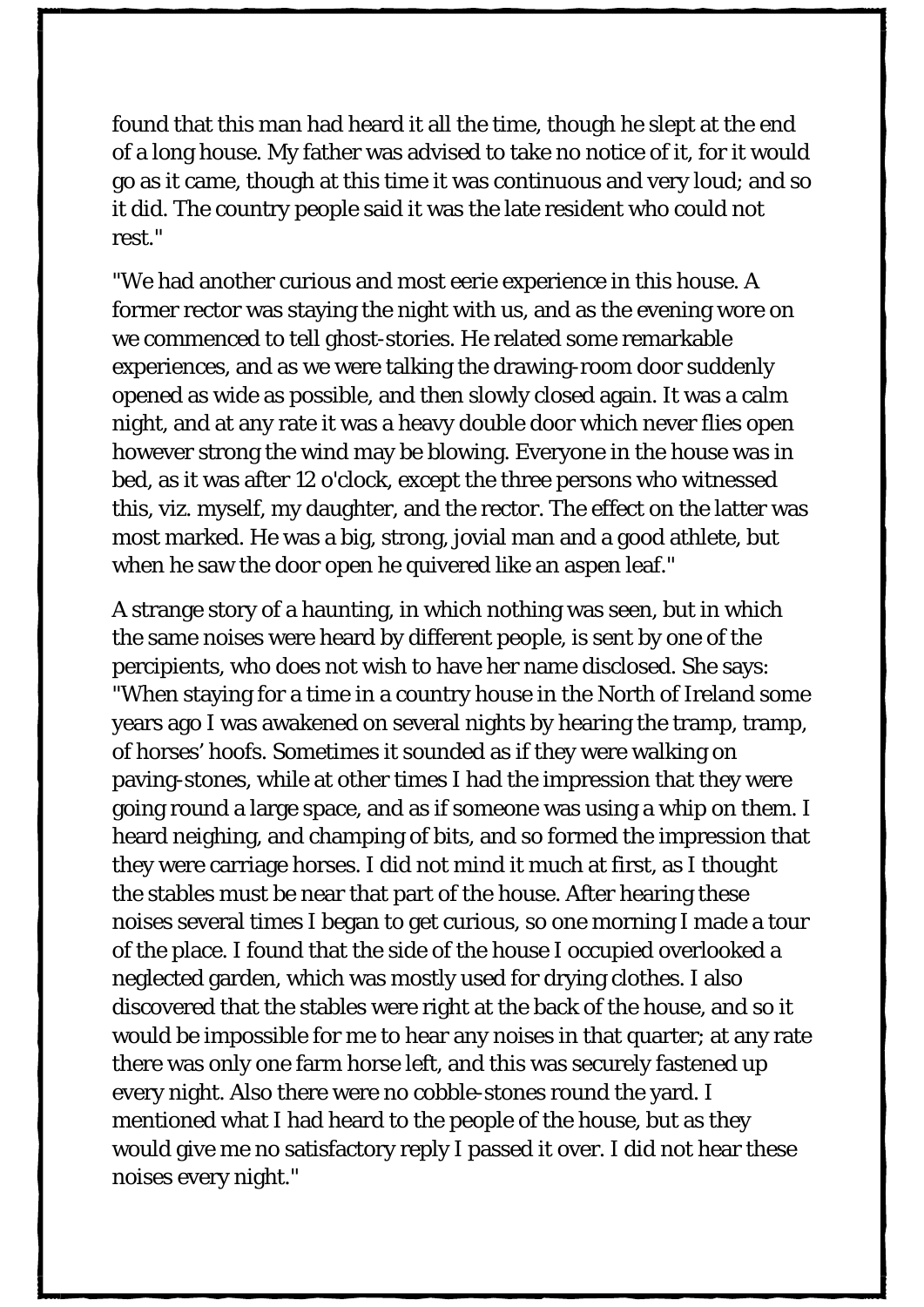found that this man had heard it all the time, though he slept at the end of a long house. My father was advised to take no notice of it, for it would go as it came, though at this time it was continuous and very loud; and so it did. The country people said it was the late resident who could not rest."

"We had another curious and most eerie experience in this house. A former rector was staying the night with us, and as the evening wore on we commenced to tell ghost-stories. He related some remarkable experiences, and as we were talking the drawing-room door suddenly opened as wide as possible, and then slowly closed again. It was a calm night, and at any rate it was a heavy double door which never flies open however strong the wind may be blowing. Everyone in the house was in bed, as it was after 12 o'clock, except the three persons who witnessed this, viz. myself, my daughter, and the rector. The effect on the latter was most marked. He was a big, strong, jovial man and a good athlete, but when he saw the door open he quivered like an aspen leaf."

A strange story of a haunting, in which nothing was seen, but in which the same noises were heard by different people, is sent by one of the percipients, who does not wish to have her name disclosed. She says: "When staying for a time in a country house in the North of Ireland some years ago I was awakened on several nights by hearing the tramp, tramp, of horses' hoofs. Sometimes it sounded as if they were walking on paving-stones, while at other times I had the impression that they were going round a large space, and as if someone was using a whip on them. I heard neighing, and champing of bits, and so formed the impression that they were carriage horses. I did not mind it much at first, as I thought the stables must be near that part of the house. After hearing these noises several times I began to get curious, so one morning I made a tour of the place. I found that the side of the house I occupied overlooked a neglected garden, which was mostly used for drying clothes. I also discovered that the stables were right at the back of the house, and so it would be impossible for me to hear any noises in that quarter; at any rate there was only one farm horse left, and this was securely fastened up every night. Also there were no cobble-stones round the yard. I mentioned what I had heard to the people of the house, but as they would give me no satisfactory reply I passed it over. I did not hear these noises every night."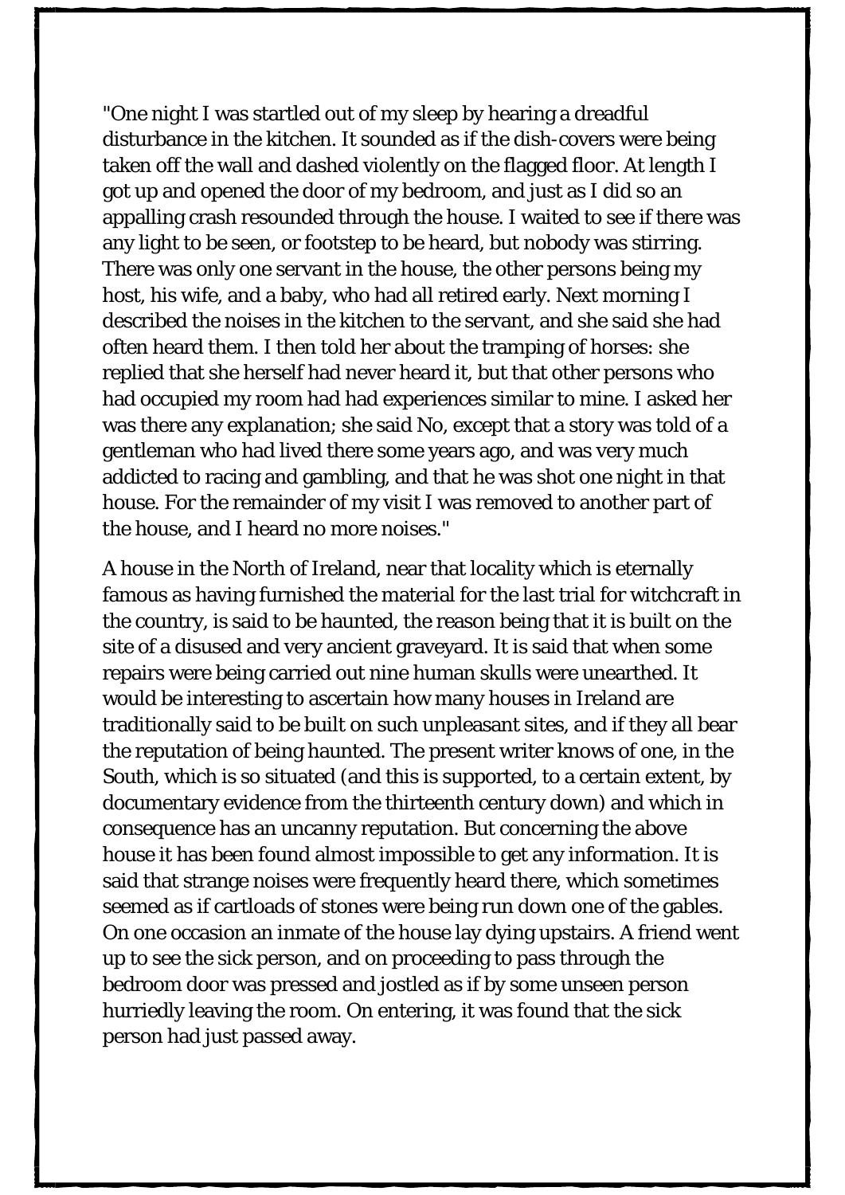"One night I was startled out of my sleep by hearing a dreadful disturbance in the kitchen. It sounded as if the dish-covers were being taken off the wall and dashed violently on the flagged floor. At length I got up and opened the door of my bedroom, and just as I did so an appalling crash resounded through the house. I waited to see if there was any light to be seen, or footstep to be heard, but nobody was stirring. There was only one servant in the house, the other persons being my host, his wife, and a baby, who had all retired early. Next morning I described the noises in the kitchen to the servant, and she said she had often heard them. I then told her about the tramping of horses: she replied that she herself had never heard it, but that other persons who had occupied my room had had experiences similar to mine. I asked her was there any explanation; she said No, except that a story was told of a gentleman who had lived there some years ago, and was very much addicted to racing and gambling, and that he was shot one night in that house. For the remainder of my visit I was removed to another part of the house, and I heard no more noises."

A house in the North of Ireland, near that locality which is eternally famous as having furnished the material for the last trial for witchcraft in the country, is said to be haunted, the reason being that it is built on the site of a disused and very ancient graveyard. It is said that when some repairs were being carried out nine human skulls were unearthed. It would be interesting to ascertain how many houses in Ireland are traditionally said to be built on such unpleasant sites, and if they all bear the reputation of being haunted. The present writer knows of one, in the South, which is so situated (and this is supported, to a certain extent, by documentary evidence from the thirteenth century down) and which in consequence has an uncanny reputation. But concerning the above house it has been found almost impossible to get any information. It is said that strange noises were frequently heard there, which sometimes seemed as if cartloads of stones were being run down one of the gables. On one occasion an inmate of the house lay dying upstairs. A friend went up to see the sick person, and on proceeding to pass through the bedroom door was pressed and jostled as if by some unseen person hurriedly leaving the room. On entering, it was found that the sick person had just passed away.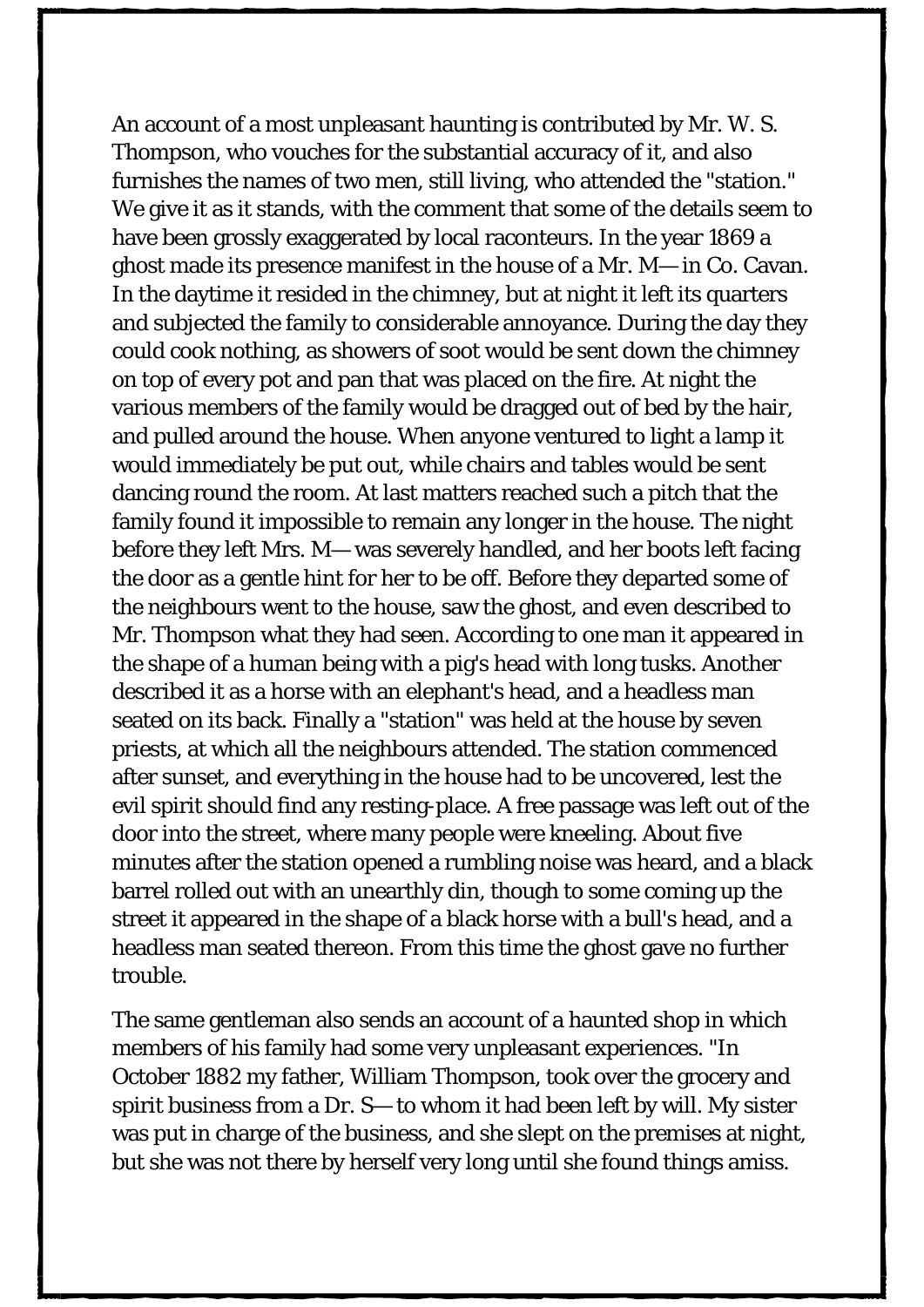An account of a most unpleasant haunting is contributed by Mr. W. S. Thompson, who vouches for the substantial accuracy of it, and also furnishes the names of two men, still living, who attended the "station." We give it as it stands, with the comment that some of the details seem to have been grossly exaggerated by local raconteurs. In the year 1869 a ghost made its presence manifest in the house of a Mr. M— in Co. Cavan. In the daytime it resided in the chimney, but at night it left its quarters and subjected the family to considerable annoyance. During the day they could cook nothing, as showers of soot would be sent down the chimney on top of every pot and pan that was placed on the fire. At night the various members of the family would be dragged out of bed by the hair, and pulled around the house. When anyone ventured to light a lamp it would immediately be put out, while chairs and tables would be sent dancing round the room. At last matters reached such a pitch that the family found it impossible to remain any longer in the house. The night before they left Mrs. M— was severely handled, and her boots left facing the door as a gentle hint for her to be off. Before they departed some of the neighbours went to the house, saw the ghost, and even described to Mr. Thompson what they had seen. According to one man it appeared in the shape of a human being with a pig's head with long tusks. Another described it as a horse with an elephant's head, and a headless man seated on its back. Finally a "station" was held at the house by seven priests, at which all the neighbours attended. The station commenced after sunset, and everything in the house had to be uncovered, lest the evil spirit should find any resting-place. A free passage was left out of the door into the street, where many people were kneeling. About five minutes after the station opened a rumbling noise was heard, and a black barrel rolled out with an unearthly din, though to some coming up the street it appeared in the shape of a black horse with a bull's head, and a headless man seated thereon. From this time the ghost gave no further trouble.

The same gentleman also sends an account of a haunted shop in which members of his family had some very unpleasant experiences. "In October 1882 my father, William Thompson, took over the grocery and spirit business from a Dr. S— to whom it had been left by will. My sister was put in charge of the business, and she slept on the premises at night, but she was not there by herself very long until she found things amiss.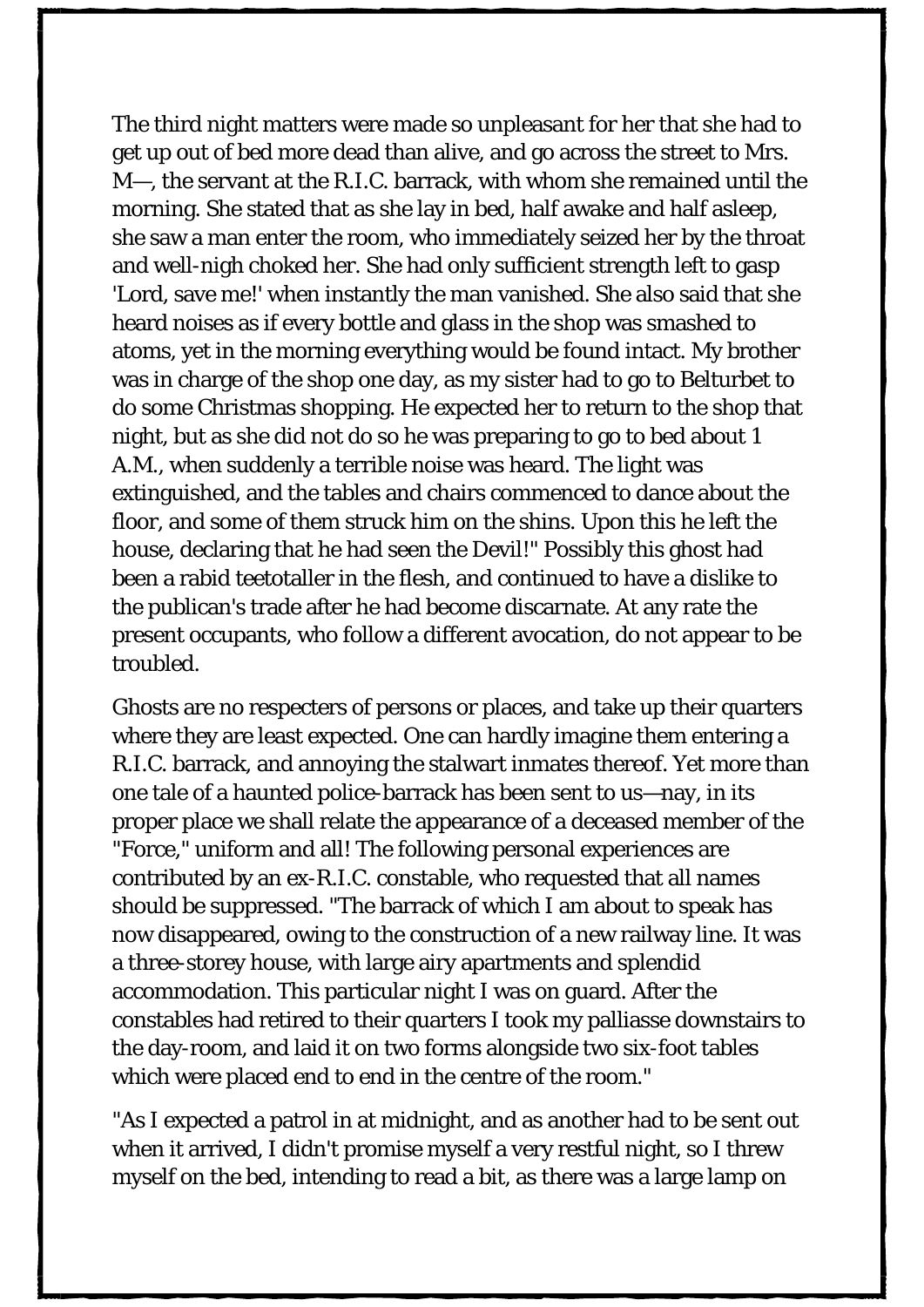The third night matters were made so unpleasant for her that she had to get up out of bed more dead than alive, and go across the street to Mrs. M—, the servant at the R.I.C. barrack, with whom she remained until the morning. She stated that as she lay in bed, half awake and half asleep, she saw a man enter the room, who immediately seized her by the throat and well-nigh choked her. She had only sufficient strength left to gasp 'Lord, save me!' when instantly the man vanished. She also said that she heard noises as if every bottle and glass in the shop was smashed to atoms, yet in the morning everything would be found intact. My brother was in charge of the shop one day, as my sister had to go to Belturbet to do some Christmas shopping. He expected her to return to the shop that night, but as she did not do so he was preparing to go to bed about 1 A.M., when suddenly a terrible noise was heard. The light was extinguished, and the tables and chairs commenced to dance about the floor, and some of them struck him on the shins. Upon this he left the house, declaring that he had seen the Devil!" Possibly this ghost had been a rabid teetotaller in the flesh, and continued to have a dislike to the publican's trade after he had become discarnate. At any rate the present occupants, who follow a different avocation, do not appear to be troubled.

Ghosts are no respecters of persons or places, and take up their quarters where they are least expected. One can hardly imagine them entering a R.I.C. barrack, and annoying the stalwart inmates thereof. Yet more than one tale of a haunted police-barrack has been sent to us—nay, in its proper place we shall relate the appearance of a deceased member of the "Force," uniform and all! The following personal experiences are contributed by an ex-R.I.C. constable, who requested that all names should be suppressed. "The barrack of which I am about to speak has now disappeared, owing to the construction of a new railway line. It was a three-storey house, with large airy apartments and splendid accommodation. This particular night I was on guard. After the constables had retired to their quarters I took my palliasse downstairs to the day-room, and laid it on two forms alongside two six-foot tables which were placed end to end in the centre of the room."

"As I expected a patrol in at midnight, and as another had to be sent out when it arrived, I didn't promise myself a very restful night, so I threw myself on the bed, intending to read a bit, as there was a large lamp on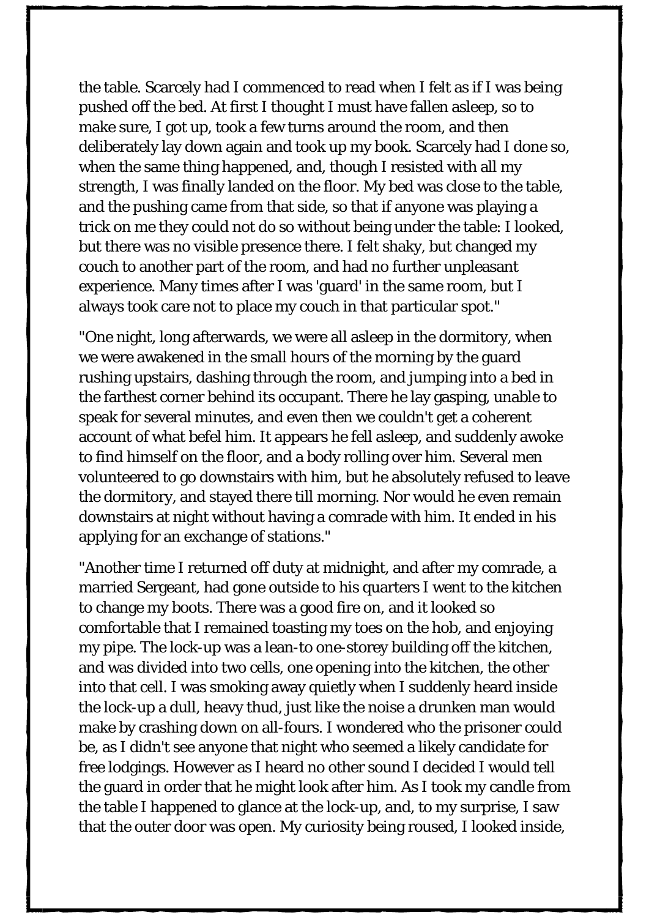the table. Scarcely had I commenced to read when I felt as if I was being pushed off the bed. At first I thought I must have fallen asleep, so to make sure, I got up, took a few turns around the room, and then deliberately lay down again and took up my book. Scarcely had I done so, when the same thing happened, and, though I resisted with all my strength, I was finally landed on the floor. My bed was close to the table, and the pushing came from that side, so that if anyone was playing a trick on me they could not do so without being under the table: I looked, but there was no visible presence there. I felt shaky, but changed my couch to another part of the room, and had no further unpleasant experience. Many times after I was 'guard' in the same room, but I always took care not to place my couch in that particular spot."

"One night, long afterwards, we were all asleep in the dormitory, when we were awakened in the small hours of the morning by the guard rushing upstairs, dashing through the room, and jumping into a bed in the farthest corner behind its occupant. There he lay gasping, unable to speak for several minutes, and even then we couldn't get a coherent account of what befel him. It appears he fell asleep, and suddenly awoke to find himself on the floor, and a body rolling over him. Several men volunteered to go downstairs with him, but he absolutely refused to leave the dormitory, and stayed there till morning. Nor would he even remain downstairs at night without having a comrade with him. It ended in his applying for an exchange of stations."

"Another time I returned off duty at midnight, and after my comrade, a married Sergeant, had gone outside to his quarters I went to the kitchen to change my boots. There was a good fire on, and it looked so comfortable that I remained toasting my toes on the hob, and enjoying my pipe. The lock-up was a lean-to one-storey building off the kitchen, and was divided into two cells, one opening into the kitchen, the other into that cell. I was smoking away quietly when I suddenly heard inside the lock-up a dull, heavy thud, just like the noise a drunken man would make by crashing down on all-fours. I wondered who the prisoner could be, as I didn't see anyone that night who seemed a likely candidate for free lodgings. However as I heard no other sound I decided I would tell the guard in order that he might look after him. As I took my candle from the table I happened to glance at the lock-up, and, to my surprise, I saw that the outer door was open. My curiosity being roused, I looked inside,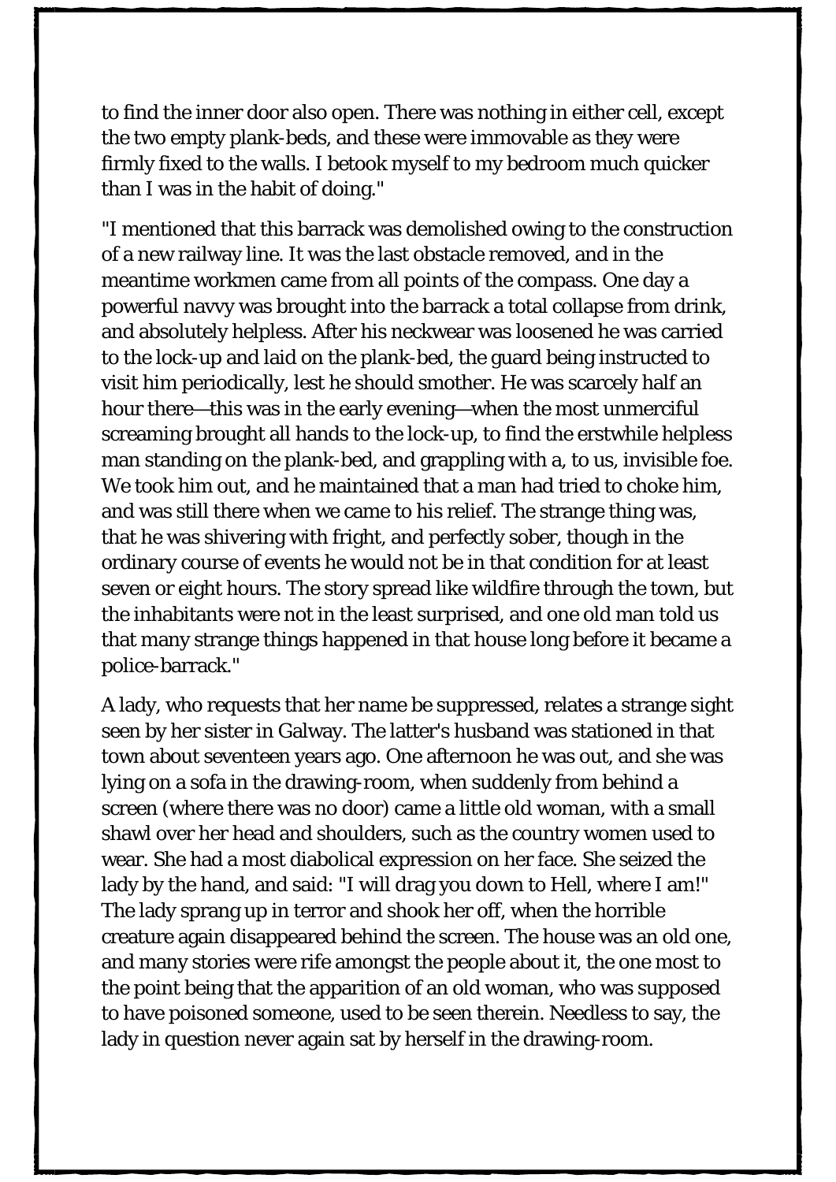to find the inner door also open. There was nothing in either cell, except the two empty plank-beds, and these were immovable as they were firmly fixed to the walls. I betook myself to my bedroom much quicker than I was in the habit of doing."

"I mentioned that this barrack was demolished owing to the construction of a new railway line. It was the last obstacle removed, and in the meantime workmen came from all points of the compass. One day a powerful navvy was brought into the barrack a total collapse from drink, and absolutely helpless. After his neckwear was loosened he was carried to the lock-up and laid on the plank-bed, the guard being instructed to visit him periodically, lest he should smother. He was scarcely half an hour there—this was in the early evening—when the most unmerciful screaming brought all hands to the lock-up, to find the erstwhile helpless man standing on the plank-bed, and grappling with a, to us, invisible foe. We took him out, and he maintained that a man had tried to choke him, and was still there when we came to his relief. The strange thing was, that he was shivering with fright, and perfectly sober, though in the ordinary course of events he would not be in that condition for at least seven or eight hours. The story spread like wildfire through the town, but the inhabitants were not in the least surprised, and one old man told us that many strange things happened in that house long before it became a police-barrack."

A lady, who requests that her name be suppressed, relates a strange sight seen by her sister in Galway. The latter's husband was stationed in that town about seventeen years ago. One afternoon he was out, and she was lying on a sofa in the drawing-room, when suddenly from behind a screen (where there was no door) came a little old woman, with a small shawl over her head and shoulders, such as the country women used to wear. She had a most diabolical expression on her face. She seized the lady by the hand, and said: "I will drag you down to Hell, where I am!" The lady sprang up in terror and shook her off, when the horrible creature again disappeared behind the screen. The house was an old one, and many stories were rife amongst the people about it, the one most to the point being that the apparition of an old woman, who was supposed to have poisoned someone, used to be seen therein. Needless to say, the lady in question never again sat by herself in the drawing-room.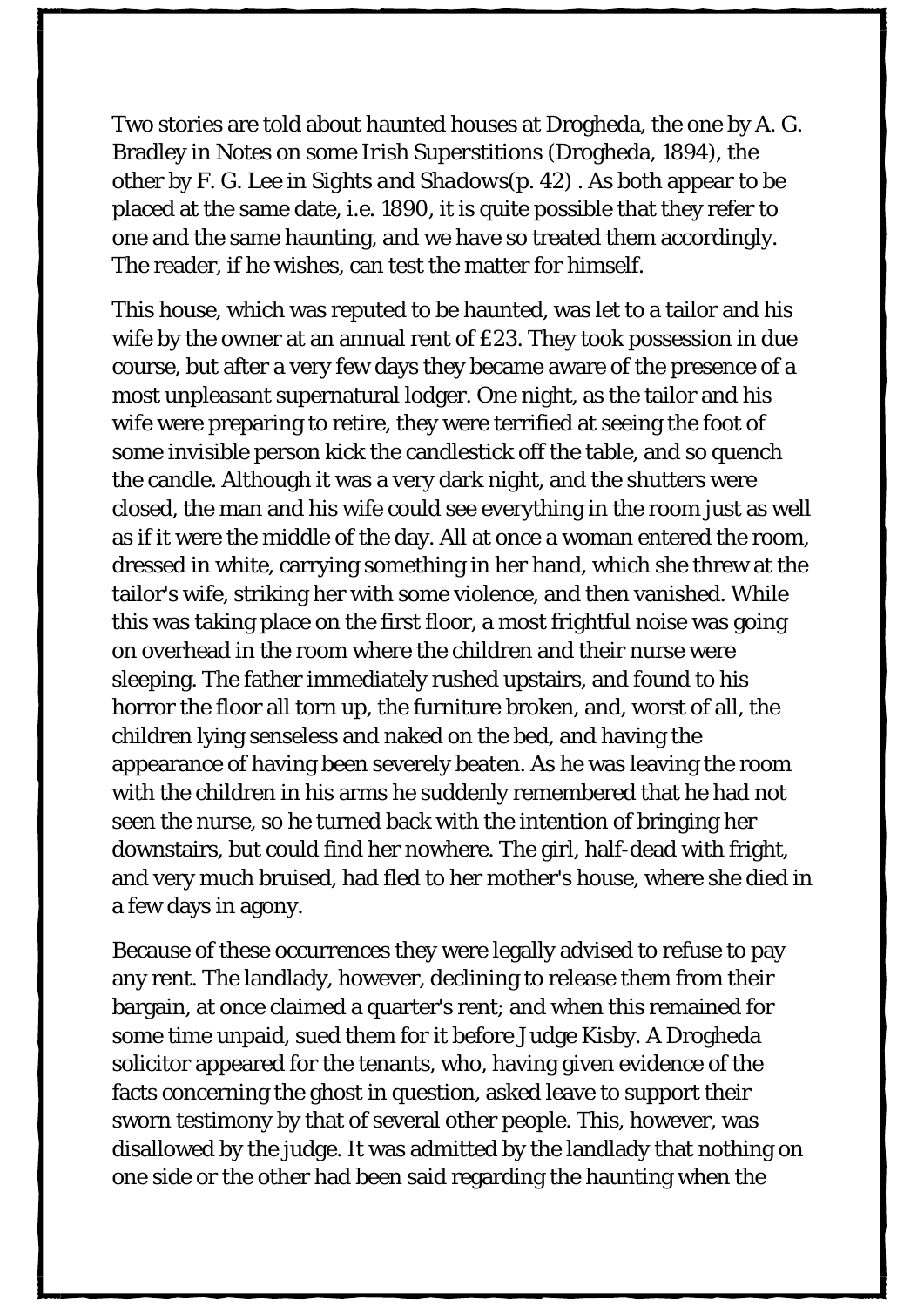Two stories are told about haunted houses at Drogheda, the one by A. G. Bradley in *Notes on some Irish Superstitions* (Drogheda, 1894), the other by F. G. Lee in *Sights and Shadows*(p. 42) . As both appear to be placed at the same date, i.e. 1890, it is quite possible that they refer to one and the same haunting, and we have so treated them accordingly. The reader, if he wishes, can test the matter for himself.

This house, which was reputed to be haunted, was let to a tailor and his wife by the owner at an annual rent of £23. They took possession in due course, but after a very few days they became aware of the presence of a most unpleasant supernatural lodger. One night, as the tailor and his wife were preparing to retire, they were terrified at seeing the foot of some invisible person kick the candlestick off the table, and so quench the candle. Although it was a very dark night, and the shutters were closed, the man and his wife could see everything in the room just as well as if it were the middle of the day. All at once a woman entered the room, dressed in white, carrying something in her hand, which she threw at the tailor's wife, striking her with some violence, and then vanished. While this was taking place on the first floor, a most frightful noise was going on overhead in the room where the children and their nurse were sleeping. The father immediately rushed upstairs, and found to his horror the floor all torn up, the furniture broken, and, worst of all, the children lying senseless and naked on the bed, and having the appearance of having been severely beaten. As he was leaving the room with the children in his arms he suddenly remembered that he had not seen the nurse, so he turned back with the intention of bringing her downstairs, but could find her nowhere. The girl, half-dead with fright, and very much bruised, had fled to her mother's house, where she died in a few days in agony.

Because of these occurrences they were legally advised to refuse to pay any rent. The landlady, however, declining to release them from their bargain, at once claimed a quarter's rent; and when this remained for some time unpaid, sued them for it before Judge Kisby. A Drogheda solicitor appeared for the tenants, who, having given evidence of the facts concerning the ghost in question, asked leave to support their sworn testimony by that of several other people. This, however, was disallowed by the judge. It was admitted by the landlady that nothing on one side or the other had been said regarding the haunting when the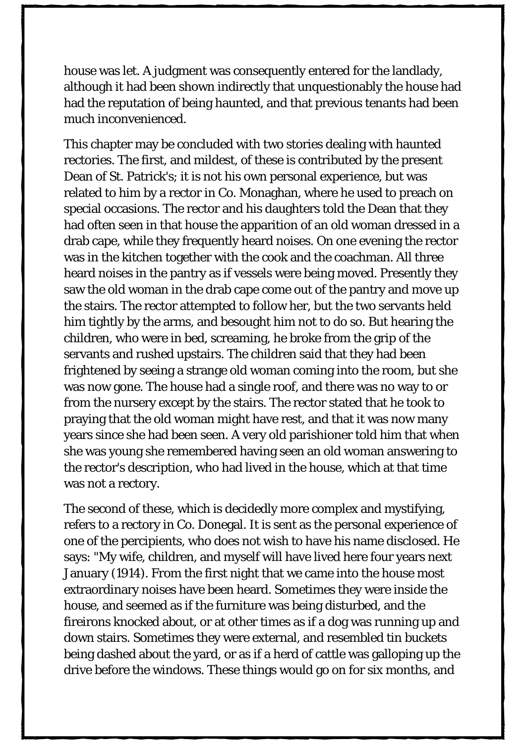house was let. A judgment was consequently entered for the landlady, although it had been shown indirectly that unquestionably the house had had the reputation of being haunted, and that previous tenants had been much inconvenienced.

This chapter may be concluded with two stories dealing with haunted rectories. The first, and mildest, of these is contributed by the present Dean of St. Patrick's; it is not his own personal experience, but was related to him by a rector in Co. Monaghan, where he used to preach on special occasions. The rector and his daughters told the Dean that they had often seen in that house the apparition of an old woman dressed in a drab cape, while they frequently heard noises. On one evening the rector was in the kitchen together with the cook and the coachman. All three heard noises in the pantry as if vessels were being moved. Presently they saw the old woman in the drab cape come out of the pantry and move up the stairs. The rector attempted to follow her, but the two servants held him tightly by the arms, and besought him not to do so. But hearing the children, who were in bed, screaming, he broke from the grip of the servants and rushed upstairs. The children said that they had been frightened by seeing a strange old woman coming into the room, but she was now gone. The house had a single roof, and there was no way to or from the nursery except by the stairs. The rector stated that he took to praying that the old woman might have rest, and that it was now many years since she had been seen. A very old parishioner told him that when she was young she remembered having seen an old woman answering to the rector's description, who had lived in the house, which at that time was not a rectory.

The second of these, which is decidedly more complex and mystifying, refers to a rectory in Co. Donegal. It is sent as the personal experience of one of the percipients, who does not wish to have his name disclosed. He says: "My wife, children, and myself will have lived here four years next January (1914). From the first night that we came into the house most extraordinary noises have been heard. Sometimes they were inside the house, and seemed as if the furniture was being disturbed, and the fireirons knocked about, or at other times as if a dog was running up and down stairs. Sometimes they were external, and resembled tin buckets being dashed about the yard, or as if a herd of cattle was galloping up the drive before the windows. These things would go on for six months, and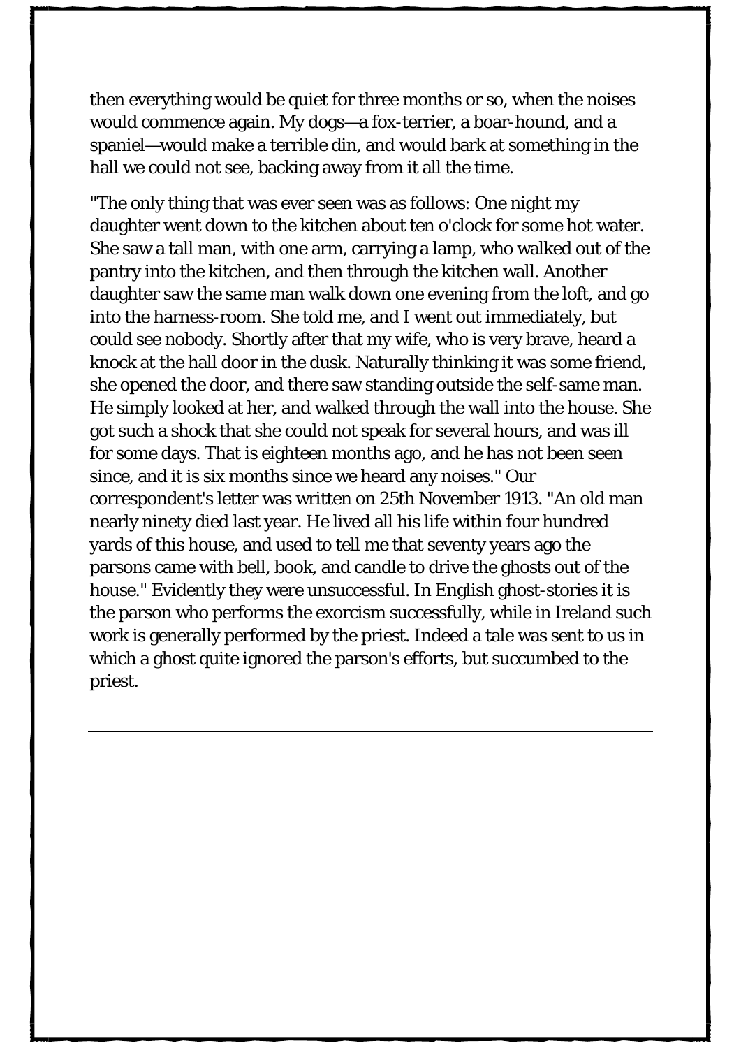then everything would be quiet for three months or so, when the noises would commence again. My dogs—a fox-terrier, a boar-hound, and a spaniel—would make a terrible din, and would bark at something in the hall we could not see, backing away from it all the time.

"The only thing that was ever seen was as follows: One night my daughter went down to the kitchen about ten o'clock for some hot water. She saw a tall man, with one arm, carrying a lamp, who walked out of the pantry into the kitchen, and then through the kitchen wall. Another daughter saw the same man walk down one evening from the loft, and go into the harness-room. She told me, and I went out immediately, but could see nobody. Shortly after that my wife, who is very brave, heard a knock at the hall door in the dusk. Naturally thinking it was some friend, she opened the door, and there saw standing outside the self-same man. He simply looked at her, and walked through the wall into the house. She got such a shock that she could not speak for several hours, and was ill for some days. That is eighteen months ago, and he has not been seen since, and it is six months since we heard any noises." Our correspondent's letter was written on 25th November 1913. "An old man nearly ninety died last year. He lived all his life within four hundred yards of this house, and used to tell me that seventy years ago the parsons came with bell, book, and candle to drive the ghosts out of the house." Evidently they were unsuccessful. In English ghost-stories it is the parson who performs the exorcism successfully, while in Ireland such work is generally performed by the priest. Indeed a tale was sent to us in which a ghost quite ignored the parson's efforts, but succumbed to the priest.

---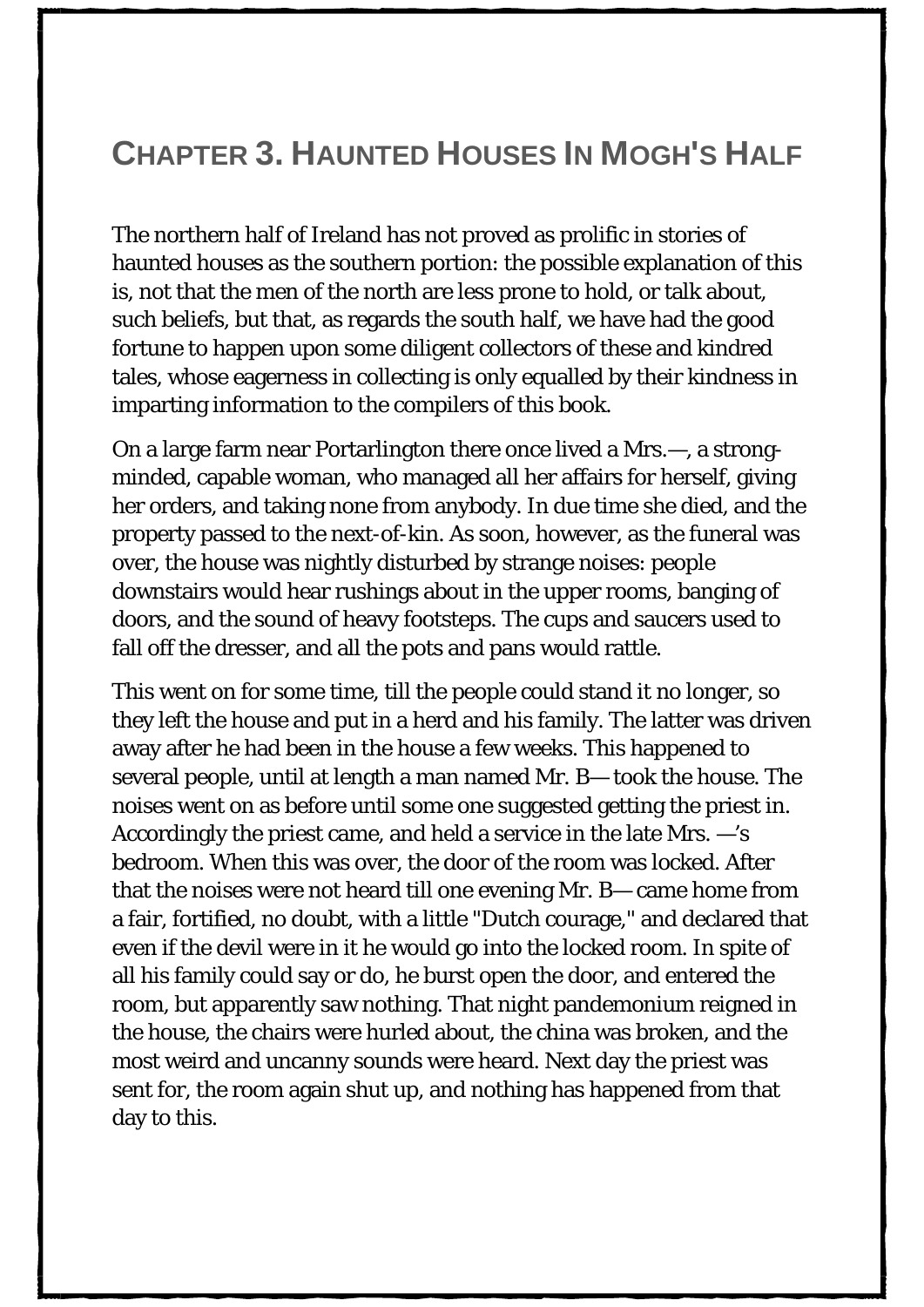# CHAPTER 3. HAUNTED HOUSES IN MOGH'S HALF

The northern half of Ireland has not proved as prolific in stories of haunted houses as the southern portion: the possible explanation of this is, not that the men of the north are less prone to hold, or talk about, such beliefs, but that, as regards the south half, we have had the good fortune to happen upon some diligent collectors of these and kindred tales, whose eagerness in collecting is only equalled by their kindness in imparting information to the compilers of this book.

On a large farm near Portarlington there once lived a Mrs.—, a strong-minded, capable woman, who managed all her affairs for herself, giving her orders, and taking none from anybody. In due time she died, and the property passed to the next-of-kin. As soon, however, as the funeral was over, the house was nightly disturbed by strange noises: people downstairs would hear rushings about in the upper rooms, banging of doors, and the sound of heavy footsteps. The cups and saucers used to fall off the dresser, and all the pots and pans would rattle.

This went on for some time, till the people could stand it no longer, so they left the house and put in a herd and his family. The latter was driven away after he had been in the house a few weeks. This happened to several people, until at length a man named Mr. B— took the house. The noises went on as before until some one suggested getting the priest in. Accordingly the priest came, and held a service in the late Mrs. —'s bedroom. When this was over, the door of the room was locked. After that the noises were not heard till one evening Mr. B— came home from a fair, fortified, no doubt, with a little "Dutch courage," and declared that even if the devil were in it he would go into the locked room. In spite of all his family could say or do, he burst open the door, and entered the room, but apparently saw nothing. That night pandemonium reigned in the house, the chairs were hurled about, the china was broken, and the most weird and uncanny sounds were heard. Next day the priest was sent for, the room again shut up, and nothing has happened from that day to this.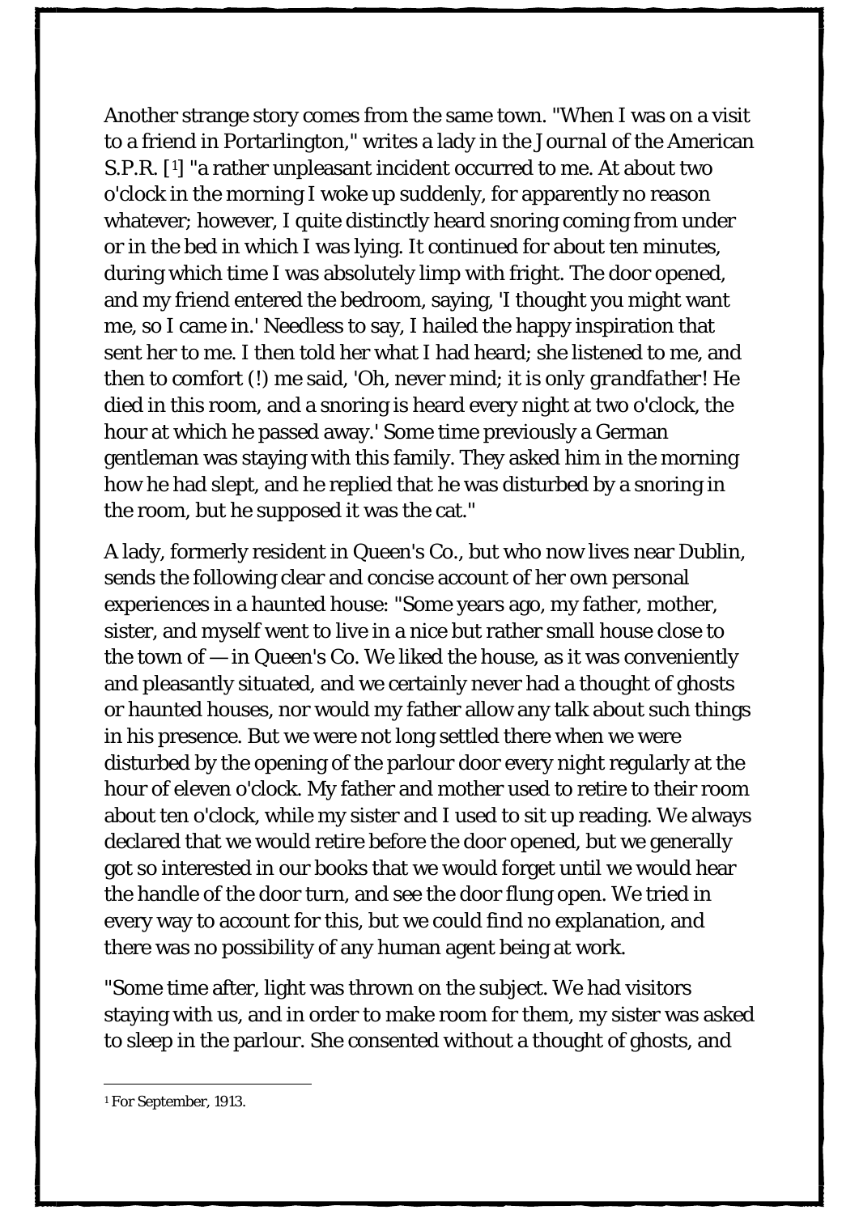Another strange story comes from the same town. "When I was on a visit to a friend in Portarlington," writes a lady in the *Journal* of the American S.P.R. [1] "a rather unpleasant incident occurred to me. At about two o'clock in the morning I woke up suddenly, for apparently no reason whatever; however, I quite distinctly heard snoring coming from under or in the bed in which I was lying. It continued for about ten minutes, during which time I was absolutely limp with fright. The door opened, and my friend entered the bedroom, saying, 'I thought you might want me, so I came in.' Needless to say, I hailed the happy inspiration that sent her to me. I then told her what I had heard; she listened to me, and then to comfort (!) me said, 'Oh, never mind; it is only *grandfather*! He died in this room, and a snoring is heard every night at two o'clock, the hour at which he passed away.' Some time previously a German gentleman was staying with this family. They asked him in the morning how he had slept, and he replied that he was disturbed by a snoring in the room, but he supposed it was the cat."

A lady, formerly resident in Queen's Co., but who now lives near Dublin, sends the following clear and concise account of her own personal experiences in a haunted house: "Some years ago, my father, mother, sister, and myself went to live in a nice but rather small house close to the town of — in Queen's Co. We liked the house, as it was conveniently and pleasantly situated, and we certainly never had a thought of ghosts or haunted houses, nor would my father allow any talk about such things in his presence. But we were not long settled there when we were disturbed by the opening of the parlour door every night regularly at the hour of eleven o'clock. My father and mother used to retire to their room about ten o'clock, while my sister and I used to sit up reading. We always declared that we would retire before the door opened, but we generally got so interested in our books that we would forget until we would hear the handle of the door turn, and see the door flung open. We tried in every way to account for this, but we could find no explanation, and there was no possibility of any human agent being at work.

"Some time after, light was thrown on the subject. We had visitors staying with us, and in order to make room for them, my sister was asked to sleep in the parlour. She consented without a thought of ghosts, and

[1] For September, 1913.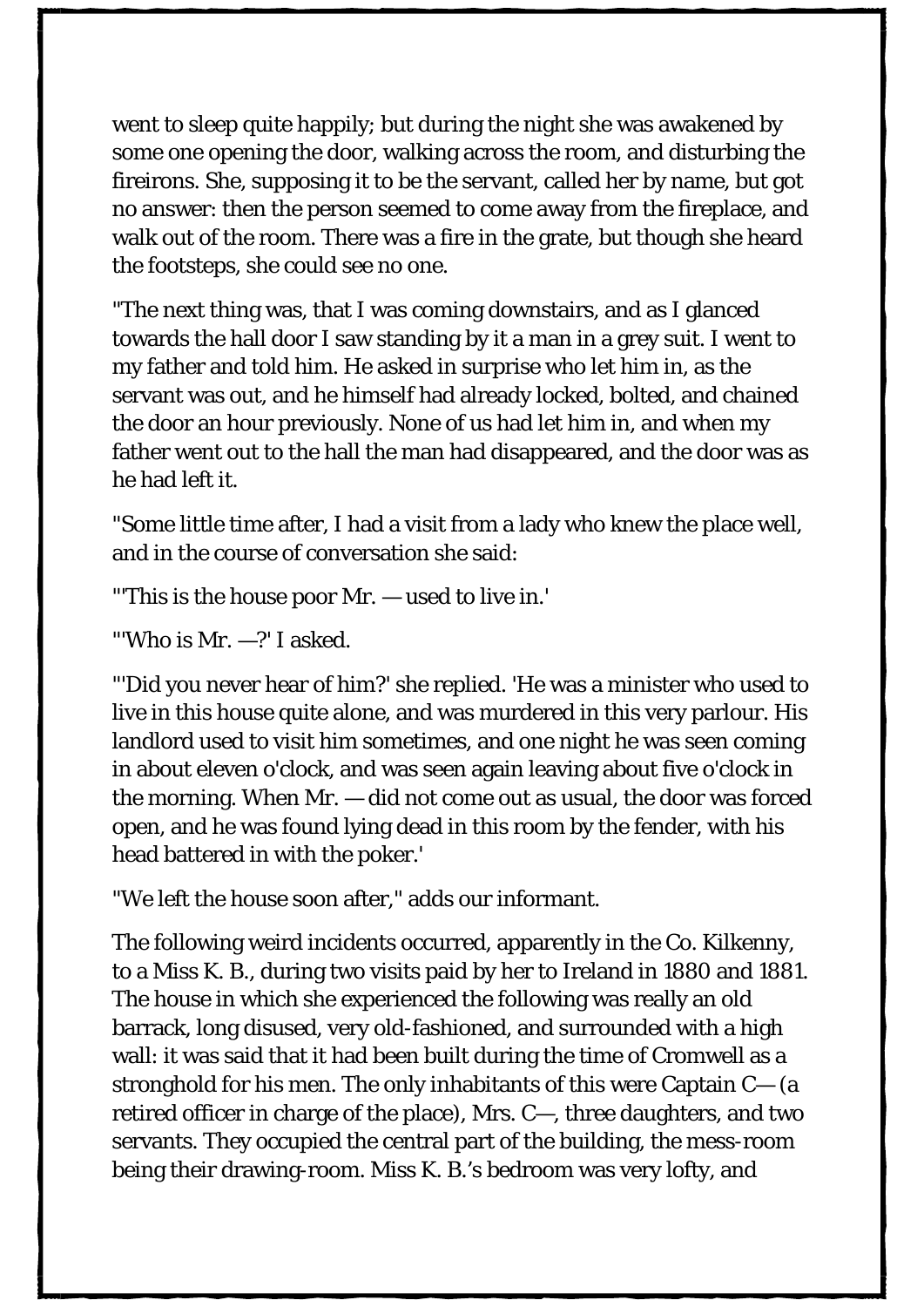went to sleep quite happily; but during the night she was awakened by some one opening the door, walking across the room, and disturbing the fireirons. She, supposing it to be the servant, called her by name, but got no answer: then the person seemed to come away from the fireplace, and walk out of the room. There was a fire in the grate, but though she heard the footsteps, she could see no one.

"The next thing was, that I was coming downstairs, and as I glanced towards the hall door I saw standing by it a man in a grey suit. I went to my father and told him. He asked in surprise who let him in, as the servant was out, and he himself had already locked, bolted, and chained the door an hour previously. None of us had let him in, and when my father went out to the hall the man had disappeared, and the door was as he had left it.

"Some little time after, I had a visit from a lady who knew the place well, and in the course of conversation she said:

"'This is the house poor Mr. — used to live in.'

"'Who is Mr. —?' I asked.

"'Did you never hear of him?' she replied. 'He was a minister who used to live in this house quite alone, and was murdered in this very parlour. His landlord used to visit him sometimes, and one night he was seen coming in about eleven o'clock, and was seen again leaving about five o'clock in the morning. When Mr. — did not come out as usual, the door was forced open, and he was found lying dead in this room by the fender, with his head battered in with the poker.'

"We left the house soon after," adds our informant.

The following weird incidents occurred, apparently in the Co. Kilkenny, to a Miss K. B., during two visits paid by her to Ireland in 1880 and 1881. The house in which she experienced the following was really an old barrack, long disused, very old-fashioned, and surrounded with a high wall: it was said that it had been built during the time of Cromwell as a stronghold for his men. The only inhabitants of this were Captain C— (a retired officer in charge of the place), Mrs. C—, three daughters, and two servants. They occupied the central part of the building, the mess-room being their drawing-room. Miss K. B.'s bedroom was very lofty, and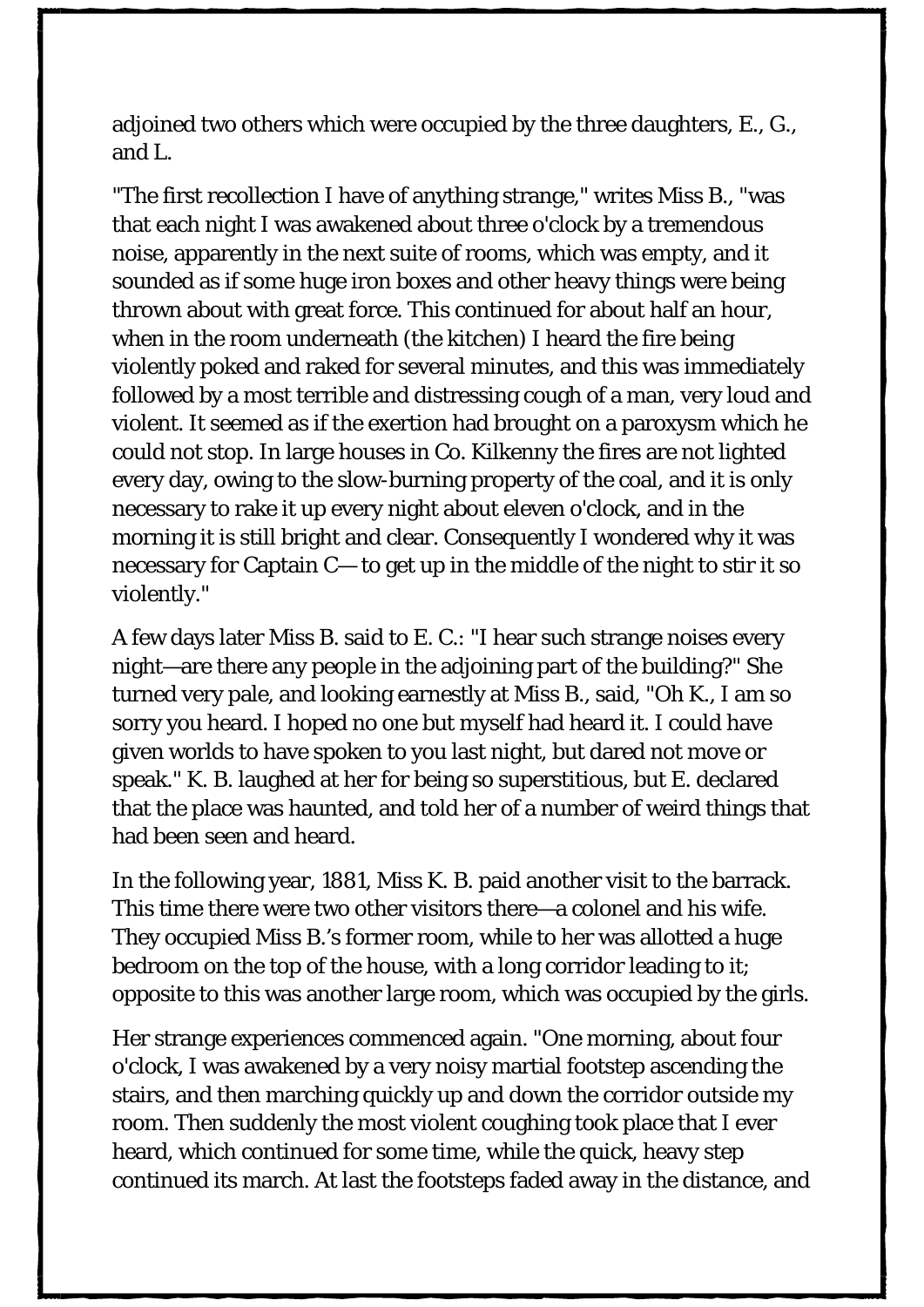adjoined two others which were occupied by the three daughters, E., G., and L.

"The first recollection I have of anything strange," writes Miss B., "was that each night I was awakened about three o'clock by a tremendous noise, apparently in the next suite of rooms, which was empty, and it sounded as if some huge iron boxes and other heavy things were being thrown about with great force. This continued for about half an hour, when in the room underneath (the kitchen) I heard the fire being violently poked and raked for several minutes, and this was immediately followed by a most terrible and distressing cough of a man, very loud and violent. It seemed as if the exertion had brought on a paroxysm which he could not stop. In large houses in Co. Kilkenny the fires are not lighted every day, owing to the slow-burning property of the coal, and it is only necessary to rake it up every night about eleven o'clock, and in the morning it is still bright and clear. Consequently I wondered why it was necessary for Captain C— to get up in the middle of the night to stir it so violently."

A few days later Miss B. said to E. C.: "I hear such strange noises every night—are there any people in the adjoining part of the building?" She turned very pale, and looking earnestly at Miss B., said, "Oh K., I am so sorry you heard. I hoped no one but myself had heard it. I could have given worlds to have spoken to you last night, but dared not move or speak." K. B. laughed at her for being so superstitious, but E. declared that the place was haunted, and told her of a number of weird things that had been seen and heard.

In the following year, 1881, Miss K. B. paid another visit to the barrack. This time there were two other visitors there—a colonel and his wife. They occupied Miss B.'s former room, while to her was allotted a huge bedroom on the top of the house, with a long corridor leading to it; opposite to this was another large room, which was occupied by the girls.

Her strange experiences commenced again. "One morning, about four o'clock, I was awakened by a very noisy martial footstep ascending the stairs, and then marching quickly up and down the corridor outside my room. Then suddenly the most violent coughing took place that I ever heard, which continued for some time, while the quick, heavy step continued its march. At last the footsteps faded away in the distance, and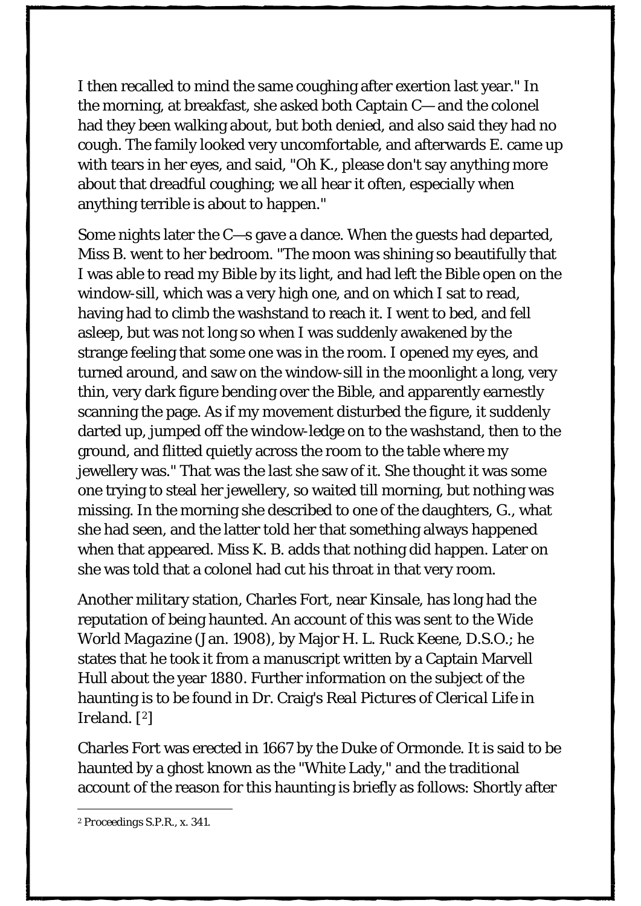I then recalled to mind the same coughing after exertion last year." In the morning, at breakfast, she asked both Captain C— and the colonel had they been walking about, but both denied, and also said they had no cough. The family looked very uncomfortable, and afterwards E. came up with tears in her eyes, and said, "Oh K., please don't say anything more about that dreadful coughing; we all hear it often, especially when anything terrible is about to happen."

Some nights later the C—s gave a dance. When the guests had departed, Miss B. went to her bedroom. "The moon was shining so beautifully that I was able to read my Bible by its light, and had left the Bible open on the window-sill, which was a very high one, and on which I sat to read, having had to climb the washstand to reach it. I went to bed, and fell asleep, but was not long so when I was suddenly awakened by the strange feeling that some one was in the room. I opened my eyes, and turned around, and saw on the window-sill in the moonlight a long, very thin, very dark figure bending over the Bible, and apparently earnestly scanning the page. As if my movement disturbed the figure, it suddenly darted up, jumped off the window-ledge on to the washstand, then to the ground, and flitted quietly across the room to the table where my jewellery was." That was the last she saw of it. She thought it was some one trying to steal her jewellery, so waited till morning, but nothing was missing. In the morning she described to one of the daughters, G., what she had seen, and the latter told her that something always happened when that appeared. Miss K. B. adds that nothing did happen. Later on she was told that a colonel had cut his throat in that very room.

Another military station, Charles Fort, near Kinsale, has long had the reputation of being haunted. An account of this was sent to the *Wide World Magazine* (Jan. 1908), by Major H. L. Ruck Keene, D.S.O.; he states that he took it from a manuscript written by a Captain Marvell Hull about the year 1880. Further information on the subject of the haunting is to be found in Dr. Craig's *Real Pictures of Clerical Life in Ireland*. [2]

Charles Fort was erected in 1667 by the Duke of Ormonde. It is said to be haunted by a ghost known as the "White Lady," and the traditional account of the reason for this haunting is briefly as follows: Shortly after

[2] Proceedings S.P.R., x. 341.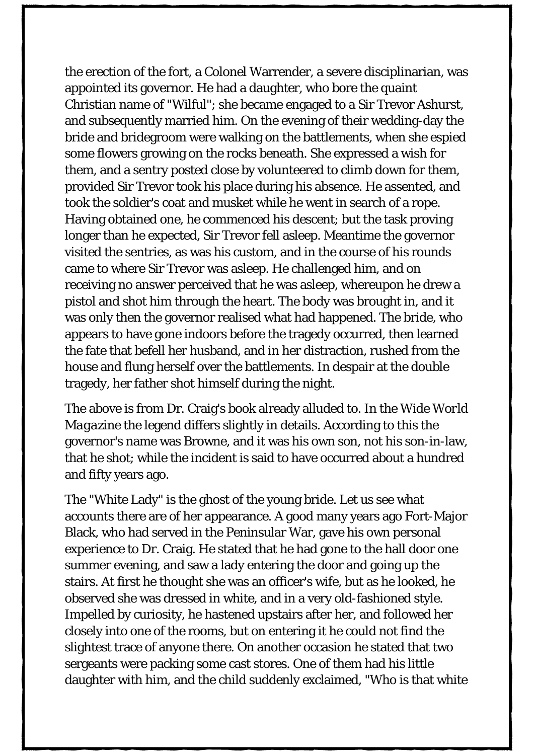the erection of the fort, a Colonel Warrender, a severe disciplinarian, was appointed its governor. He had a daughter, who bore the quaint Christian name of "Wilful"; she became engaged to a Sir Trevor Ashurst, and subsequently married him. On the evening of their wedding-day the bride and bridegroom were walking on the battlements, when she espied some flowers growing on the rocks beneath. She expressed a wish for them, and a sentry posted close by volunteered to climb down for them, provided Sir Trevor took his place during his absence. He assented, and took the soldier's coat and musket while he went in search of a rope. Having obtained one, he commenced his descent; but the task proving longer than he expected, Sir Trevor fell asleep. Meantime the governor visited the sentries, as was his custom, and in the course of his rounds came to where Sir Trevor was asleep. He challenged him, and on receiving no answer perceived that he was asleep, whereupon he drew a pistol and shot him through the heart. The body was brought in, and it was only then the governor realised what had happened. The bride, who appears to have gone indoors before the tragedy occurred, then learned the fate that befell her husband, and in her distraction, rushed from the house and flung herself over the battlements. In despair at the double tragedy, her father shot himself during the night.

The above is from Dr. Craig's book already alluded to. In the Wide World *Magazine* the legend differs slightly in details. According to this the governor's name was Browne, and it was his own son, not his son-in-law, that he shot; while the incident is said to have occurred about a hundred and fifty years ago.

The "White Lady" is the ghost of the young bride. Let us see what accounts there are of her appearance. A good many years ago Fort-Major Black, who had served in the Peninsular War, gave his own personal experience to Dr. Craig. He stated that he had gone to the hall door one summer evening, and saw a lady entering the door and going up the stairs. At first he thought she was an officer's wife, but as he looked, he observed she was dressed in white, and in a very old-fashioned style. Impelled by curiosity, he hastened upstairs after her, and followed her closely into one of the rooms, but on entering it he could not find the slightest trace of anyone there. On another occasion he stated that two sergeants were packing some cast stores. One of them had his little daughter with him, and the child suddenly exclaimed, "Who is that white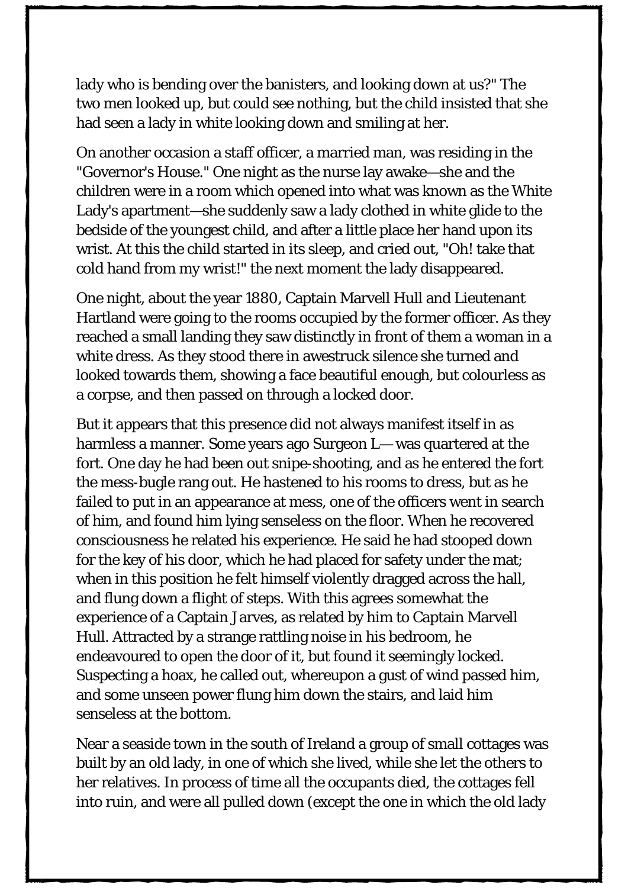lady who is bending over the banisters, and looking down at us?" The two men looked up, but could see nothing, but the child insisted that she had seen a lady in white looking down and smiling at her.

On another occasion a staff officer, a married man, was residing in the "Governor's House." One night as the nurse lay awake—she and the children were in a room which opened into what was known as the White Lady's apartment—she suddenly saw a lady clothed in white glide to the bedside of the youngest child, and after a little place her hand upon its wrist. At this the child started in its sleep, and cried out, "Oh! take that cold hand from my wrist!" the next moment the lady disappeared.

One night, about the year 1880, Captain Marvell Hull and Lieutenant Hartland were going to the rooms occupied by the former officer. As they reached a small landing they saw distinctly in front of them a woman in a white dress. As they stood there in awestruck silence she turned and looked towards them, showing a face beautiful enough, but colourless as a corpse, and then passed on through a locked door.

But it appears that this presence did not always manifest itself in as harmless a manner. Some years ago Surgeon L— was quartered at the fort. One day he had been out snipe-shooting, and as he entered the fort the mess-bugle rang out. He hastened to his rooms to dress, but as he failed to put in an appearance at mess, one of the officers went in search of him, and found him lying senseless on the floor. When he recovered consciousness he related his experience. He said he had stooped down for the key of his door, which he had placed for safety under the mat; when in this position he felt himself violently dragged across the hall, and flung down a flight of steps. With this agrees somewhat the experience of a Captain Jarves, as related by him to Captain Marvell Hull. Attracted by a strange rattling noise in his bedroom, he endeavoured to open the door of it, but found it seemingly locked. Suspecting a hoax, he called out, whereupon a gust of wind passed him, and some unseen power flung him down the stairs, and laid him senseless at the bottom.

Near a seaside town in the south of Ireland a group of small cottages was built by an old lady, in one of which she lived, while she let the others to her relatives. In process of time all the occupants died, the cottages fell into ruin, and were all pulled down (except the one in which the old lady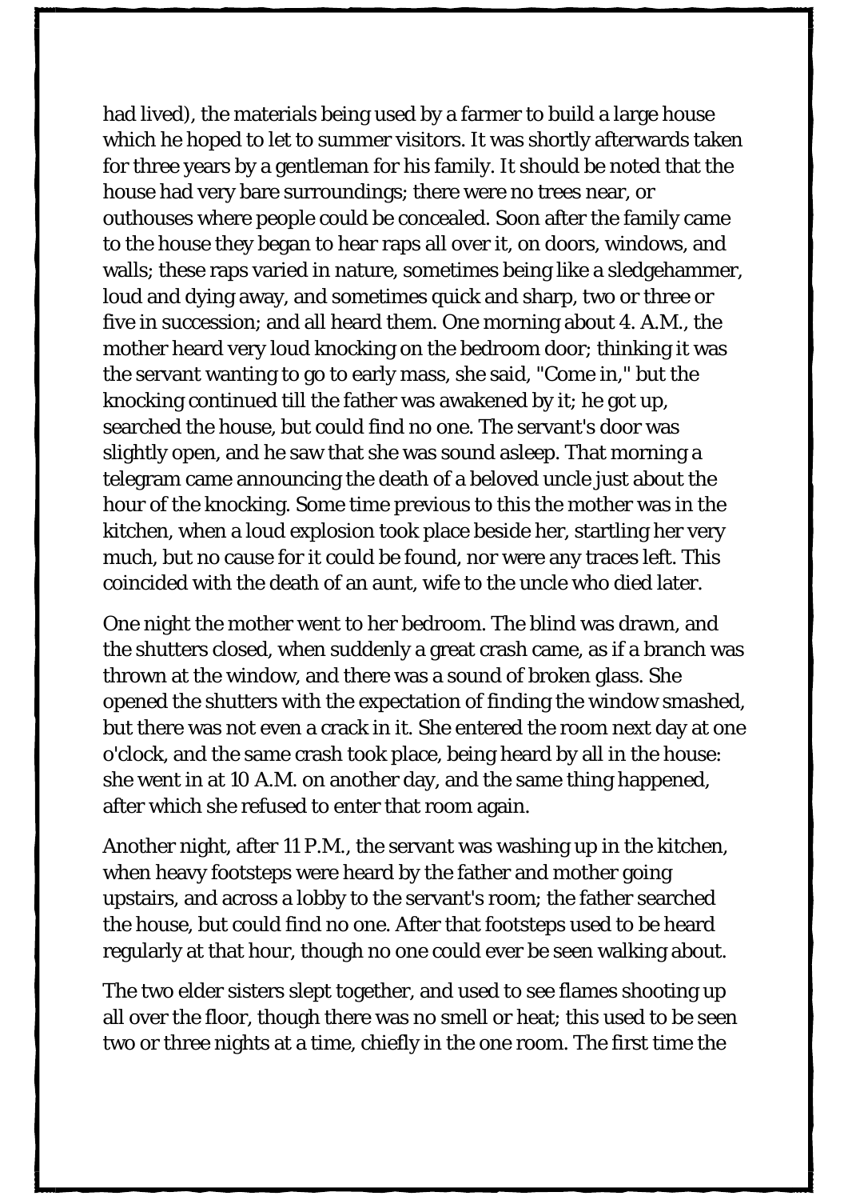had lived), the materials being used by a farmer to build a large house which he hoped to let to summer visitors. It was shortly afterwards taken for three years by a gentleman for his family. It should be noted that the house had very bare surroundings; there were no trees near, or outhouses where people could be concealed. Soon after the family came to the house they began to hear raps all over it, on doors, windows, and walls; these raps varied in nature, sometimes being like a sledgehammer, loud and dying away, and sometimes quick and sharp, two or three or five in succession; and all heard them. One morning about 4. A.M., the mother heard very loud knocking on the bedroom door; thinking it was the servant wanting to go to early mass, she said, "Come in," but the knocking continued till the father was awakened by it; he got up, searched the house, but could find no one. The servant's door was slightly open, and he saw that she was sound asleep. That morning a telegram came announcing the death of a beloved uncle just about the hour of the knocking. Some time previous to this the mother was in the kitchen, when a loud explosion took place beside her, startling her very much, but no cause for it could be found, nor were any traces left. This coincided with the death of an aunt, wife to the uncle who died later.

One night the mother went to her bedroom. The blind was drawn, and the shutters closed, when suddenly a great crash came, as if a branch was thrown at the window, and there was a sound of broken glass. She opened the shutters with the expectation of finding the window smashed, but there was not even a crack in it. She entered the room next day at one o'clock, and the same crash took place, being heard by all in the house: she went in at 10 A.M. on another day, and the same thing happened, after which she refused to enter that room again.

Another night, after 11 P.M., the servant was washing up in the kitchen, when heavy footsteps were heard by the father and mother going upstairs, and across a lobby to the servant's room; the father searched the house, but could find no one. After that footsteps used to be heard regularly at that hour, though no one could ever be seen walking about.

The two elder sisters slept together, and used to see flames shooting up all over the floor, though there was no smell or heat; this used to be seen two or three nights at a time, chiefly in the one room. The first time the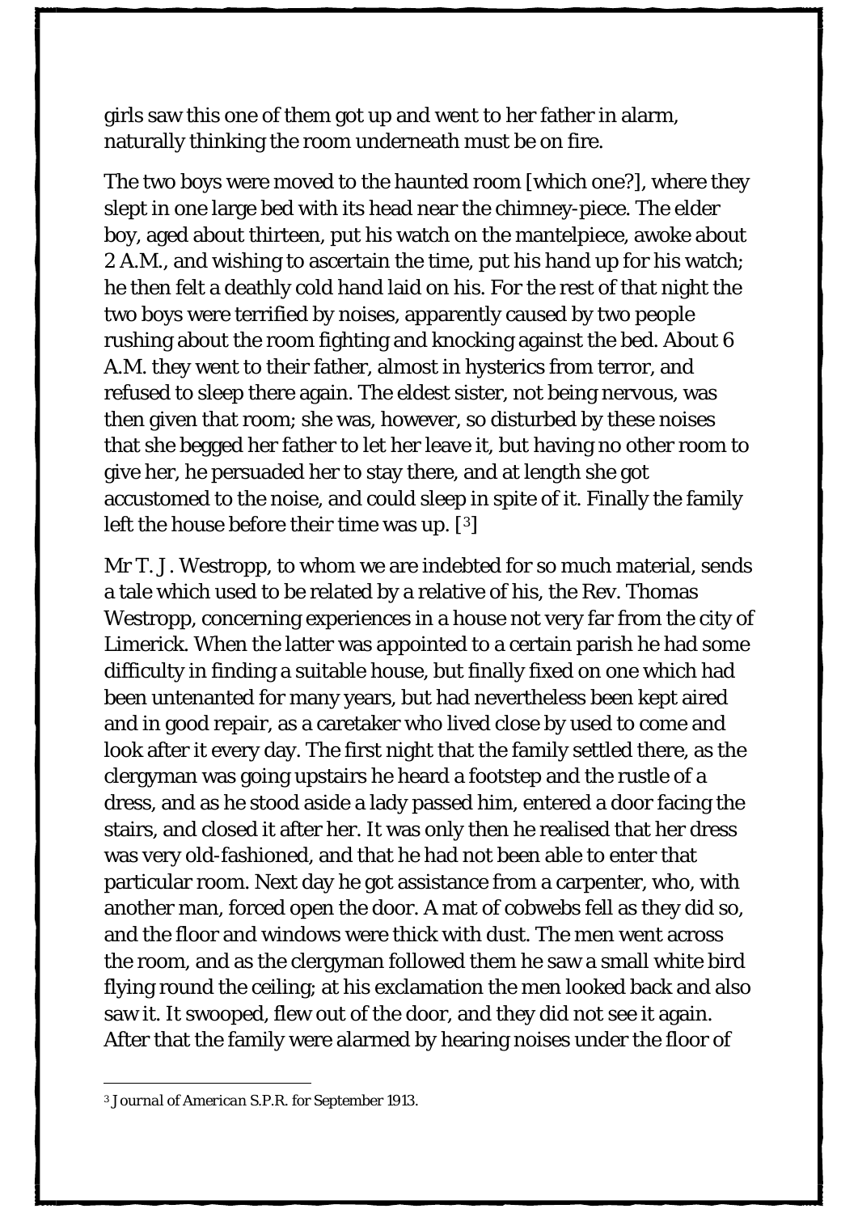girls saw this one of them got up and went to her father in alarm, naturally thinking the room underneath must be on fire.

The two boys were moved to the haunted room [which one?], where they slept in one large bed with its head near the chimney-piece. The elder boy, aged about thirteen, put his watch on the mantelpiece, awoke about 2 A.M., and wishing to ascertain the time, put his hand up for his watch; he then felt a deathly cold hand laid on his. For the rest of that night the two boys were terrified by noises, apparently caused by two people rushing about the room fighting and knocking against the bed. About 6 A.M. they went to their father, almost in hysterics from terror, and refused to sleep there again. The eldest sister, not being nervous, was then given that room; she was, however, so disturbed by these noises that she begged her father to let her leave it, but having no other room to give her, he persuaded her to stay there, and at length she got accustomed to the noise, and could sleep in spite of it. Finally the family left the house before their time was up. [3]

Mr T. J. Westropp, to whom we are indebted for so much material, sends a tale which used to be related by a relative of his, the Rev. Thomas Westropp, concerning experiences in a house not very far from the city of Limerick. When the latter was appointed to a certain parish he had some difficulty in finding a suitable house, but finally fixed on one which had been untenanted for many years, but had nevertheless been kept aired and in good repair, as a caretaker who lived close by used to come and look after it every day. The first night that the family settled there, as the clergyman was going upstairs he heard a footstep and the rustle of a dress, and as he stood aside a lady passed him, entered a door facing the stairs, and closed it after her. It was only then he realised that her dress was very old-fashioned, and that he had not been able to enter that particular room. Next day he got assistance from a carpenter, who, with another man, forced open the door. A mat of cobwebs fell as they did so, and the floor and windows were thick with dust. The men went across the room, and as the clergyman followed them he saw a small white bird flying round the ceiling; at his exclamation the men looked back and also saw it. It swooped, flew out of the door, and they did not see it again. After that the family were alarmed by hearing noises under the floor of

[3] *Journal of American S.P.R.* for September 1913.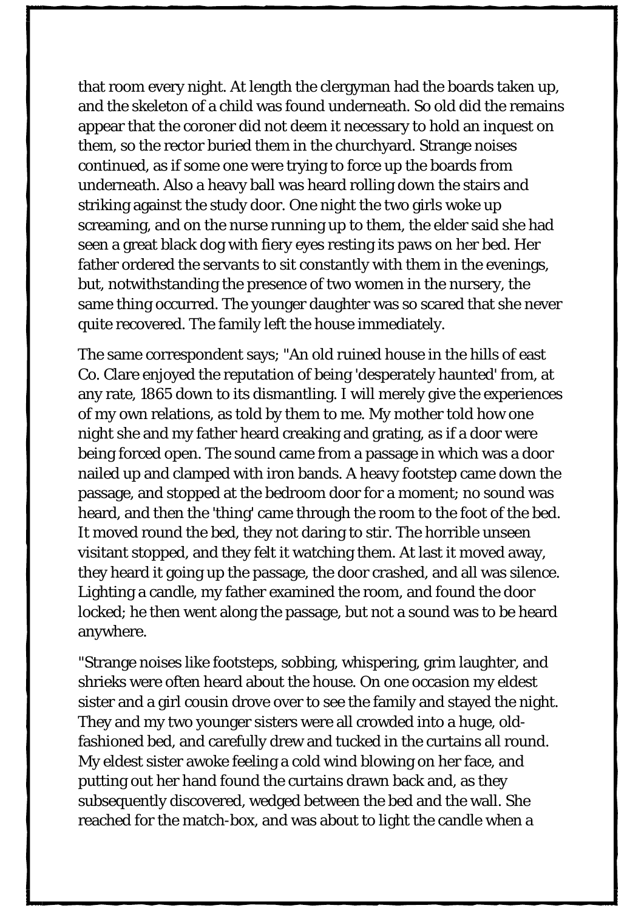that room every night. At length the clergyman had the boards taken up, and the skeleton of a child was found underneath. So old did the remains appear that the coroner did not deem it necessary to hold an inquest on them, so the rector buried them in the churchyard. Strange noises continued, as if some one were trying to force up the boards from underneath. Also a heavy ball was heard rolling down the stairs and striking against the study door. One night the two girls woke up screaming, and on the nurse running up to them, the elder said she had seen a great black dog with fiery eyes resting its paws on her bed. Her father ordered the servants to sit constantly with them in the evenings, but, notwithstanding the presence of two women in the nursery, the same thing occurred. The younger daughter was so scared that she never quite recovered. The family left the house immediately.

The same correspondent says; "An old ruined house in the hills of east Co. Clare enjoyed the reputation of being 'desperately haunted' from, at any rate, 1865 down to its dismantling. I will merely give the experiences of my own relations, as told by them to me. My mother told how one night she and my father heard creaking and grating, as if a door were being forced open. The sound came from a passage in which was a door nailed up and clamped with iron bands. A heavy footstep came down the passage, and stopped at the bedroom door for a moment; no sound was heard, and then the 'thing' came through the room to the foot of the bed. It moved round the bed, they not daring to stir. The horrible unseen visitant stopped, and they felt it watching them. At last it moved away, they heard it going up the passage, the door crashed, and all was silence. Lighting a candle, my father examined the room, and found the door locked; he then went along the passage, but not a sound was to be heard anywhere.

"Strange noises like footsteps, sobbing, whispering, grim laughter, and shrieks were often heard about the house. On one occasion my eldest sister and a girl cousin drove over to see the family and stayed the night. They and my two younger sisters were all crowded into a huge, old-fashioned bed, and carefully drew and tucked in the curtains all round. My eldest sister awoke feeling a cold wind blowing on her face, and putting out her hand found the curtains drawn back and, as they subsequently discovered, wedged between the bed and the wall. She reached for the match-box, and was about to light the candle when a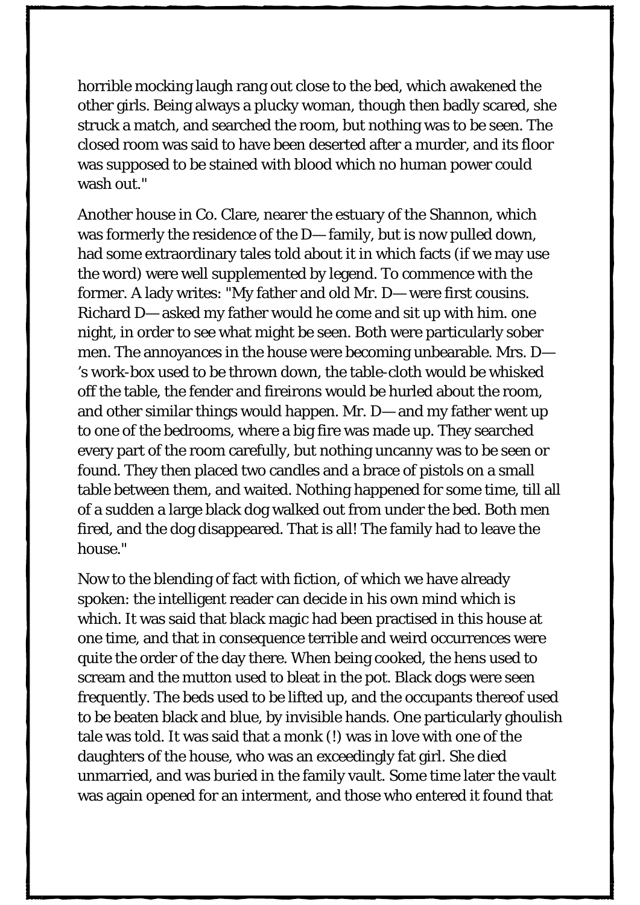horrible mocking laugh rang out close to the bed, which awakened the other girls. Being always a plucky woman, though then badly scared, she struck a match, and searched the room, but nothing was to be seen. The closed room was said to have been deserted after a murder, and its floor was supposed to be stained with blood which no human power could wash out."

Another house in Co. Clare, nearer the estuary of the Shannon, which was formerly the residence of the D— family, but is now pulled down, had some extraordinary tales told about it in which facts (if we may use the word) were well supplemented by legend. To commence with the former. A lady writes: "My father and old Mr. D— were first cousins. Richard D— asked my father would he come and sit up with him. one night, in order to see what might be seen. Both were particularly sober men. The annoyances in the house were becoming unbearable. Mrs. D—'s work-box used to be thrown down, the table-cloth would be whisked off the table, the fender and fireirons would be hurled about the room, and other similar things would happen. Mr. D— and my father went up to one of the bedrooms, where a big fire was made up. They searched every part of the room carefully, but nothing uncanny was to be seen or found. They then placed two candles and a brace of pistols on a small table between them, and waited. Nothing happened for some time, till all of a sudden a large black dog walked out from under the bed. Both men fired, and the dog disappeared. That is all! The family had to leave the house."

Now to the blending of fact with fiction, of which we have already spoken: the intelligent reader can decide in his own mind which is which. It was said that black magic had been practised in this house at one time, and that in consequence terrible and weird occurrences were quite the order of the day there. When being cooked, the hens used to scream and the mutton used to bleat in the pot. Black dogs were seen frequently. The beds used to be lifted up, and the occupants thereof used to be beaten black and blue, by invisible hands. One particularly ghoulish tale was told. It was said that a monk (!) was in love with one of the daughters of the house, who was an exceedingly fat girl. She died unmarried, and was buried in the family vault. Some time later the vault was again opened for an interment, and those who entered it found that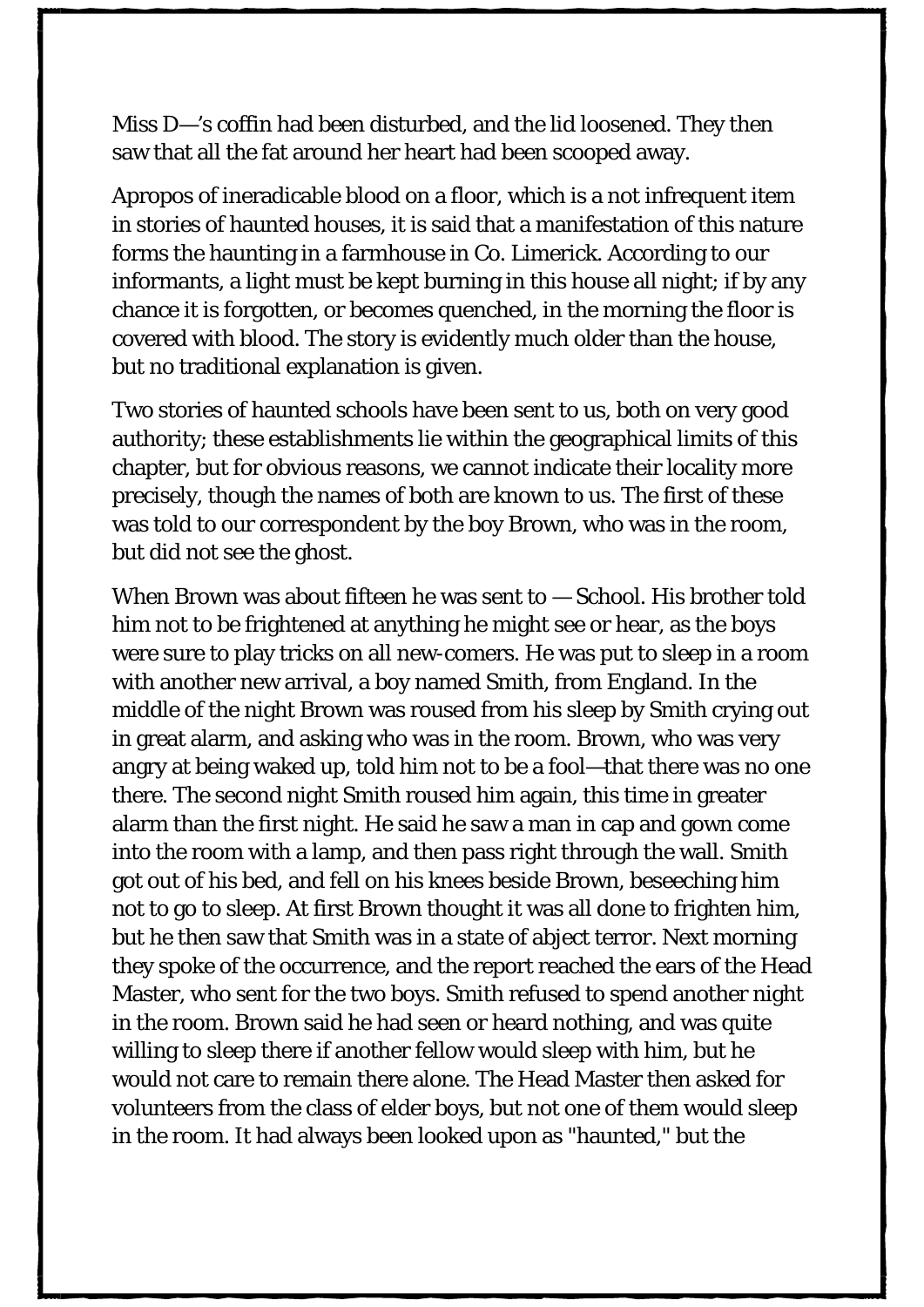Miss D—'s coffin had been disturbed, and the lid loosened. They then saw that all the fat around her heart had been scooped away.

Apropos of ineradicable blood on a floor, which is a not infrequent item in stories of haunted houses, it is said that a manifestation of this nature forms the haunting in a farmhouse in Co. Limerick. According to our informants, a light must be kept burning in this house all night; if by any chance it is forgotten, or becomes quenched, in the morning the floor is covered with blood. The story is evidently much older than the house, but no traditional explanation is given.

Two stories of haunted schools have been sent to us, both on very good authority; these establishments lie within the geographical limits of this chapter, but for obvious reasons, we cannot indicate their locality more precisely, though the names of both are known to us. The first of these was told to our correspondent by the boy Brown, who was in the room, but did not see the ghost.

When Brown was about fifteen he was sent to — School. His brother told him not to be frightened at anything he might see or hear, as the boys were sure to play tricks on all new-comers. He was put to sleep in a room with another new arrival, a boy named Smith, from England. In the middle of the night Brown was roused from his sleep by Smith crying out in great alarm, and asking who was in the room. Brown, who was very angry at being waked up, told him not to be a fool—that there was no one there. The second night Smith roused him again, this time in greater alarm than the first night. He said he saw a man in cap and gown come into the room with a lamp, and then pass right through the wall. Smith got out of his bed, and fell on his knees beside Brown, beseeching him not to go to sleep. At first Brown thought it was all done to frighten him, but he then saw that Smith was in a state of abject terror. Next morning they spoke of the occurrence, and the report reached the ears of the Head Master, who sent for the two boys. Smith refused to spend another night in the room. Brown said he had seen or heard nothing, and was quite willing to sleep there if another fellow would sleep with him, but he would not care to remain there alone. The Head Master then asked for volunteers from the class of elder boys, but not one of them would sleep in the room. It had always been looked upon as "haunted," but the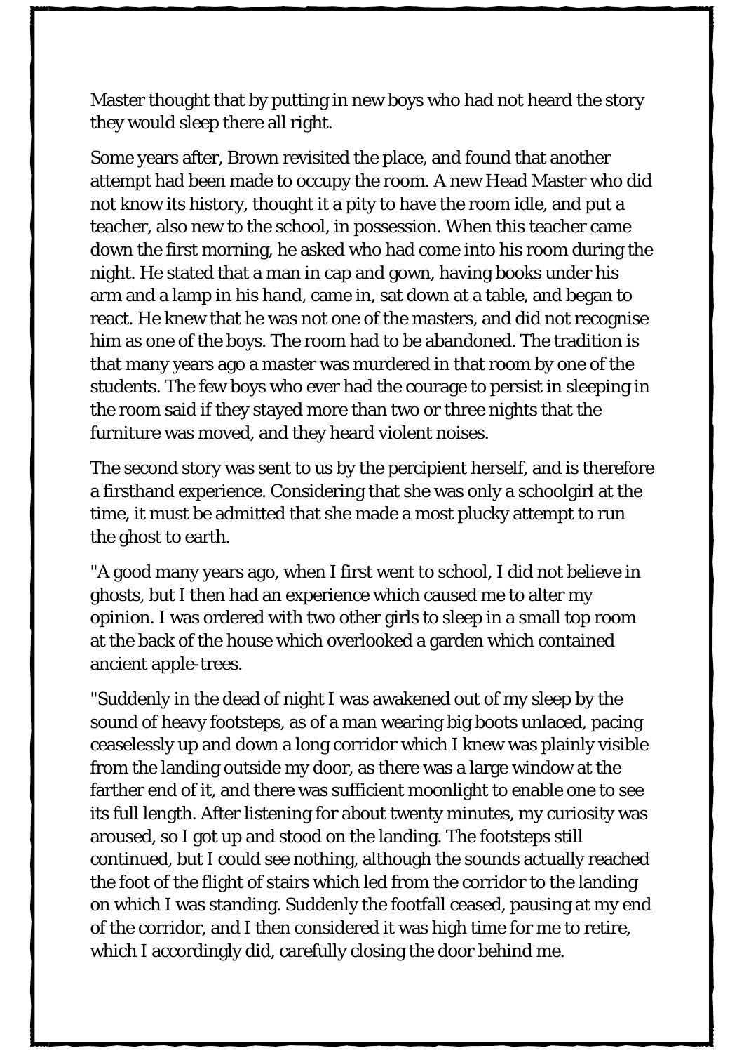Master thought that by putting in new boys who had not heard the story they would sleep there all right.

Some years after, Brown revisited the place, and found that another attempt had been made to occupy the room. A new Head Master who did not know its history, thought it a pity to have the room idle, and put a teacher, also new to the school, in possession. When this teacher came down the first morning, he asked who had come into his room during the night. He stated that a man in cap and gown, having books under his arm and a lamp in his hand, came in, sat down at a table, and began to react. He knew that he was not one of the masters, and did not recognise him as one of the boys. The room had to be abandoned. The tradition is that many years ago a master was murdered in that room by one of the students. The few boys who ever had the courage to persist in sleeping in the room said if they stayed more than two or three nights that the furniture was moved, and they heard violent noises.

The second story was sent to us by the percipient herself, and is therefore a firsthand experience. Considering that she was only a schoolgirl at the time, it must be admitted that she made a most plucky attempt to run the ghost to earth.

"A good many years ago, when I first went to school, I did not believe in ghosts, but I then had an experience which caused me to alter my opinion. I was ordered with two other girls to sleep in a small top room at the back of the house which overlooked a garden which contained ancient apple-trees.

"Suddenly in the dead of night I was awakened out of my sleep by the sound of heavy footsteps, as of a man wearing big boots unlaced, pacing ceaselessly up and down a long corridor which I knew was plainly visible from the landing outside my door, as there was a large window at the farther end of it, and there was sufficient moonlight to enable one to see its full length. After listening for about twenty minutes, my curiosity was aroused, so I got up and stood on the landing. The footsteps still continued, but I could see nothing, although the sounds actually reached the foot of the flight of stairs which led from the corridor to the landing on which I was standing. Suddenly the footfall ceased, pausing at my end of the corridor, and I then considered it was high time for me to retire, which I accordingly did, carefully closing the door behind me.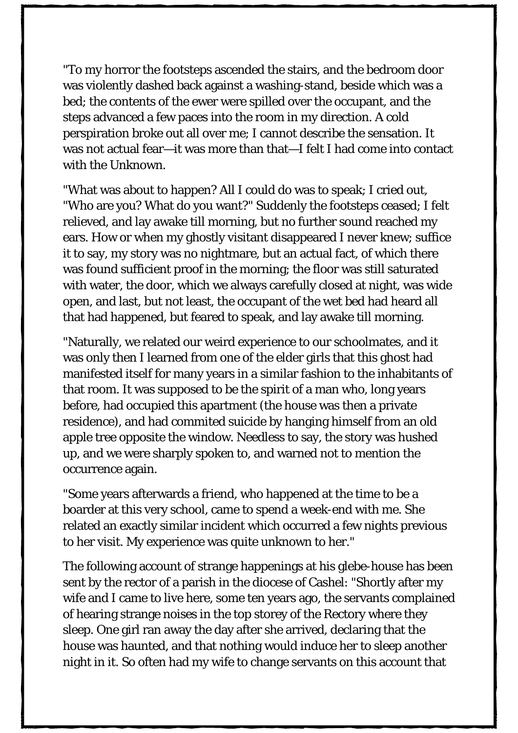"To my horror the footsteps ascended the stairs, and the bedroom door was violently dashed back against a washing-stand, beside which was a bed; the contents of the ewer were spilled over the occupant, and the steps advanced a few paces into the room in my direction. A cold perspiration broke out all over me; I cannot describe the sensation. It was not actual fear—it was more than that—I felt I had come into contact with the Unknown.

"What was about to happen? All I could do was to speak; I cried out, "Who are you? What do you want?" Suddenly the footsteps ceased; I felt relieved, and lay awake till morning, but no further sound reached my ears. How or when my ghostly visitant disappeared I never knew; suffice it to say, my story was no nightmare, but an actual fact, of which there was found sufficient proof in the morning; the floor was still saturated with water, the door, which we always carefully closed at night, was wide open, and last, but not least, the occupant of the wet bed had heard all that had happened, but feared to speak, and lay awake till morning.

"Naturally, we related our weird experience to our schoolmates, and it was only then I learned from one of the elder girls that this ghost had manifested itself for many years in a similar fashion to the inhabitants of that room. It was supposed to be the spirit of a man who, long years before, had occupied this apartment (the house was then a private residence), and had commited suicide by hanging himself from an old apple tree opposite the window. Needless to say, the story was hushed up, and we were sharply spoken to, and warned not to mention the occurrence again.

"Some years afterwards a friend, who happened at the time to be a boarder at this very school, came to spend a week-end with me. She related an exactly similar incident which occurred a few nights previous to her visit. My experience was quite unknown to her."

The following account of strange happenings at his glebe-house has been sent by the rector of a parish in the diocese of Cashel: "Shortly after my wife and I came to live here, some ten years ago, the servants complained of hearing strange noises in the top storey of the Rectory where they sleep. One girl ran away the day after she arrived, declaring that the house was haunted, and that nothing would induce her to sleep another night in it. So often had my wife to change servants on this account that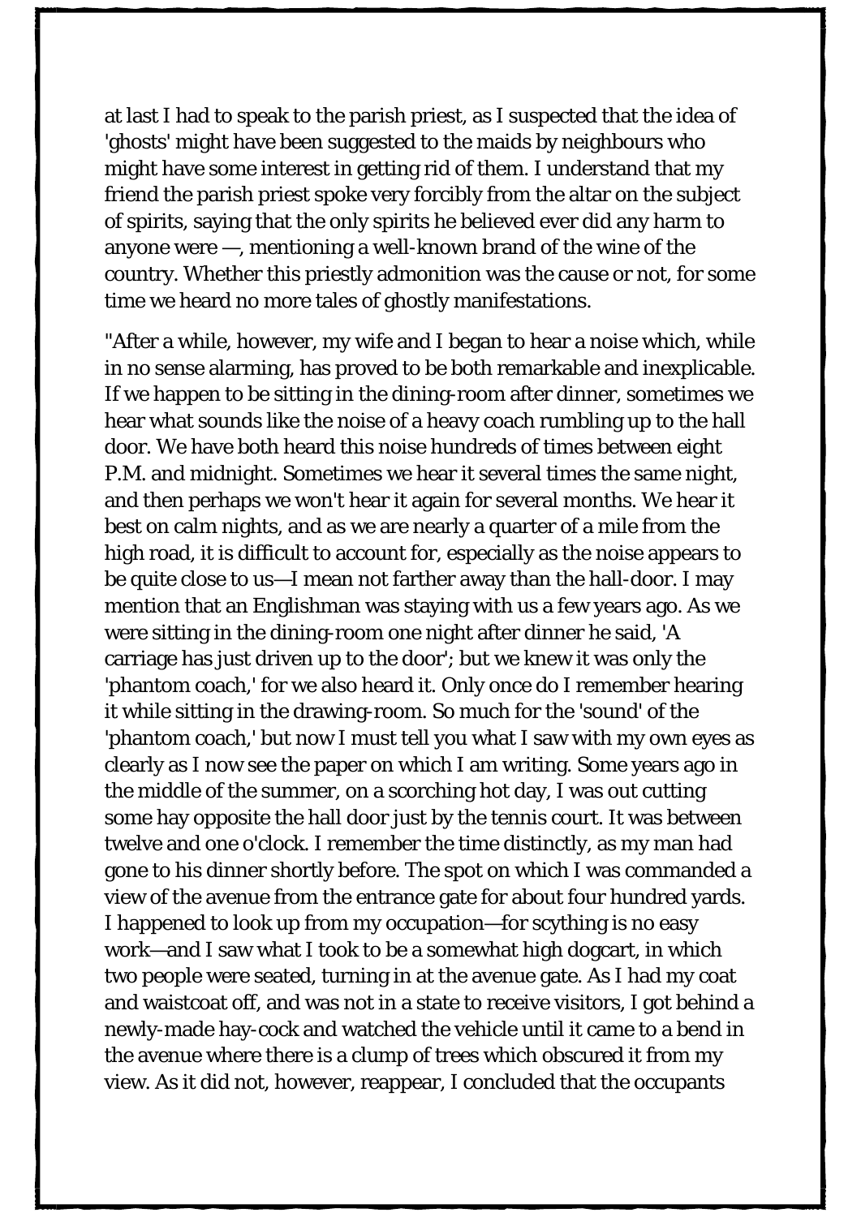at last I had to speak to the parish priest, as I suspected that the idea of 'ghosts' might have been suggested to the maids by neighbours who might have some interest in getting rid of them. I understand that my friend the parish priest spoke very forcibly from the altar on the subject of spirits, saying that the only spirits he believed ever did any harm to anyone were —, mentioning a well-known brand of the wine of the country. Whether this priestly admonition was the cause or not, for some time we heard no more tales of ghostly manifestations.

"After a while, however, my wife and I began to hear a noise which, while in no sense alarming, has proved to be both remarkable and inexplicable. If we happen to be sitting in the dining-room after dinner, sometimes we hear what sounds like the noise of a heavy coach rumbling up to the hall door. We have both heard this noise hundreds of times between eight P.M. and midnight. Sometimes we hear it several times the same night, and then perhaps we won't hear it again for several months. We hear it best on calm nights, and as we are nearly a quarter of a mile from the high road, it is difficult to account for, especially as the noise appears to be quite close to us—I mean not farther away than the hall-door. I may mention that an Englishman was staying with us a few years ago. As we were sitting in the dining-room one night after dinner he said, 'A carriage has just driven up to the door'; but we knew it was only the 'phantom coach,' for we also heard it. Only once do I remember hearing it while sitting in the drawing-room. So much for the 'sound' of the 'phantom coach,' but now I must tell you what I saw with my own eyes as clearly as I now see the paper on which I am writing. Some years ago in the middle of the summer, on a scorching hot day, I was out cutting some hay opposite the hall door just by the tennis court. It was between twelve and one o'clock. I remember the time distinctly, as my man had gone to his dinner shortly before. The spot on which I was commanded a view of the avenue from the entrance gate for about four hundred yards. I happened to look up from my occupation—for scything is no easy work—and I saw what I took to be a somewhat high dogcart, in which two people were seated, turning in at the avenue gate. As I had my coat and waistcoat off, and was not in a state to receive visitors, I got behind a newly-made hay-cock and watched the vehicle until it came to a bend in the avenue where there is a clump of trees which obscured it from my view. As it did not, however, reappear, I concluded that the occupants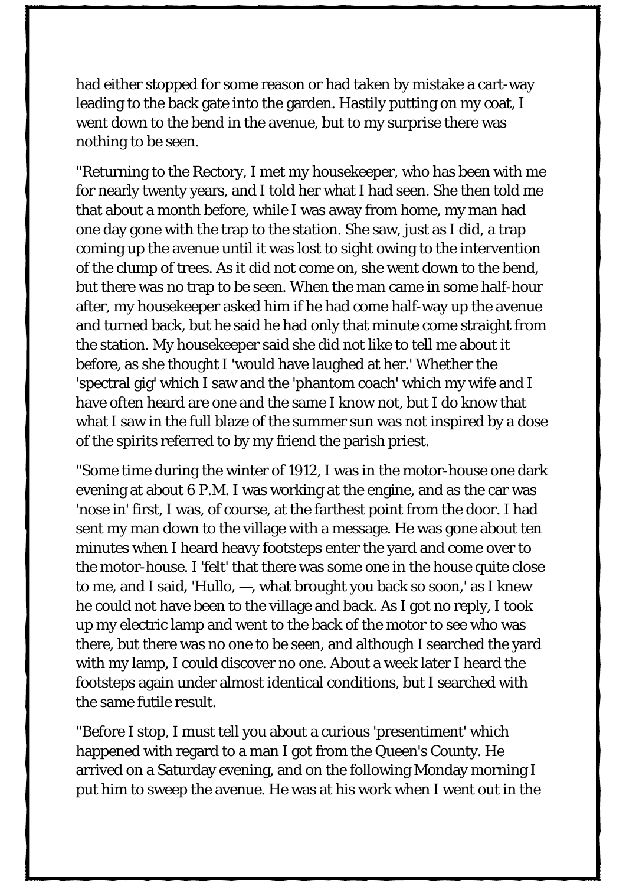had either stopped for some reason or had taken by mistake a cart-way leading to the back gate into the garden. Hastily putting on my coat, I went down to the bend in the avenue, but to my surprise there was nothing to be seen.

"Returning to the Rectory, I met my housekeeper, who has been with me for nearly twenty years, and I told her what I had seen. She then told me that about a month before, while I was away from home, my man had one day gone with the trap to the station. She saw, just as I did, a trap coming up the avenue until it was lost to sight owing to the intervention of the clump of trees. As it did not come on, she went down to the bend, but there was no trap to be seen. When the man came in some half-hour after, my housekeeper asked him if he had come half-way up the avenue and turned back, but he said he had only that minute come straight from the station. My housekeeper said she did not like to tell me about it before, as she thought I 'would have laughed at her.' Whether the 'spectral gig' which I saw and the 'phantom coach' which my wife and I have often heard are one and the same I know not, but I do know that what I saw in the full blaze of the summer sun was not inspired by a dose of the spirits referred to by my friend the parish priest.

"Some time during the winter of 1912, I was in the motor-house one dark evening at about 6 P.M. I was working at the engine, and as the car was 'nose in' first, I was, of course, at the farthest point from the door. I had sent my man down to the village with a message. He was gone about ten minutes when I heard heavy footsteps enter the yard and come over to the motor-house. I 'felt' that there was some one in the house quite close to me, and I said, 'Hullo, —, what brought you back so soon,' as I knew he could not have been to the village and back. As I got no reply, I took up my electric lamp and went to the back of the motor to see who was there, but there was no one to be seen, and although I searched the yard with my lamp, I could discover no one. About a week later I heard the footsteps again under almost identical conditions, but I searched with the same futile result.

"Before I stop, I must tell you about a curious 'presentiment' which happened with regard to a man I got from the Queen's County. He arrived on a Saturday evening, and on the following Monday morning I put him to sweep the avenue. He was at his work when I went out in the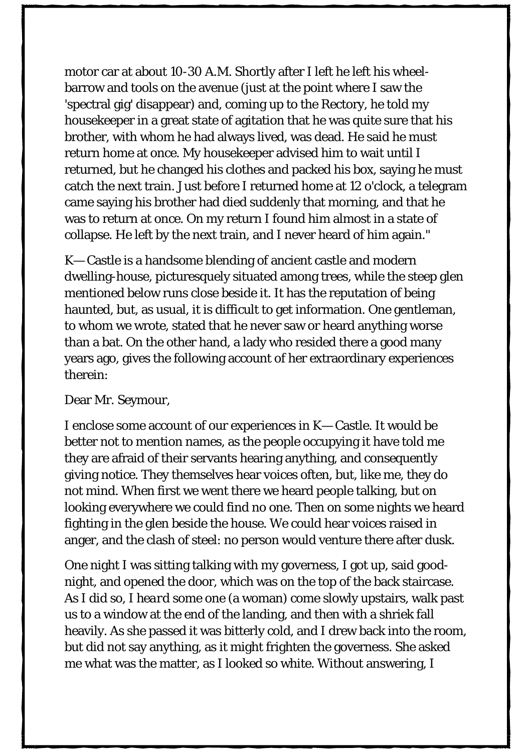motor car at about 10-30 A.M. Shortly after I left he left his wheel-barrow and tools on the avenue (just at the point where I saw the 'spectral gig' disappear) and, coming up to the Rectory, he told my housekeeper in a great state of agitation that he was quite sure that his brother, with whom he had always lived, was dead. He said he must return home at once. My housekeeper advised him to wait until I returned, but he changed his clothes and packed his box, saying he must catch the next train. Just before I returned home at 12 o'clock, a telegram came saying his brother had died suddenly that morning, and that he was to return at once. On my return I found him almost in a state of collapse. He left by the next train, and I never heard of him again."

K— Castle is a handsome blending of ancient castle and modern dwelling-house, picturesquely situated among trees, while the steep glen mentioned below runs close beside it. It has the reputation of being haunted, but, as usual, it is difficult to get information. One gentleman, to whom we wrote, stated that he never saw or heard anything worse than a bat. On the other hand, a lady who resided there a good many years ago, gives the following account of her extraordinary experiences therein:

Dear Mr. Seymour,

I enclose some account of our experiences in K— Castle. It would be better not to mention names, as the people occupying it have told me they are afraid of their servants hearing anything, and consequently giving notice. They themselves hear voices often, but, like me, they do not mind. When first we went there we heard people talking, but on looking everywhere we could find no one. Then on some nights we heard fighting in the glen beside the house. We could hear voices raised in anger, and the clash of steel: no person would venture there after dusk.

One night I was sitting talking with my governess, I got up, said good-night, and opened the door, which was on the top of the back staircase. As I did so, I *heard* some one (a woman) come slowly upstairs, walk past us to a window at the end of the landing, and then with a shriek fall heavily. As she passed it was bitterly cold, and I drew back into the room, but did not say anything, as it might frighten the governess. She asked me what was the matter, as I looked so white. Without answering, I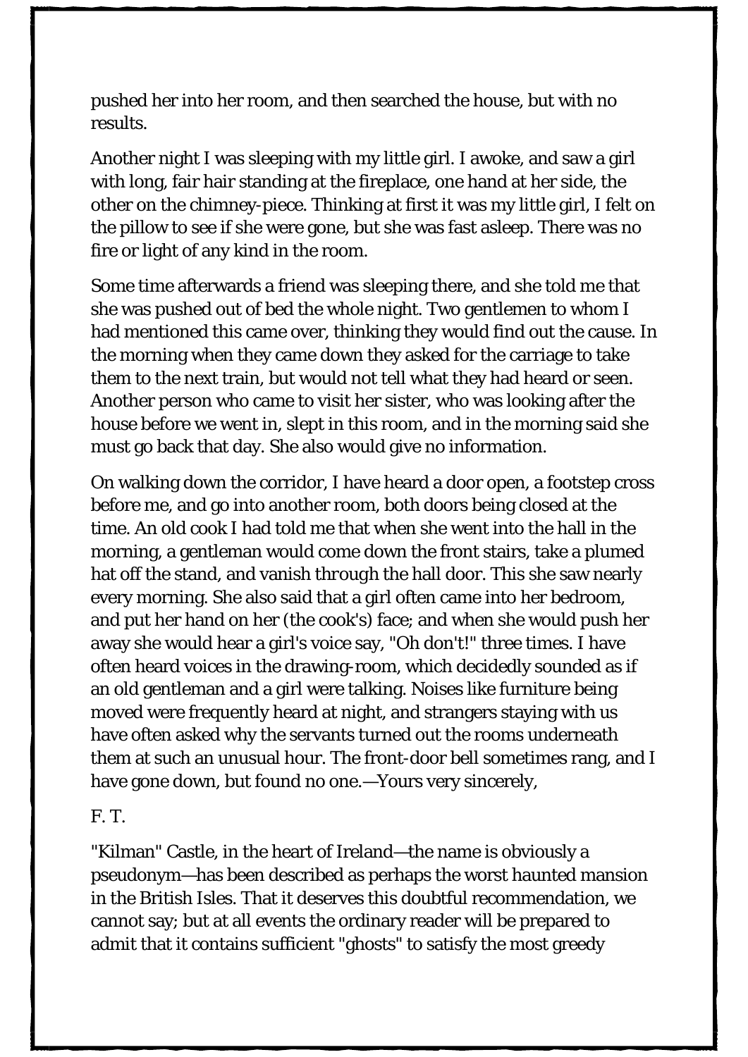pushed her into her room, and then searched the house, but with no results.

Another night I was sleeping with my little girl. I awoke, and saw a girl with long, fair hair standing at the fireplace, one hand at her side, the other on the chimney-piece. Thinking at first it was my little girl, I felt on the pillow to see if she were gone, but she was fast asleep. There was no fire or light of any kind in the room.

Some time afterwards a friend was sleeping there, and she told me that she was pushed out of bed the whole night. Two gentlemen to whom I had mentioned this came over, thinking they would find out the cause. In the morning when they came down they asked for the carriage to take them to the next train, but would not tell what they had heard or seen. Another person who came to visit her sister, who was looking after the house before we went in, slept in this room, and in the morning said she must go back that day. She also would give no information.

On walking down the corridor, I have heard a door open, a footstep cross before me, and go into another room, both doors being closed at the time. An old cook I had told me that when she went into the hall in the morning, a gentleman would come down the front stairs, take a plumed hat off the stand, and vanish through the hall door. This she saw nearly every morning. She also said that a girl often came into her bedroom, and put her hand on her (the cook's) face; and when she would push her away she would hear a girl's voice say, "Oh don't!" three times. I have often heard voices in the drawing-room, which decidedly sounded as if an old gentleman and a girl were talking. Noises like furniture being moved were frequently heard at night, and strangers staying with us have often asked why the servants turned out the rooms underneath them at such an unusual hour. The front-door bell sometimes rang, and I have gone down, but found no one.—Yours very sincerely,

F. T.

"Kilman" Castle, in the heart of Ireland—the name is obviously a pseudonym—has been described as perhaps the worst haunted mansion in the British Isles. That it deserves this doubtful recommendation, we cannot say; but at all events the ordinary reader will be prepared to admit that it contains sufficient "ghosts" to satisfy the most greedy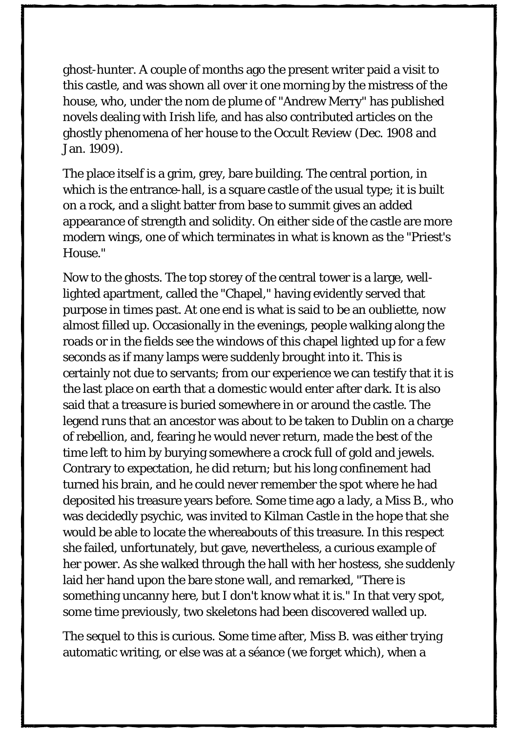ghost-hunter. A couple of months ago the present writer paid a visit to this castle, and was shown all over it one morning by the mistress of the house, who, under the nom de plume of "Andrew Merry" has published novels dealing with Irish life, and has also contributed articles on the ghostly phenomena of her house to the Occult Review (Dec. 1908 and Jan. 1909).

The place itself is a grim, grey, bare building. The central portion, in which is the entrance-hall, is a square castle of the usual type; it is built on a rock, and a slight batter from base to summit gives an added appearance of strength and solidity. On either side of the castle are more modern wings, one of which terminates in what is known as the "Priest's House."

Now to the ghosts. The top storey of the central tower is a large, well-lighted apartment, called the "Chapel," having evidently served that purpose in times past. At one end is what is said to be an oubliette, now almost filled up. Occasionally in the evenings, people walking along the roads or in the fields see the windows of this chapel lighted up for a few seconds as if many lamps were suddenly brought into it. This is certainly not due to servants; from our experience we can testify that it is the last place on earth that a domestic would enter after dark. It is also said that a treasure is buried somewhere in or around the castle. The legend runs that an ancestor was about to be taken to Dublin on a charge of rebellion, and, fearing he would never return, made the best of the time left to him by burying somewhere a crock full of gold and jewels. Contrary to expectation, he did return; but his long confinement had turned his brain, and he could never remember the spot where he had deposited his treasure years before. Some time ago a lady, a Miss B., who was decidedly psychic, was invited to Kilman Castle in the hope that she would be able to locate the whereabouts of this treasure. In this respect she failed, unfortunately, but gave, nevertheless, a curious example of her power. As she walked through the hall with her hostess, she suddenly laid her hand upon the bare stone wall, and remarked, "There is something uncanny here, but I don't know what it is." In that very spot, some time previously, two skeletons had been discovered walled up.

The sequel to this is curious. Some time after, Miss B. was either trying automatic writing, or else was at a séance (we forget which), when a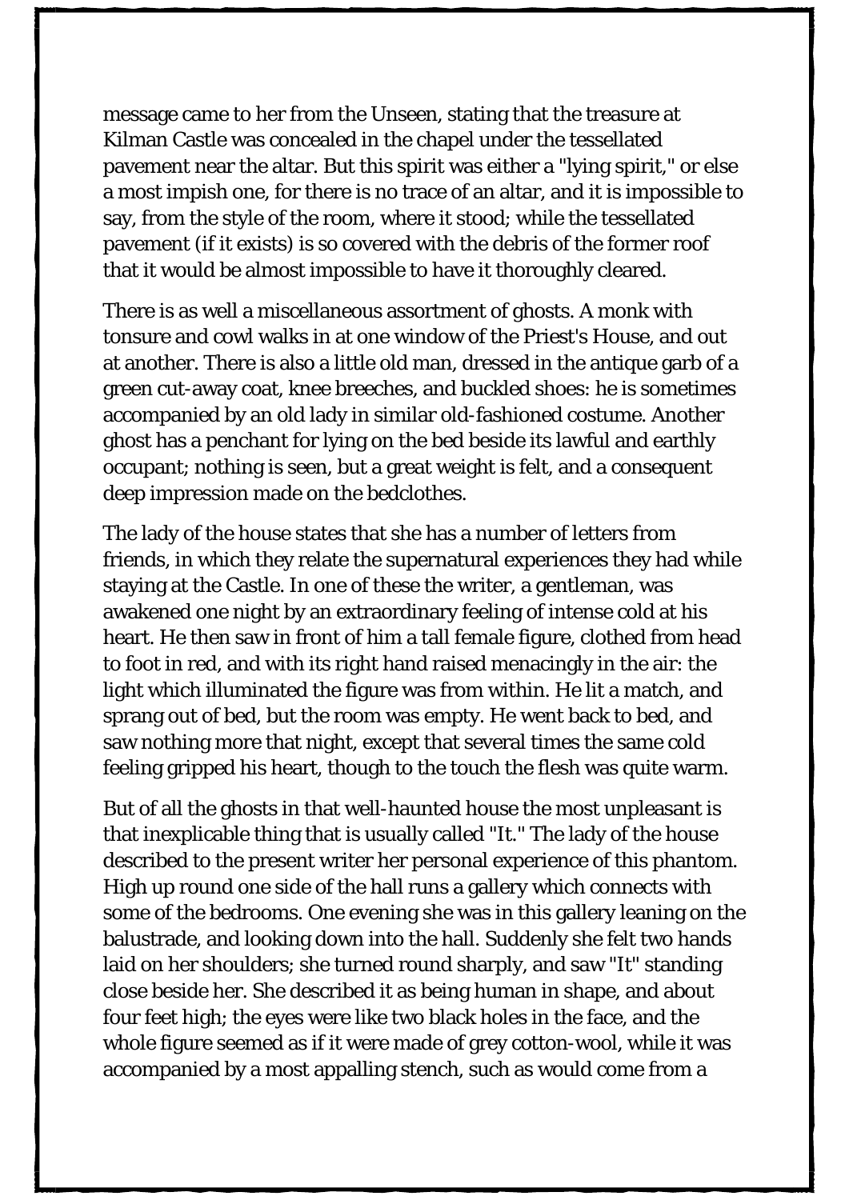message came to her from the Unseen, stating that the treasure at Kilman Castle was concealed in the chapel under the tessellated pavement near the altar. But this spirit was either a "lying spirit," or else a most impish one, for there is no trace of an altar, and it is impossible to say, from the style of the room, where it stood; while the tessellated pavement (if it exists) is so covered with the debris of the former roof that it would be almost impossible to have it thoroughly cleared.

There is as well a miscellaneous assortment of ghosts. A monk with tonsure and cowl walks in at one window of the Priest's House, and out at another. There is also a little old man, dressed in the antique garb of a green cut-away coat, knee breeches, and buckled shoes: he is sometimes accompanied by an old lady in similar old-fashioned costume. Another ghost has a penchant for lying on the bed beside its lawful and earthly occupant; nothing is seen, but a great weight is felt, and a consequent deep impression made on the bedclothes.

The lady of the house states that she has a number of letters from friends, in which they relate the supernatural experiences they had while staying at the Castle. In one of these the writer, a gentleman, was awakened one night by an extraordinary feeling of intense cold at his heart. He then saw in front of him a tall female figure, clothed from head to foot in red, and with its right hand raised menacingly in the air: the light which illuminated the figure was from within. He lit a match, and sprang out of bed, but the room was empty. He went back to bed, and saw nothing more that night, except that several times the same cold feeling gripped his heart, though to the touch the flesh was quite warm.

But of all the ghosts in that well-haunted house the most unpleasant is that inexplicable thing that is usually called "It." The lady of the house described to the present writer her personal experience of this phantom. High up round one side of the hall runs a gallery which connects with some of the bedrooms. One evening she was in this gallery leaning on the balustrade, and looking down into the hall. Suddenly she felt two hands laid on her shoulders; she turned round sharply, and saw "It" standing close beside her. She described it as being human in shape, and about four feet high; the eyes were like two black holes in the face, and the whole figure seemed as if it were made of grey cotton-wool, while it was accompanied by a most appalling stench, such as would come from a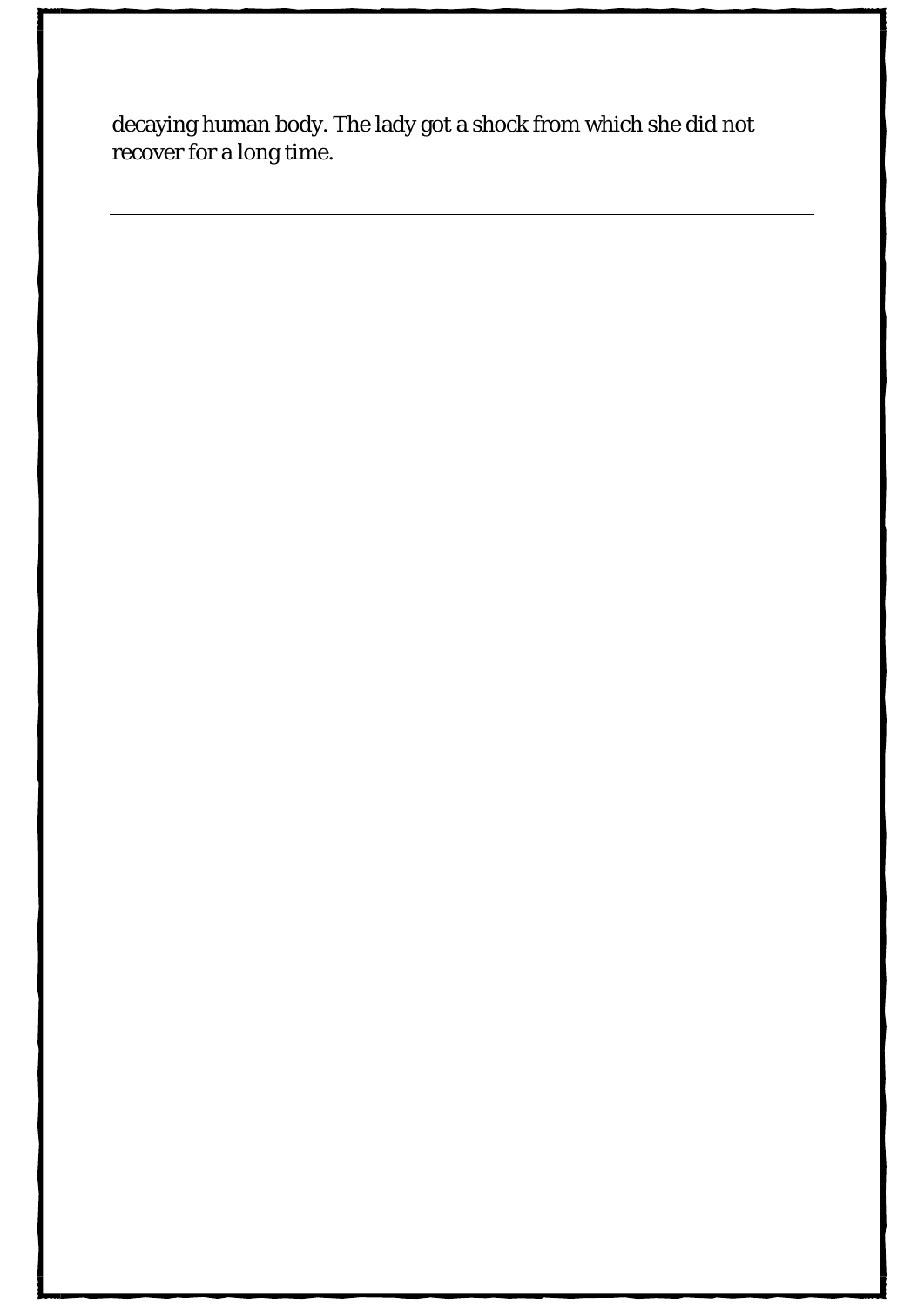decaying human body. The lady got a shock from which she did not recover for a long time.

---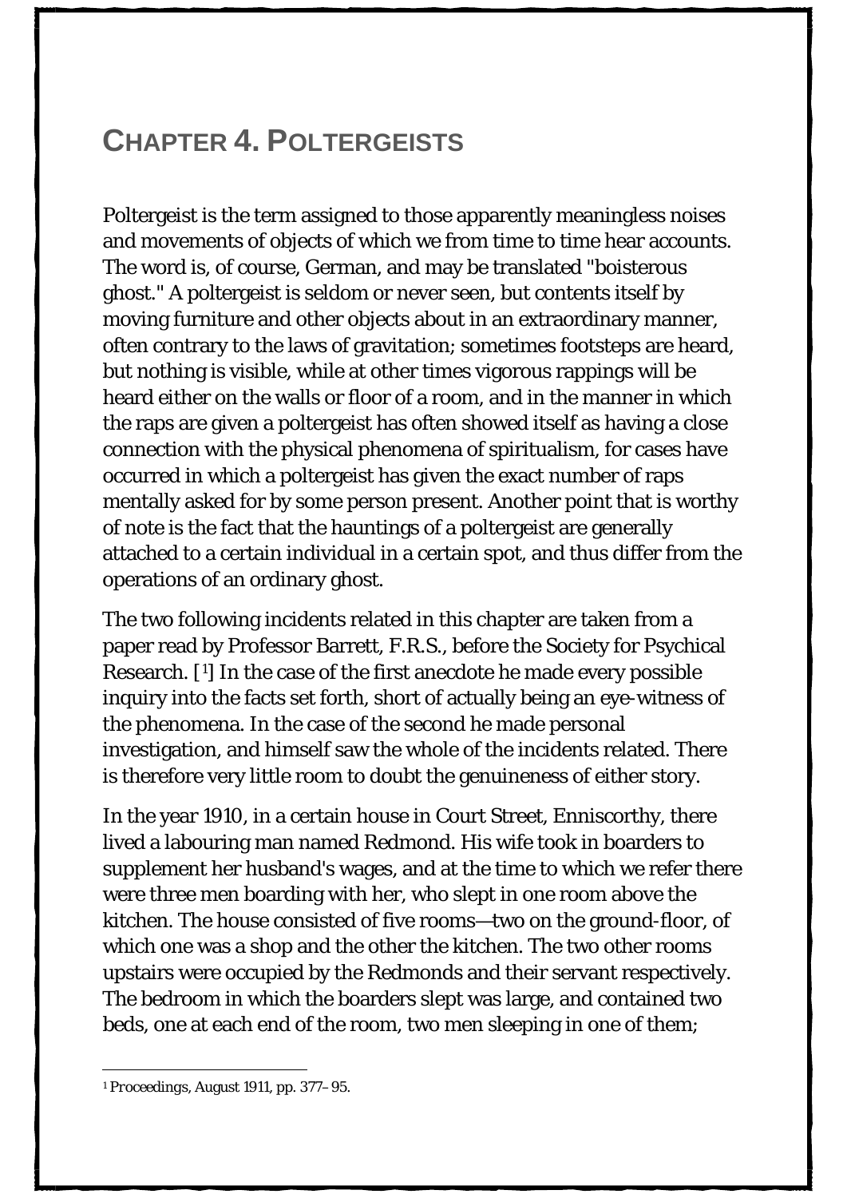## CHAPTER 4. POLTERGEISTS

Poltergeist is the term assigned to those apparently meaningless noises and movements of objects of which we from time to time hear accounts. The word is, of course, German, and may be translated "boisterous ghost." A poltergeist is seldom or never seen, but contents itself by moving furniture and other objects about in an extraordinary manner, often contrary to the laws of gravitation; sometimes footsteps are heard, but nothing is visible, while at other times vigorous rappings will be heard either on the walls or floor of a room, and in the manner in which the raps are given a poltergeist has often showed itself as having a close connection with the physical phenomena of spiritualism, for cases have occurred in which a poltergeist has given the exact number of raps mentally asked for by some person present. Another point that is worthy of note is the fact that the hauntings of a poltergeist are generally attached to a certain individual in a certain spot, and thus differ from the operations of an ordinary ghost.

The two following incidents related in this chapter are taken from a paper read by Professor Barrett, F.R.S., before the Society for Psychical Research. [1] In the case of the first anecdote he made every possible inquiry into the facts set forth, short of actually being an eye-witness of the phenomena. In the case of the second he made personal investigation, and himself saw the whole of the incidents related. There is therefore very little room to doubt the genuineness of either story.

In the year 1910, in a certain house in Court Street, Enniscorthy, there lived a labouring man named Redmond. His wife took in boarders to supplement her husband's wages, and at the time to which we refer there were three men boarding with her, who slept in one room above the kitchen. The house consisted of five rooms—two on the ground-floor, of which one was a shop and the other the kitchen. The two other rooms upstairs were occupied by the Redmonds and their servant respectively. The bedroom in which the boarders slept was large, and contained two beds, one at each end of the room, two men sleeping in one of them;

---

[1] *Proceedings*, August 1911, pp. 377–95.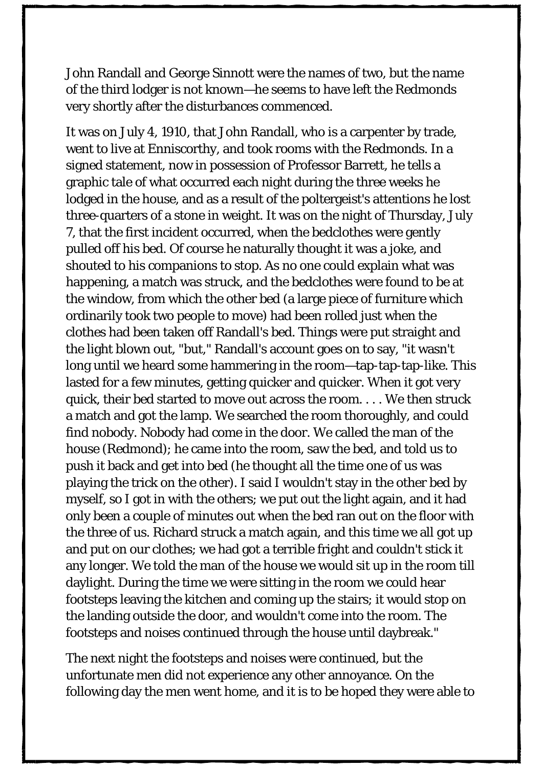John Randall and George Sinnott were the names of two, but the name of the third lodger is not known—he seems to have left the Redmonds very shortly after the disturbances commenced.

It was on July 4, 1910, that John Randall, who is a carpenter by trade, went to live at Enniscorthy, and took rooms with the Redmonds. In a signed statement, now in possession of Professor Barrett, he tells a graphic tale of what occurred each night during the three weeks he lodged in the house, and as a result of the poltergeist's attentions he lost three-quarters of a stone in weight. It was on the night of Thursday, July 7, that the first incident occurred, when the bedclothes were gently pulled off his bed. Of course he naturally thought it was a joke, and shouted to his companions to stop. As no one could explain what was happening, a match was struck, and the bedclothes were found to be at the window, from which the other bed (a large piece of furniture which ordinarily took two people to move) had been rolled just when the clothes had been taken off Randall's bed. Things were put straight and the light blown out, "but," Randall's account goes on to say, "it wasn't long until we heard some hammering in the room—tap-tap-tap-like. This lasted for a few minutes, getting quicker and quicker. When it got very quick, their bed started to move out across the room. . . . We then struck a match and got the lamp. We searched the room thoroughly, and could find nobody. Nobody had come in the door. We called the man of the house (Redmond); he came into the room, saw the bed, and told us to push it back and get into bed (he thought all the time one of us was playing the trick on the other). I said I wouldn't stay in the other bed by myself, so I got in with the others; we put out the light again, and it had only been a couple of minutes out when the bed ran out on the floor with the three of us. Richard struck a match again, and this time we all got up and put on our clothes; we had got a terrible fright and couldn't stick it any longer. We told the man of the house we would sit up in the room till daylight. During the time we were sitting in the room we could hear footsteps leaving the kitchen and coming up the stairs; it would stop on the landing outside the door, and wouldn't come into the room. The footsteps and noises continued through the house until daybreak."

The next night the footsteps and noises were continued, but the unfortunate men did not experience any other annoyance. On the following day the men went home, and it is to be hoped they were able to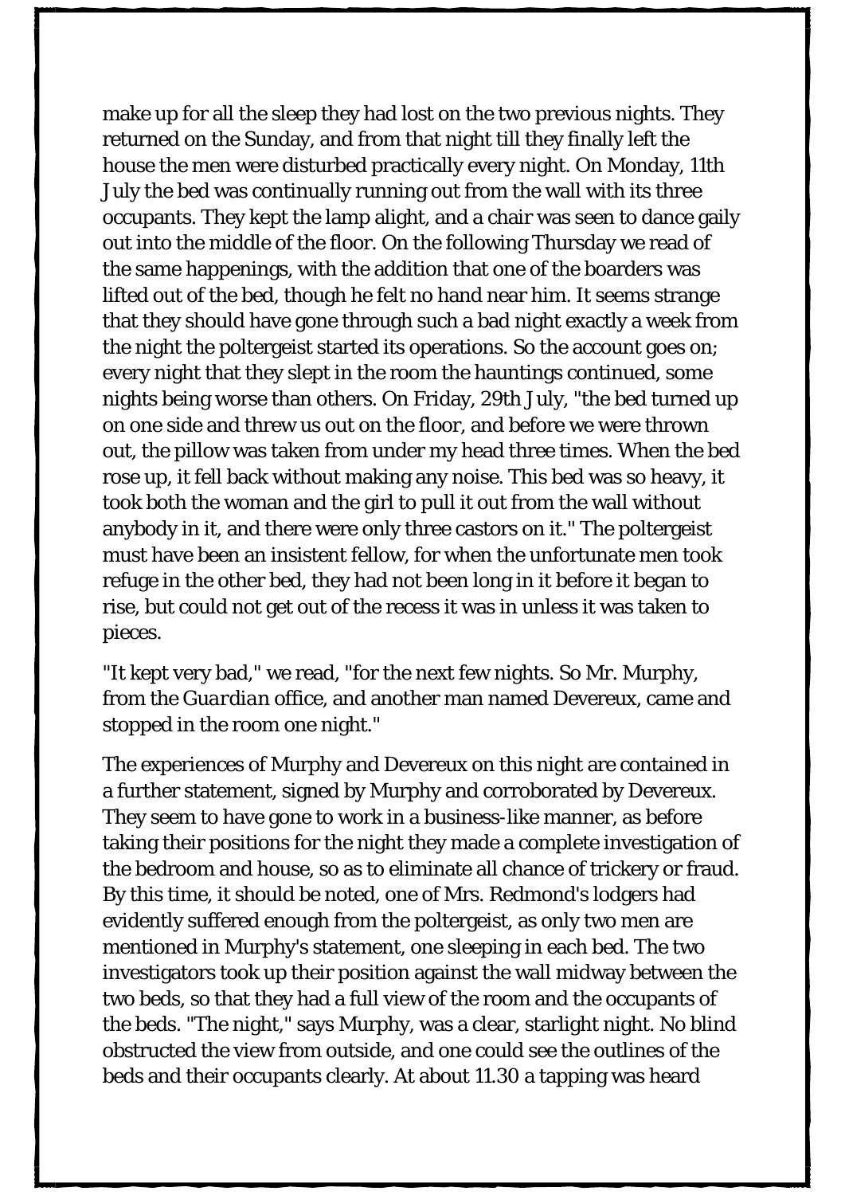make up for all the sleep they had lost on the two previous nights. They returned on the Sunday, and from that night till they finally left the house the men were disturbed practically every night. On Monday, 11th July the bed was continually running out from the wall with its three occupants. They kept the lamp alight, and a chair was seen to dance gaily out into the middle of the floor. On the following Thursday we read of the same happenings, with the addition that one of the boarders was lifted out of the bed, though he felt no hand near him. It seems strange that they should have gone through such a bad night exactly a week from the night the poltergeist started its operations. So the account goes on; every night that they slept in the room the hauntings continued, some nights being worse than others. On Friday, 29th July, "the bed turned up on one side and threw us out on the floor, and before we were thrown out, the pillow was taken from under my head three times. When the bed rose up, it fell back without making any noise. This bed was so heavy, it took both the woman and the girl to pull it out from the wall without anybody in it, and there were only three castors on it." The poltergeist must have been an insistent fellow, for when the unfortunate men took refuge in the other bed, they had not been long in it before it began to rise, but could not get out of the recess it was in unless it was taken to pieces.

"It kept very bad," we read, "for the next few nights. So Mr. Murphy, from the *Guardian* office, and another man named Devereux, came and stopped in the room one night."

The experiences of Murphy and Devereux on this night are contained in a further statement, signed by Murphy and corroborated by Devereux. They seem to have gone to work in a business-like manner, as before taking their positions for the night they made a complete investigation of the bedroom and house, so as to eliminate all chance of trickery or fraud. By this time, it should be noted, one of Mrs. Redmond's lodgers had evidently suffered enough from the poltergeist, as only two men are mentioned in Murphy's statement, one sleeping in each bed. The two investigators took up their position against the wall midway between the two beds, so that they had a full view of the room and the occupants of the beds. "The night," says Murphy, was a clear, starlight night. No blind obstructed the view from outside, and one could see the outlines of the beds and their occupants clearly. At about 11.30 a tapping was heard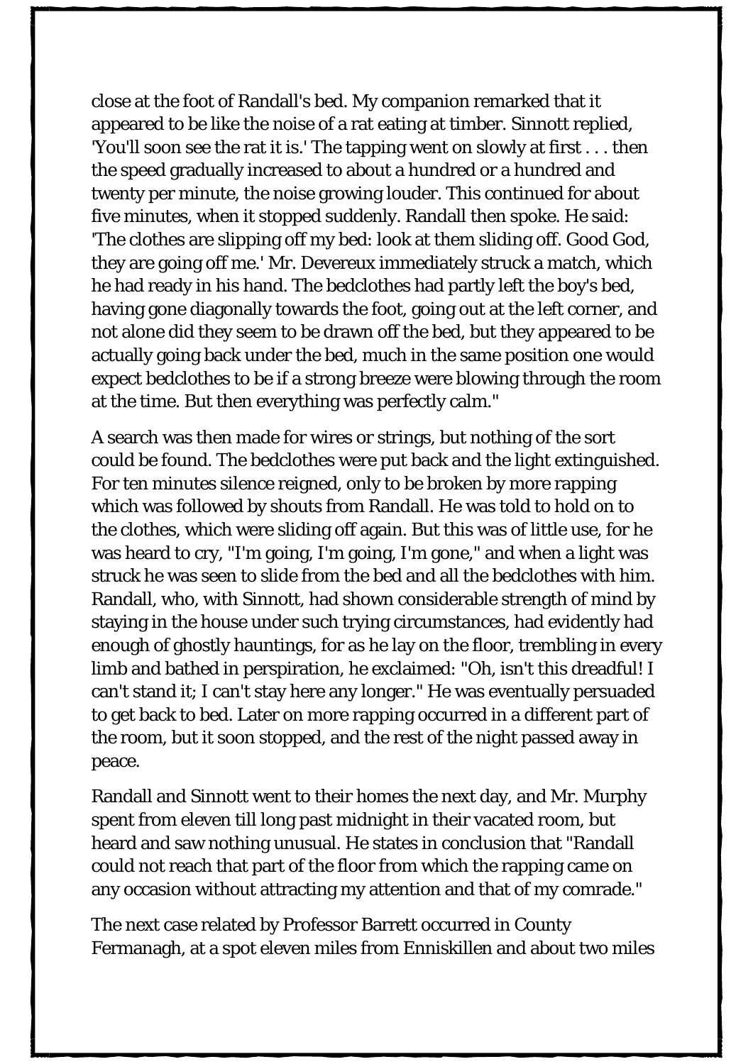close at the foot of Randall's bed. My companion remarked that it appeared to be like the noise of a rat eating at timber. Sinnott replied, 'You'll soon see the rat it is.' The tapping went on slowly at first . . . then the speed gradually increased to about a hundred or a hundred and twenty per minute, the noise growing louder. This continued for about five minutes, when it stopped suddenly. Randall then spoke. He said: 'The clothes are slipping off my bed: look at them sliding off. Good God, they are going off me.' Mr. Devereux immediately struck a match, which he had ready in his hand. The bedclothes had partly left the boy's bed, having gone diagonally towards the foot, going out at the left corner, and not alone did they seem to be drawn off the bed, but they appeared to be actually going back under the bed, much in the same position one would expect bedclothes to be if a strong breeze were blowing through the room at the time. But then everything was perfectly calm."

A search was then made for wires or strings, but nothing of the sort could be found. The bedclothes were put back and the light extinguished. For ten minutes silence reigned, only to be broken by more rapping which was followed by shouts from Randall. He was told to hold on to the clothes, which were sliding off again. But this was of little use, for he was heard to cry, "I'm going, I'm going, I'm gone," and when a light was struck he was seen to slide from the bed and all the bedclothes with him. Randall, who, with Sinnott, had shown considerable strength of mind by staying in the house under such trying circumstances, had evidently had enough of ghostly hauntings, for as he lay on the floor, trembling in every limb and bathed in perspiration, he exclaimed: "Oh, isn't this dreadful! I can't stand it; I can't stay here any longer." He was eventually persuaded to get back to bed. Later on more rapping occurred in a different part of the room, but it soon stopped, and the rest of the night passed away in peace.

Randall and Sinnott went to their homes the next day, and Mr. Murphy spent from eleven till long past midnight in their vacated room, but heard and saw nothing unusual. He states in conclusion that "Randall could not reach that part of the floor from which the rapping came on any occasion without attracting my attention and that of my comrade."

The next case related by Professor Barrett occurred in County Fermanagh, at a spot eleven miles from Enniskillen and about two miles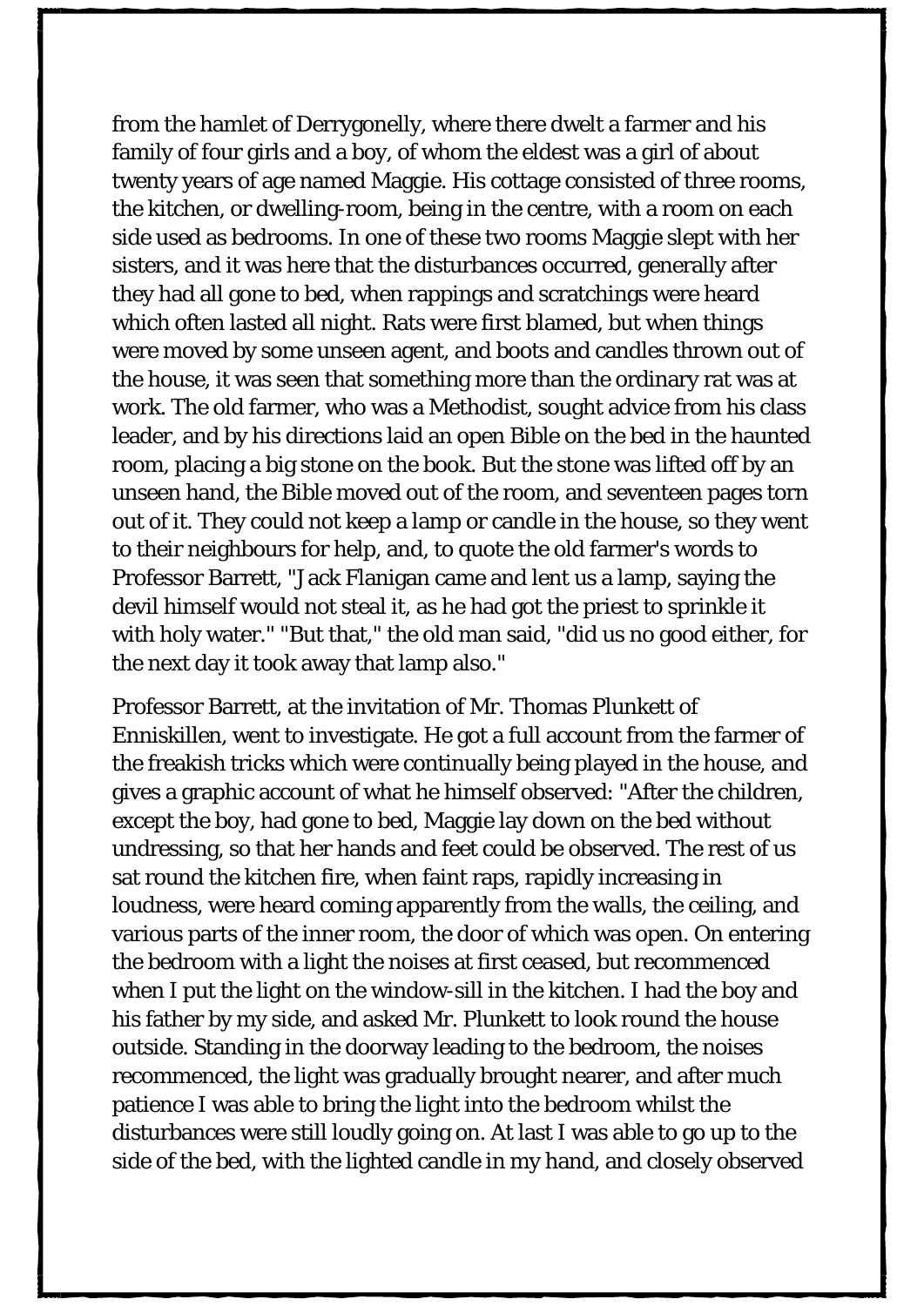from the hamlet of Derrygonelly, where there dwelt a farmer and his family of four girls and a boy, of whom the eldest was a girl of about twenty years of age named Maggie. His cottage consisted of three rooms, the kitchen, or dwelling-room, being in the centre, with a room on each side used as bedrooms. In one of these two rooms Maggie slept with her sisters, and it was here that the disturbances occurred, generally after they had all gone to bed, when rappings and scratchings were heard which often lasted all night. Rats were first blamed, but when things were moved by some unseen agent, and boots and candles thrown out of the house, it was seen that something more than the ordinary rat was at work. The old farmer, who was a Methodist, sought advice from his class leader, and by his directions laid an open Bible on the bed in the haunted room, placing a big stone on the book. But the stone was lifted off by an unseen hand, the Bible moved out of the room, and seventeen pages torn out of it. They could not keep a lamp or candle in the house, so they went to their neighbours for help, and, to quote the old farmer's words to Professor Barrett, "Jack Flanigan came and lent us a lamp, saying the devil himself would not steal it, as he had got the priest to sprinkle it with holy water." "But that," the old man said, "did us no good either, for the next day it took away that lamp also."

Professor Barrett, at the invitation of Mr. Thomas Plunkett of Enniskillen, went to investigate. He got a full account from the farmer of the freakish tricks which were continually being played in the house, and gives a graphic account of what he himself observed: "After the children, except the boy, had gone to bed, Maggie lay down on the bed without undressing, so that her hands and feet could be observed. The rest of us sat round the kitchen fire, when faint raps, rapidly increasing in loudness, were heard coming apparently from the walls, the ceiling, and various parts of the inner room, the door of which was open. On entering the bedroom with a light the noises at first ceased, but recommenced when I put the light on the window-sill in the kitchen. I had the boy and his father by my side, and asked Mr. Plunkett to look round the house outside. Standing in the doorway leading to the bedroom, the noises recommenced, the light was gradually brought nearer, and after much patience I was able to bring the light into the bedroom whilst the disturbances were still loudly going on. At last I was able to go up to the side of the bed, with the lighted candle in my hand, and closely observed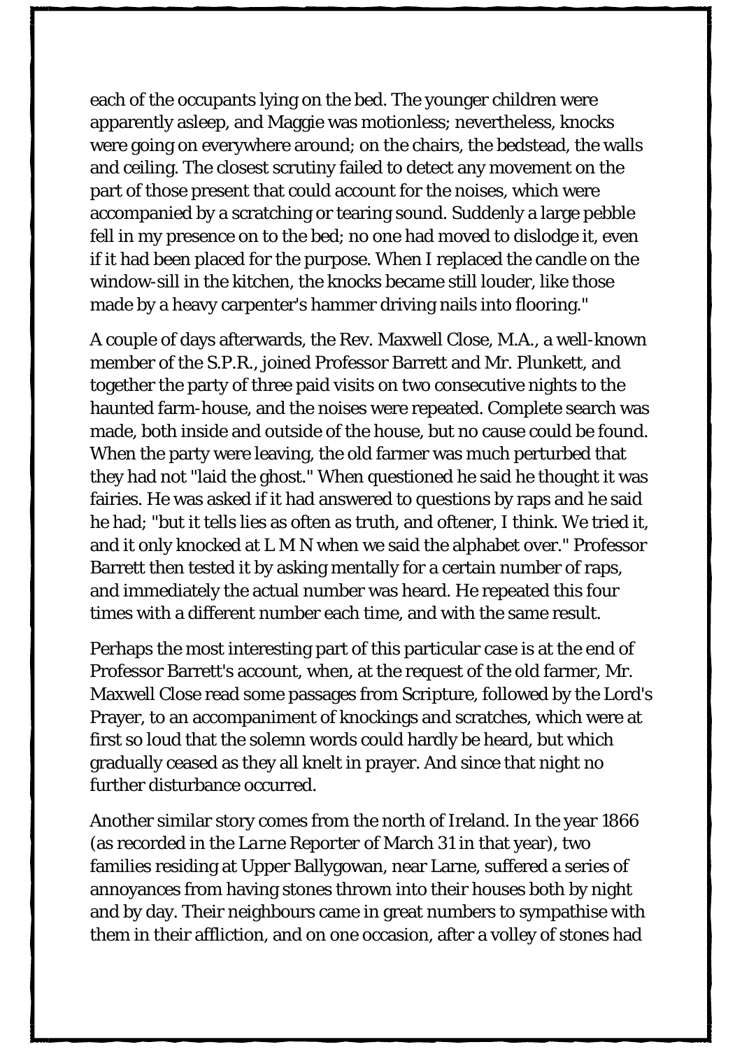each of the occupants lying on the bed. The younger children were apparently asleep, and Maggie was motionless; nevertheless, knocks were going on everywhere around; on the chairs, the bedstead, the walls and ceiling. The closest scrutiny failed to detect any movement on the part of those present that could account for the noises, which were accompanied by a scratching or tearing sound. Suddenly a large pebble fell in my presence on to the bed; no one had moved to dislodge it, even if it had been placed for the purpose. When I replaced the candle on the window-sill in the kitchen, the knocks became still louder, like those made by a heavy carpenter's hammer driving nails into flooring."

A couple of days afterwards, the Rev. Maxwell Close, M.A., a well-known member of the S.P.R., joined Professor Barrett and Mr. Plunkett, and together the party of three paid visits on two consecutive nights to the haunted farm-house, and the noises were repeated. Complete search was made, both inside and outside of the house, but no cause could be found. When the party were leaving, the old farmer was much perturbed that they had not "laid the ghost." When questioned he said he thought it was fairies. He was asked if it had answered to questions by raps and he said he had; "but it tells lies as often as truth, and oftener, I think. We tried it, and it only knocked at L M N when we said the alphabet over." Professor Barrett then tested it by asking mentally for a certain number of raps, and immediately the actual number was heard. He repeated this four times with a different number each time, and with the same result.

Perhaps the most interesting part of this particular case is at the end of Professor Barrett's account, when, at the request of the old farmer, Mr. Maxwell Close read some passages from Scripture, followed by the Lord's Prayer, to an accompaniment of knockings and scratches, which were at first so loud that the solemn words could hardly be heard, but which gradually ceased as they all knelt in prayer. And since that night no further disturbance occurred.

Another similar story comes from the north of Ireland. In the year 1866 (as recorded in the *Larne Reporter* of March 31 in that year), two families residing at Upper Ballygowan, near Larne, suffered a series of annoyances from having stones thrown into their houses both by night and by day. Their neighbours came in great numbers to sympathise with them in their affliction, and on one occasion, after a volley of stones had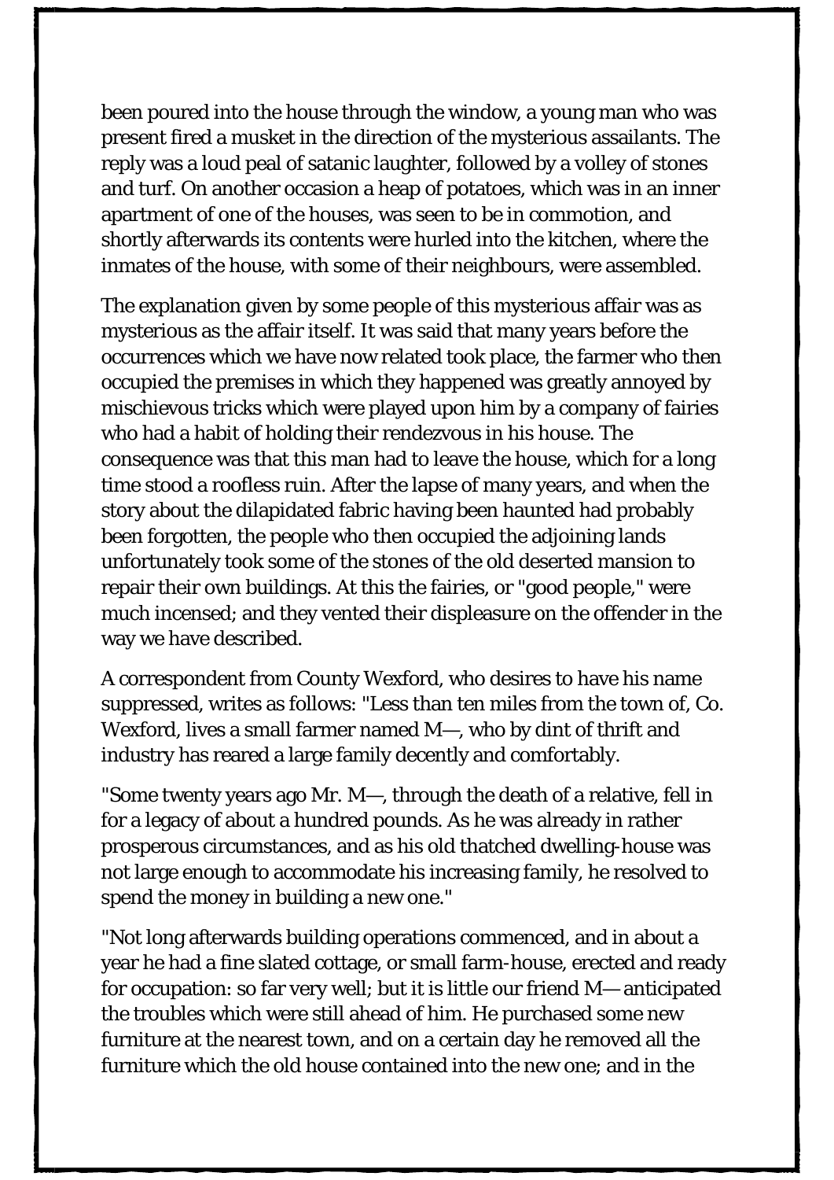been poured into the house through the window, a young man who was present fired a musket in the direction of the mysterious assailants. The reply was a loud peal of satanic laughter, followed by a volley of stones and turf. On another occasion a heap of potatoes, which was in an inner apartment of one of the houses, was seen to be in commotion, and shortly afterwards its contents were hurled into the kitchen, where the inmates of the house, with some of their neighbours, were assembled.

The explanation given by some people of this mysterious affair was as mysterious as the affair itself. It was said that many years before the occurrences which we have now related took place, the farmer who then occupied the premises in which they happened was greatly annoyed by mischievous tricks which were played upon him by a company of fairies who had a habit of holding their rendezvous in his house. The consequence was that this man had to leave the house, which for a long time stood a roofless ruin. After the lapse of many years, and when the story about the dilapidated fabric having been haunted had probably been forgotten, the people who then occupied the adjoining lands unfortunately took some of the stones of the old deserted mansion to repair their own buildings. At this the fairies, or "good people," were much incensed; and they vented their displeasure on the offender in the way we have described.

A correspondent from County Wexford, who desires to have his name suppressed, writes as follows: "Less than ten miles from the town of, Co. Wexford, lives a small farmer named M—, who by dint of thrift and industry has reared a large family decently and comfortably.

"Some twenty years ago Mr. M—, through the death of a relative, fell in for a legacy of about a hundred pounds. As he was already in rather prosperous circumstances, and as his old thatched dwelling-house was not large enough to accommodate his increasing family, he resolved to spend the money in building a new one."

"Not long afterwards building operations commenced, and in about a year he had a fine slated cottage, or small farm-house, erected and ready for occupation: so far very well; but it is little our friend M— anticipated the troubles which were still ahead of him. He purchased some new furniture at the nearest town, and on a certain day he removed all the furniture which the old house contained into the new one; and in the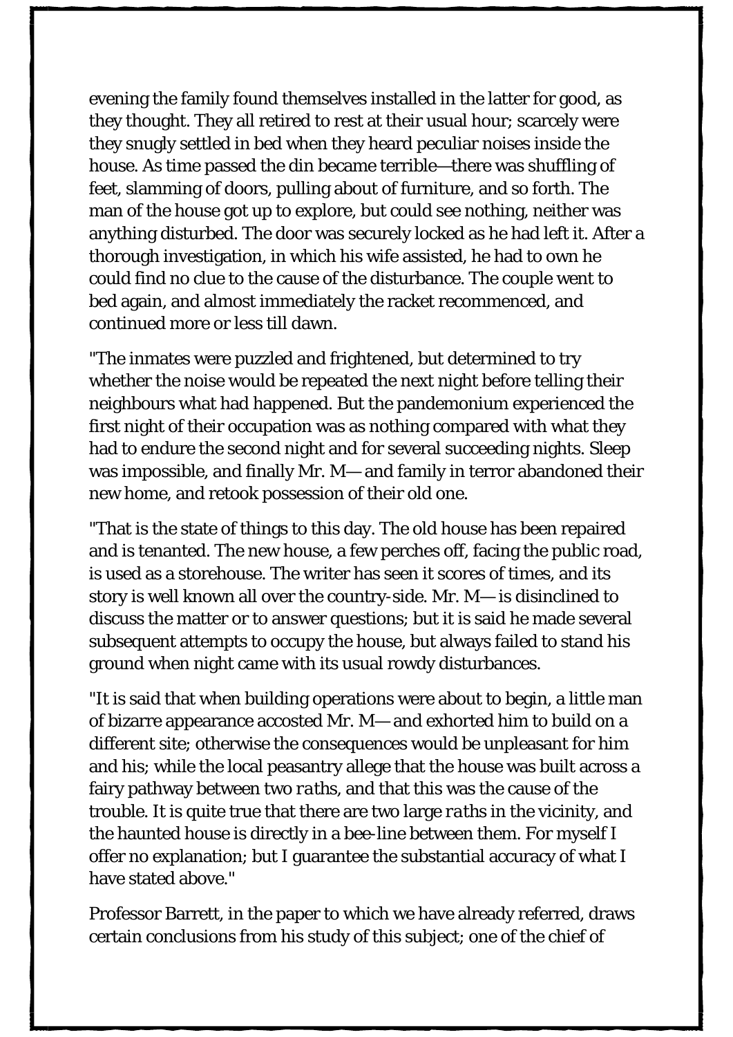evening the family found themselves installed in the latter for good, as they thought. They all retired to rest at their usual hour; scarcely were they snugly settled in bed when they heard peculiar noises inside the house. As time passed the din became terrible—there was shuffling of feet, slamming of doors, pulling about of furniture, and so forth. The man of the house got up to explore, but could see nothing, neither was anything disturbed. The door was securely locked as he had left it. After a thorough investigation, in which his wife assisted, he had to own he could find no clue to the cause of the disturbance. The couple went to bed again, and almost immediately the racket recommenced, and continued more or less till dawn.

"The inmates were puzzled and frightened, but determined to try whether the noise would be repeated the next night before telling their neighbours what had happened. But the pandemonium experienced the first night of their occupation was as nothing compared with what they had to endure the second night and for several succeeding nights. Sleep was impossible, and finally Mr. M— and family in terror abandoned their new home, and retook possession of their old one.

"That is the state of things to this day. The old house has been repaired and is tenanted. The new house, a few perches off, facing the public road, is used as a storehouse. The writer has seen it scores of times, and its story is well known all over the country-side. Mr. M— is disinclined to discuss the matter or to answer questions; but it is said he made several subsequent attempts to occupy the house, but always failed to stand his ground when night came with its usual rowdy disturbances.

"It is said that when building operations were about to begin, a little man of bizarre appearance accosted Mr. M— and exhorted him to build on a different site; otherwise the consequences would be unpleasant for him and his; while the local peasantry allege that the house was built across a fairy pathway between two *raths*, and that this was the cause of the trouble. It is quite true that there are two large *raths* in the vicinity, and the haunted house is directly in a bee-line between them. For myself I offer no explanation; but I guarantee the substantial accuracy of what I have stated above."

Professor Barrett, in the paper to which we have already referred, draws certain conclusions from his study of this subject; one of the chief of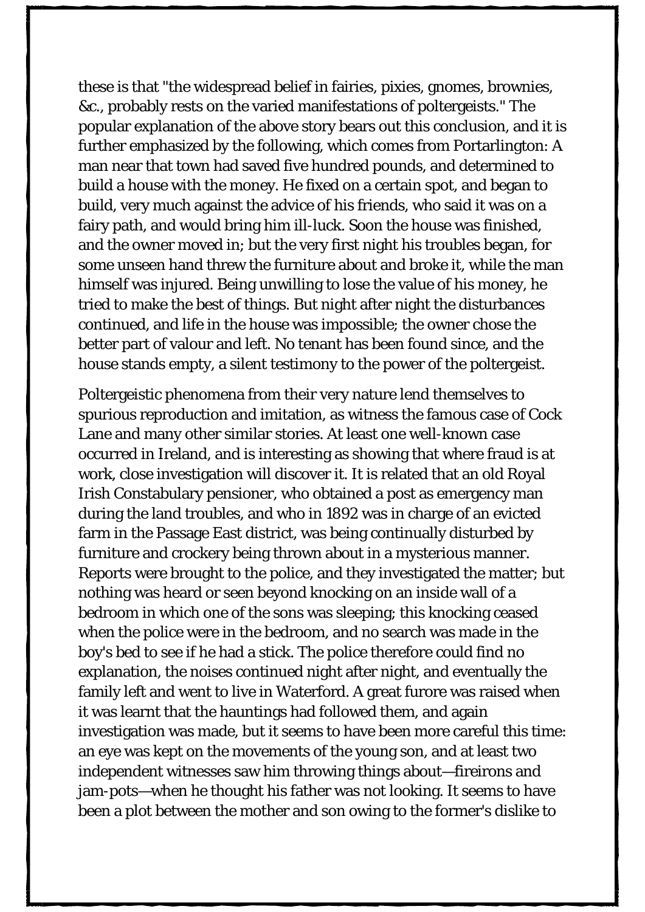these is that "the widespread belief in fairies, pixies, gnomes, brownies, &c., probably rests on the varied manifestations of poltergeists." The popular explanation of the above story bears out this conclusion, and it is further emphasized by the following, which comes from Portarlington: A man near that town had saved five hundred pounds, and determined to build a house with the money. He fixed on a certain spot, and began to build, very much against the advice of his friends, who said it was on a fairy path, and would bring him ill-luck. Soon the house was finished, and the owner moved in; but the very first night his troubles began, for some unseen hand threw the furniture about and broke it, while the man himself was injured. Being unwilling to lose the value of his money, he tried to make the best of things. But night after night the disturbances continued, and life in the house was impossible; the owner chose the better part of valour and left. No tenant has been found since, and the house stands empty, a silent testimony to the power of the poltergeist.

Poltergeistic phenomena from their very nature lend themselves to spurious reproduction and imitation, as witness the famous case of Cock Lane and many other similar stories. At least one well-known case occurred in Ireland, and is interesting as showing that where fraud is at work, close investigation will discover it. It is related that an old Royal Irish Constabulary pensioner, who obtained a post as emergency man during the land troubles, and who in 1892 was in charge of an evicted farm in the Passage East district, was being continually disturbed by furniture and crockery being thrown about in a mysterious manner. Reports were brought to the police, and they investigated the matter; but nothing was heard or seen beyond knocking on an inside wall of a bedroom in which one of the sons was sleeping; this knocking ceased when the police were in the bedroom, and no search was made in the boy's bed to see if he had a stick. The police therefore could find no explanation, the noises continued night after night, and eventually the family left and went to live in Waterford. A great furore was raised when it was learnt that the hauntings had followed them, and again investigation was made, but it seems to have been more careful this time: an eye was kept on the movements of the young son, and at least two independent witnesses saw him throwing things about—fireirons and jam-pots—when he thought his father was not looking. It seems to have been a plot between the mother and son owing to the former's dislike to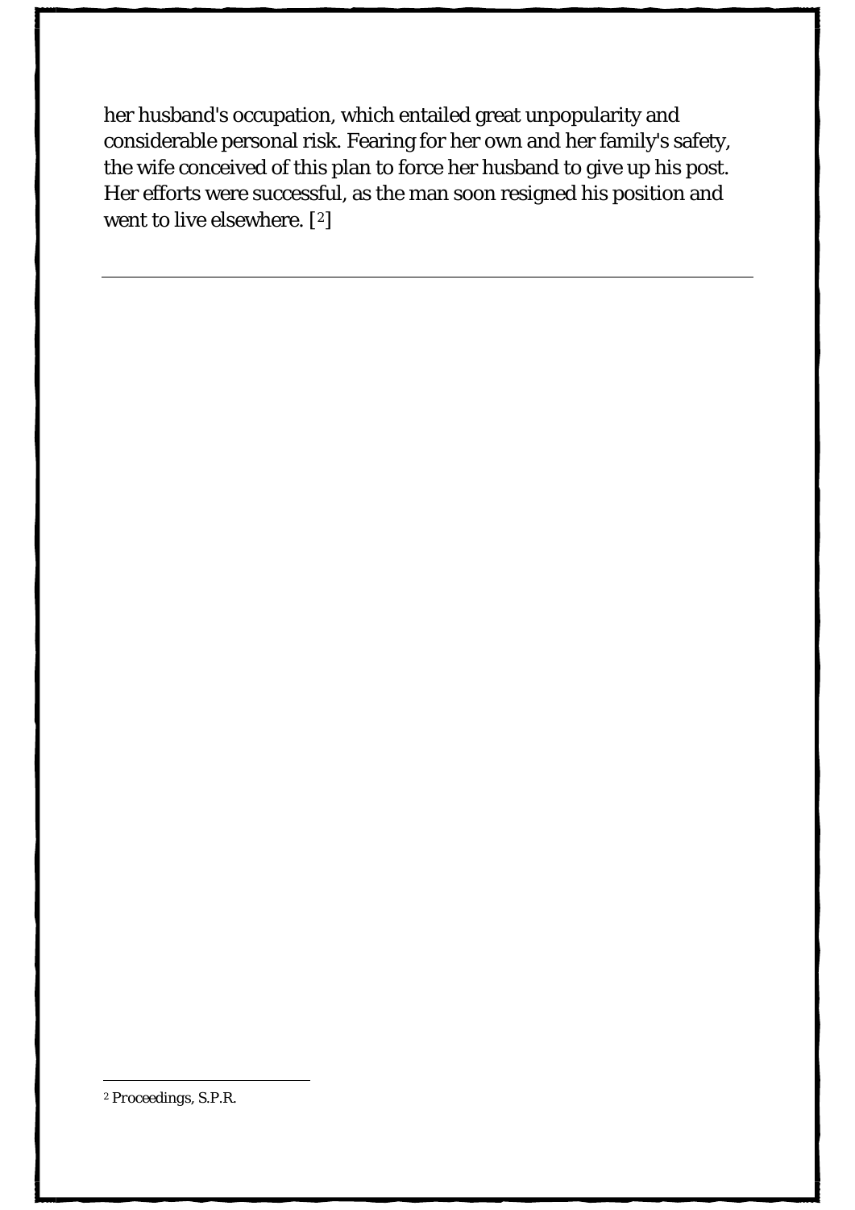her husband's occupation, which entailed great unpopularity and considerable personal risk. Fearing for her own and her family's safety, the wife conceived of this plan to force her husband to give up his post. Her efforts were successful, as the man soon resigned his position and went to live elsewhere. [2]

---

[2] Proceedings, S.P.R.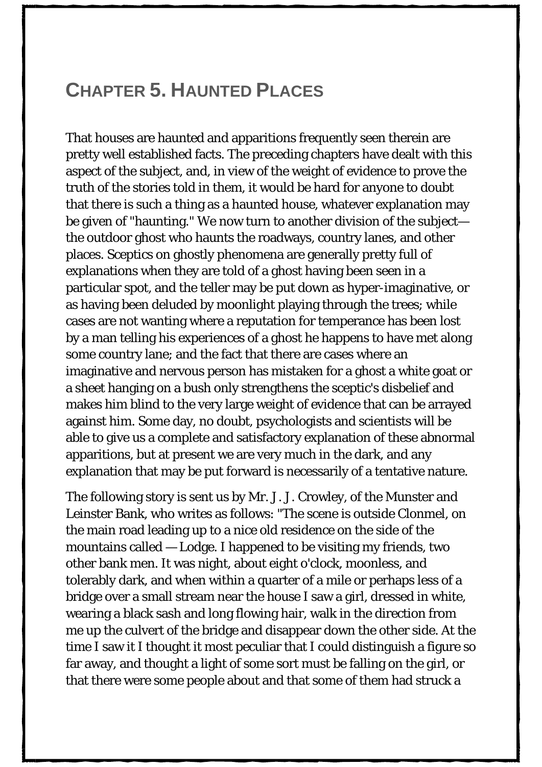## CHAPTER 5. HAUNTED PLACES

That houses are haunted and apparitions frequently seen therein are pretty well established facts. The preceding chapters have dealt with this aspect of the subject, and, in view of the weight of evidence to prove the truth of the stories told in them, it would be hard for anyone to doubt that there is such a thing as a haunted house, whatever explanation may be given of "haunting." We now turn to another division of the subject—the outdoor ghost who haunts the roadways, country lanes, and other places. Sceptics on ghostly phenomena are generally pretty full of explanations when they are told of a ghost having been seen in a particular spot, and the teller may be put down as hyper-imaginative, or as having been deluded by moonlight playing through the trees; while cases are not wanting where a reputation for temperance has been lost by a man telling his experiences of a ghost he happens to have met along some country lane; and the fact that there are cases where an imaginative and nervous person has mistaken for a ghost a white goat or a sheet hanging on a bush only strengthens the sceptic's disbelief and makes him blind to the very large weight of evidence that can be arrayed against him. Some day, no doubt, psychologists and scientists will be able to give us a complete and satisfactory explanation of these abnormal apparitions, but at present we are very much in the dark, and any explanation that may be put forward is necessarily of a tentative nature.

The following story is sent us by Mr. J. J. Crowley, of the Munster and Leinster Bank, who writes as follows: "The scene is outside Clonmel, on the main road leading up to a nice old residence on the side of the mountains called — Lodge. I happened to be visiting my friends, two other bank men. It was night, about eight o'clock, moonless, and tolerably dark, and when within a quarter of a mile or perhaps less of a bridge over a small stream near the house I saw a girl, dressed in white, wearing a black sash and long flowing hair, walk in the direction from me up the culvert of the bridge and disappear down the other side. At the time I saw it I thought it most peculiar that I could distinguish a figure so far away, and thought a light of some sort must be falling on the girl, or that there were some people about and that some of them had struck a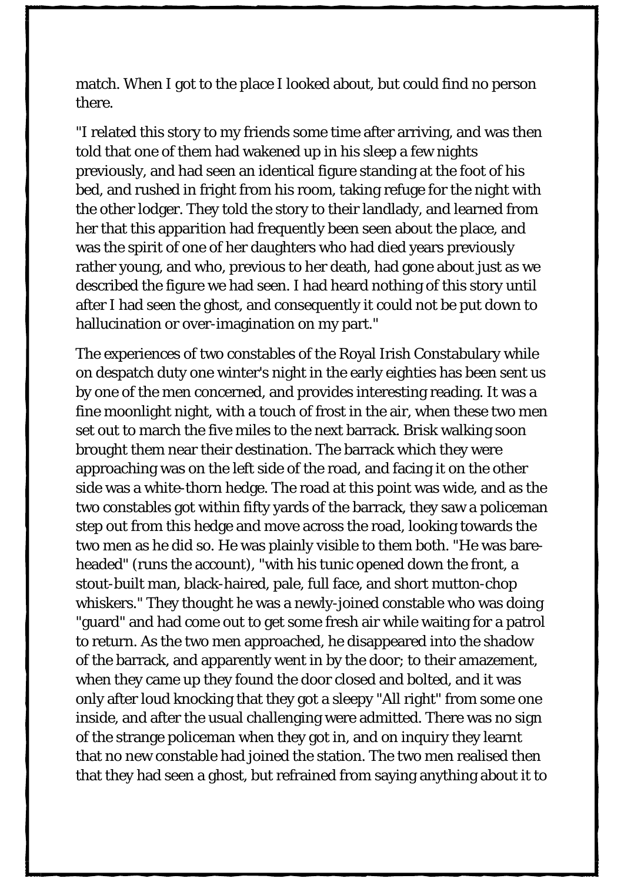match. When I got to the place I looked about, but could find no person there.

"I related this story to my friends some time after arriving, and was then told that one of them had wakened up in his sleep a few nights previously, and had seen an identical figure standing at the foot of his bed, and rushed in fright from his room, taking refuge for the night with the other lodger. They told the story to their landlady, and learned from her that this apparition had frequently been seen about the place, and was the spirit of one of her daughters who had died years previously rather young, and who, previous to her death, had gone about just as we described the figure we had seen. I had heard nothing of this story until after I had seen the ghost, and consequently it could not be put down to hallucination or over-imagination on my part."

The experiences of two constables of the Royal Irish Constabulary while on despatch duty one winter's night in the early eighties has been sent us by one of the men concerned, and provides interesting reading. It was a fine moonlight night, with a touch of frost in the air, when these two men set out to march the five miles to the next barrack. Brisk walking soon brought them near their destination. The barrack which they were approaching was on the left side of the road, and facing it on the other side was a white-thorn hedge. The road at this point was wide, and as the two constables got within fifty yards of the barrack, they saw a policeman step out from this hedge and move across the road, looking towards the two men as he did so. He was plainly visible to them both. "He was bare-headed" (runs the account), "with his tunic opened down the front, a stout-built man, black-haired, pale, full face, and short mutton-chop whiskers." They thought he was a newly-joined constable who was doing "guard" and had come out to get some fresh air while waiting for a patrol to return. As the two men approached, he disappeared into the shadow of the barrack, and apparently went in by the door; to their amazement, when they came up they found the door closed and bolted, and it was only after loud knocking that they got a sleepy "All right" from some one inside, and after the usual challenging were admitted. There was no sign of the strange policeman when they got in, and on inquiry they learnt that no new constable had joined the station. The two men realised then that they had seen a ghost, but refrained from saying anything about it to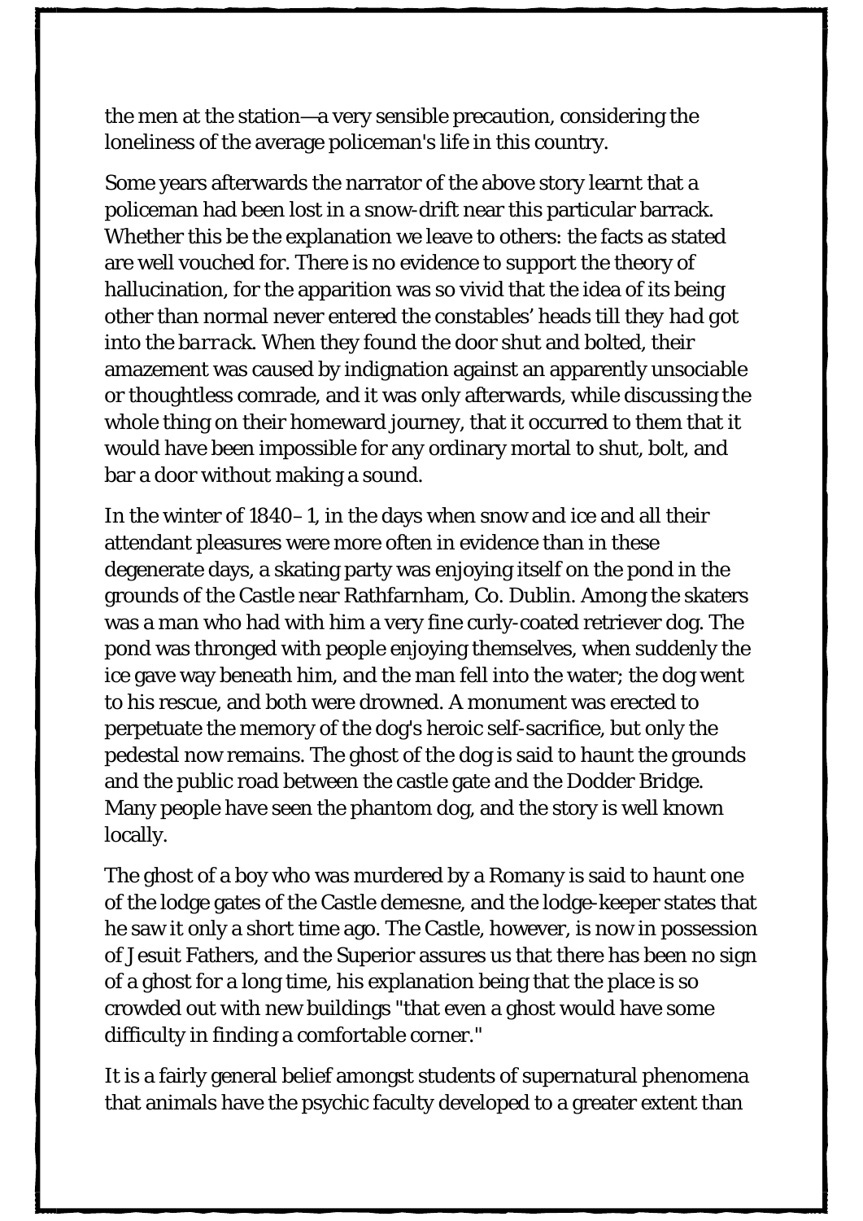the men at the station—a very sensible precaution, considering the loneliness of the average policeman's life in this country.

Some years afterwards the narrator of the above story learnt that a policeman had been lost in a snow-drift near this particular barrack. Whether this be the explanation we leave to others: the facts as stated are well vouched for. There is no evidence to support the theory of hallucination, for the apparition was so vivid that the idea of its being other than normal never entered the constables' heads till they *had got into the barrack*. When they found the door shut and bolted, their amazement was caused by indignation against an apparently unsociable or thoughtless comrade, and it was only afterwards, while discussing the whole thing on their homeward journey, that it occurred to them that it would have been impossible for any ordinary mortal to shut, bolt, and bar a door without making a sound.

In the winter of 1840–1, in the days when snow and ice and all their attendant pleasures were more often in evidence than in these degenerate days, a skating party was enjoying itself on the pond in the grounds of the Castle near Rathfarnham, Co. Dublin. Among the skaters was a man who had with him a very fine curly-coated retriever dog. The pond was thronged with people enjoying themselves, when suddenly the ice gave way beneath him, and the man fell into the water; the dog went to his rescue, and both were drowned. A monument was erected to perpetuate the memory of the dog's heroic self-sacrifice, but only the pedestal now remains. The ghost of the dog is said to haunt the grounds and the public road between the castle gate and the Dodder Bridge. Many people have seen the phantom dog, and the story is well known locally.

The ghost of a boy who was murdered by a Romany is said to haunt one of the lodge gates of the Castle demesne, and the lodge-keeper states that he saw it only a short time ago. The Castle, however, is now in possession of Jesuit Fathers, and the Superior assures us that there has been no sign of a ghost for a long time, his explanation being that the place is so crowded out with new buildings "that even a ghost would have some difficulty in finding a comfortable corner."

It is a fairly general belief amongst students of supernatural phenomena that animals have the psychic faculty developed to a greater extent than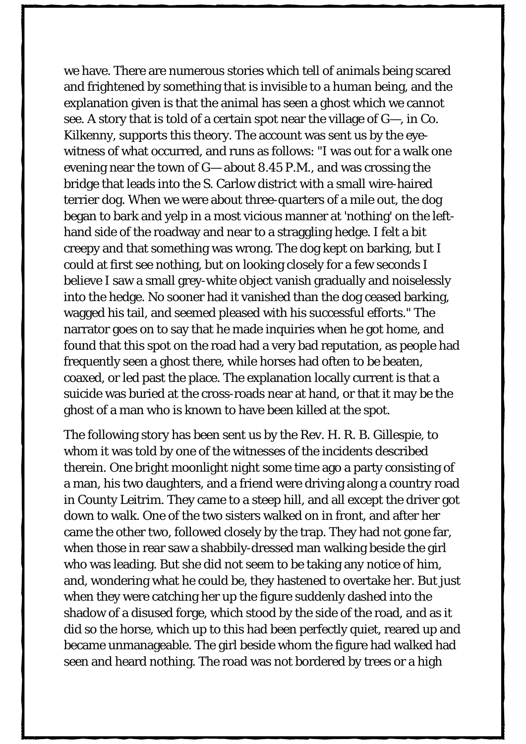we have. There are numerous stories which tell of animals being scared and frightened by something that is invisible to a human being, and the explanation given is that the animal has seen a ghost which we cannot see. A story that is told of a certain spot near the village of G—, in Co. Kilkenny, supports this theory. The account was sent us by the eye-witness of what occurred, and runs as follows: "I was out for a walk one evening near the town of G— about 8.45 P.M., and was crossing the bridge that leads into the S. Carlow district with a small wire-haired terrier dog. When we were about three-quarters of a mile out, the dog began to bark and yelp in a most vicious manner at 'nothing' on the left-hand side of the roadway and near to a straggling hedge. I felt a bit creepy and that something was wrong. The dog kept on barking, but I could at first see nothing, but on looking closely for a few seconds I believe I saw a small grey-white object vanish gradually and noiselessly into the hedge. No sooner had it vanished than the dog ceased barking, wagged his tail, and seemed pleased with his successful efforts." The narrator goes on to say that he made inquiries when he got home, and found that this spot on the road had a very bad reputation, as people had frequently seen a ghost there, while horses had often to be beaten, coaxed, or led past the place. The explanation locally current is that a suicide was buried at the cross-roads near at hand, or that it may be the ghost of a man who is known to have been killed at the spot.

The following story has been sent us by the Rev. H. R. B. Gillespie, to whom it was told by one of the witnesses of the incidents described therein. One bright moonlight night some time ago a party consisting of a man, his two daughters, and a friend were driving along a country road in County Leitrim. They came to a steep hill, and all except the driver got down to walk. One of the two sisters walked on in front, and after her came the other two, followed closely by the trap. They had not gone far, when those in rear saw a shabbily-dressed man walking beside the girl who was leading. But she did not seem to be taking any notice of him, and, wondering what he could be, they hastened to overtake her. But just when they were catching her up the figure suddenly dashed into the shadow of a disused forge, which stood by the side of the road, and as it did so the horse, which up to this had been perfectly quiet, reared up and became unmanageable. The girl beside whom the figure had walked had seen and heard nothing. The road was not bordered by trees or a high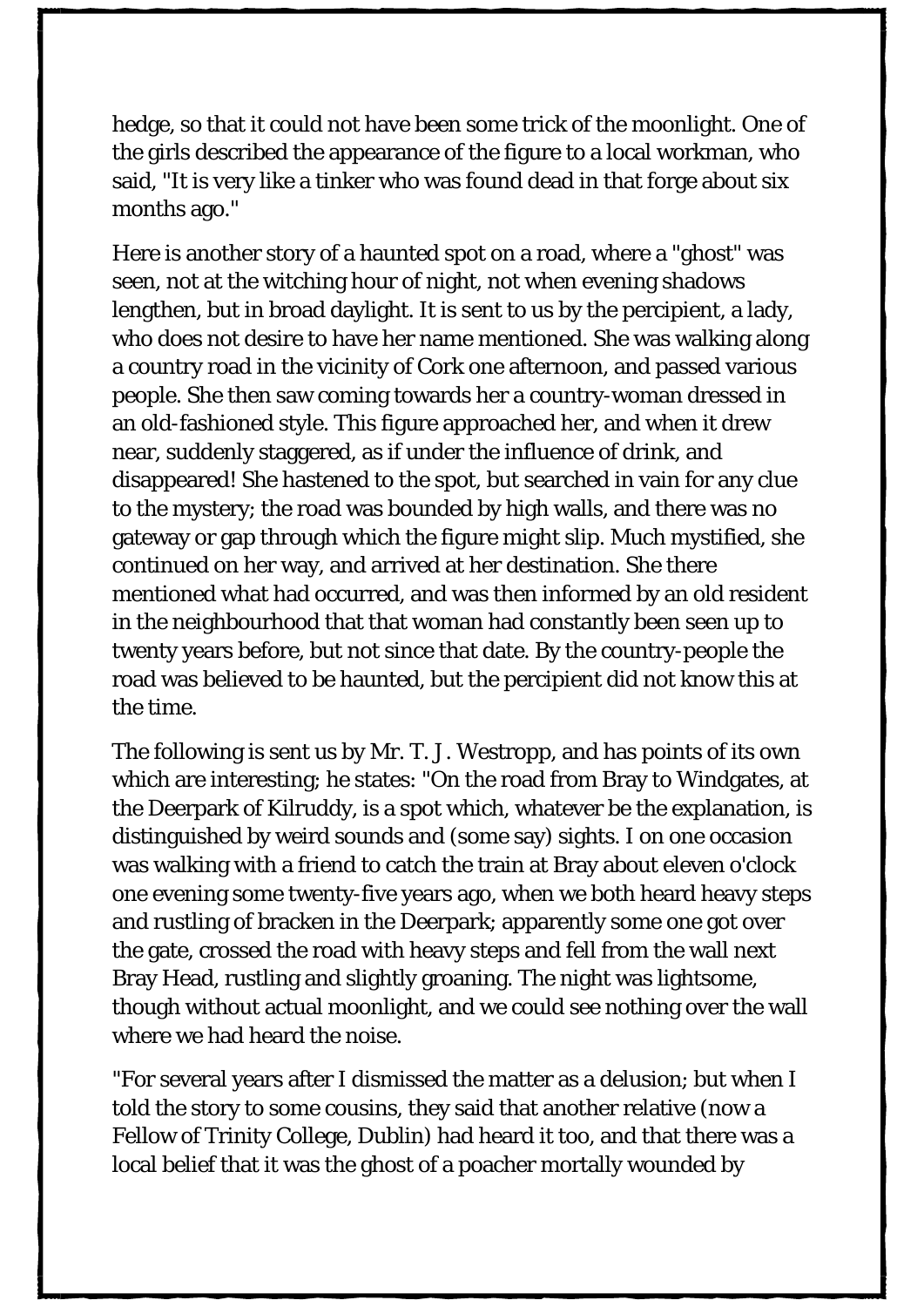hedge, so that it could not have been some trick of the moonlight. One of the girls described the appearance of the figure to a local workman, who said, "It is very like a tinker who was found dead in that forge about six months ago."

Here is another story of a haunted spot on a road, where a "ghost" was seen, not at the witching hour of night, not when evening shadows lengthen, but in broad daylight. It is sent to us by the percipient, a lady, who does not desire to have her name mentioned. She was walking along a country road in the vicinity of Cork one afternoon, and passed various people. She then saw coming towards her a country-woman dressed in an old-fashioned style. This figure approached her, and when it drew near, suddenly staggered, as if under the influence of drink, and disappeared! She hastened to the spot, but searched in vain for any clue to the mystery; the road was bounded by high walls, and there was no gateway or gap through which the figure might slip. Much mystified, she continued on her way, and arrived at her destination. She there mentioned what had occurred, and was then informed by an old resident in the neighbourhood that that woman had constantly been seen up to twenty years before, but not since that date. By the country-people the road was believed to be haunted, but the percipient did not know this at the time.

The following is sent us by Mr. T. J. Westropp, and has points of its own which are interesting; he states: "On the road from Bray to Windgates, at the Deerpark of Kilruddy, is a spot which, whatever be the explanation, is distinguished by weird sounds and (some say) sights. I on one occasion was walking with a friend to catch the train at Bray about eleven o'clock one evening some twenty-five years ago, when we both heard heavy steps and rustling of bracken in the Deerpark; apparently some one got over the gate, crossed the road with heavy steps and fell from the wall next Bray Head, rustling and slightly groaning. The night was lightsome, though without actual moonlight, and we could see nothing over the wall where we had heard the noise.

"For several years after I dismissed the matter as a delusion; but when I told the story to some cousins, they said that another relative (now a Fellow of Trinity College, Dublin) had heard it too, and that there was a local belief that it was the ghost of a poacher mortally wounded by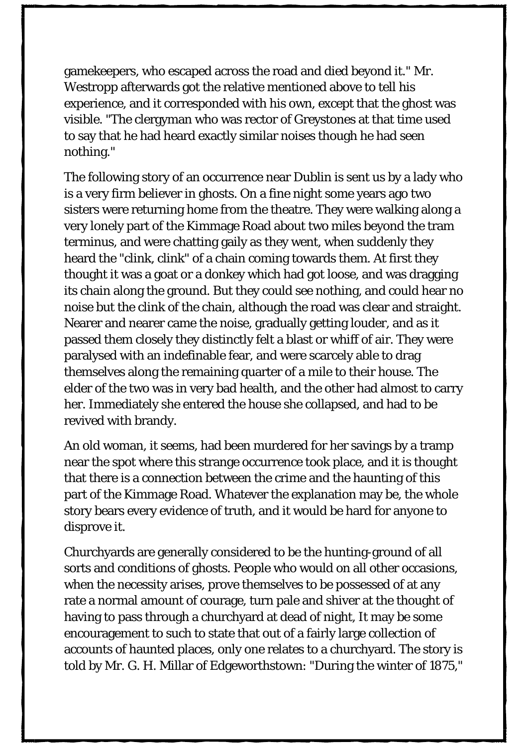gamekeepers, who escaped across the road and died beyond it." Mr. Westropp afterwards got the relative mentioned above to tell his experience, and it corresponded with his own, except that the ghost was visible. "The clergyman who was rector of Greystones at that time used to say that he had heard exactly similar noises though he had seen nothing."

The following story of an occurrence near Dublin is sent us by a lady who is a very firm believer in ghosts. On a fine night some years ago two sisters were returning home from the theatre. They were walking along a very lonely part of the Kimmage Road about two miles beyond the tram terminus, and were chatting gaily as they went, when suddenly they heard the "clink, clink" of a chain coming towards them. At first they thought it was a goat or a donkey which had got loose, and was dragging its chain along the ground. But they could see nothing, and could hear no noise but the clink of the chain, although the road was clear and straight. Nearer and nearer came the noise, gradually getting louder, and as it passed them closely they distinctly felt a blast or whiff of air. They were paralysed with an indefinable fear, and were scarcely able to drag themselves along the remaining quarter of a mile to their house. The elder of the two was in very bad health, and the other had almost to carry her. Immediately she entered the house she collapsed, and had to be revived with brandy.

An old woman, it seems, had been murdered for her savings by a tramp near the spot where this strange occurrence took place, and it is thought that there is a connection between the crime and the haunting of this part of the Kimmage Road. Whatever the explanation may be, the whole story bears every evidence of truth, and it would be hard for anyone to disprove it.

Churchyards are generally considered to be the hunting-ground of all sorts and conditions of ghosts. People who would on all other occasions, when the necessity arises, prove themselves to be possessed of at any rate a normal amount of courage, turn pale and shiver at the thought of having to pass through a churchyard at dead of night, It may be some encouragement to such to state that out of a fairly large collection of accounts of haunted places, only one relates to a churchyard. The story is told by Mr. G. H. Millar of Edgeworthstown: "During the winter of 1875,"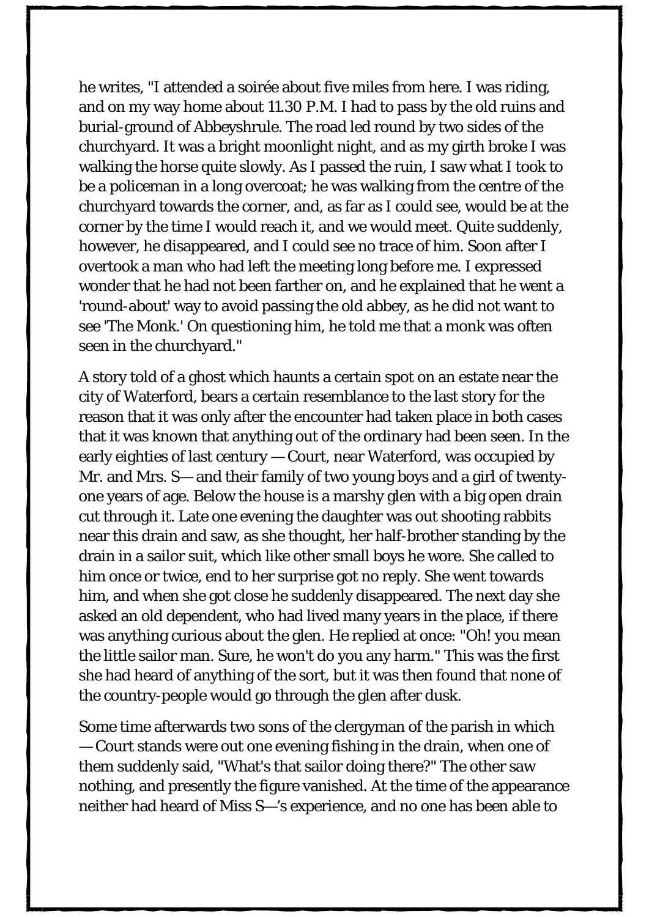he writes, "I attended a soirée about five miles from here. I was riding, and on my way home about 11.30 P.M. I had to pass by the old ruins and burial-ground of Abbeyshrule. The road led round by two sides of the churchyard. It was a bright moonlight night, and as my girth broke I was walking the horse quite slowly. As I passed the ruin, I saw what I took to be a policeman in a long overcoat; he was walking from the centre of the churchyard towards the corner, and, as far as I could see, would be at the corner by the time I would reach it, and we would meet. Quite suddenly, however, he disappeared, and I could see no trace of him. Soon after I overtook a man who had left the meeting long before me. I expressed wonder that he had not been farther on, and he explained that he went a 'round-about' way to avoid passing the old abbey, as he did not want to see 'The Monk.' On questioning him, he told me that a monk was often seen in the churchyard."

A story told of a ghost which haunts a certain spot on an estate near the city of Waterford, bears a certain resemblance to the last story for the reason that it was only after the encounter had taken place in both cases that it was known that anything out of the ordinary had been seen. In the early eighties of last century — Court, near Waterford, was occupied by Mr. and Mrs. S— and their family of two young boys and a girl of twenty-one years of age. Below the house is a marshy glen with a big open drain cut through it. Late one evening the daughter was out shooting rabbits near this drain and saw, as she thought, her half-brother standing by the drain in a sailor suit, which like other small boys he wore. She called to him once or twice, end to her surprise got no reply. She went towards him, and when she got close he suddenly disappeared. The next day she asked an old dependent, who had lived many years in the place, if there was anything curious about the glen. He replied at once: "Oh! you mean the little sailor man. Sure, he won't do you any harm." This was the first she had heard of anything of the sort, but it was then found that none of the country-people would go through the glen after dusk.

Some time afterwards two sons of the clergyman of the parish in which — Court stands were out one evening fishing in the drain, when one of them suddenly said, "What's that sailor doing there?" The other saw nothing, and presently the figure vanished. At the time of the appearance neither had heard of Miss S—'s experience, and no one has been able to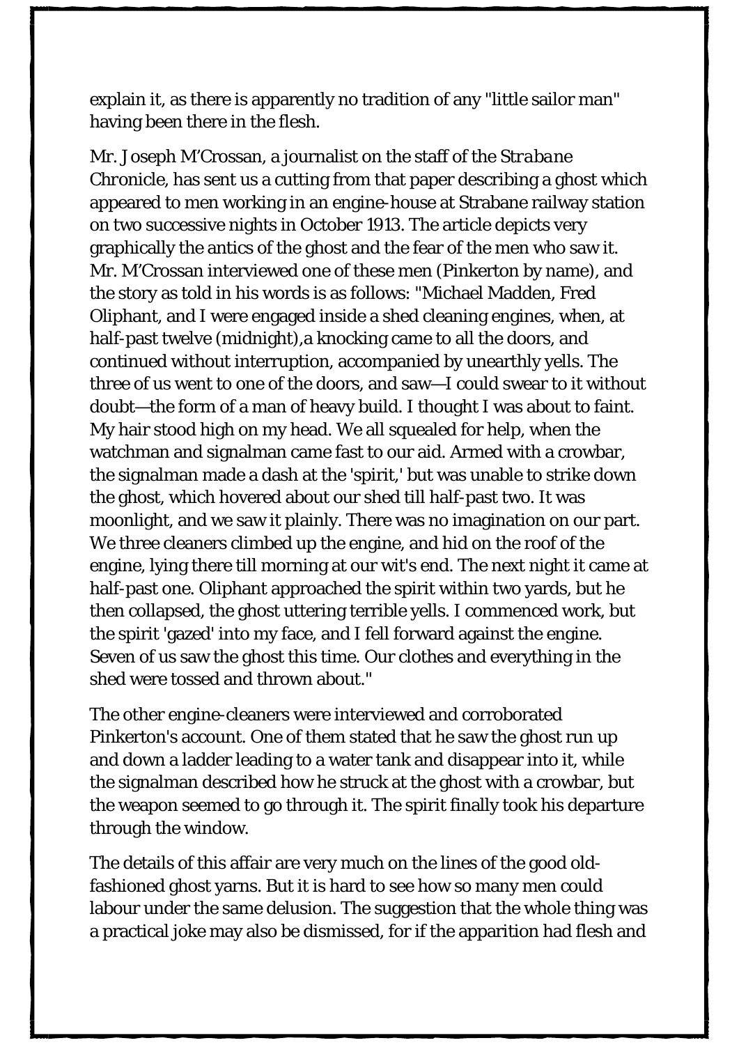explain it, as there is apparently no tradition of any "little sailor man" having been there in the flesh.

Mr. Joseph M'Crossan, a journalist on the staff of the *Strabane Chronicle*, has sent us a cutting from that paper describing a ghost which appeared to men working in an engine-house at Strabane railway station on two successive nights in October 1913. The article depicts very graphically the antics of the ghost and the fear of the men who saw it. Mr. M'Crossan interviewed one of these men (Pinkerton by name), and the story as told in his words is as follows: "Michael Madden, Fred Oliphant, and I were engaged inside a shed cleaning engines, when, at half-past twelve (midnight),a knocking came to all the doors, and continued without interruption, accompanied by unearthly yells. The three of us went to one of the doors, and saw—I could swear to it without doubt—the form of a man of heavy build. I thought I was about to faint. My hair stood high on my head. We all squealed for help, when the watchman and signalman came fast to our aid. Armed with a crowbar, the signalman made a dash at the 'spirit,' but was unable to strike down the ghost, which hovered about our shed till half-past two. It was moonlight, and we saw it plainly. There was no imagination on our part. We three cleaners climbed up the engine, and hid on the roof of the engine, lying there till morning at our wit's end. The next night it came at half-past one. Oliphant approached the spirit within two yards, but he then collapsed, the ghost uttering terrible yells. I commenced work, but the spirit 'gazed' into my face, and I fell forward against the engine. Seven of us saw the ghost this time. Our clothes and everything in the shed were tossed and thrown about."

The other engine-cleaners were interviewed and corroborated Pinkerton's account. One of them stated that he saw the ghost run up and down a ladder leading to a water tank and disappear into it, while the signalman described how he struck at the ghost with a crowbar, but the weapon seemed to go through it. The spirit finally took his departure through the window.

The details of this affair are very much on the lines of the good old-fashioned ghost yarns. But it is hard to see how so many men could labour under the same delusion. The suggestion that the whole thing was a practical joke may also be dismissed, for if the apparition had flesh and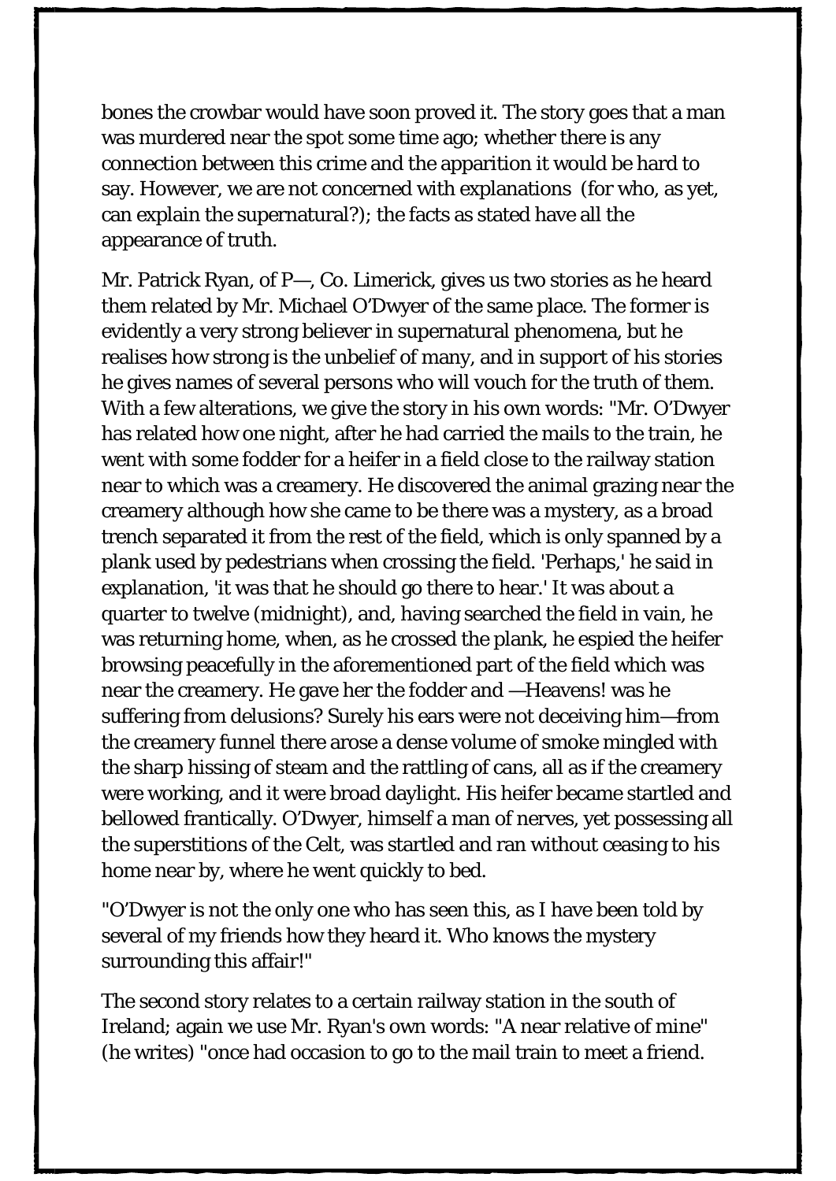bones the crowbar would have soon proved it. The story goes that a man was murdered near the spot some time ago; whether there is any connection between this crime and the apparition it would be hard to say. However, we are not concerned with explanations (for who, as yet, can explain the supernatural?); the facts as stated have all the appearance of truth.

Mr. Patrick Ryan, of P—, Co. Limerick, gives us two stories as he heard them related by Mr. Michael O'Dwyer of the same place. The former is evidently a very strong believer in supernatural phenomena, but he realises how strong is the unbelief of many, and in support of his stories he gives names of several persons who will vouch for the truth of them. With a few alterations, we give the story in his own words: "Mr. O'Dwyer has related how one night, after he had carried the mails to the train, he went with some fodder for a heifer in a field close to the railway station near to which was a creamery. He discovered the animal grazing near the creamery although how she came to be there was a mystery, as a broad trench separated it from the rest of the field, which is only spanned by a plank used by pedestrians when crossing the field. 'Perhaps,' he said in explanation, 'it was that he should go there to hear.' It was about a quarter to twelve (midnight), and, having searched the field in vain, he was returning home, when, as he crossed the plank, he espied the heifer browsing peacefully in the aforementioned part of the field which was near the creamery. He gave her the fodder and —Heavens! was he suffering from delusions? Surely his ears were not deceiving him—from the creamery funnel there arose a dense volume of smoke mingled with the sharp hissing of steam and the rattling of cans, all as if the creamery were working, and it were broad daylight. His heifer became startled and bellowed frantically. O'Dwyer, himself a man of nerves, yet possessing all the superstitions of the Celt, was startled and ran without ceasing to his home near by, where he went quickly to bed.

"O'Dwyer is not the only one who has seen this, as I have been told by several of my friends how they heard it. Who knows the mystery surrounding this affair!"

The second story relates to a certain railway station in the south of Ireland; again we use Mr. Ryan's own words: "A near relative of mine" (he writes) "once had occasion to go to the mail train to meet a friend.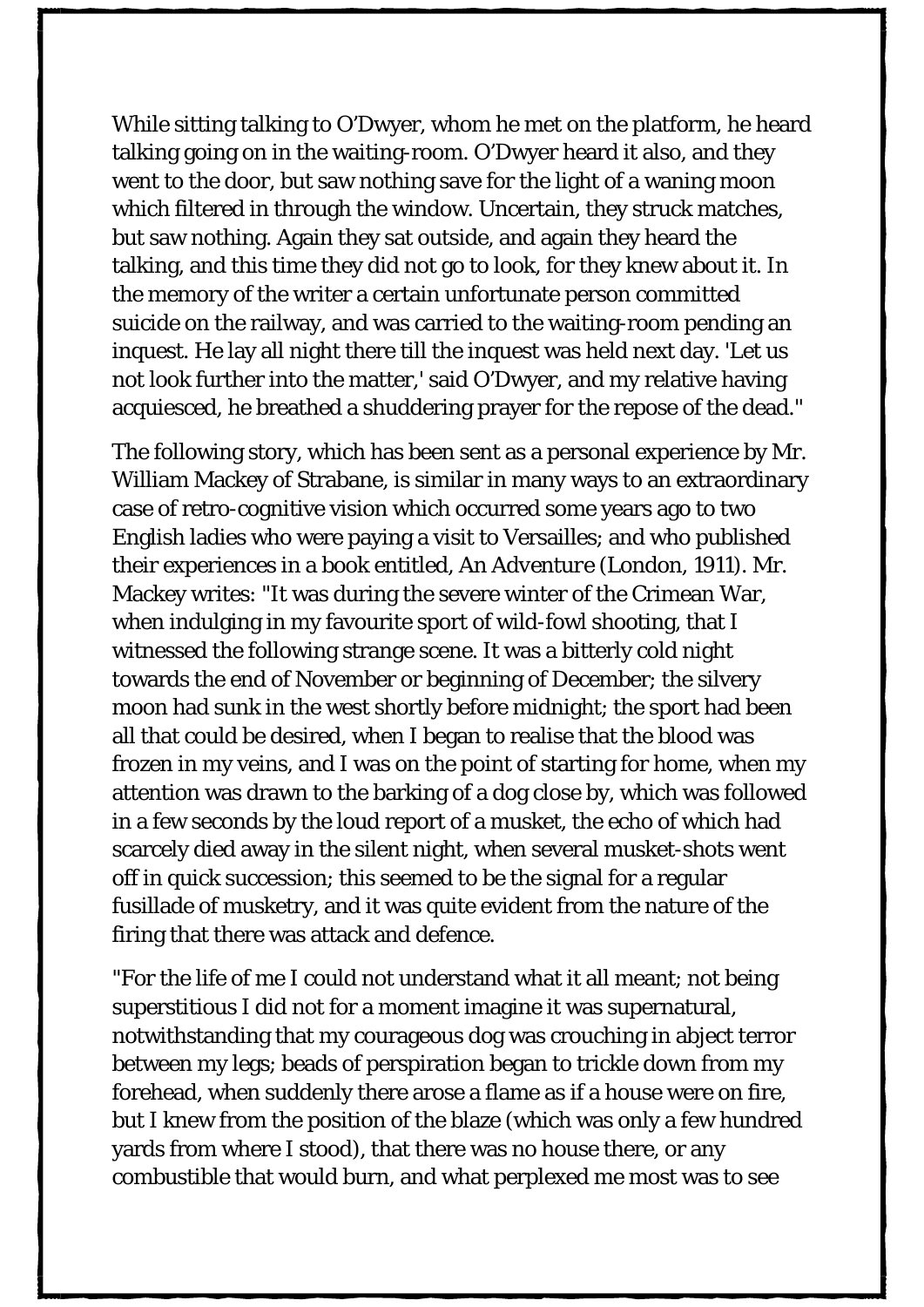While sitting talking to O'Dwyer, whom he met on the platform, he heard talking going on in the waiting-room. O'Dwyer heard it also, and they went to the door, but saw nothing save for the light of a waning moon which filtered in through the window. Uncertain, they struck matches, but saw nothing. Again they sat outside, and again they heard the talking, and this time they did not go to look, for they knew about it. In the memory of the writer a certain unfortunate person committed suicide on the railway, and was carried to the waiting-room pending an inquest. He lay all night there till the inquest was held next day. 'Let us not look further into the matter,' said O'Dwyer, and my relative having acquiesced, he breathed a shuddering prayer for the repose of the dead."

The following story, which has been sent as a personal experience by Mr. William Mackey of Strabane, is similar in many ways to an extraordinary case of retro-cognitive vision which occurred some years ago to two English ladies who were paying a visit to Versailles; and who published their experiences in a book entitled, *An Adventure* (London, 1911). Mr. Mackey writes: "It was during the severe winter of the Crimean War, when indulging in my favourite sport of wild-fowl shooting, that I witnessed the following strange scene. It was a bitterly cold night towards the end of November or beginning of December; the silvery moon had sunk in the west shortly before midnight; the sport had been all that could be desired, when I began to realise that the blood was frozen in my veins, and I was on the point of starting for home, when my attention was drawn to the barking of a dog close by, which was followed in a few seconds by the loud report of a musket, the echo of which had scarcely died away in the silent night, when several musket-shots went off in quick succession; this seemed to be the signal for a regular fusillade of musketry, and it was quite evident from the nature of the firing that there was attack and defence.

"For the life of me I could not understand what it all meant; not being superstitious I did not for a moment imagine it was supernatural, notwithstanding that my courageous dog was crouching in abject terror between my legs; beads of perspiration began to trickle down from my forehead, when suddenly there arose a flame as if a house were on fire, but I knew from the position of the blaze (which was only a few hundred yards from where I stood), that there was no house there, or any combustible that would burn, and what perplexed me most was to see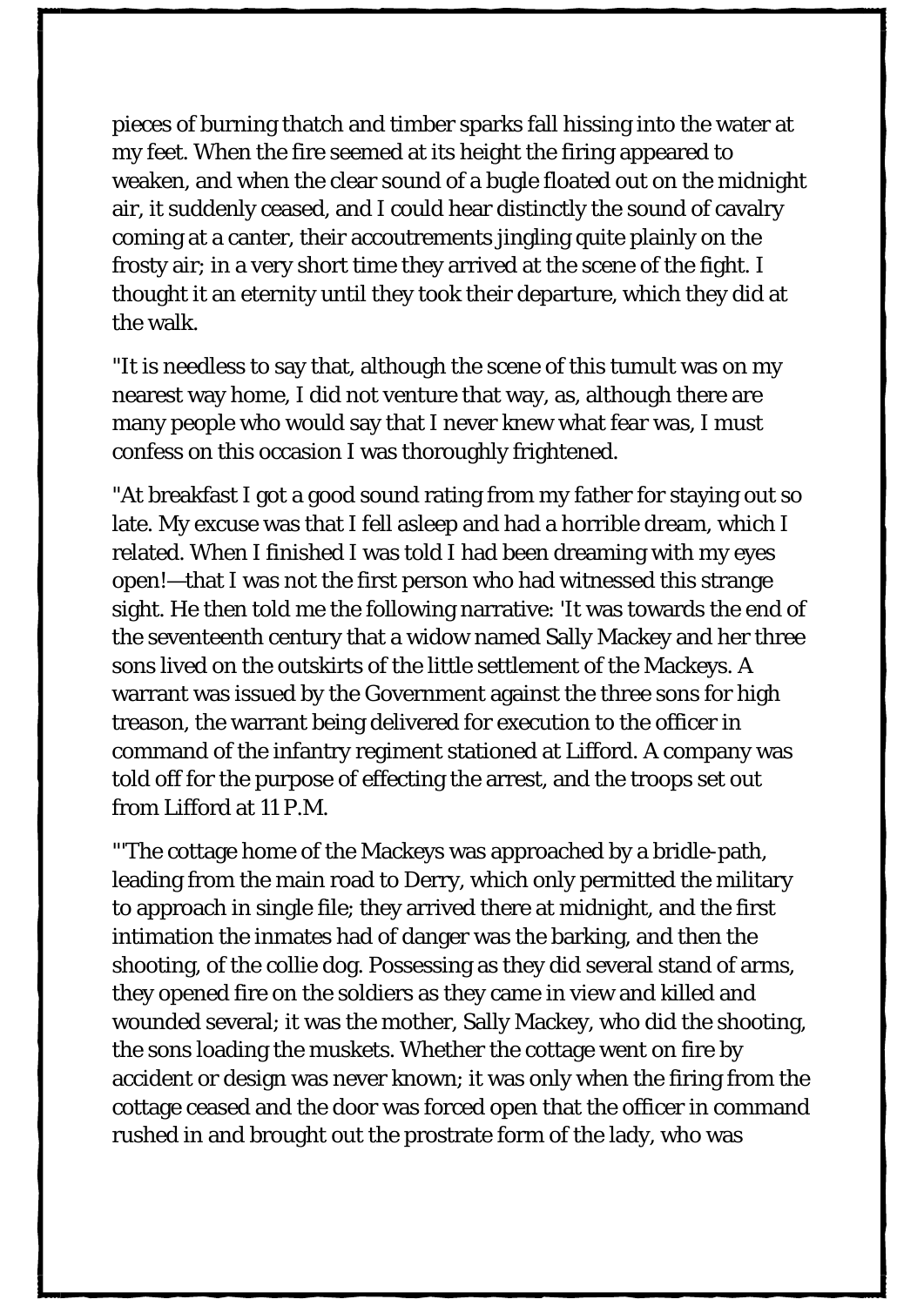pieces of burning thatch and timber sparks fall hissing into the water at my feet. When the fire seemed at its height the firing appeared to weaken, and when the clear sound of a bugle floated out on the midnight air, it suddenly ceased, and I could hear distinctly the sound of cavalry coming at a canter, their accoutrements jingling quite plainly on the frosty air; in a very short time they arrived at the scene of the fight. I thought it an eternity until they took their departure, which they did at the walk.

"It is needless to say that, although the scene of this tumult was on my nearest way home, I did not venture that way, as, although there are many people who would say that I never knew what fear was, I must confess on this occasion I was thoroughly frightened.

"At breakfast I got a good sound rating from my father for staying out so late. My excuse was that I fell asleep and had a horrible dream, which I related. When I finished I was told I had been dreaming with my eyes open!—that I was not the first person who had witnessed this strange sight. He then told me the following narrative: 'It was towards the end of the seventeenth century that a widow named Sally Mackey and her three sons lived on the outskirts of the little settlement of the Mackeys. A warrant was issued by the Government against the three sons for high treason, the warrant being delivered for execution to the officer in command of the infantry regiment stationed at Lifford. A company was told off for the purpose of effecting the arrest, and the troops set out from Lifford at 11 P.M.

"'The cottage home of the Mackeys was approached by a bridle-path, leading from the main road to Derry, which only permitted the military to approach in single file; they arrived there at midnight, and the first intimation the inmates had of danger was the barking, and then the shooting, of the collie dog. Possessing as they did several stand of arms, they opened fire on the soldiers as they came in view and killed and wounded several; it was the mother, Sally Mackey, who did the shooting, the sons loading the muskets. Whether the cottage went on fire by accident or design was never known; it was only when the firing from the cottage ceased and the door was forced open that the officer in command rushed in and brought out the prostrate form of the lady, who was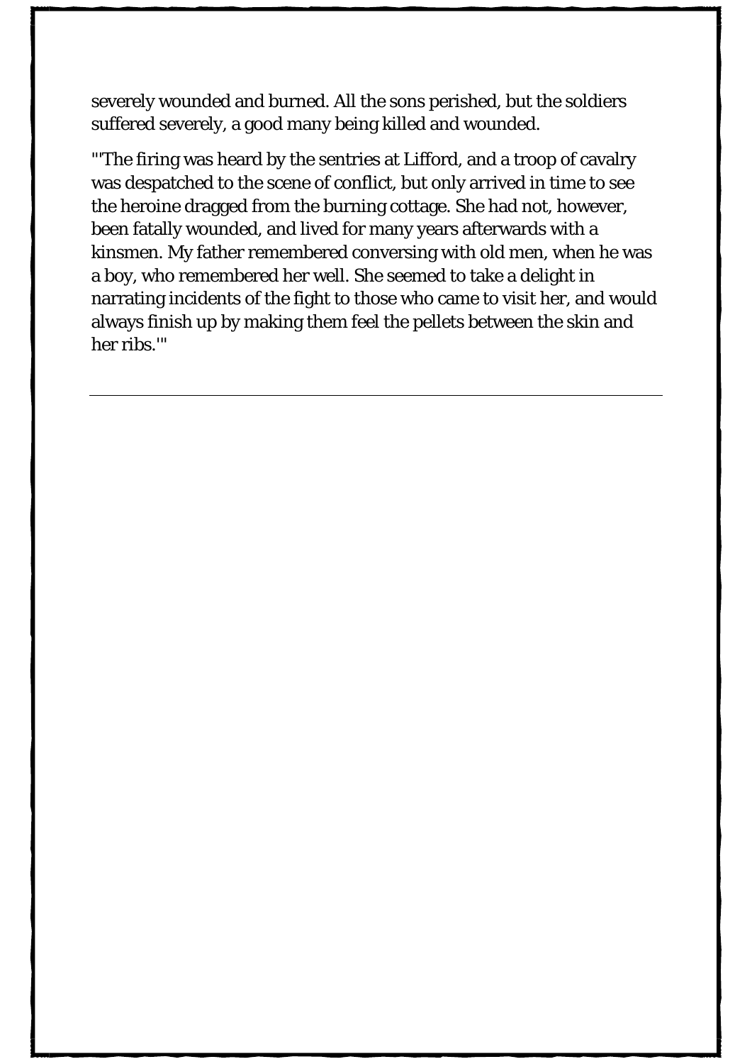severely wounded and burned. All the sons perished, but the soldiers suffered severely, a good many being killed and wounded.

"'The firing was heard by the sentries at Lifford, and a troop of cavalry was despatched to the scene of conflict, but only arrived in time to see the heroine dragged from the burning cottage. She had not, however, been fatally wounded, and lived for many years afterwards with a kinsmen. My father remembered conversing with old men, when he was a boy, who remembered her well. She seemed to take a delight in narrating incidents of the fight to those who came to visit her, and would always finish up by making them feel the pellets between the skin and her ribs.'"

---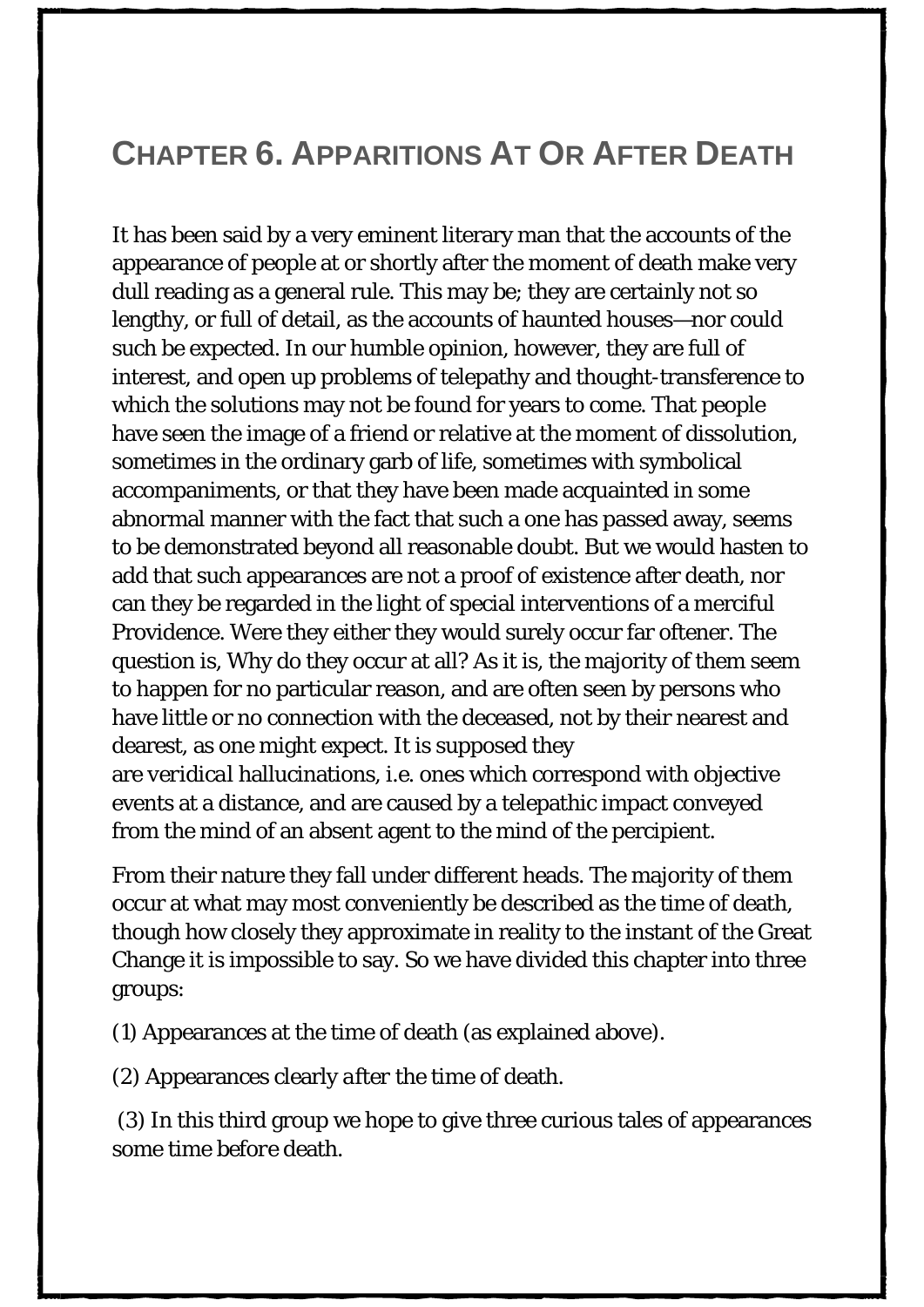# CHAPTER 6. APPARITIONS AT OR AFTER DEATH

It has been said by a very eminent literary man that the accounts of the appearance of people at or shortly after the moment of death make very dull reading as a general rule. This may be; they are certainly not so lengthy, or full of detail, as the accounts of haunted houses—nor could such be expected. In our humble opinion, however, they are full of interest, and open up problems of telepathy and thought-transference to which the solutions may not be found for years to come. That people have seen the image of a friend or relative at the moment of dissolution, sometimes in the ordinary garb of life, sometimes with symbolical accompaniments, or that they have been made acquainted in some abnormal manner with the fact that such a one has passed away, seems to be demonstrated beyond all reasonable doubt. But we would hasten to add that such appearances are not a proof of existence after death, nor can they be regarded in the light of special interventions of a merciful Providence. Were they either they would surely occur far oftener. The question is, Why do they occur at all? As it is, the majority of them seem to happen for no particular reason, and are often seen by persons who have little or no connection with the deceased, not by their nearest and dearest, as one might expect. It is supposed they are *veridical* hallucinations, i.e. ones which correspond with objective events at a distance, and are caused by a telepathic impact conveyed from the mind of an absent agent to the mind of the percipient.

From their nature they fall under different heads. The majority of them occur at what may most conveniently be described as the time of death, though how closely they approximate in reality to the instant of the Great Change it is impossible to say. So we have divided this chapter into three groups:

(1) Appearances at the time of death (as explained above).

(2) Appearances clearly *after* the time of death.

(3) In this third group we hope to give three curious tales of appearances some time *before* death.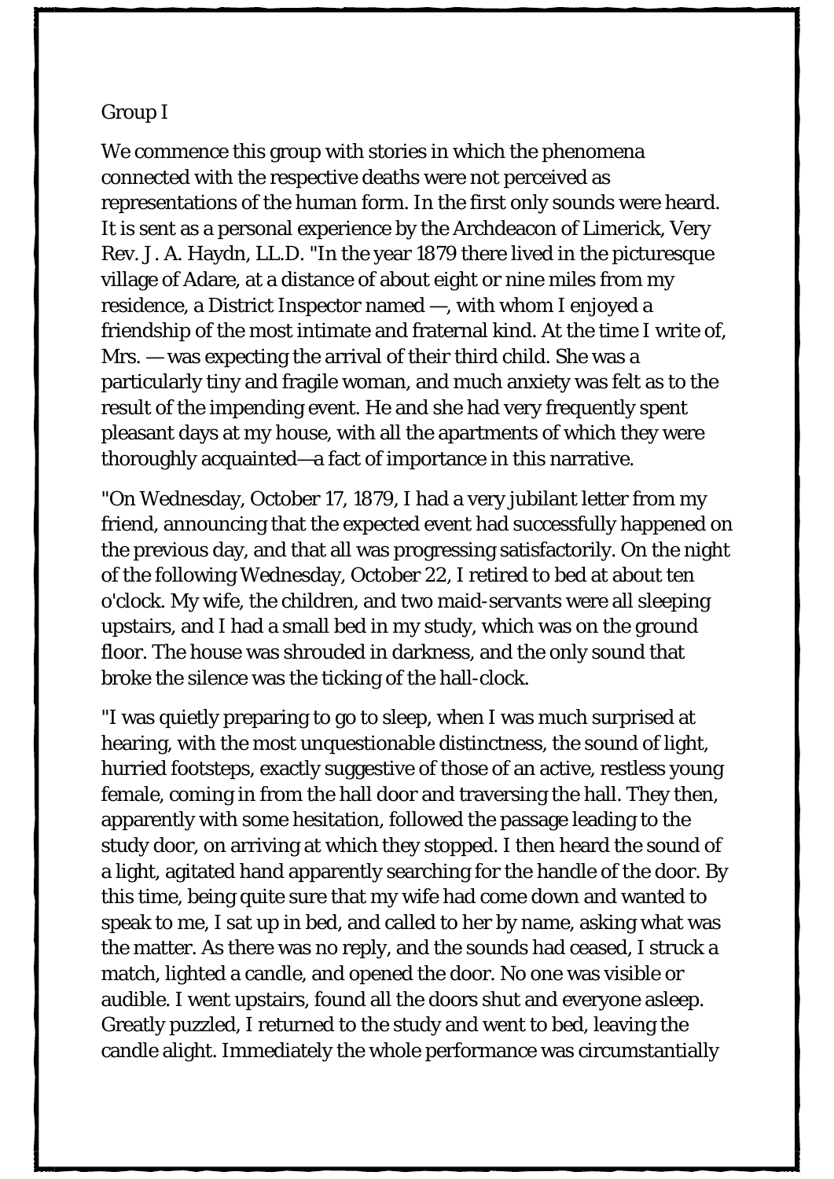Group I

We commence this group with stories in which the phenomena connected with the respective deaths were not perceived as representations of the human form. In the first only sounds were heard. It is sent as a personal experience by the Archdeacon of Limerick, Very Rev. J. A. Haydn, LL.D. "In the year 1879 there lived in the picturesque village of Adare, at a distance of about eight or nine miles from my residence, a District Inspector named —, with whom I enjoyed a friendship of the most intimate and fraternal kind. At the time I write of, Mrs. — was expecting the arrival of their third child. She was a particularly tiny and fragile woman, and much anxiety was felt as to the result of the impending event. He and she had very frequently spent pleasant days at my house, with all the apartments of which they were thoroughly acquainted—a fact of importance in this narrative.

"On Wednesday, October 17, 1879, I had a very jubilant letter from my friend, announcing that the expected event had successfully happened on the previous day, and that all was progressing satisfactorily. On the night of the following Wednesday, October 22, I retired to bed at about ten o'clock. My wife, the children, and two maid-servants were all sleeping upstairs, and I had a small bed in my study, which was on the ground floor. The house was shrouded in darkness, and the only sound that broke the silence was the ticking of the hall-clock.

"I was quietly preparing to go to sleep, when I was much surprised at hearing, with the most unquestionable distinctness, the sound of light, hurried footsteps, exactly suggestive of those of an active, restless young female, coming in from the hall door and traversing the hall. They then, apparently with some hesitation, followed the passage leading to the study door, on arriving at which they stopped. I then heard the sound of a light, agitated hand apparently searching for the handle of the door. By this time, being quite sure that my wife had come down and wanted to speak to me, I sat up in bed, and called to her by name, asking what was the matter. As there was no reply, and the sounds had ceased, I struck a match, lighted a candle, and opened the door. No one was visible or audible. I went upstairs, found all the doors shut and everyone asleep. Greatly puzzled, I returned to the study and went to bed, leaving the candle alight. Immediately the whole performance was circumstantially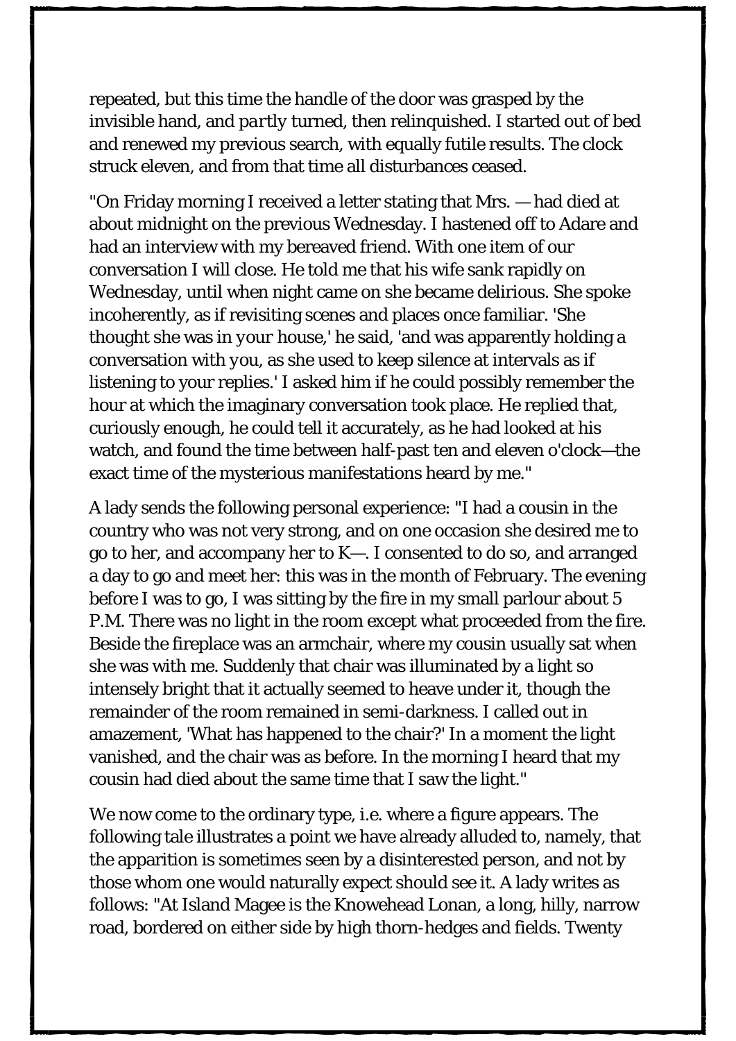repeated, but this time the handle of the door was grasped by the invisible hand, and *partly* turned, then relinquished. I started out of bed and renewed my previous search, with equally futile results. The clock struck eleven, and from that time all disturbances ceased.

"On Friday morning I received a letter stating that Mrs. — had died at about midnight on the previous Wednesday. I hastened off to Adare and had an interview with my bereaved friend. With one item of our conversation I will close. He told me that his wife sank rapidly on Wednesday, until when night came on she became delirious. She spoke incoherently, as if revisiting scenes and places once familiar. 'She thought she was in *your* house,' he said, 'and was apparently holding a conversation with *you*, as she used to keep silence at intervals as if listening to your replies.' I asked him if he could possibly remember the hour at which the imaginary conversation took place. He replied that, curiously enough, he could tell it accurately, as he had looked at his watch, and found the time between half-past ten and eleven o'clock—the exact time of the mysterious manifestations heard by me."

A lady sends the following personal experience: "I had a cousin in the country who was not very strong, and on one occasion she desired me to go to her, and accompany her to K—. I consented to do so, and arranged a day to go and meet her: this was in the month of February. The evening before I was to go, I was sitting by the fire in my small parlour about 5 P.M. There was no light in the room except what proceeded from the fire. Beside the fireplace was an armchair, where my cousin usually sat when she was with me. Suddenly that chair was illuminated by a light so intensely bright that it actually seemed to heave under it, though the remainder of the room remained in semi-darkness. I called out in amazement, 'What has happened to the chair?' In a moment the light vanished, and the chair was as before. In the morning I heard that my cousin had died about the same time that I saw the light."

We now come to the ordinary type, i.e. where a figure appears. The following tale illustrates a point we have already alluded to, namely, that the apparition is sometimes seen by a disinterested person, and not by those whom one would naturally expect should see it. A lady writes as follows: "At Island Magee is the Knowehead Lonan, a long, hilly, narrow road, bordered on either side by high thorn-hedges and fields. Twenty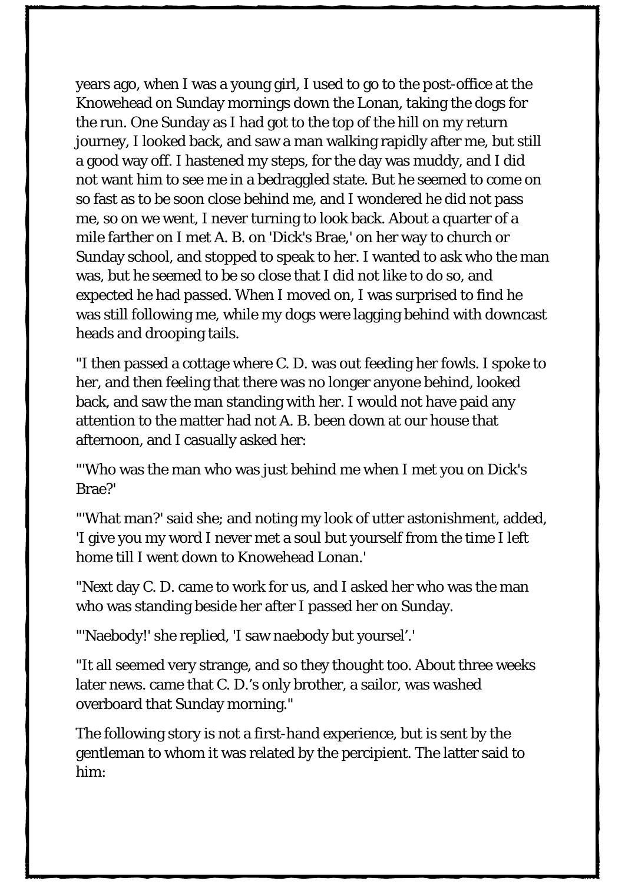years ago, when I was a young girl, I used to go to the post-office at the Knowehead on Sunday mornings down the Lonan, taking the dogs for the run. One Sunday as I had got to the top of the hill on my return journey, I looked back, and saw a man walking rapidly after me, but still a good way off. I hastened my steps, for the day was muddy, and I did not want him to see me in a bedraggled state. But he seemed to come on so fast as to be soon close behind me, and I wondered he did not pass me, so on we went, I never turning to look back. About a quarter of a mile farther on I met A. B. on 'Dick's Brae,' on her way to church or Sunday school, and stopped to speak to her. I wanted to ask who the man was, but he seemed to be so close that I did not like to do so, and expected he had passed. When I moved on, I was surprised to find he was still following me, while my dogs were lagging behind with downcast heads and drooping tails.

"I then passed a cottage where C. D. was out feeding her fowls. I spoke to her, and then feeling that there was no longer anyone behind, looked back, and saw the man standing with her. I would not have paid any attention to the matter had not A. B. been down at our house that afternoon, and I casually asked her:

"'Who was the man who was just behind me when I met you on Dick's Brae?'

"'What man?' said she; and noting my look of utter astonishment, added, 'I give you my word I never met a soul but yourself from the time I left home till I went down to Knowehead Lonan.'

"Next day C. D. came to work for us, and I asked her who was the man who was standing beside her after I passed her on Sunday.

"'Naebody!' she replied, 'I saw naebody but yoursel'.'

"It all seemed very strange, and so they thought too. About three weeks later news. came that C. D.'s only brother, a sailor, was washed overboard that Sunday morning."

The following story is not a first-hand experience, but is sent by the gentleman to whom it was related by the percipient. The latter said to him: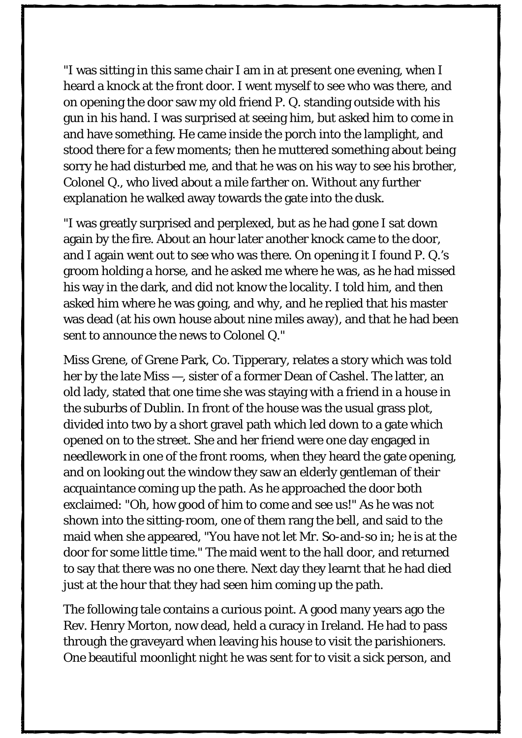"I was sitting in this same chair I am in at present one evening, when I heard a knock at the front door. I went myself to see who was there, and on opening the door saw my old friend P. Q. standing outside with his gun in his hand. I was surprised at seeing him, but asked him to come in and have something. He came inside the porch into the lamplight, and stood there for a few moments; then he muttered something about being sorry he had disturbed me, and that he was on his way to see his brother, Colonel Q., who lived about a mile farther on. Without any further explanation he walked away towards the gate into the dusk.

"I was greatly surprised and perplexed, but as he had gone I sat down again by the fire. About an hour later another knock came to the door, and I again went out to see who was there. On opening it I found P. Q.'s groom holding a horse, and he asked me where he was, as he had missed his way in the dark, and did not know the locality. I told him, and then asked him where he was going, and why, and he replied that his master was dead (at his own house about nine miles away), and that he had been sent to announce the news to Colonel Q."

Miss Grene, of Grene Park, Co. Tipperary, relates a story which was told her by the late Miss —, sister of a former Dean of Cashel. The latter, an old lady, stated that one time she was staying with a friend in a house in the suburbs of Dublin. In front of the house was the usual grass plot, divided into two by a short gravel path which led down to a gate which opened on to the street. She and her friend were one day engaged in needlework in one of the front rooms, when they heard the gate opening, and on looking out the window they saw an elderly gentleman of their acquaintance coming up the path. As he approached the door both exclaimed: "Oh, how good of him to come and see us!" As he was not shown into the sitting-room, one of them rang the bell, and said to the maid when she appeared, "You have not let Mr. So-and-so in; he is at the door for some little time." The maid went to the hall door, and returned to say that there was no one there. Next day they learnt that he had died just at the hour that they had seen him coming up the path.

The following tale contains a curious point. A good many years ago the Rev. Henry Morton, now dead, held a curacy in Ireland. He had to pass through the graveyard when leaving his house to visit the parishioners. One beautiful moonlight night he was sent for to visit a sick person, and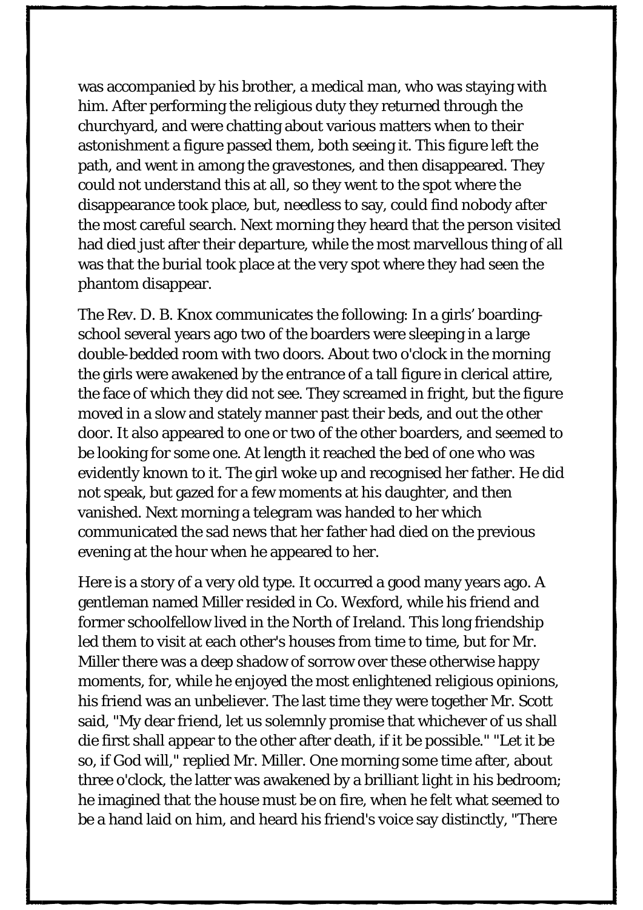was accompanied by his brother, a medical man, who was staying with him. After performing the religious duty they returned through the churchyard, and were chatting about various matters when to their astonishment a figure passed them, both seeing it. This figure left the path, and went in among the gravestones, and then disappeared. They could not understand this at all, so they went to the spot where the disappearance took place, but, needless to say, could find nobody after the most careful search. Next morning they heard that the person visited had died just after their departure, while the most marvellous thing of all was that the burial took place at the very spot where they had seen the phantom disappear.

The Rev. D. B. Knox communicates the following: In a girls' boarding-school several years ago two of the boarders were sleeping in a large double-bedded room with two doors. About two o'clock in the morning the girls were awakened by the entrance of a tall figure in clerical attire, the face of which they did not see. They screamed in fright, but the figure moved in a slow and stately manner past their beds, and out the other door. It also appeared to one or two of the other boarders, and seemed to be looking for some one. At length it reached the bed of one who was evidently known to it. The girl woke up and recognised her father. He did not speak, but gazed for a few moments at his daughter, and then vanished. Next morning a telegram was handed to her which communicated the sad news that her father had died on the previous evening at the hour when he appeared to her.

Here is a story of a very old type. It occurred a good many years ago. A gentleman named Miller resided in Co. Wexford, while his friend and former schoolfellow lived in the North of Ireland. This long friendship led them to visit at each other's houses from time to time, but for Mr. Miller there was a deep shadow of sorrow over these otherwise happy moments, for, while he enjoyed the most enlightened religious opinions, his friend was an unbeliever. The last time they were together Mr. Scott said, "My dear friend, let us solemnly promise that whichever of us shall die first shall appear to the other after death, if it be possible." "Let it be so, if God will," replied Mr. Miller. One morning some time after, about three o'clock, the latter was awakened by a brilliant light in his bedroom; he imagined that the house must be on fire, when he felt what seemed to be a hand laid on him, and heard his friend's voice say distinctly, "There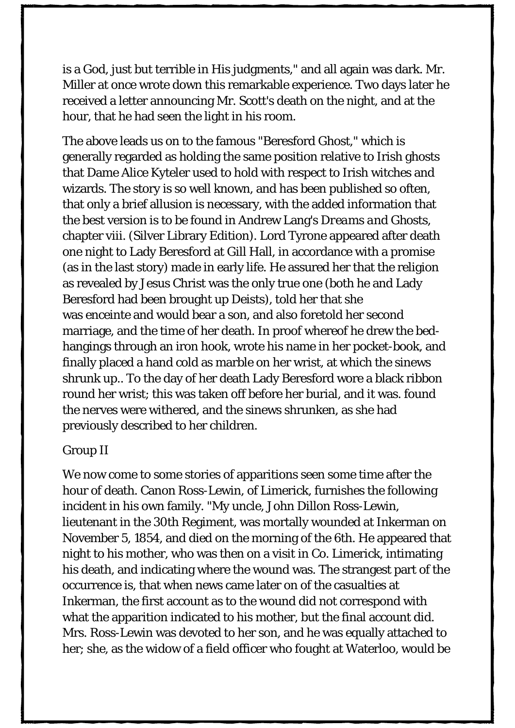is a God, just but terrible in His judgments," and all again was dark. Mr. Miller at once wrote down this remarkable experience. Two days later he received a letter announcing Mr. Scott's death on the night, and at the hour, that he had seen the light in his room.

The above leads us on to the famous "Beresford Ghost," which is generally regarded as holding the same position relative to Irish ghosts that Dame Alice Kyteler used to hold with respect to Irish witches and wizards. The story is so well known, and has been published so often, that only a brief allusion is necessary, with the added information that the best version is to be found in Andrew Lang's *Dreams and Ghosts*, chapter viii. (Silver Library Edition). Lord Tyrone appeared after death one night to Lady Beresford at Gill Hall, in accordance with a promise (as in the last story) made in early life. He assured her that the religion as revealed by Jesus Christ was the only true one (both he and Lady Beresford had been brought up Deists), told her that she was enceinte and would bear a son, and also foretold her second marriage, and the time of her death. In proof whereof he drew the bed-hangings through an iron hook, wrote his name in her pocket-book, and finally placed a hand cold as marble on her wrist, at which the sinews shrunk up.. To the day of her death Lady Beresford wore a black ribbon round her wrist; this was taken off before her burial, and it was. found the nerves were withered, and the sinews shrunken, as she had previously described to her children.

## Group II

We now come to some stories of apparitions seen some time after the hour of death. Canon Ross-Lewin, of Limerick, furnishes the following incident in his own family. "My uncle, John Dillon Ross-Lewin, lieutenant in the 30th Regiment, was mortally wounded at Inkerman on November 5, 1854, and died on the morning of the 6th. He appeared that night to his mother, who was then on a visit in Co. Limerick, intimating his death, and indicating where the wound was. The strangest part of the occurrence is, that when news came later on of the casualties at Inkerman, the first account as to the wound did not correspond with what the apparition indicated to his mother, but the final account did. Mrs. Ross-Lewin was devoted to her son, and he was equally attached to her; she, as the widow of a field officer who fought at Waterloo, would be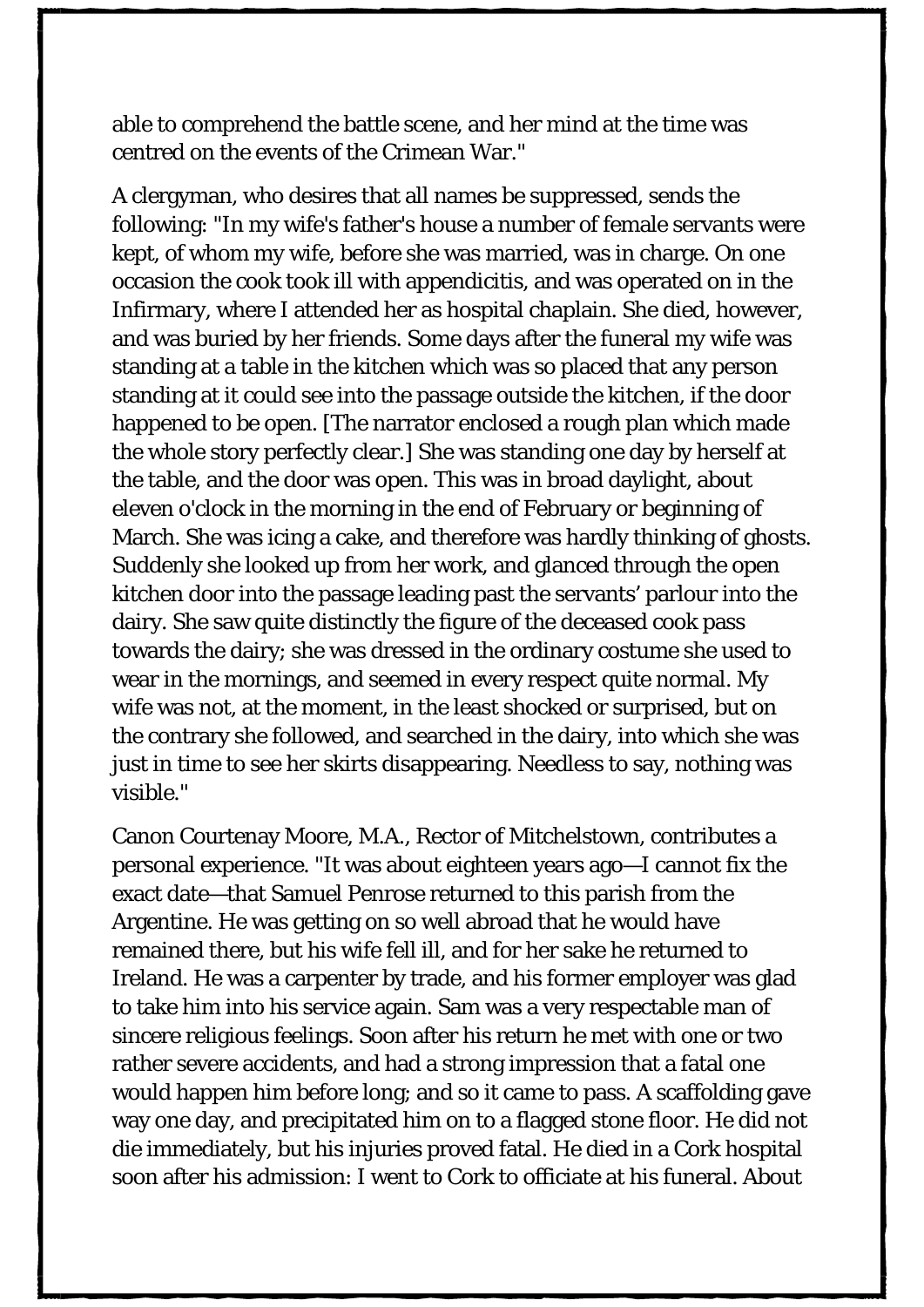able to comprehend the battle scene, and her mind at the time was centred on the events of the Crimean War."

A clergyman, who desires that all names be suppressed, sends the following: "In my wife's father's house a number of female servants were kept, of whom my wife, before she was married, was in charge. On one occasion the cook took ill with appendicitis, and was operated on in the Infirmary, where I attended her as hospital chaplain. She died, however, and was buried by her friends. Some days after the funeral my wife was standing at a table in the kitchen which was so placed that any person standing at it could see into the passage outside the kitchen, if the door happened to be open. [The narrator enclosed a rough plan which made the whole story perfectly clear.] She was standing one day by herself at the table, and the door was open. This was in broad daylight, about eleven o'clock in the morning in the end of February or beginning of March. She was icing a cake, and therefore was hardly thinking of ghosts. Suddenly she looked up from her work, and glanced through the open kitchen door into the passage leading past the servants' parlour into the dairy. She saw quite distinctly the figure of the deceased cook pass towards the dairy; she was dressed in the ordinary costume she used to wear in the mornings, and seemed in every respect quite normal. My wife was not, at the moment, in the least shocked or surprised, but on the contrary she followed, and searched in the dairy, into which she was just in time to see her skirts disappearing. Needless to say, nothing was visible."

Canon Courtenay Moore, M.A., Rector of Mitchelstown, contributes a personal experience. "It was about eighteen years ago—I cannot fix the exact date—that Samuel Penrose returned to this parish from the Argentine. He was getting on so well abroad that he would have remained there, but his wife fell ill, and for her sake he returned to Ireland. He was a carpenter by trade, and his former employer was glad to take him into his service again. Sam was a very respectable man of sincere religious feelings. Soon after his return he met with one or two rather severe accidents, and had a strong impression that a fatal one would happen him before long; and so it came to pass. A scaffolding gave way one day, and precipitated him on to a flagged stone floor. He did not die immediately, but his injuries proved fatal. He died in a Cork hospital soon after his admission: I went to Cork to officiate at his funeral. About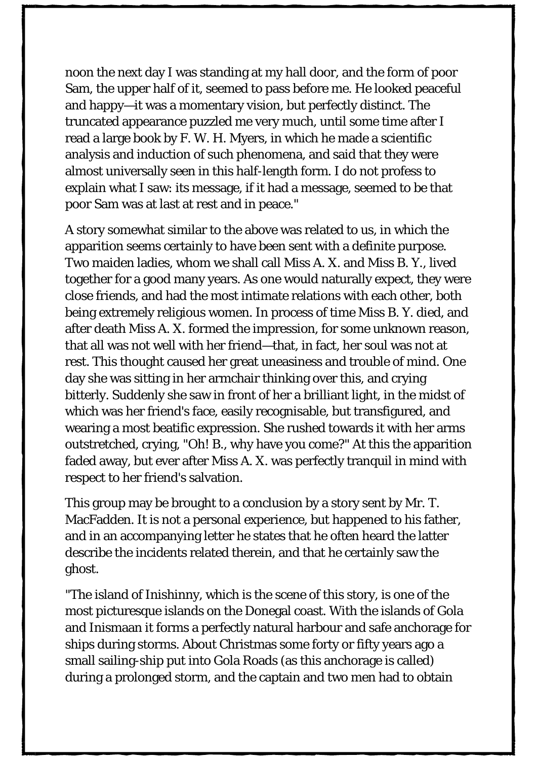noon the next day I was standing at my hall door, and the form of poor Sam, the upper half of it, seemed to pass before me. He looked peaceful and happy—it was a momentary vision, but perfectly distinct. The truncated appearance puzzled me very much, until some time after I read a large book by F. W. H. Myers, in which he made a scientific analysis and induction of such phenomena, and said that they were almost universally seen in this half-length form. I do not profess to explain what I saw: its message, if it had a message, seemed to be that poor Sam was at last at rest and in peace."

A story somewhat similar to the above was related to us, in which the apparition seems certainly to have been sent with a definite purpose. Two maiden ladies, whom we shall call Miss A. X. and Miss B. Y., lived together for a good many years. As one would naturally expect, they were close friends, and had the most intimate relations with each other, both being extremely religious women. In process of time Miss B. Y. died, and after death Miss A. X. formed the impression, for some unknown reason, that all was not well with her friend—that, in fact, her soul was not at rest. This thought caused her great uneasiness and trouble of mind. One day she was sitting in her armchair thinking over this, and crying bitterly. Suddenly she saw in front of her a brilliant light, in the midst of which was her friend's face, easily recognisable, but transfigured, and wearing a most beatific expression. She rushed towards it with her arms outstretched, crying, "Oh! B., why have you come?" At this the apparition faded away, but ever after Miss A. X. was perfectly tranquil in mind with respect to her friend's salvation.

This group may be brought to a conclusion by a story sent by Mr. T. MacFadden. It is not a personal experience, but happened to his father, and in an accompanying letter he states that he often heard the latter describe the incidents related therein, and that he certainly saw the ghost.

"The island of Inishinny, which is the scene of this story, is one of the most picturesque islands on the Donegal coast. With the islands of Gola and Inismaan it forms a perfectly natural harbour and safe anchorage for ships during storms. About Christmas some forty or fifty years ago a small sailing-ship put into Gola Roads (as this anchorage is called) during a prolonged storm, and the captain and two men had to obtain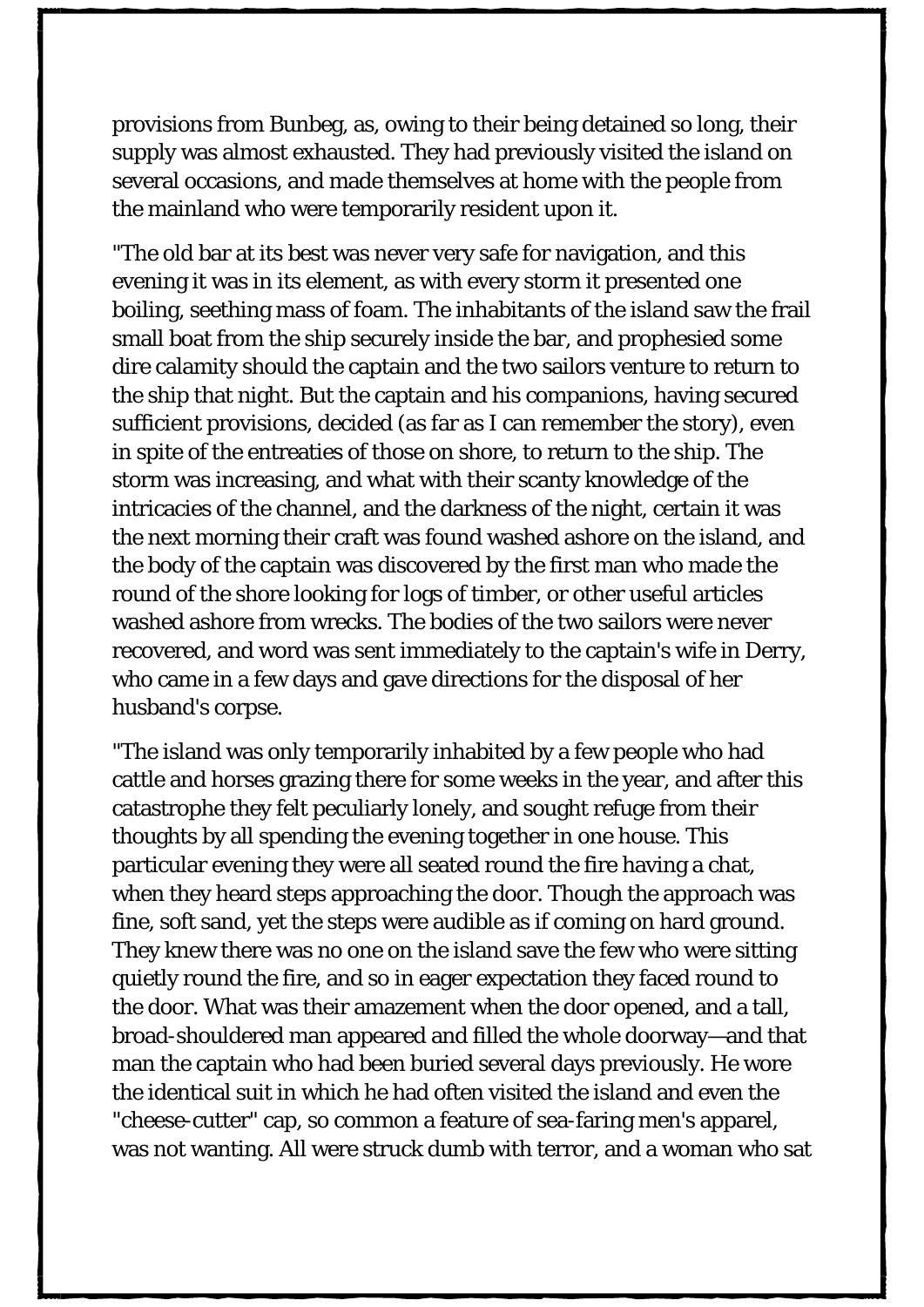provisions from Bunbeg, as, owing to their being detained so long, their supply was almost exhausted. They had previously visited the island on several occasions, and made themselves at home with the people from the mainland who were temporarily resident upon it.

"The old bar at its best was never very safe for navigation, and this evening it was in its element, as with every storm it presented one boiling, seething mass of foam. The inhabitants of the island saw the frail small boat from the ship securely inside the bar, and prophesied some dire calamity should the captain and the two sailors venture to return to the ship that night. But the captain and his companions, having secured sufficient provisions, decided (as far as I can remember the story), even in spite of the entreaties of those on shore, to return to the ship. The storm was increasing, and what with their scanty knowledge of the intricacies of the channel, and the darkness of the night, certain it was the next morning their craft was found washed ashore on the island, and the body of the captain was discovered by the first man who made the round of the shore looking for logs of timber, or other useful articles washed ashore from wrecks. The bodies of the two sailors were never recovered, and word was sent immediately to the captain's wife in Derry, who came in a few days and gave directions for the disposal of her husband's corpse.

"The island was only temporarily inhabited by a few people who had cattle and horses grazing there for some weeks in the year, and after this catastrophe they felt peculiarly lonely, and sought refuge from their thoughts by all spending the evening together in one house. This particular evening they were all seated round the fire having a chat, when they heard steps approaching the door. Though the approach was fine, soft sand, yet the steps were audible as if coming on hard ground. They knew there was no one on the island save the few who were sitting quietly round the fire, and so in eager expectation they faced round to the door. What was their amazement when the door opened, and a tall, broad-shouldered man appeared and filled the whole doorway—and that man the captain who had been buried several days previously. He wore the identical suit in which he had often visited the island and even the "cheese-cutter" cap, so common a feature of sea-faring men's apparel, was not wanting. All were struck dumb with terror, and a woman who sat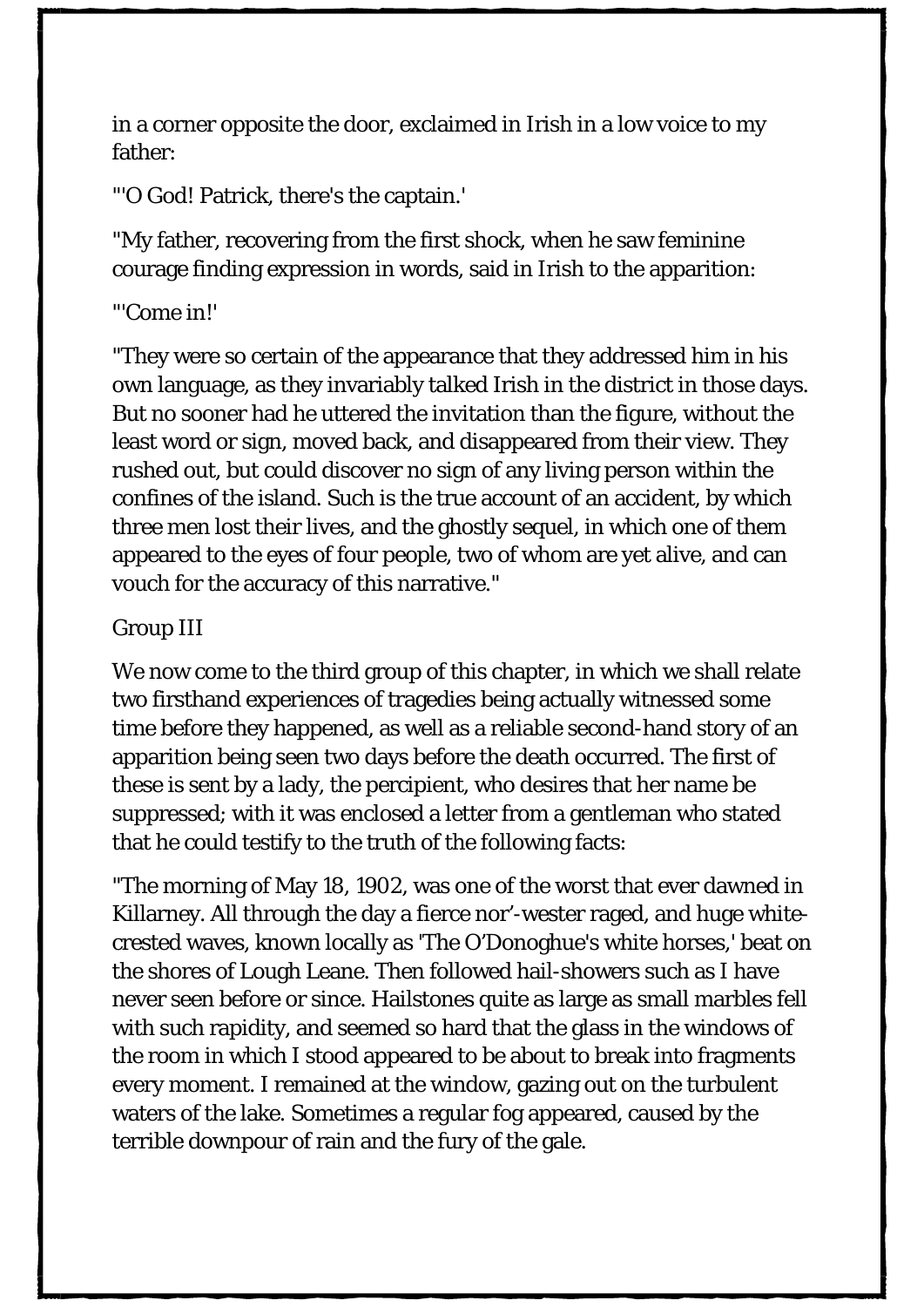in a corner opposite the door, exclaimed in Irish in a low voice to my father:

"'O God! Patrick, there's the captain.'

"My father, recovering from the first shock, when he saw feminine courage finding expression in words, said in Irish to the apparition:

"'Come in!'

"They were so certain of the appearance that they addressed him in his own language, as they invariably talked Irish in the district in those days. But no sooner had he uttered the invitation than the figure, without the least word or sign, moved back, and disappeared from their view. They rushed out, but could discover no sign of any living person within the confines of the island. Such is the true account of an accident, by which three men lost their lives, and the ghostly sequel, in which one of them appeared to the eyes of four people, two of whom are yet alive, and can vouch for the accuracy of this narrative."

## Group III

We now come to the third group of this chapter, in which we shall relate two firsthand experiences of tragedies being actually witnessed some time before they happened, as well as a reliable second-hand story of an apparition being seen two days before the death occurred. The first of these is sent by a lady, the percipient, who desires that her name be suppressed; with it was enclosed a letter from a gentleman who stated that he could testify to the truth of the following facts:

"The morning of May 18, 1902, was one of the worst that ever dawned in Killarney. All through the day a fierce nor'-wester raged, and huge white-crested waves, known locally as 'The O'Donoghue's white horses,' beat on the shores of Lough Leane. Then followed hail-showers such as I have never seen before or since. Hailstones quite as large as small marbles fell with such rapidity, and seemed so hard that the glass in the windows of the room in which I stood appeared to be about to break into fragments every moment. I remained at the window, gazing out on the turbulent waters of the lake. Sometimes a regular fog appeared, caused by the terrible downpour of rain and the fury of the gale.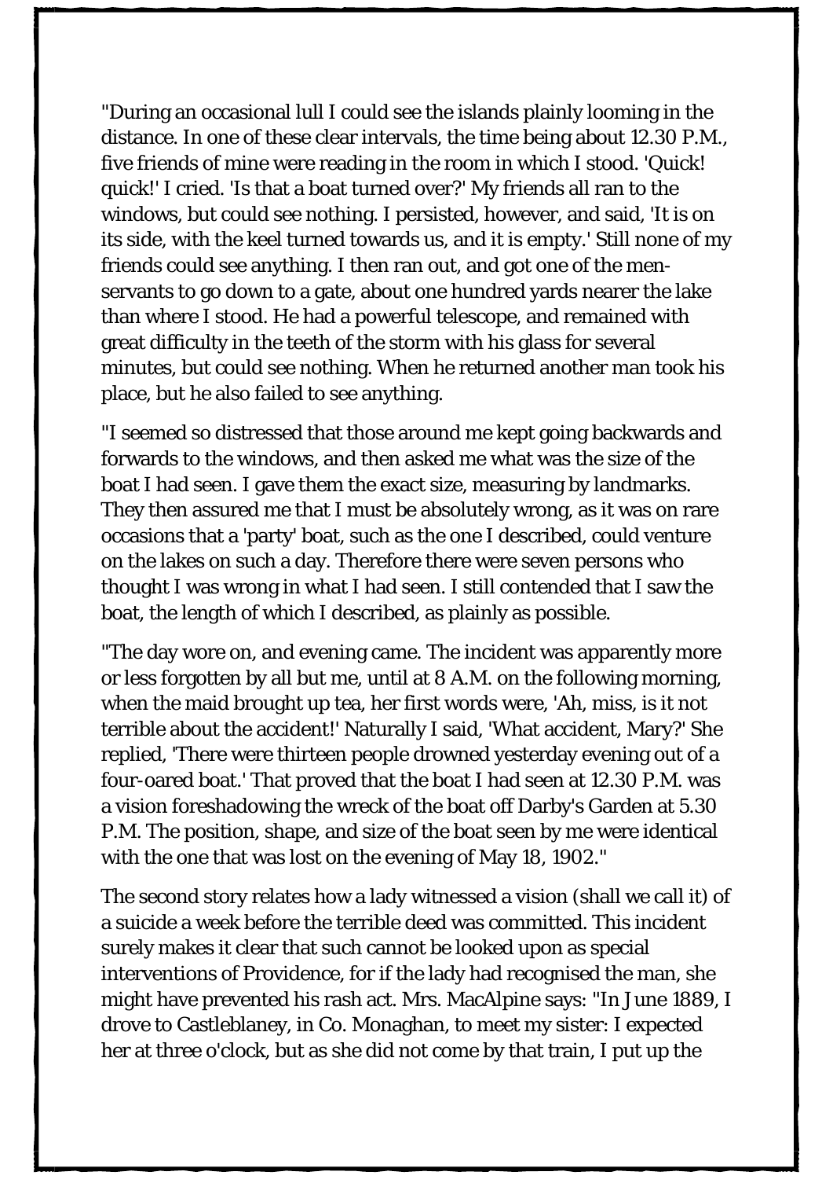"During an occasional lull I could see the islands plainly looming in the distance. In one of these clear intervals, the time being about 12.30 P.M., five friends of mine were reading in the room in which I stood. 'Quick! quick!' I cried. 'Is that a boat turned over?' My friends all ran to the windows, but could see nothing. I persisted, however, and said, 'It is on its side, with the keel turned towards us, and it is empty.' Still none of my friends could see anything. I then ran out, and got one of the men-servants to go down to a gate, about one hundred yards nearer the lake than where I stood. He had a powerful telescope, and remained with great difficulty in the teeth of the storm with his glass for several minutes, but could see nothing. When he returned another man took his place, but he also failed to see anything.

"I seemed so distressed that those around me kept going backwards and forwards to the windows, and then asked me what was the size of the boat I had seen. I gave them the exact size, measuring by landmarks. They then assured me that I must be absolutely wrong, as it was on rare occasions that a 'party' boat, such as the one I described, could venture on the lakes on such a day. Therefore there were seven persons who thought I was wrong in what I had seen. I still contended that I saw the boat, the length of which I described, as plainly as possible.

"The day wore on, and evening came. The incident was apparently more or less forgotten by all but me, until at 8 A.M. on the following morning, when the maid brought up tea, her first words were, 'Ah, miss, is it not terrible about the accident!' Naturally I said, 'What accident, Mary?' She replied, 'There were thirteen people drowned yesterday evening out of a four-oared boat.' That proved that the boat I had seen at 12.30 P.M. was a vision foreshadowing the wreck of the boat off Darby's Garden at 5.30 P.M. The position, shape, and size of the boat seen by me were identical with the one that was lost on the evening of May 18, 1902."

The second story relates how a lady witnessed a vision (shall we call it) of a suicide a week before the terrible deed was committed. This incident surely makes it clear that such cannot be looked upon as special interventions of Providence, for if the lady had recognised the man, she might have prevented his rash act. Mrs. MacAlpine says: "In June 1889, I drove to Castleblaney, in Co. Monaghan, to meet my sister: I expected her at three o'clock, but as she did not come by that train, I put up the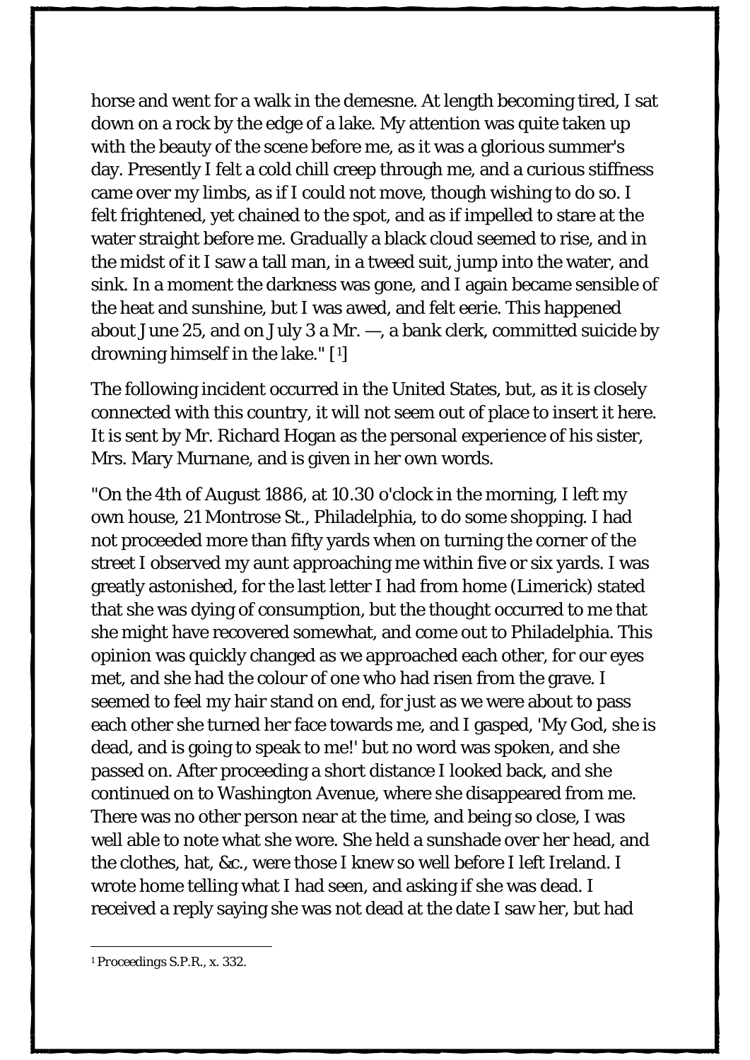horse and went for a walk in the demesne. At length becoming tired, I sat down on a rock by the edge of a lake. My attention was quite taken up with the beauty of the scene before me, as it was a glorious summer's day. Presently I felt a cold chill creep through me, and a curious stiffness came over my limbs, as if I could not move, though wishing to do so. I felt frightened, yet chained to the spot, and as if impelled to stare at the water straight before me. Gradually a black cloud seemed to rise, and in the midst of it I saw a tall man, in a tweed suit, jump into the water, and sink. In a moment the darkness was gone, and I again became sensible of the heat and sunshine, but I was awed, and felt eerie. This happened about June 25, and on July 3 a Mr. —, a bank clerk, committed suicide by drowning himself in the lake." [1]

The following incident occurred in the United States, but, as it is closely connected with this country, it will not seem out of place to insert it here. It is sent by Mr. Richard Hogan as the personal experience of his sister, Mrs. Mary Murnane, and is given in her own words.

"On the 4th of August 1886, at 10.30 o'clock in the morning, I left my own house, 21 Montrose St., Philadelphia, to do some shopping. I had not proceeded more than fifty yards when on turning the corner of the street I observed my aunt approaching me within five or six yards. I was greatly astonished, for the last letter I had from home (Limerick) stated that she was dying of consumption, but the thought occurred to me that she might have recovered somewhat, and come out to Philadelphia. This opinion was quickly changed as we approached each other, for our eyes met, and she had the colour of one who had risen from the grave. I seemed to feel my hair stand on end, for just as we were about to pass each other she turned her face towards me, and I gasped, 'My God, she is dead, and is going to speak to me!' but no word was spoken, and she passed on. After proceeding a short distance I looked back, and she continued on to Washington Avenue, where she disappeared from me. There was no other person near at the time, and being so close, I was well able to note what she wore. She held a sunshade over her head, and the clothes, hat, &c., were those I knew so well before I left Ireland. I wrote home telling what I had seen, and asking if she was dead. I received a reply saying she was not dead at the date I saw her, but had

---

[1] *Proceedings S.P.R.*, x. 332.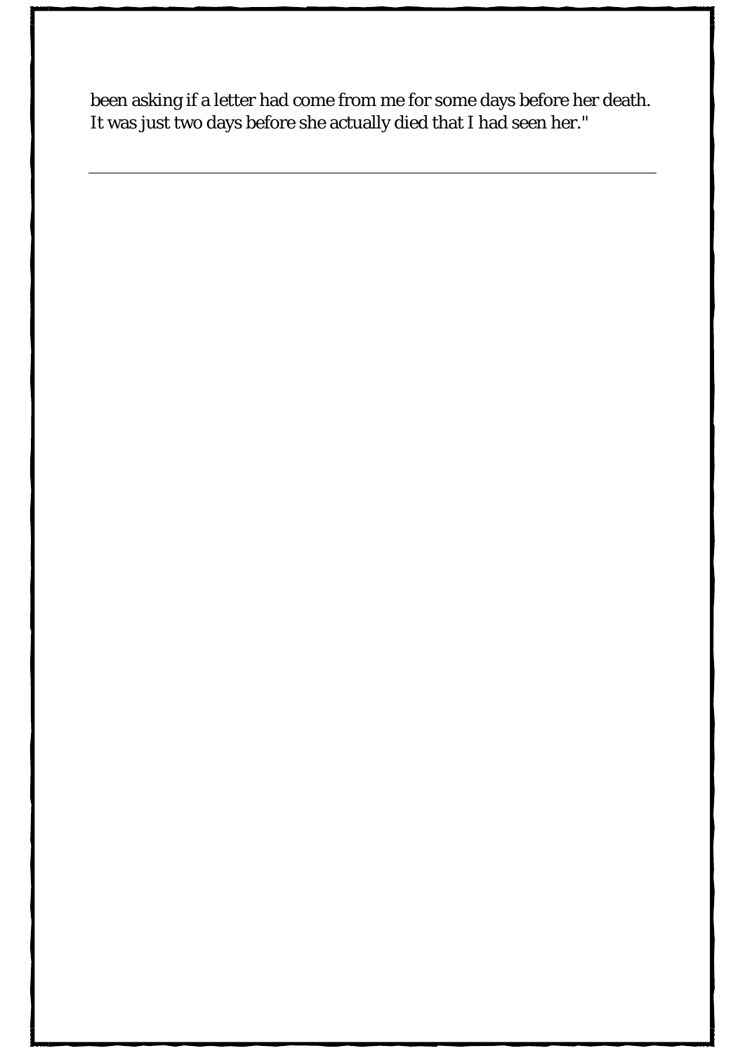been asking if a letter had come from me for some days before her death. It was just two days before she actually died that I had seen her."

---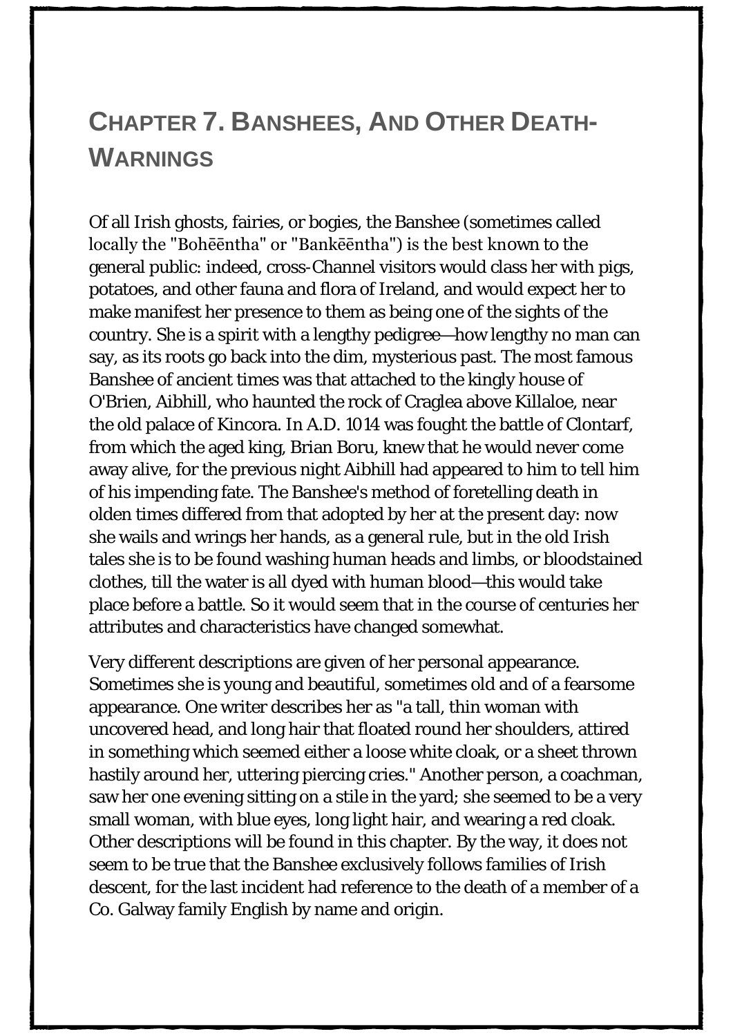# Chapter 7. Banshees, And Other Death-Warnings

Of all Irish ghosts, fairies, or bogies, the Banshee (sometimes called locally the "Bohēēntha" or "Bankēēntha") is the best known to the general public: indeed, cross-Channel visitors would class her with pigs, potatoes, and other fauna and flora of Ireland, and would expect her to make manifest her presence to them as being one of the sights of the country. She is a spirit with a lengthy pedigree—how lengthy no man can say, as its roots go back into the dim, mysterious past. The most famous Banshee of ancient times was that attached to the kingly house of O'Brien, Aibhill, who haunted the rock of Craglea above Killaloe, near the old palace of Kincora. In A.D. 1014 was fought the battle of Clontarf, from which the aged king, Brian Boru, knew that he would never come away alive, for the previous night Aibhill had appeared to him to tell him of his impending fate. The Banshee's method of foretelling death in olden times differed from that adopted by her at the present day: now she wails and wrings her hands, as a general rule, but in the old Irish tales she is to be found washing human heads and limbs, or bloodstained clothes, till the water is all dyed with human blood—this would take place before a battle. So it would seem that in the course of centuries her attributes and characteristics have changed somewhat.

Very different descriptions are given of her personal appearance. Sometimes she is young and beautiful, sometimes old and of a fearsome appearance. One writer describes her as "a tall, thin woman with uncovered head, and long hair that floated round her shoulders, attired in something which seemed either a loose white cloak, or a sheet thrown hastily around her, uttering piercing cries." Another person, a coachman, saw her one evening sitting on a stile in the yard; she seemed to be a very small woman, with blue eyes, long light hair, and wearing a red cloak. Other descriptions will be found in this chapter. By the way, it does not seem to be true that the Banshee exclusively follows families of Irish descent, for the last incident had reference to the death of a member of a Co. Galway family English by name and origin.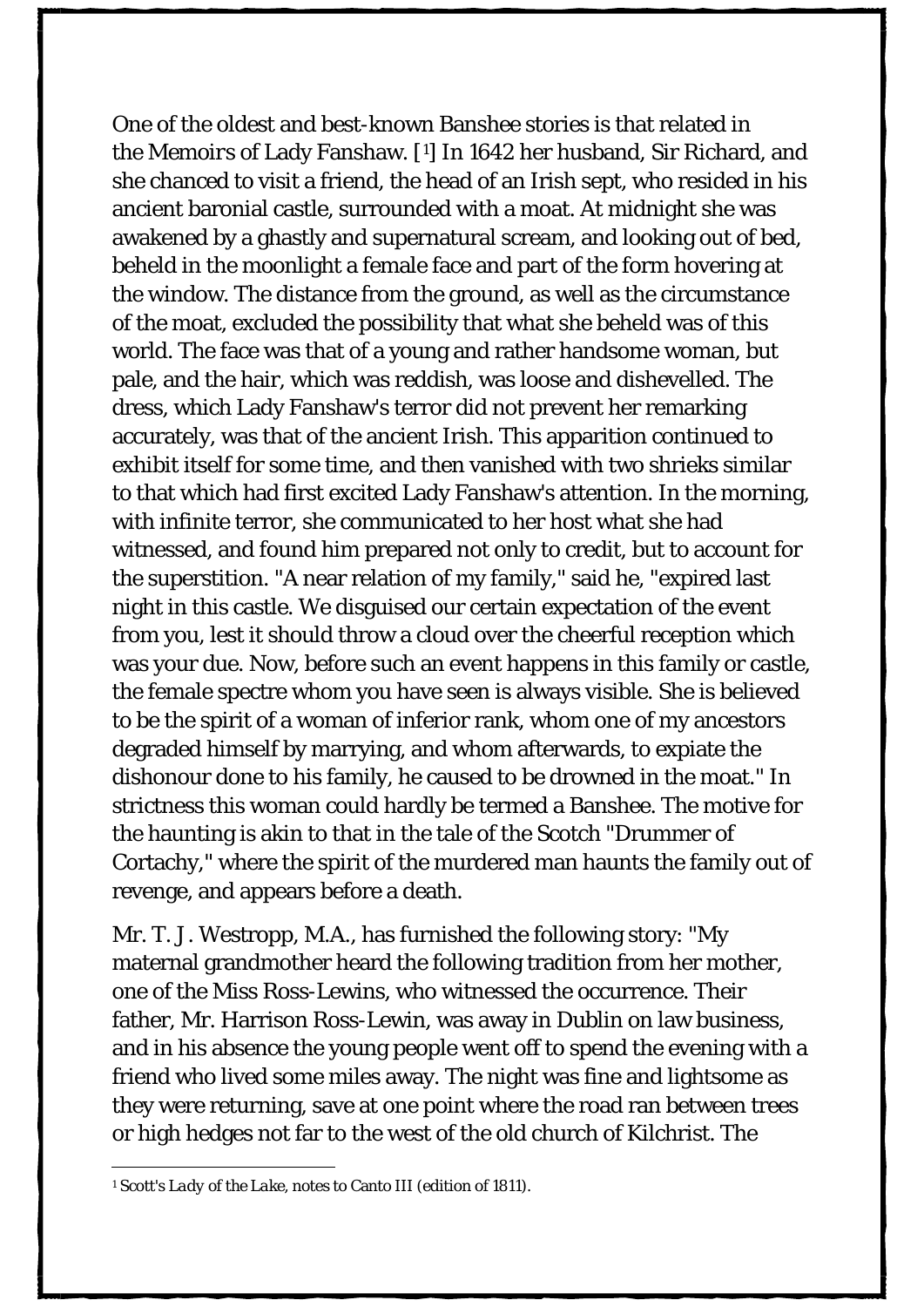One of the oldest and best-known Banshee stories is that related in the *Memoirs* of Lady Fanshaw. [1] In 1642 her husband, Sir Richard, and she chanced to visit a friend, the head of an Irish sept, who resided in his ancient baronial castle, surrounded with a moat. At midnight she was awakened by a ghastly and supernatural scream, and looking out of bed, beheld in the moonlight a female face and part of the form hovering at the window. The distance from the ground, as well as the circumstance of the moat, excluded the possibility that what she beheld was of this world. The face was that of a young and rather handsome woman, but pale, and the hair, which was reddish, was loose and dishevelled. The dress, which Lady Fanshaw's terror did not prevent her remarking accurately, was that of the ancient Irish. This apparition continued to exhibit itself for some time, and then vanished with two shrieks similar to that which had first excited Lady Fanshaw's attention. In the morning, with infinite terror, she communicated to her host what she had witnessed, and found him prepared not only to credit, but to account for the superstition. "A near relation of my family," said he, "expired last night in this castle. We disguised our certain expectation of the event from you, lest it should throw a cloud over the cheerful reception which was your due. Now, before such an event happens in this family or castle, the female spectre whom you have seen is always visible. She is believed to be the spirit of a woman of inferior rank, whom one of my ancestors degraded himself by marrying, and whom afterwards, to expiate the dishonour done to his family, he caused to be drowned in the moat." In strictness this woman could hardly be termed a Banshee. The motive for the haunting is akin to that in the tale of the Scotch "Drummer of Cortachy," where the spirit of the murdered man haunts the family out of revenge, and appears before a death.

Mr. T. J. Westropp, M.A., has furnished the following story: "My maternal grandmother heard the following tradition from her mother, one of the Miss Ross-Lewins, who witnessed the occurrence. Their father, Mr. Harrison Ross-Lewin, was away in Dublin on law business, and in his absence the young people went off to spend the evening with a friend who lived some miles away. The night was fine and lightsome as they were returning, save at one point where the road ran between trees or high hedges not far to the west of the old church of Kilchrist. The

---

[1] Scott's *Lady of the Lake*, notes to Canto III (edition of 1811).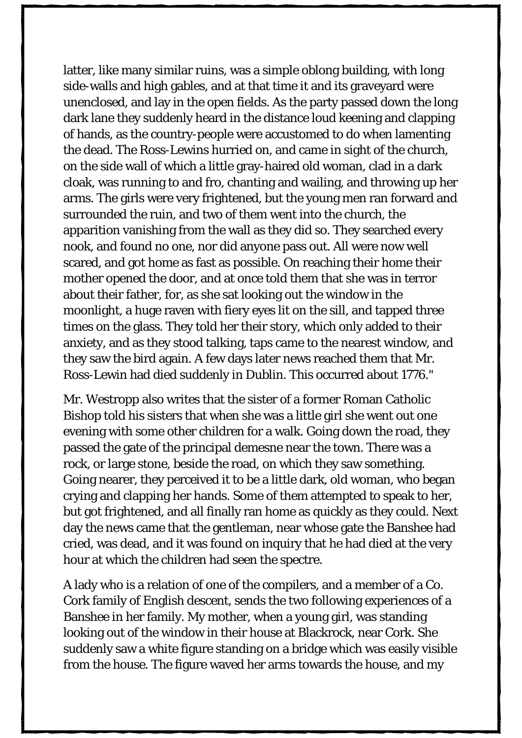latter, like many similar ruins, was a simple oblong building, with long side-walls and high gables, and at that time it and its graveyard were unenclosed, and lay in the open fields. As the party passed down the long dark lane they suddenly heard in the distance loud keening and clapping of hands, as the country-people were accustomed to do when lamenting the dead. The Ross-Lewins hurried on, and came in sight of the church, on the side wall of which a little gray-haired old woman, clad in a dark cloak, was running to and fro, chanting and wailing, and throwing up her arms. The girls were very frightened, but the young men ran forward and surrounded the ruin, and two of them went into the church, the apparition vanishing from the wall as they did so. They searched every nook, and found no one, nor did anyone pass out. All were now well scared, and got home as fast as possible. On reaching their home their mother opened the door, and at once told them that she was in terror about their father, for, as she sat looking out the window in the moonlight, a huge raven with fiery eyes lit on the sill, and tapped three times on the glass. They told her their story, which only added to their anxiety, and as they stood talking, taps came to the nearest window, and they saw the bird again. A few days later news reached them that Mr. Ross-Lewin had died suddenly in Dublin. This occurred about 1776."

Mr. Westropp also writes that the sister of a former Roman Catholic Bishop told his sisters that when she was a little girl she went out one evening with some other children for a walk. Going down the road, they passed the gate of the principal demesne near the town. There was a rock, or large stone, beside the road, on which they saw something. Going nearer, they perceived it to be a little dark, old woman, who began crying and clapping her hands. Some of them attempted to speak to her, but got frightened, and all finally ran home as quickly as they could. Next day the news came that the gentleman, near whose gate the Banshee had cried, was dead, and it was found on inquiry that he had died at the very hour at which the children had seen the spectre.

A lady who is a relation of one of the compilers, and a member of a Co. Cork family of English descent, sends the two following experiences of a Banshee in her family. My mother, when a young girl, was standing looking out of the window in their house at Blackrock, near Cork. She suddenly saw a white figure standing on a bridge which was easily visible from the house. The figure waved her arms towards the house, and my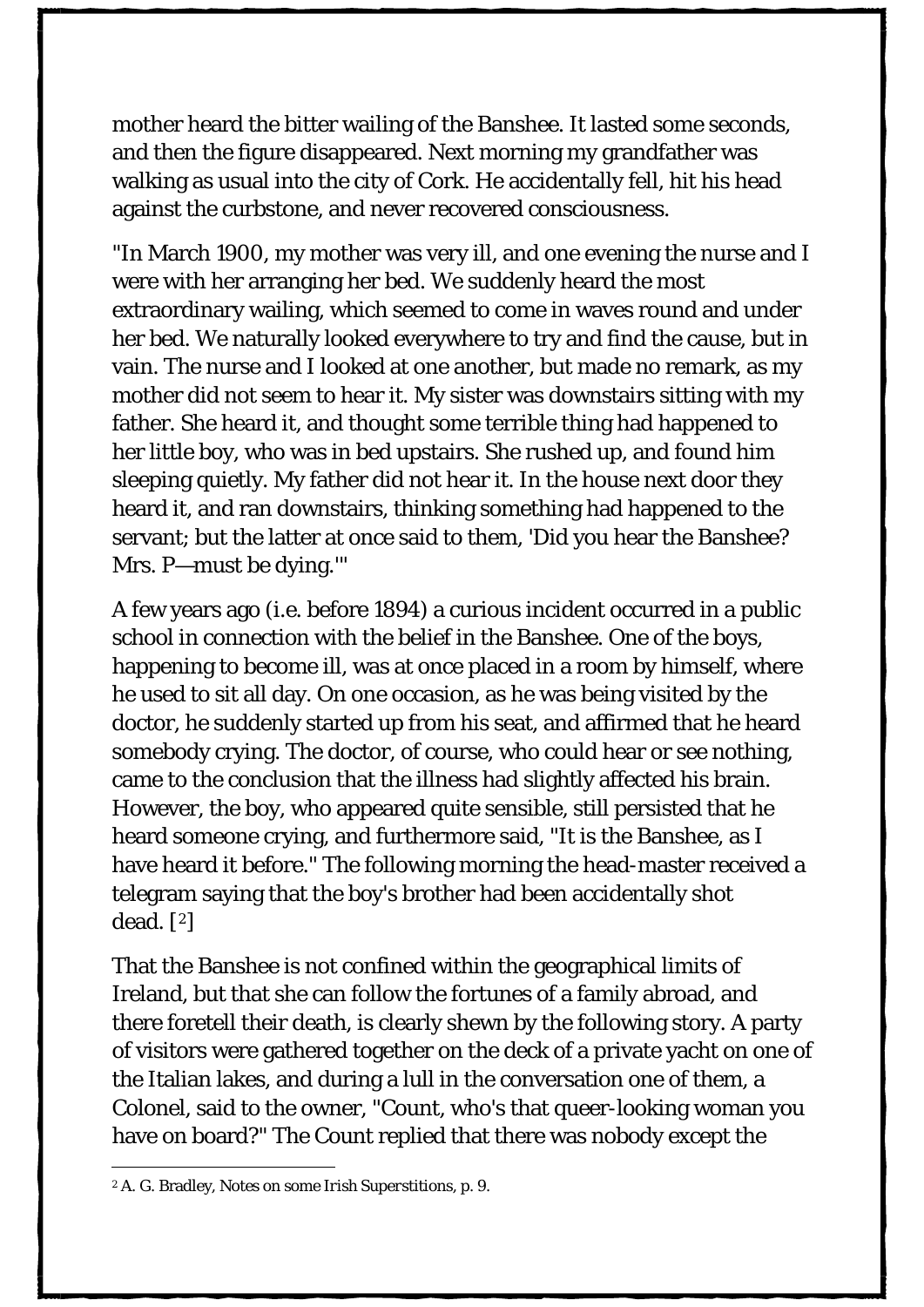mother heard the bitter wailing of the Banshee. It lasted some seconds, and then the figure disappeared. Next morning my grandfather was walking as usual into the city of Cork. He accidentally fell, hit his head against the curbstone, and never recovered consciousness.

"In March 1900, my mother was very ill, and one evening the nurse and I were with her arranging her bed. We suddenly heard the most extraordinary wailing, which seemed to come in waves round and under her bed. We naturally looked everywhere to try and find the cause, but in vain. The nurse and I looked at one another, but made no remark, as my mother did not seem to hear it. My sister was downstairs sitting with my father. She heard it, and thought some terrible thing had happened to her little boy, who was in bed upstairs. She rushed up, and found him sleeping quietly. My father did not hear it. In the house next door they heard it, and ran downstairs, thinking something had happened to the servant; but the latter at once said to them, 'Did you hear the Banshee? Mrs. P—must be dying.'"

A few years ago (i.e. before 1894) a curious incident occurred in a public school in connection with the belief in the Banshee. One of the boys, happening to become ill, was at once placed in a room by himself, where he used to sit all day. On one occasion, as he was being visited by the doctor, he suddenly started up from his seat, and affirmed that he heard somebody crying. The doctor, of course, who could hear or see nothing, came to the conclusion that the illness had slightly affected his brain. However, the boy, who appeared quite sensible, still persisted that he heard someone crying, and furthermore said, "It is the Banshee, as I have heard it before." The following morning the head-master received a telegram saying that the boy's brother had been accidentally shot dead. [2]

That the Banshee is not confined within the geographical limits of Ireland, but that she can follow the fortunes of a family abroad, and there foretell their death, is clearly shewn by the following story. A party of visitors were gathered together on the deck of a private yacht on one of the Italian lakes, and during a lull in the conversation one of them, a Colonel, said to the owner, "Count, who's that queer-looking woman you have on board?" The Count replied that there was nobody except the

---

[2] A. G. Bradley, *Notes on some Irish Superstitions*, p. 9.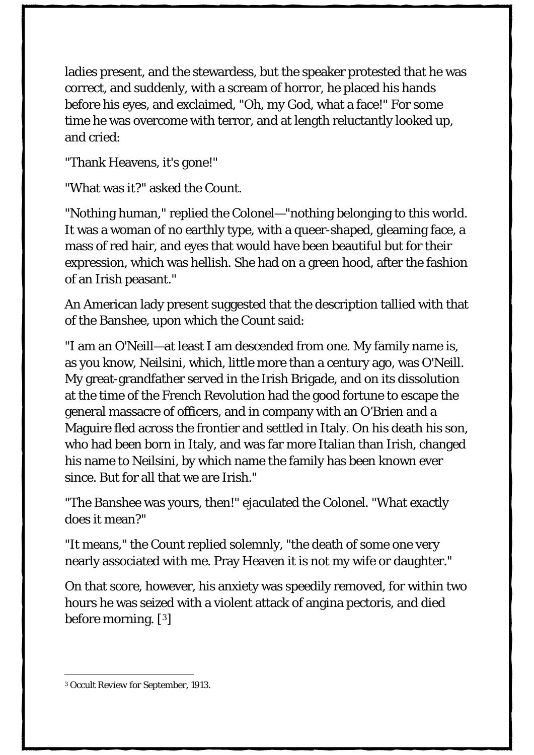ladies present, and the stewardess, but the speaker protested that he was correct, and suddenly, with a scream of horror, he placed his hands before his eyes, and exclaimed, "Oh, my God, what a face!" For some time he was overcome with terror, and at length reluctantly looked up, and cried:

"Thank Heavens, it's gone!"

"What was it?" asked the Count.

"Nothing human," replied the Colonel—"nothing belonging to this world. It was a woman of no earthly type, with a queer-shaped, gleaming face, a mass of red hair, and eyes that would have been beautiful but for their expression, which was hellish. She had on a green hood, after the fashion of an Irish peasant."

An American lady present suggested that the description tallied with that of the Banshee, upon which the Count said:

"I am an O'Neill—at least I am descended from one. My family name is, as you know, Neilsini, which, little more than a century ago, was O'Neill. My great-grandfather served in the Irish Brigade, and on its dissolution at the time of the French Revolution had the good fortune to escape the general massacre of officers, and in company with an O'Brien and a Maguire fled across the frontier and settled in Italy. On his death his son, who had been born in Italy, and was far more Italian than Irish, changed his name to Neilsini, by which name the family has been known ever since. But for all that we are Irish."

"The Banshee was yours, then!" ejaculated the Colonel. "What exactly does it mean?"

"It means," the Count replied solemnly, "the death of some one very nearly associated with me. Pray Heaven it is not my wife or daughter."

On that score, however, his anxiety was speedily removed, for within two hours he was seized with a violent attack of angina pectoris, and died before morning. [3]

---

[3] Occult Review for September, 1913.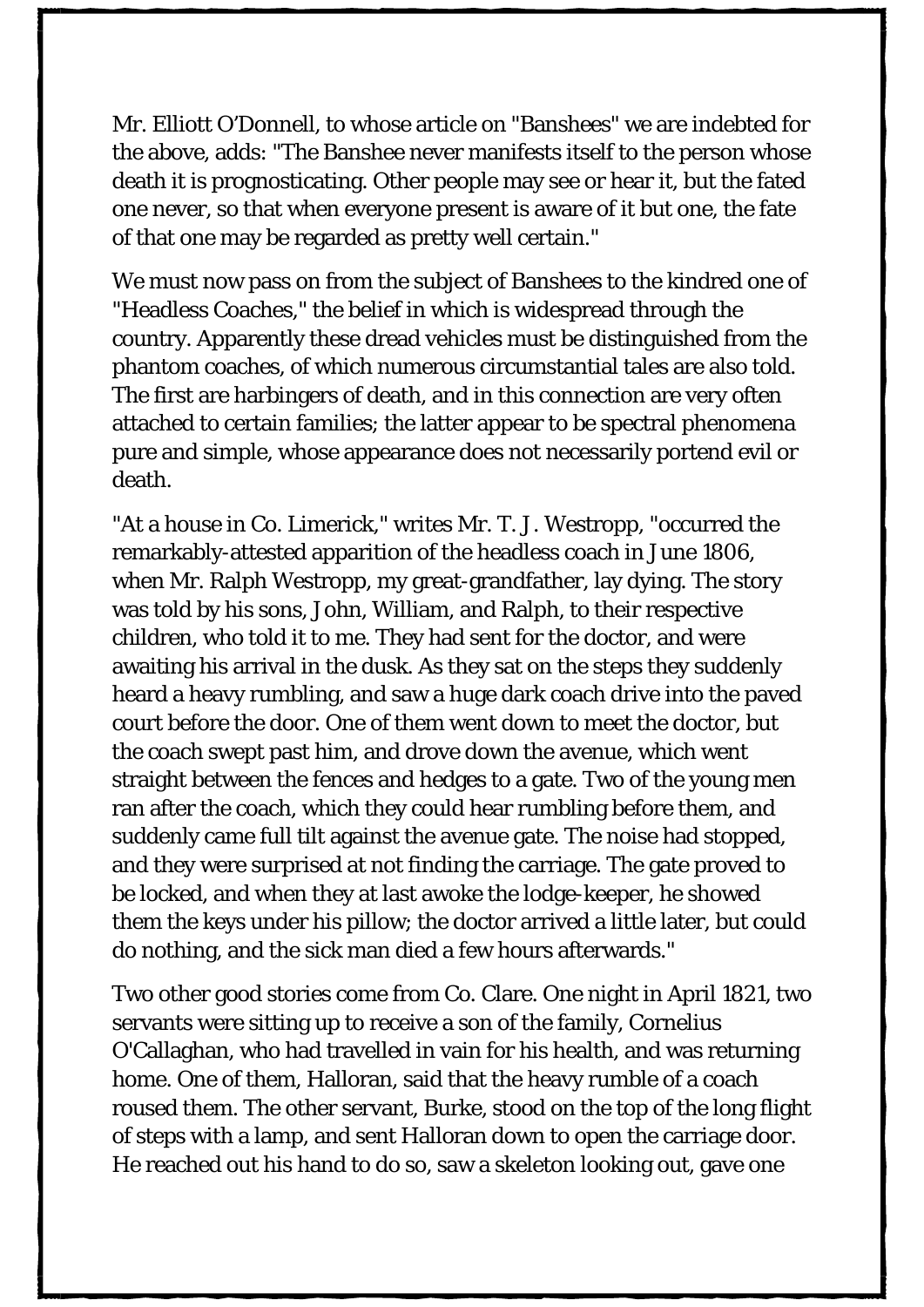Mr. Elliott O'Donnell, to whose article on "Banshees" we are indebted for the above, adds: "The Banshee never manifests itself to the person whose death it is prognosticating. Other people may see or hear it, but the fated one never, so that when everyone present is aware of it but one, the fate of that one may be regarded as pretty well certain."

We must now pass on from the subject of Banshees to the kindred one of "Headless Coaches," the belief in which is widespread through the country. Apparently these dread vehicles must be distinguished from the phantom coaches, of which numerous circumstantial tales are also told. The first are harbingers of death, and in this connection are very often attached to certain families; the latter appear to be spectral phenomena pure and simple, whose appearance does not necessarily portend evil or death.

"At a house in Co. Limerick," writes Mr. T. J. Westropp, "occurred the remarkably-attested apparition of the headless coach in June 1806, when Mr. Ralph Westropp, my great-grandfather, lay dying. The story was told by his sons, John, William, and Ralph, to their respective children, who told it to me. They had sent for the doctor, and were awaiting his arrival in the dusk. As they sat on the steps they suddenly heard a heavy rumbling, and saw a huge dark coach drive into the paved court before the door. One of them went down to meet the doctor, but the coach swept past him, and drove down the avenue, which went straight between the fences and hedges to a gate. Two of the young men ran after the coach, which they could hear rumbling before them, and suddenly came full tilt against the avenue gate. The noise had stopped, and they were surprised at not finding the carriage. The gate proved to be locked, and when they at last awoke the lodge-keeper, he showed them the keys under his pillow; the doctor arrived a little later, but could do nothing, and the sick man died a few hours afterwards."

Two other good stories come from Co. Clare. One night in April 1821, two servants were sitting up to receive a son of the family, Cornelius O'Callaghan, who had travelled in vain for his health, and was returning home. One of them, Halloran, said that the heavy rumble of a coach roused them. The other servant, Burke, stood on the top of the long flight of steps with a lamp, and sent Halloran down to open the carriage door. He reached out his hand to do so, saw a skeleton looking out, gave one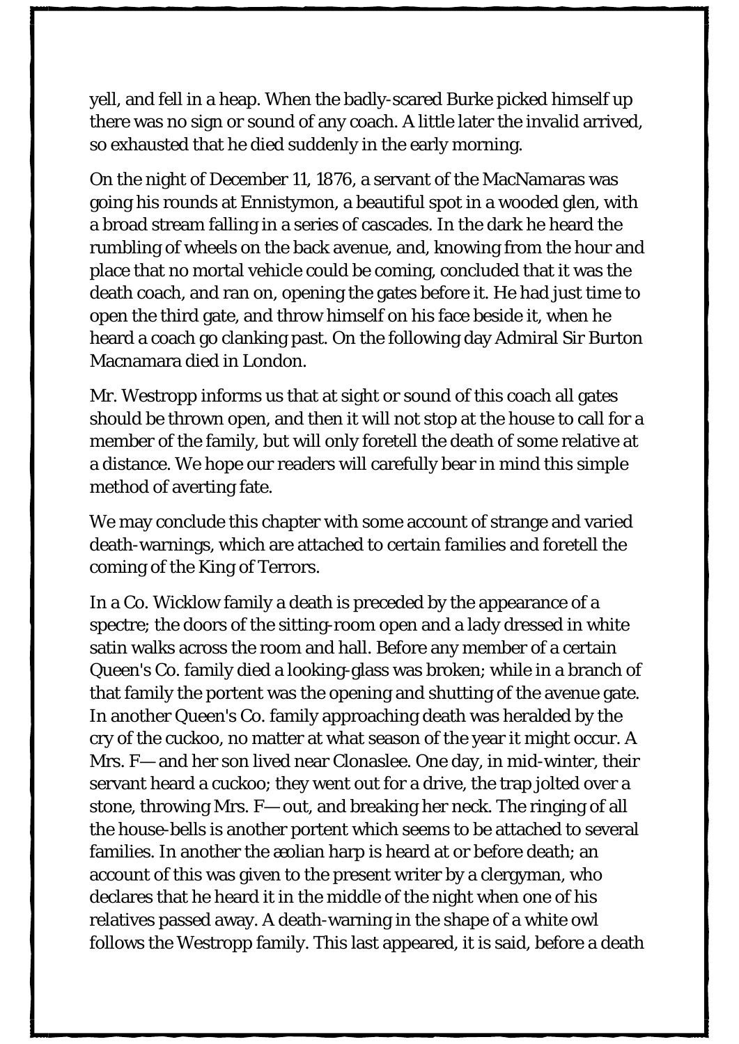yell, and fell in a heap. When the badly-scared Burke picked himself up there was no sign or sound of any coach. A little later the invalid arrived, so exhausted that he died suddenly in the early morning.

On the night of December 11, 1876, a servant of the MacNamaras was going his rounds at Ennistymon, a beautiful spot in a wooded glen, with a broad stream falling in a series of cascades. In the dark he heard the rumbling of wheels on the back avenue, and, knowing from the hour and place that no mortal vehicle could be coming, concluded that it was the death coach, and ran on, opening the gates before it. He had just time to open the third gate, and throw himself on his face beside it, when he heard a coach go clanking past. On the following day Admiral Sir Burton Macnamara died in London.

Mr. Westropp informs us that at sight or sound of this coach all gates should be thrown open, and then it will not stop at the house to call for a member of the family, but will only foretell the death of some relative at a distance. We hope our readers will carefully bear in mind this simple method of averting fate.

We may conclude this chapter with some account of strange and varied death-warnings, which are attached to certain families and foretell the coming of the King of Terrors.

In a Co. Wicklow family a death is preceded by the appearance of a spectre; the doors of the sitting-room open and a lady dressed in white satin walks across the room and hall. Before any member of a certain Queen's Co. family died a looking-glass was broken; while in a branch of that family the portent was the opening and shutting of the avenue gate. In another Queen's Co. family approaching death was heralded by the cry of the cuckoo, no matter at what season of the year it might occur. A Mrs. F— and her son lived near Clonaslee. One day, in mid-winter, their servant heard a cuckoo; they went out for a drive, the trap jolted over a stone, throwing Mrs. F— out, and breaking her neck. The ringing of all the house-bells is another portent which seems to be attached to several families. In another the æolian harp is heard at or before death; an account of this was given to the present writer by a clergyman, who declares that he heard it in the middle of the night when one of his relatives passed away. A death-warning in the shape of a white owl follows the Westropp family. This last appeared, it is said, before a death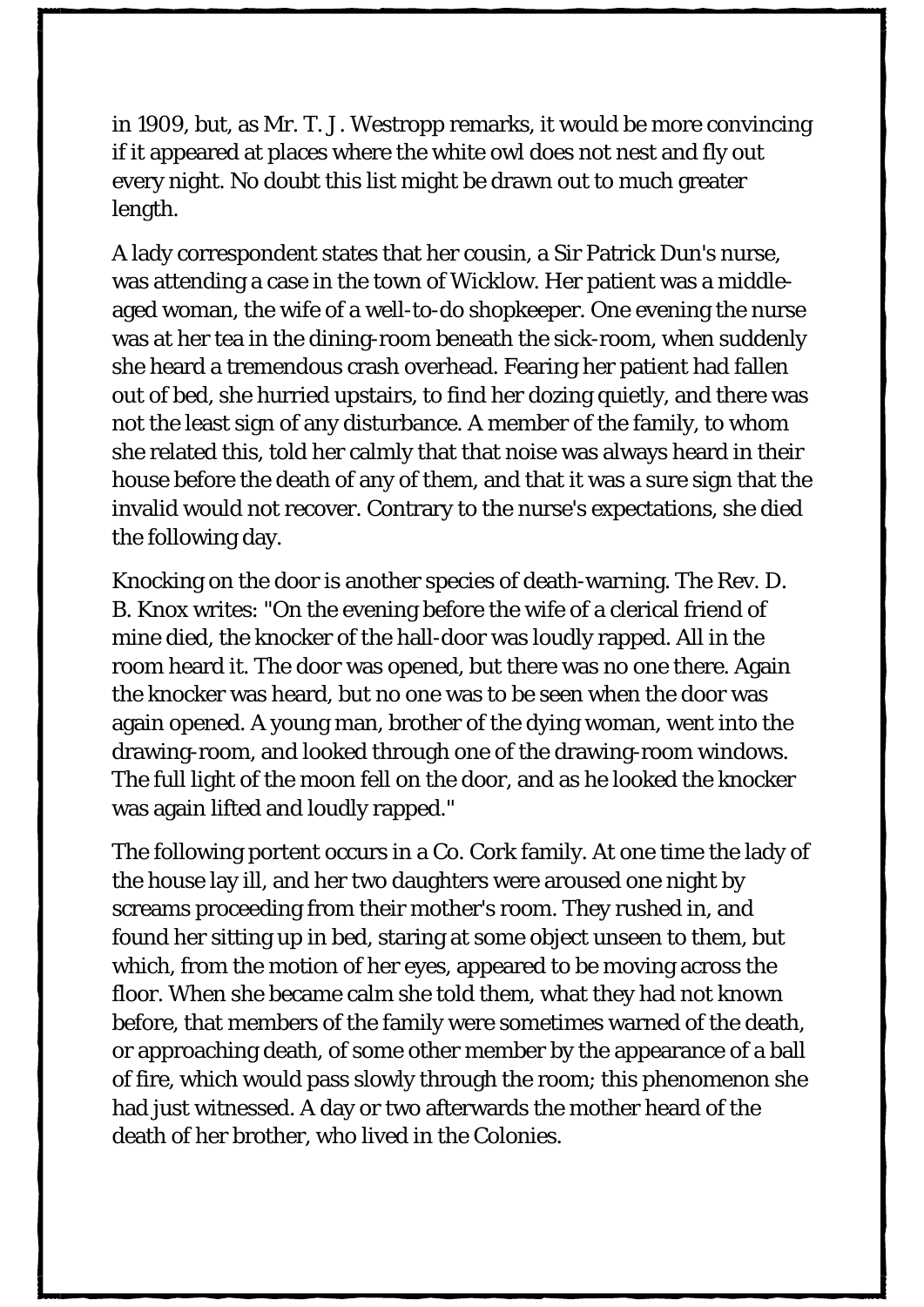in 1909, but, as Mr. T. J. Westropp remarks, it would be more convincing if it appeared at places where the white owl does not nest and fly out every night. No doubt this list might be drawn out to much greater length.

A lady correspondent states that her cousin, a Sir Patrick Dun's nurse, was attending a case in the town of Wicklow. Her patient was a middle-aged woman, the wife of a well-to-do shopkeeper. One evening the nurse was at her tea in the dining-room beneath the sick-room, when suddenly she heard a tremendous crash overhead. Fearing her patient had fallen out of bed, she hurried upstairs, to find her dozing quietly, and there was not the least sign of any disturbance. A member of the family, to whom she related this, told her calmly that that noise was always heard in their house before the death of any of them, and that it was a sure sign that the invalid would not recover. Contrary to the nurse's expectations, she died the following day.

Knocking on the door is another species of death-warning. The Rev. D. B. Knox writes: "On the evening before the wife of a clerical friend of mine died, the knocker of the hall-door was loudly rapped. All in the room heard it. The door was opened, but there was no one there. Again the knocker was heard, but no one was to be seen when the door was again opened. A young man, brother of the dying woman, went into the drawing-room, and looked through one of the drawing-room windows. The full light of the moon fell on the door, and as he looked the knocker was again lifted and loudly rapped."

The following portent occurs in a Co. Cork family. At one time the lady of the house lay ill, and her two daughters were aroused one night by screams proceeding from their mother's room. They rushed in, and found her sitting up in bed, staring at some object unseen to them, but which, from the motion of her eyes, appeared to be moving across the floor. When she became calm she told them, what they had not known before, that members of the family were sometimes warned of the death, or approaching death, of some other member by the appearance of a ball of fire, which would pass slowly through the room; this phenomenon she had just witnessed. A day or two afterwards the mother heard of the death of her brother, who lived in the Colonies.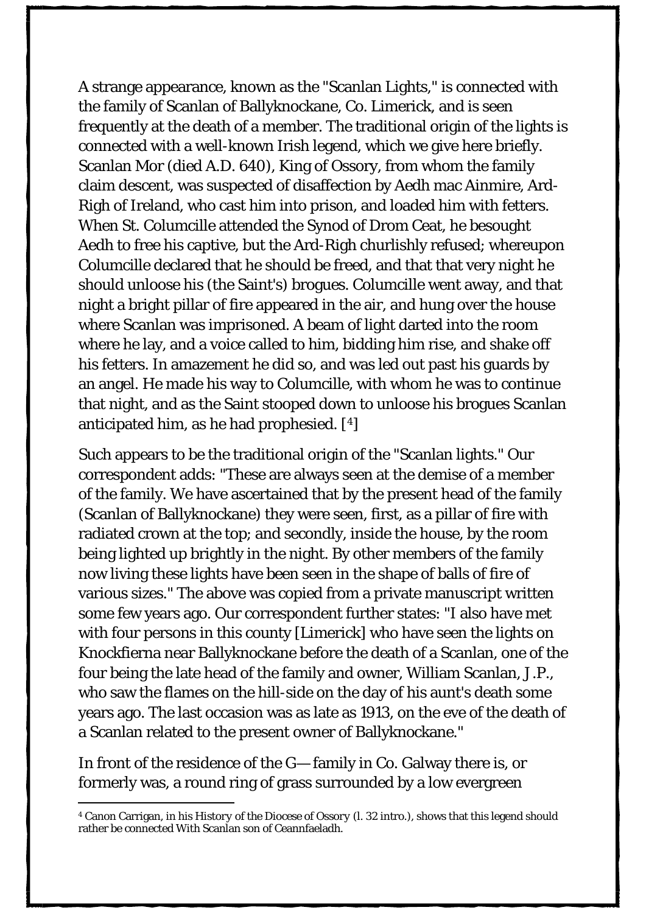A strange appearance, known as the "Scanlan Lights," is connected with the family of Scanlan of Ballyknockane, Co. Limerick, and is seen frequently at the death of a member. The traditional origin of the lights is connected with a well-known Irish legend, which we give here briefly. Scanlan Mor (died A.D. 640), King of Ossory, from whom the family claim descent, was suspected of disaffection by Aedh mac Ainmire, Ard-Righ of Ireland, who cast him into prison, and loaded him with fetters. When St. Columcille attended the Synod of Drom Ceat, he besought Aedh to free his captive, but the Ard-Righ churlishly refused; whereupon Columcille declared that he should be freed, and that that very night he should unloose his (the Saint's) brogues. Columcille went away, and that night a bright pillar of fire appeared in the air, and hung over the house where Scanlan was imprisoned. A beam of light darted into the room where he lay, and a voice called to him, bidding him rise, and shake off his fetters. In amazement he did so, and was led out past his guards by an angel. He made his way to Columcille, with whom he was to continue that night, and as the Saint stooped down to unloose his brogues Scanlan anticipated him, as he had prophesied. [4]

Such appears to be the traditional origin of the "Scanlan lights." Our correspondent adds: "These are always seen at the demise of a member of the family. We have ascertained that by the present head of the family (Scanlan of Ballyknockane) they were seen, first, as a pillar of fire with radiated crown at the top; and secondly, inside the house, by the room being lighted up brightly in the night. By other members of the family now living these lights have been seen in the shape of balls of fire of various sizes." The above was copied from a private manuscript written some few years ago. Our correspondent further states: "I also have met with four persons in this county [Limerick] who have seen the lights on Knockfierna near Ballyknockane before the death of a Scanlan, one of the four being the late head of the family and owner, William Scanlan, J.P., who saw the flames on the hill-side on the day of his aunt's death some years ago. The last occasion was as late as 1913, on the eve of the death of a Scanlan related to the present owner of Ballyknockane."

In front of the residence of the G— family in Co. Galway there is, or formerly was, a round ring of grass surrounded by a low evergreen

---

[4] Canon Carrigan, in his History of the Diocese of Ossory (l. 32 intro.), shows that this legend should rather be connected With Scanlan son of Ceannfaeladh.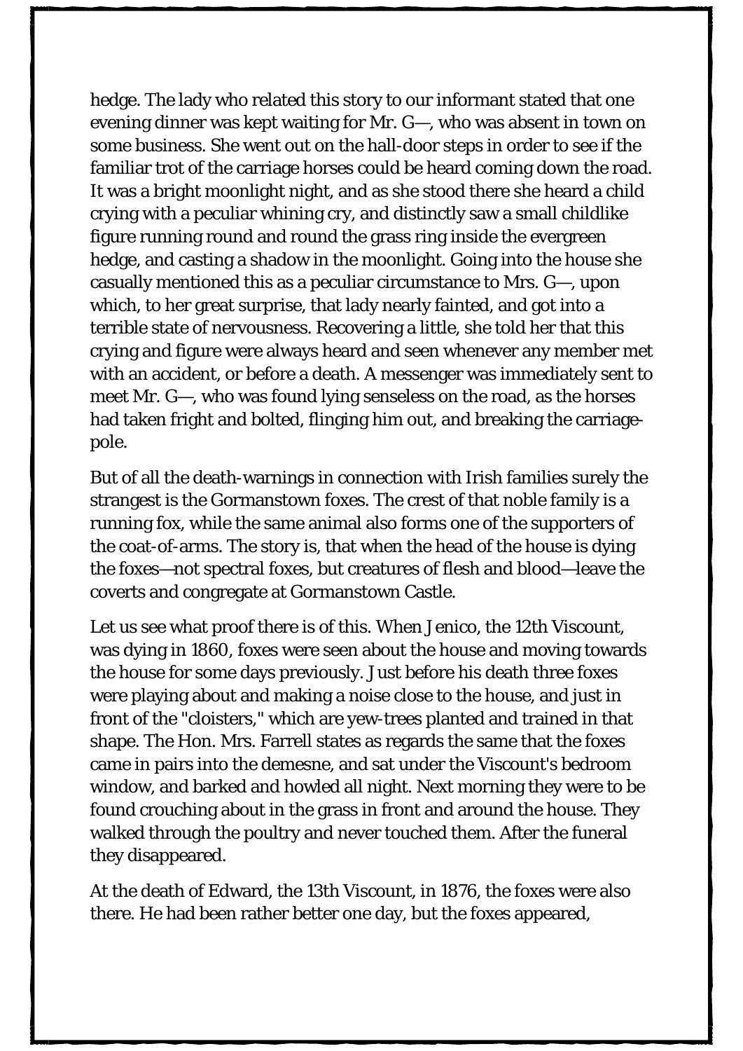hedge. The lady who related this story to our informant stated that one evening dinner was kept waiting for Mr. G—, who was absent in town on some business. She went out on the hall-door steps in order to see if the familiar trot of the carriage horses could be heard coming down the road. It was a bright moonlight night, and as she stood there she heard a child crying with a peculiar whining cry, and distinctly saw a small childlike figure running round and round the grass ring inside the evergreen hedge, and casting a shadow in the moonlight. Going into the house she casually mentioned this as a peculiar circumstance to Mrs. G—, upon which, to her great surprise, that lady nearly fainted, and got into a terrible state of nervousness. Recovering a little, she told her that this crying and figure were always heard and seen whenever any member met with an accident, or before a death. A messenger was immediately sent to meet Mr. G—, who was found lying senseless on the road, as the horses had taken fright and bolted, flinging him out, and breaking the carriage-pole.

But of all the death-warnings in connection with Irish families surely the strangest is the Gormanstown foxes. The crest of that noble family is a running fox, while the same animal also forms one of the supporters of the coat-of-arms. The story is, that when the head of the house is dying the foxes—not spectral foxes, but creatures of flesh and blood—leave the coverts and congregate at Gormanstown Castle.

Let us see what proof there is of this. When Jenico, the 12th Viscount, was dying in 1860, foxes were seen about the house and moving towards the house for some days previously. Just before his death three foxes were playing about and making a noise close to the house, and just in front of the "cloisters," which are yew-trees planted and trained in that shape. The Hon. Mrs. Farrell states as regards the same that the foxes came in pairs into the demesne, and sat under the Viscount's bedroom window, and barked and howled all night. Next morning they were to be found crouching about in the grass in front and around the house. They walked through the poultry and never touched them. After the funeral they disappeared.

At the death of Edward, the 13th Viscount, in 1876, the foxes were also there. He had been rather better one day, but the foxes appeared,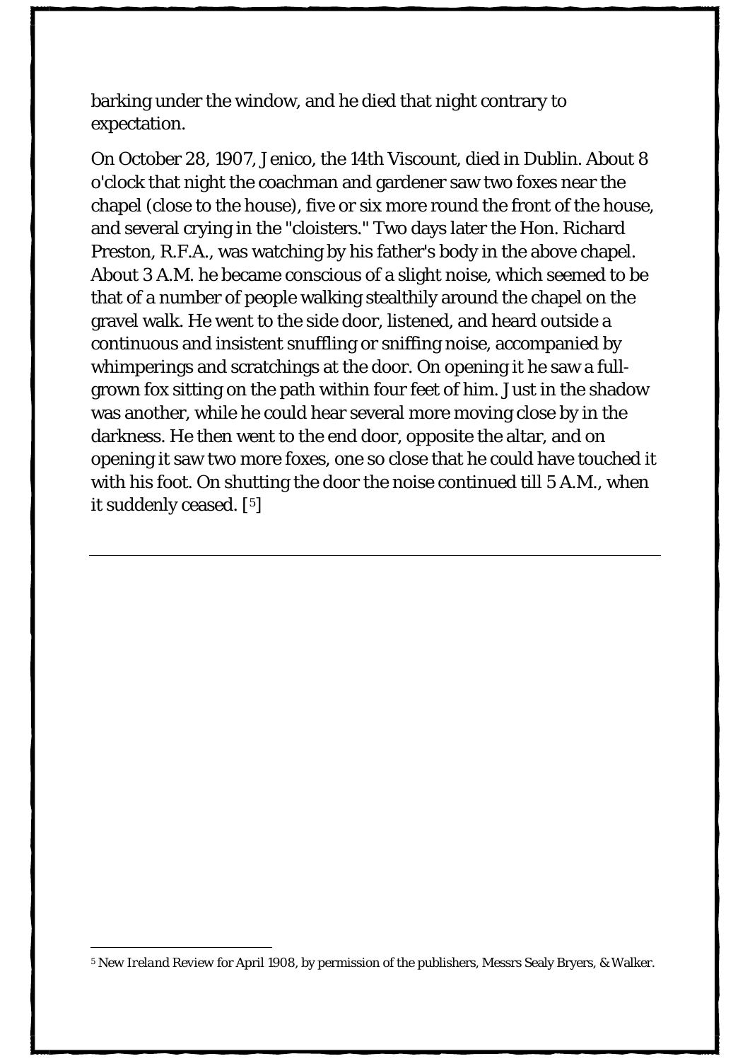barking under the window, and he died that night contrary to expectation.

On October 28, 1907, Jenico, the 14th Viscount, died in Dublin. About 8 o'clock that night the coachman and gardener saw two foxes near the chapel (close to the house), five or six more round the front of the house, and several crying in the "cloisters." Two days later the Hon. Richard Preston, R.F.A., was watching by his father's body in the above chapel. About 3 A.M. he became conscious of a slight noise, which seemed to be that of a number of people walking stealthily around the chapel on the gravel walk. He went to the side door, listened, and heard outside a continuous and insistent snuffling or sniffing noise, accompanied by whimperings and scratchings at the door. On opening it he saw a full-grown fox sitting on the path within four feet of him. Just in the shadow was another, while he could hear several more moving close by in the darkness. He then went to the end door, opposite the altar, and on opening it saw two more foxes, one so close that he could have touched it with his foot. On shutting the door the noise continued till 5 A.M., when it suddenly ceased. [5]

---

[5] *New Ireland Review* for April 1908, by permission of the publishers, Messrs Sealy Bryers, & Walker.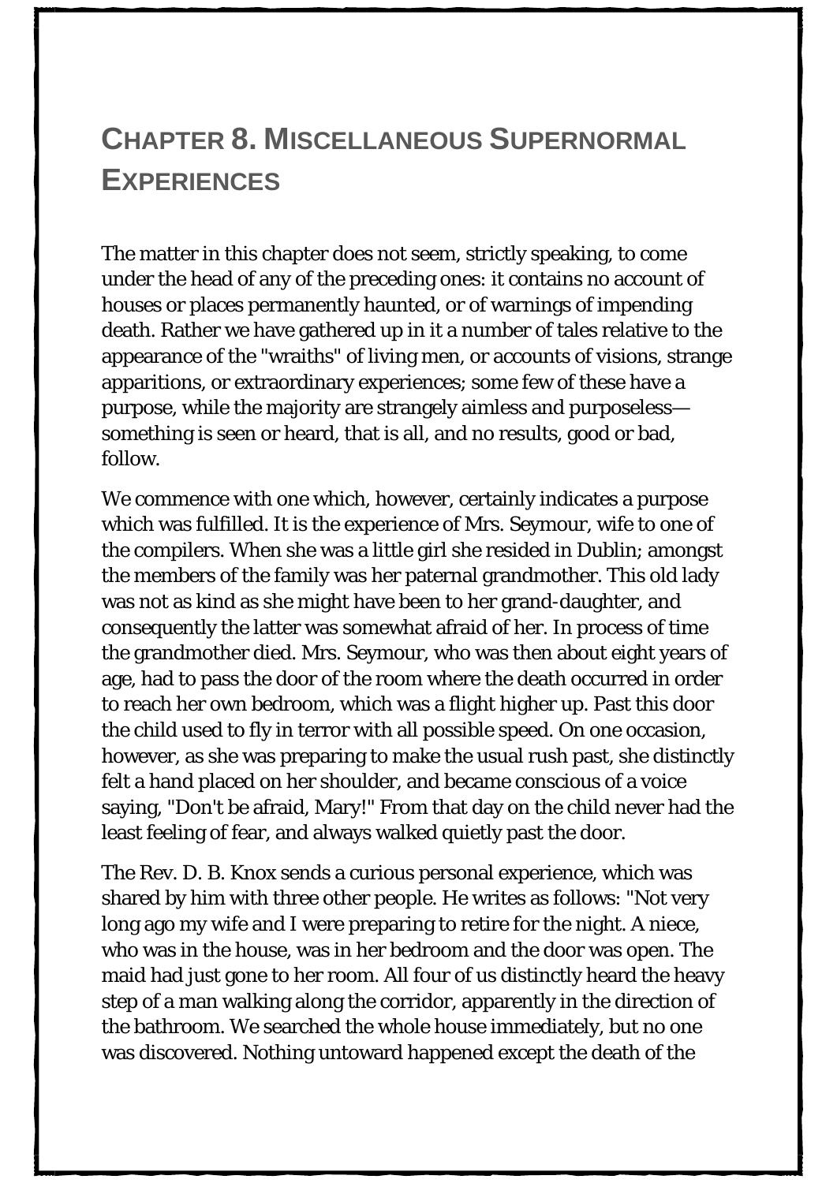## Chapter 8. Miscellaneous Supernormal Experiences

The matter in this chapter does not seem, strictly speaking, to come under the head of any of the preceding ones: it contains no account of houses or places permanently haunted, or of warnings of impending death. Rather we have gathered up in it a number of tales relative to the appearance of the "wraiths" of living men, or accounts of visions, strange apparitions, or extraordinary experiences; some few of these have a purpose, while the majority are strangely aimless and purposeless—something is seen or heard, that is all, and no results, good or bad, follow.

We commence with one which, however, certainly indicates a purpose which was fulfilled. It is the experience of Mrs. Seymour, wife to one of the compilers. When she was a little girl she resided in Dublin; amongst the members of the family was her paternal grandmother. This old lady was not as kind as she might have been to her grand-daughter, and consequently the latter was somewhat afraid of her. In process of time the grandmother died. Mrs. Seymour, who was then about eight years of age, had to pass the door of the room where the death occurred in order to reach her own bedroom, which was a flight higher up. Past this door the child used to fly in terror with all possible speed. On one occasion, however, as she was preparing to make the usual rush past, she distinctly felt a hand placed on her shoulder, and became conscious of a voice saying, "Don't be afraid, Mary!" From that day on the child never had the least feeling of fear, and always walked quietly past the door.

The Rev. D. B. Knox sends a curious personal experience, which was shared by him with three other people. He writes as follows: "Not very long ago my wife and I were preparing to retire for the night. A niece, who was in the house, was in her bedroom and the door was open. The maid had just gone to her room. All four of us distinctly heard the heavy step of a man walking along the corridor, apparently in the direction of the bathroom. We searched the whole house immediately, but no one was discovered. Nothing untoward happened except the death of the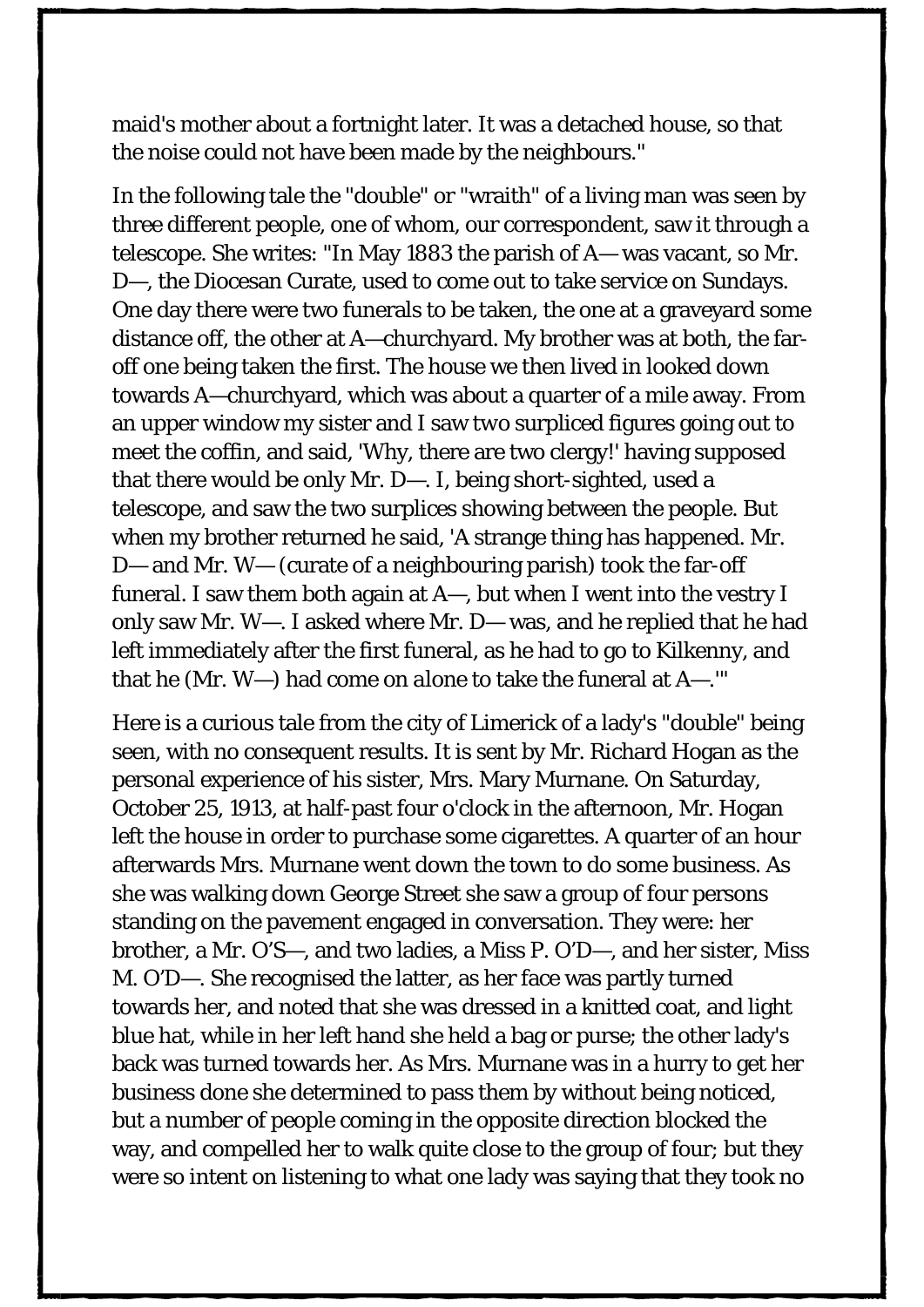maid's mother about a fortnight later. It was a detached house, so that the noise could not have been made by the neighbours."

In the following tale the "double" or "wraith" of a living man was seen by three different people, one of whom, our correspondent, saw it through a telescope. She writes: "In May 1883 the parish of A— was vacant, so Mr. D—, the Diocesan Curate, used to come out to take service on Sundays. One day there were two funerals to be taken, the one at a graveyard some distance off, the other at A—churchyard. My brother was at both, the far-off one being taken the first. The house we then lived in looked down towards A—churchyard, which was about a quarter of a mile away. From an upper window my sister and I saw two surpliced figures going out to meet the coffin, and said, 'Why, there are two clergy!' having supposed that there would be only Mr. D—. I, being short-sighted, used a telescope, and saw the two surplices showing between the people. But when my brother returned he said, 'A strange thing has happened. Mr. D— and Mr. W— (curate of a neighbouring parish) took the far-off funeral. I saw them both again at A—, but when I went into the vestry I only saw Mr. W—. I asked where Mr. D— was, and he replied that he had left immediately after the first funeral, as he had to go to Kilkenny, and that he (Mr. W—) had come on alone to take the funeral at A—.'"

Here is a curious tale from the city of Limerick of a lady's "double" being seen, with no consequent results. It is sent by Mr. Richard Hogan as the personal experience of his sister, Mrs. Mary Murnane. On Saturday, October 25, 1913, at half-past four o'clock in the afternoon, Mr. Hogan left the house in order to purchase some cigarettes. A quarter of an hour afterwards Mrs. Murnane went down the town to do some business. As she was walking down George Street she saw a group of four persons standing on the pavement engaged in conversation. They were: her brother, a Mr. O'S—, and two ladies, a Miss P. O'D—, and her sister, Miss M. O'D—. She recognised the latter, as her face was partly turned towards her, and noted that she was dressed in a knitted coat, and light blue hat, while in her left hand she held a bag or purse; the other lady's back was turned towards her. As Mrs. Murnane was in a hurry to get her business done she determined to pass them by without being noticed, but a number of people coming in the opposite direction blocked the way, and compelled her to walk quite close to the group of four; but they were so intent on listening to what one lady was saying that they took no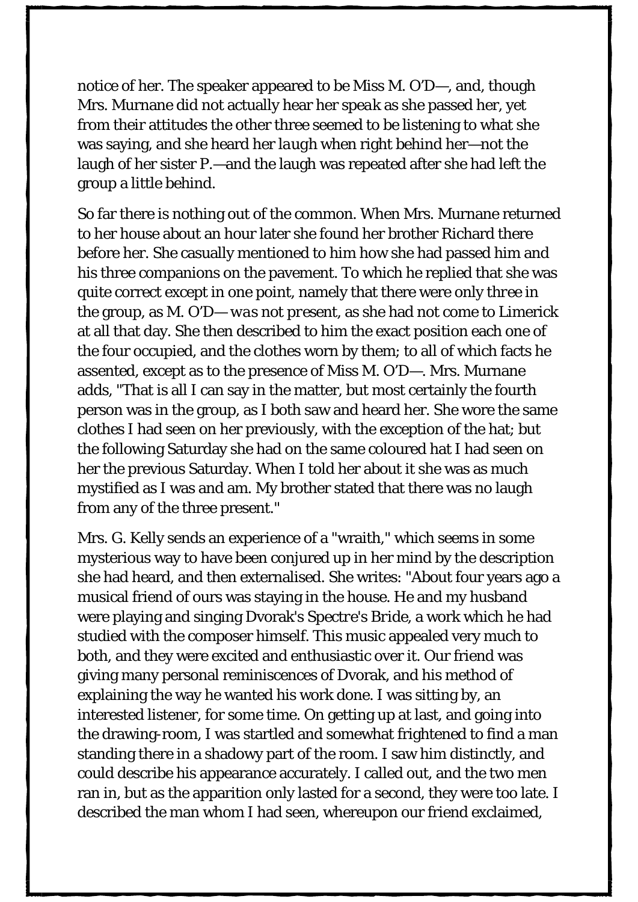notice of her. The speaker appeared to be Miss M. O'D—, and, though Mrs. Murnane did not actually hear her *speak* as she passed her, yet from their attitudes the other three seemed to be listening to what she was saying, and she heard her *laugh* when right behind her—not the laugh of her sister P.—and the laugh was repeated after she had left the group a little behind.

So far there is nothing out of the common. When Mrs. Murnane returned to her house about an hour later she found her brother Richard there before her. She casually mentioned to him how she had passed him and his three companions on the pavement. To which he replied that she was quite correct except in one point, namely that there were only *three* in the group, as M. O'D— *was not present*, as she had not come to Limerick at all that day. She then described to him the exact position each one of the four occupied, and the clothes worn by them; to all of which facts he assented, except as to the presence of Miss M. O'D—. Mrs. Murnane adds, "That is all I can say in the matter, but most certainly the fourth person was in the group, as I both saw and heard her. She wore the same clothes I had seen on her previously, with the exception of the hat; but the following Saturday she had on the same coloured hat I had seen on her the previous Saturday. When I told her about it she was as much mystified as I was and am. My brother stated that there was no laugh from any of the three present."

Mrs. G. Kelly sends an experience of a "wraith," which seems in some mysterious way to have been conjured up in her mind by the description she had heard, and then externalised. She writes: "About four years ago a musical friend of ours was staying in the house. He and my husband were playing and singing Dvorak's *Spectre's Bride*, a work which he had studied with the composer himself. This music appealed very much to both, and they were excited and enthusiastic over it. Our friend was giving many personal reminiscences of Dvorak, and his method of explaining the way he wanted his work done. I was sitting by, an interested listener, for some time. On getting up at last, and going into the drawing-room, I was startled and somewhat frightened to find a man standing there in a shadowy part of the room. I saw him distinctly, and could describe his appearance accurately. I called out, and the two men ran in, but as the apparition only lasted for a second, they were too late. I described the man whom I had seen, whereupon our friend exclaimed,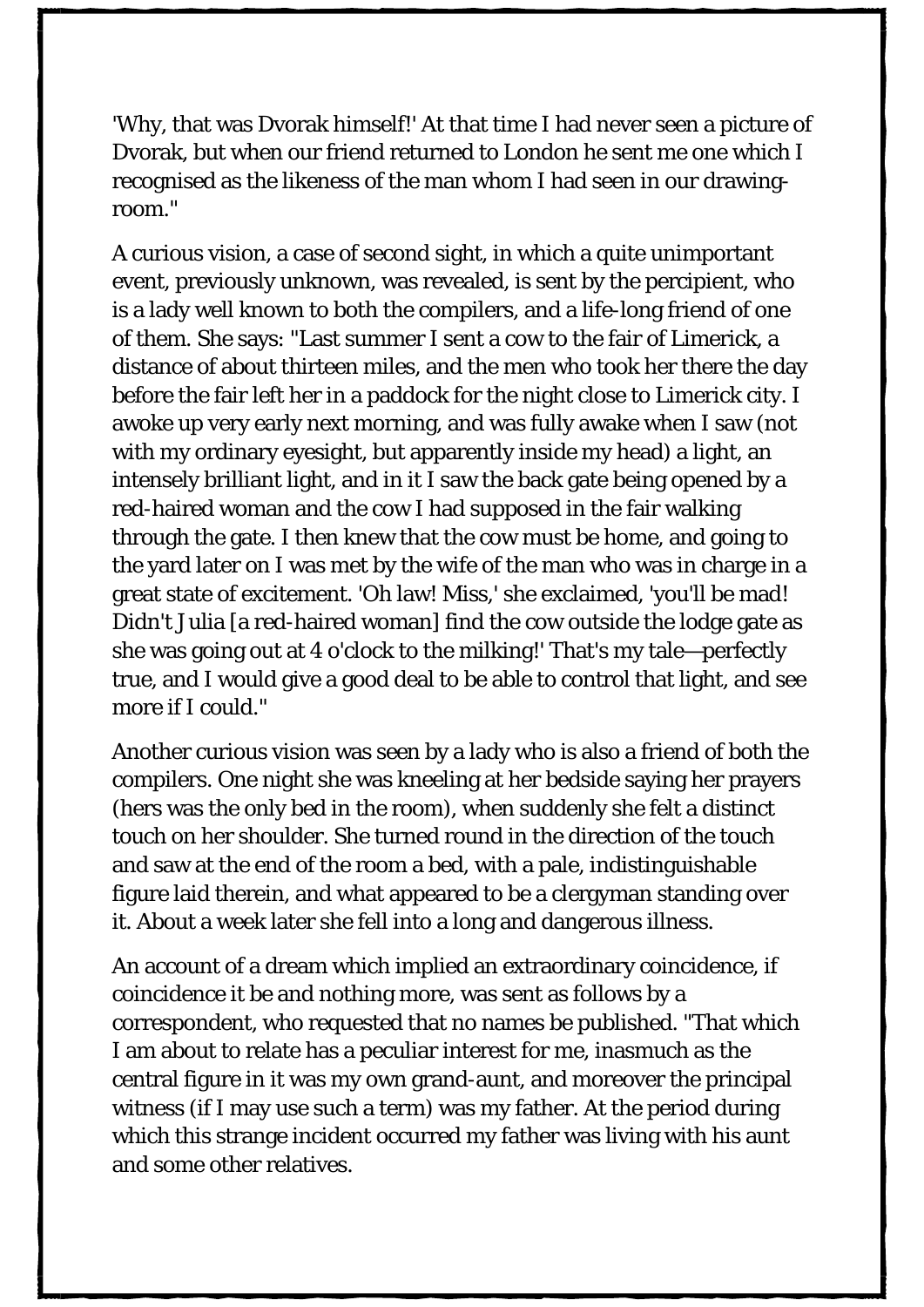'Why, that was Dvorak himself!' At that time I had never seen a picture of Dvorak, but when our friend returned to London he sent me one which I recognised as the likeness of the man whom I had seen in our drawing-room."

A curious vision, a case of second sight, in which a quite unimportant event, previously unknown, was revealed, is sent by the percipient, who is a lady well known to both the compilers, and a life-long friend of one of them. She says: "Last summer I sent a cow to the fair of Limerick, a distance of about thirteen miles, and the men who took her there the day before the fair left her in a paddock for the night close to Limerick city. I awoke up very early next morning, and was fully awake when I saw (not with my ordinary eyesight, but apparently inside my head) a light, an intensely brilliant light, and in it I saw the back gate being opened by a red-haired woman and the cow I had supposed in the fair walking through the gate. I then knew that the cow must be home, and going to the yard later on I was met by the wife of the man who was in charge in a great state of excitement. 'Oh law! Miss,' she exclaimed, 'you'll be mad! Didn't Julia [a red-haired woman] find the cow outside the lodge gate as she was going out at 4 o'clock to the milking!' That's my tale—perfectly true, and I would give a good deal to be able to control that light, and see more if I could."

Another curious vision was seen by a lady who is also a friend of both the compilers. One night she was kneeling at her bedside saying her prayers (hers was the only bed in the room), when suddenly she felt a distinct touch on her shoulder. She turned round in the direction of the touch and saw at the end of the room a bed, with a pale, indistinguishable figure laid therein, and what appeared to be a clergyman standing over it. About a week later she fell into a long and dangerous illness.

An account of a dream which implied an extraordinary coincidence, if coincidence it be and nothing more, was sent as follows by a correspondent, who requested that no names be published. "That which I am about to relate has a peculiar interest for me, inasmuch as the central figure in it was my own grand-aunt, and moreover the principal witness (if I may use such a term) was my father. At the period during which this strange incident occurred my father was living with his aunt and some other relatives.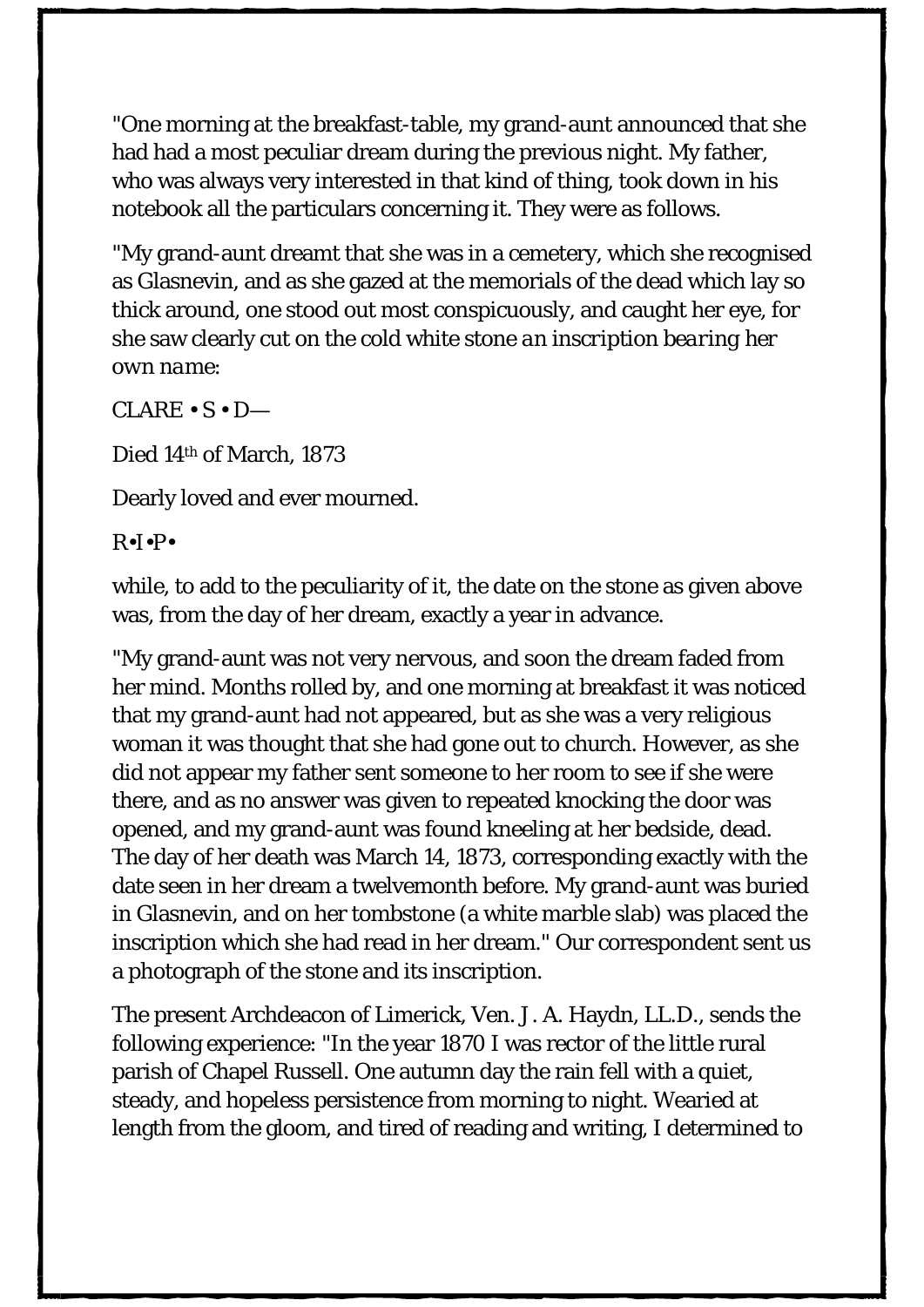"One morning at the breakfast-table, my grand-aunt announced that she had had a most peculiar dream during the previous night. My father, who was always very interested in that kind of thing, took down in his notebook all the particulars concerning it. They were as follows.

"My grand-aunt dreamt that she was in a cemetery, which she recognised as Glasnevin, and as she gazed at the memorials of the dead which lay so thick around, one stood out most conspicuously, and caught her eye, for she saw clearly cut on the cold white stone *an inscription bearing her own name*:

CLARE • S • D—

Died 14th of March, 1873

Dearly loved and ever mourned.

R•I•P•

while, to add to the peculiarity of it, the date on the stone as given above was, from the day of her dream, exactly a year in advance.

"My grand-aunt was not very nervous, and soon the dream faded from her mind. Months rolled by, and one morning at breakfast it was noticed that my grand-aunt had not appeared, but as she was a very religious woman it was thought that she had gone out to church. However, as she did not appear my father sent someone to her room to see if she were there, and as no answer was given to repeated knocking the door was opened, and my grand-aunt was found kneeling at her bedside, dead. The day of her death was March 14, 1873, corresponding exactly with the date seen in her dream a twelvemonth before. My grand-aunt was buried in Glasnevin, and on her tombstone (a white marble slab) was placed the inscription which she had read in her dream." Our correspondent sent us a photograph of the stone and its inscription.

The present Archdeacon of Limerick, Ven. J. A. Haydn, LL.D., sends the following experience: "In the year 1870 I was rector of the little rural parish of Chapel Russell. One autumn day the rain fell with a quiet, steady, and hopeless persistence from morning to night. Wearied at length from the gloom, and tired of reading and writing, I determined to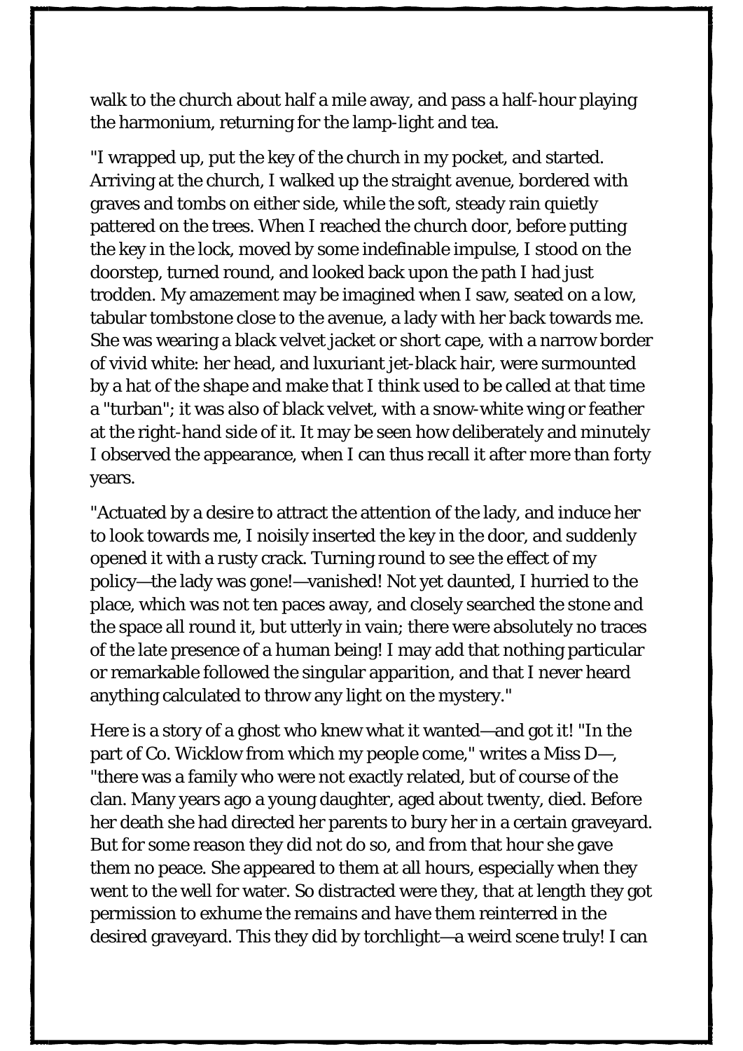walk to the church about half a mile away, and pass a half-hour playing the harmonium, returning for the lamp-light and tea.

"I wrapped up, put the key of the church in my pocket, and started. Arriving at the church, I walked up the straight avenue, bordered with graves and tombs on either side, while the soft, steady rain quietly pattered on the trees. When I reached the church door, before putting the key in the lock, moved by some indefinable impulse, I stood on the doorstep, turned round, and looked back upon the path I had just trodden. My amazement may be imagined when I saw, seated on a low, tabular tombstone close to the avenue, a lady with her back towards me. She was wearing a black velvet jacket or short cape, with a narrow border of vivid white: her head, and luxuriant jet-black hair, were surmounted by a hat of the shape and make that I think used to be called at that time a "turban"; it was also of black velvet, with a snow-white wing or feather at the right-hand side of it. It may be seen how deliberately and minutely I observed the appearance, when I can thus recall it after more than forty years.

"Actuated by a desire to attract the attention of the lady, and induce her to look towards me, I noisily inserted the key in the door, and suddenly opened it with a rusty crack. Turning round to see the effect of my policy—the lady was gone!—vanished! Not yet daunted, I hurried to the place, which was not ten paces away, and closely searched the stone and the space all round it, but utterly in vain; there were absolutely no traces of the late presence of a human being! I may add that nothing particular or remarkable followed the singular apparition, and that I never heard anything calculated to throw any light on the mystery."

Here is a story of a ghost who knew what it wanted—and got it! "In the part of Co. Wicklow from which my people come," writes a Miss D—, "there was a family who were not exactly related, but of course of the clan. Many years ago a young daughter, aged about twenty, died. Before her death she had directed her parents to bury her in a certain graveyard. But for some reason they did not do so, and from that hour she gave them no peace. She appeared to them at all hours, especially when they went to the well for water. So distracted were they, that at length they got permission to exhume the remains and have them reinterred in the desired graveyard. This they did by torchlight—a weird scene truly! I can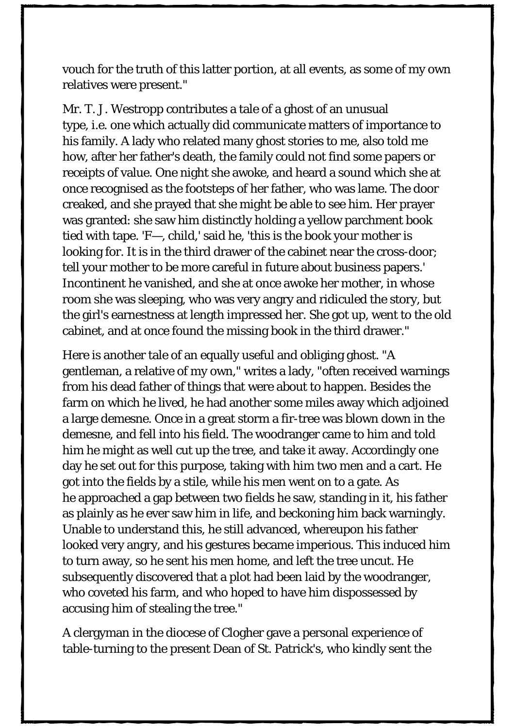vouch for the truth of this latter portion, at all events, as some of my own relatives were present."

Mr. T. J. Westropp contributes a tale of a ghost of an unusual type, i.e. one which actually did communicate matters of importance to his family. A lady who related many ghost stories to me, also told me how, after her father's death, the family could not find some papers or receipts of value. One night she awoke, and heard a sound which she at once recognised as the footsteps of her father, who was lame. The door creaked, and she prayed that she might be able to see him. Her prayer was granted: she saw him distinctly holding a yellow parchment book tied with tape. 'F—, child,' said he, 'this is the book your mother is looking for. It is in the third drawer of the cabinet near the cross-door; tell your mother to be more careful in future about business papers.' Incontinent he vanished, and she at once awoke her mother, in whose room she was sleeping, who was very angry and ridiculed the story, but the girl's earnestness at length impressed her. She got up, went to the old cabinet, and at once found the missing book in the third drawer."

Here is another tale of an equally useful and obliging ghost. "A gentleman, a relative of my own," writes a lady, "often received warnings from his dead father of things that were about to happen. Besides the farm on which he lived, he had another some miles away which adjoined a large demesne. Once in a great storm a fir-tree was blown down in the demesne, and fell into his field. The woodranger came to him and told him he might as well cut up the tree, and take it away. Accordingly one day he set out for this purpose, taking with him two men and a cart. He got into the fields by a stile, while his men went on to a gate. As he approached a gap between two fields he saw, standing in it, his father as plainly as he ever saw him in life, and beckoning him back warningly. Unable to understand this, he still advanced, whereupon his father looked very angry, and his gestures became imperious. This induced him to turn away, so he sent his men home, and left the tree uncut. He subsequently discovered that a plot had been laid by the woodranger, who coveted his farm, and who hoped to have him dispossessed by accusing him of stealing the tree."

A clergyman in the diocese of Clogher gave a personal experience of table-turning to the present Dean of St. Patrick's, who kindly sent the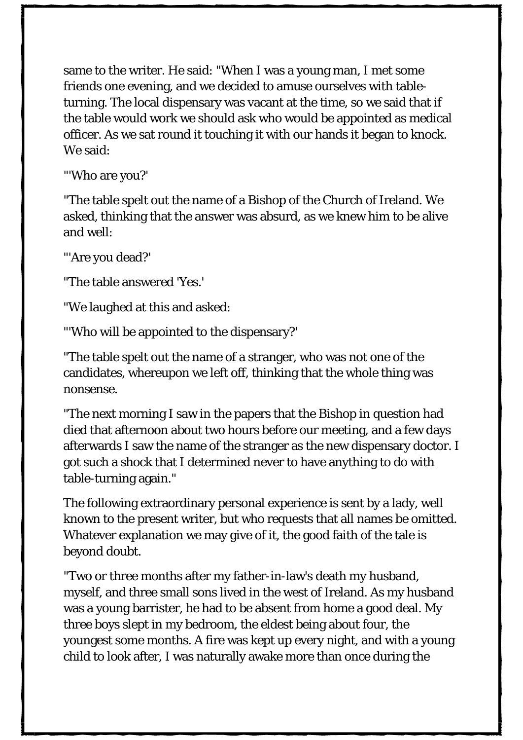same to the writer. He said: "When I was a young man, I met some friends one evening, and we decided to amuse ourselves with table-turning. The local dispensary was vacant at the time, so we said that if the table would work we should ask who would be appointed as medical officer. As we sat round it touching it with our hands it began to knock. We said:

"'Who are you?'

"The table spelt out the name of a Bishop of the Church of Ireland. We asked, thinking that the answer was absurd, as we knew him to be alive and well:

"'Are you dead?'

"The table answered 'Yes.'

"We laughed at this and asked:

"'Who will be appointed to the dispensary?'

"The table spelt out the name of a stranger, who was not one of the candidates, whereupon we left off, thinking that the whole thing was nonsense.

"The next morning I saw in the papers that the Bishop in question had died that afternoon about two hours before our meeting, and a few days afterwards I saw the name of the stranger as the new dispensary doctor. I got such a shock that I determined never to have anything to do with table-turning again."

The following extraordinary personal experience is sent by a lady, well known to the present writer, but who requests that all names be omitted. Whatever explanation we may give of it, the good faith of the tale is beyond doubt.

"Two or three months after my father-in-law's death my husband, myself, and three small sons lived in the west of Ireland. As my husband was a young barrister, he had to be absent from home a good deal. My three boys slept in my bedroom, the eldest being about four, the youngest some months. A fire was kept up every night, and with a young child to look after, I was naturally awake more than once during the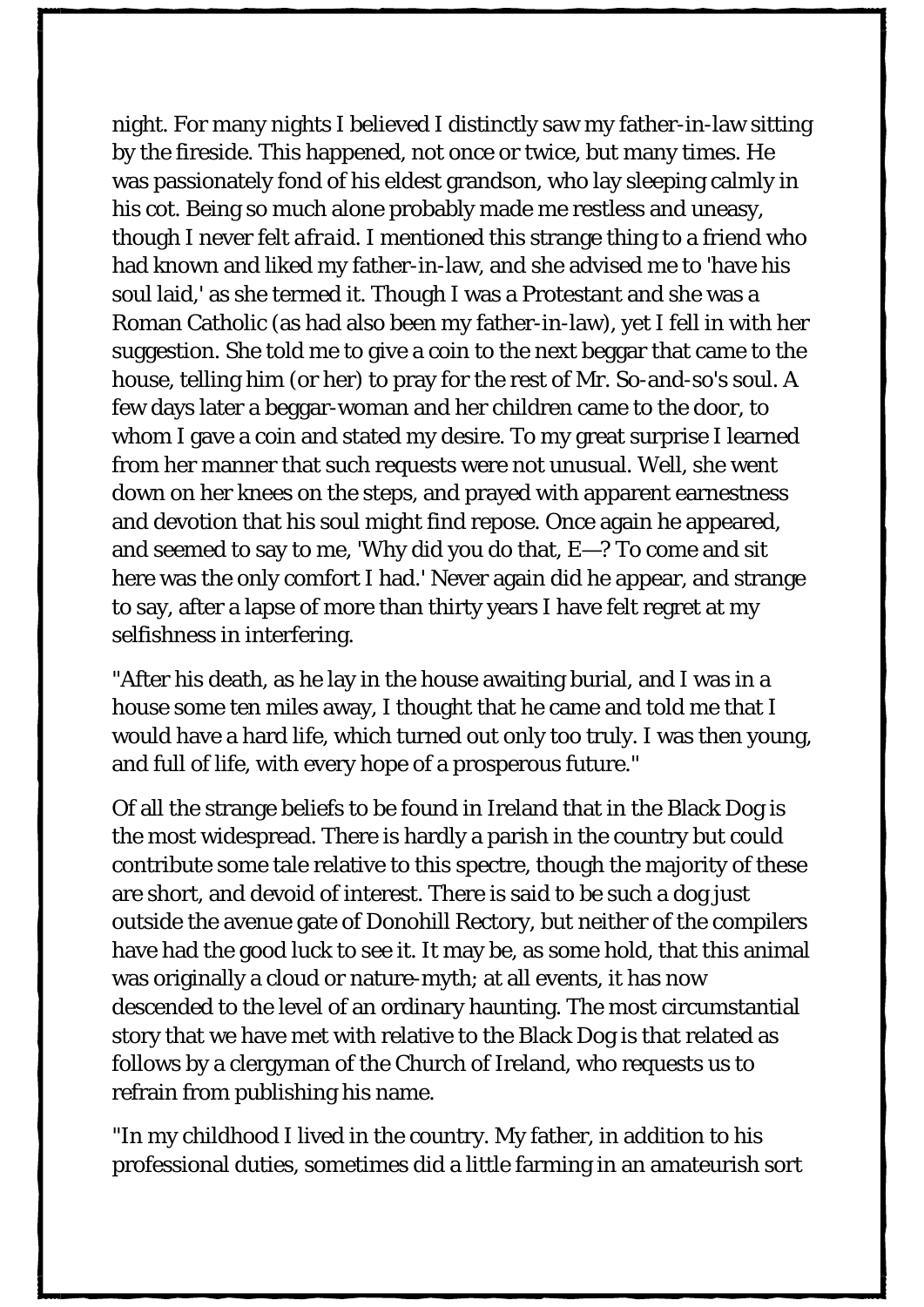night. For many nights I believed I distinctly saw my father-in-law sitting by the fireside. This happened, not once or twice, but many times. He was passionately fond of his eldest grandson, who lay sleeping calmly in his cot. Being so much alone probably made me restless and uneasy, though I never felt *afraid*. I mentioned this strange thing to a friend who had known and liked my father-in-law, and she advised me to 'have his soul laid,' as she termed it. Though I was a Protestant and she was a Roman Catholic (as had also been my father-in-law), yet I fell in with her suggestion. She told me to give a coin to the next beggar that came to the house, telling him (or her) to pray for the rest of Mr. So-and-so's soul. A few days later a beggar-woman and her children came to the door, to whom I gave a coin and stated my desire. To my great surprise I learned from her manner that such requests were not unusual. Well, she went down on her knees on the steps, and prayed with apparent earnestness and devotion that his soul might find repose. Once again he appeared, and seemed to say to me, 'Why did you do that, E—? To come and sit here was the only comfort I had.' Never again did he appear, and strange to say, after a lapse of more than thirty years I have felt regret at my selfishness in interfering.

"After his death, as he lay in the house awaiting burial, and I was in a house some ten miles away, I thought that he came and told me that I would have a hard life, which turned out only too truly. I was then young, and full of life, with every hope of a prosperous future."

Of all the strange beliefs to be found in Ireland that in the Black Dog is the most widespread. There is hardly a parish in the country but could contribute some tale relative to this spectre, though the majority of these are short, and devoid of interest. There is said to be such a dog just outside the avenue gate of Donohill Rectory, but neither of the compilers have had the good luck to see it. It may be, as some hold, that this animal was originally a cloud or nature-myth; at all events, it has now descended to the level of an ordinary haunting. The most circumstantial story that we have met with relative to the Black Dog is that related as follows by a clergyman of the Church of Ireland, who requests us to refrain from publishing his name.

"In my childhood I lived in the country. My father, in addition to his professional duties, sometimes did a little farming in an amateurish sort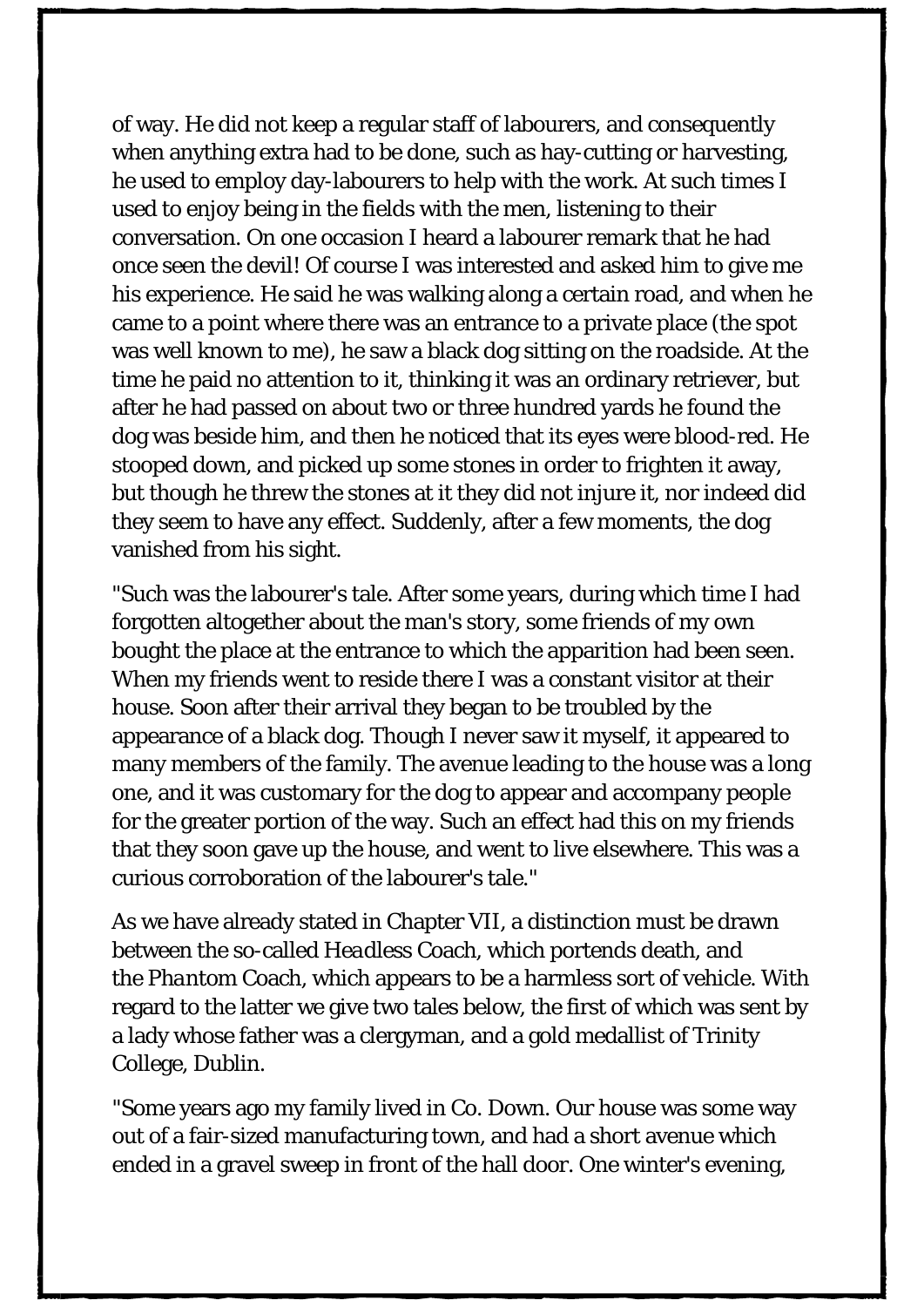of way. He did not keep a regular staff of labourers, and consequently when anything extra had to be done, such as hay-cutting or harvesting, he used to employ day-labourers to help with the work. At such times I used to enjoy being in the fields with the men, listening to their conversation. On one occasion I heard a labourer remark that he had once seen the devil! Of course I was interested and asked him to give me his experience. He said he was walking along a certain road, and when he came to a point where there was an entrance to a private place (the spot was well known to me), he saw a black dog sitting on the roadside. At the time he paid no attention to it, thinking it was an ordinary retriever, but after he had passed on about two or three hundred yards he found the dog was beside him, and then he noticed that its eyes were blood-red. He stooped down, and picked up some stones in order to frighten it away, but though he threw the stones at it they did not injure it, nor indeed did they seem to have any effect. Suddenly, after a few moments, the dog vanished from his sight.

"Such was the labourer's tale. After some years, during which time I had forgotten altogether about the man's story, some friends of my own bought the place at the entrance to which the apparition had been seen. When my friends went to reside there I was a constant visitor at their house. Soon after their arrival they began to be troubled by the appearance of a black dog. Though I never saw it myself, it appeared to many members of the family. The avenue leading to the house was a long one, and it was customary for the dog to appear and accompany people for the greater portion of the way. Such an effect had this on my friends that they soon gave up the house, and went to live elsewhere. This was a curious corroboration of the labourer's tale."

As we have already stated in Chapter VII, a distinction must be drawn between the so-called *Headless Coach*, which portends death, and the *Phantom Coach*, which appears to be a harmless sort of vehicle. With regard to the latter we give two tales below, the first of which was sent by a lady whose father was a clergyman, and a gold medallist of Trinity College, Dublin.

"Some years ago my family lived in Co. Down. Our house was some way out of a fair-sized manufacturing town, and had a short avenue which ended in a gravel sweep in front of the hall door. One winter's evening,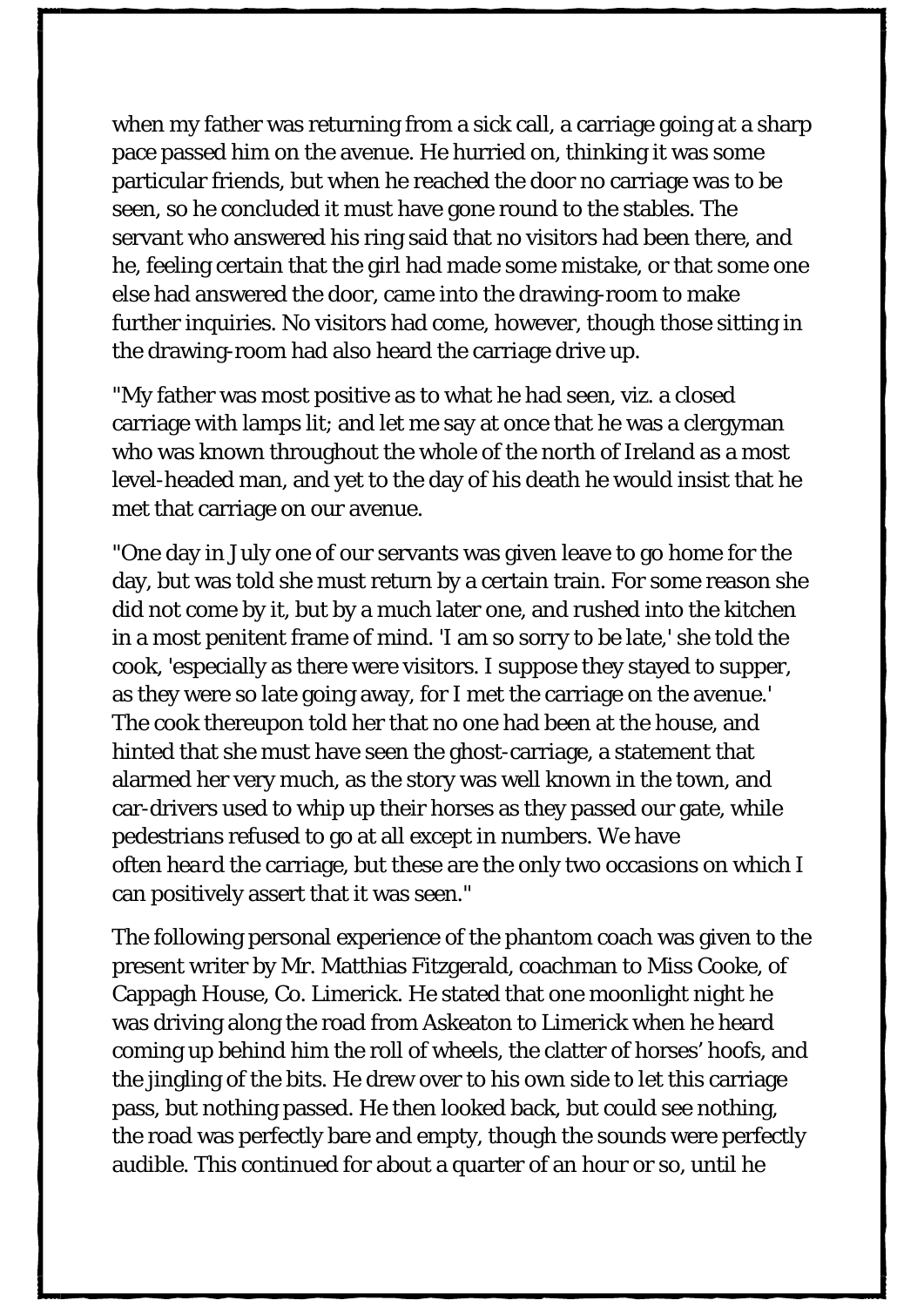when my father was returning from a sick call, a carriage going at a sharp pace passed him on the avenue. He hurried on, thinking it was some particular friends, but when he reached the door no carriage was to be seen, so he concluded it must have gone round to the stables. The servant who answered his ring said that no visitors had been there, and he, feeling certain that the girl had made some mistake, or that some one else had answered the door, came into the drawing-room to make further inquiries. No visitors had come, however, though those sitting in the drawing-room had also heard the carriage drive up.

"My father was most positive as to what he had seen, viz. a closed carriage with lamps lit; and let me say at once that he was a clergyman who was known throughout the whole of the north of Ireland as a most level-headed man, and yet to the day of his death he would insist that he met that carriage on our avenue.

"One day in July one of our servants was given leave to go home for the day, but was told she must return by a certain train. For some reason she did not come by it, but by a much later one, and rushed into the kitchen in a most penitent frame of mind. 'I am so sorry to be late,' she told the cook, 'especially as there were visitors. I suppose they stayed to supper, as they were so late going away, for I met the carriage on the avenue.' The cook thereupon told her that no one had been at the house, and hinted that she must have seen the ghost-carriage, a statement that alarmed her very much, as the story was well known in the town, and car-drivers used to whip up their horses as they passed our gate, while pedestrians refused to go at all except in numbers. We have often *heard* the carriage, but these are the only two occasions on which I can positively assert that it was seen."

The following personal experience of the phantom coach was given to the present writer by Mr. Matthias Fitzgerald, coachman to Miss Cooke, of Cappagh House, Co. Limerick. He stated that one moonlight night he was driving along the road from Askeaton to Limerick when he heard coming up behind him the roll of wheels, the clatter of horses' hoofs, and the jingling of the bits. He drew over to his own side to let this carriage pass, but nothing passed. He then looked back, but could see nothing, the road was perfectly bare and empty, though the sounds were perfectly audible. This continued for about a quarter of an hour or so, until he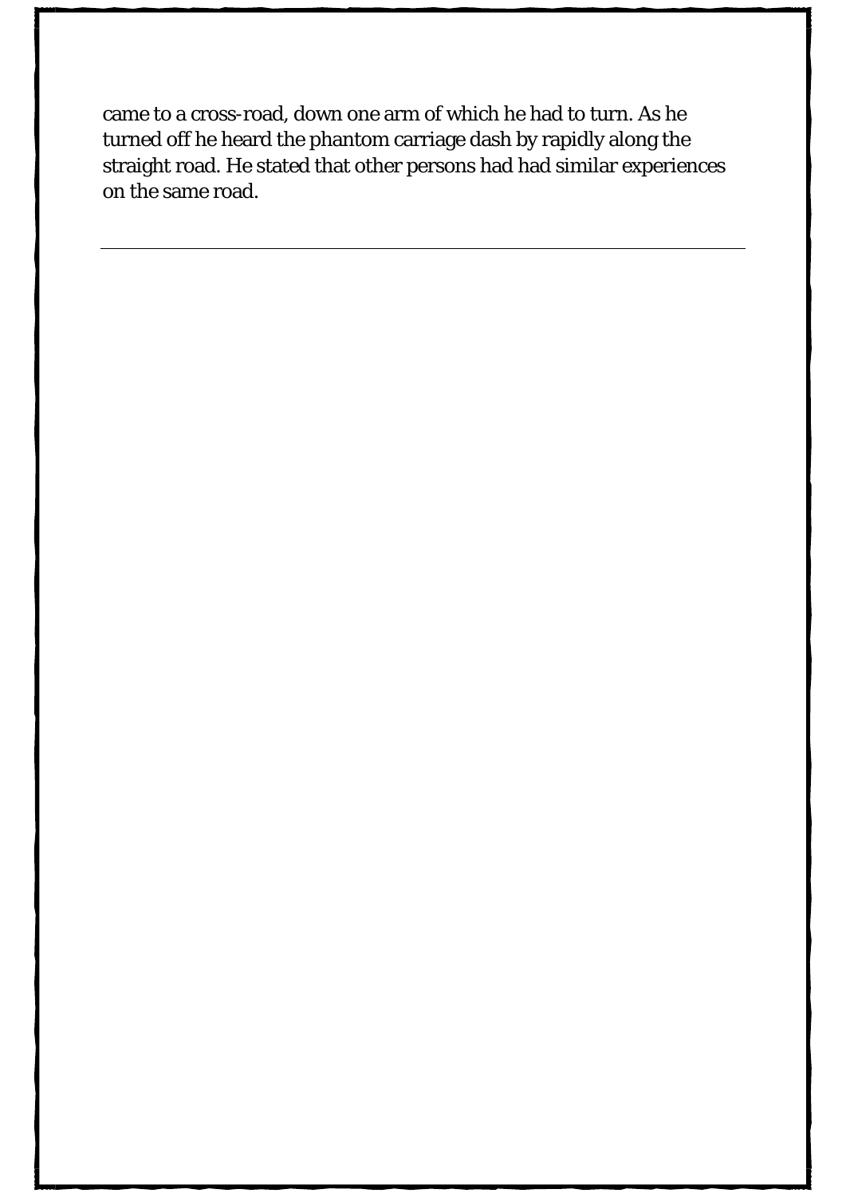came to a cross-road, down one arm of which he had to turn. As he turned off he heard the phantom carriage dash by rapidly along the straight road. He stated that other persons had had similar experiences on the same road.

---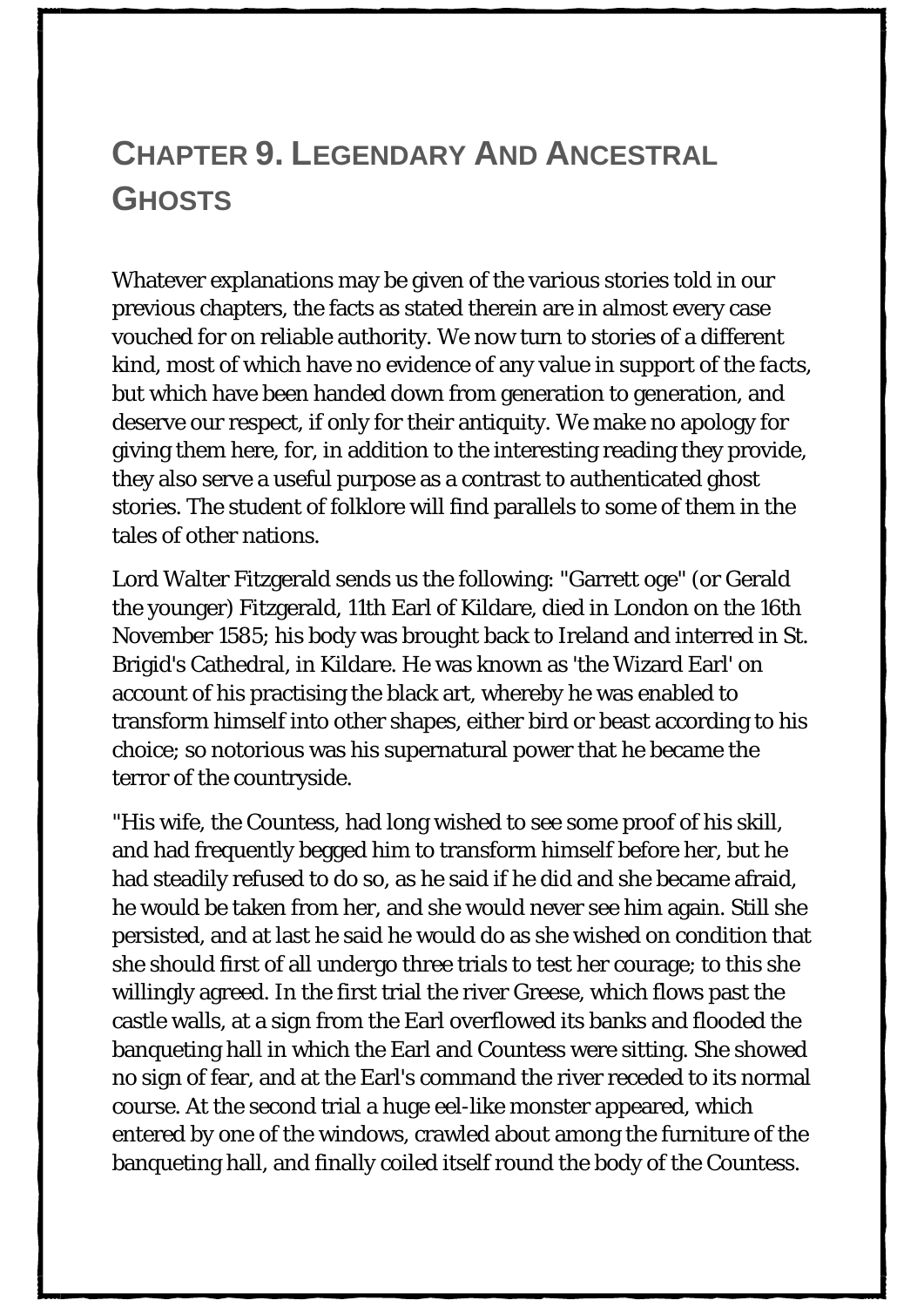# CHAPTER 9. LEGENDARY AND ANCESTRAL GHOSTS

Whatever explanations may be given of the various stories told in our previous chapters, the facts as stated therein are in almost every case vouched for on reliable authority. We now turn to stories of a different kind, most of which have no evidence of any value in support of the *facts*, but which have been handed down from generation to generation, and deserve our respect, if only for their antiquity. We make no apology for giving them here, for, in addition to the interesting reading they provide, they also serve a useful purpose as a contrast to authenticated ghost stories. The student of folklore will find parallels to some of them in the tales of other nations.

Lord Walter Fitzgerald sends us the following: "Garrett oge" (or Gerald the younger) Fitzgerald, 11th Earl of Kildare, died in London on the 16th November 1585; his body was brought back to Ireland and interred in St. Brigid's Cathedral, in Kildare. He was known as 'the Wizard Earl' on account of his practising the black art, whereby he was enabled to transform himself into other shapes, either bird or beast according to his choice; so notorious was his supernatural power that he became the terror of the countryside.

"His wife, the Countess, had long wished to see some proof of his skill, and had frequently begged him to transform himself before her, but he had steadily refused to do so, as he said if he did and she became afraid, he would be taken from her, and she would never see him again. Still she persisted, and at last he said he would do as she wished on condition that she should first of all undergo three trials to test her courage; to this she willingly agreed. In the first trial the river Greese, which flows past the castle walls, at a sign from the Earl overflowed its banks and flooded the banqueting hall in which the Earl and Countess were sitting. She showed no sign of fear, and at the Earl's command the river receded to its normal course. At the second trial a huge eel-like monster appeared, which entered by one of the windows, crawled about among the furniture of the banqueting hall, and finally coiled itself round the body of the Countess.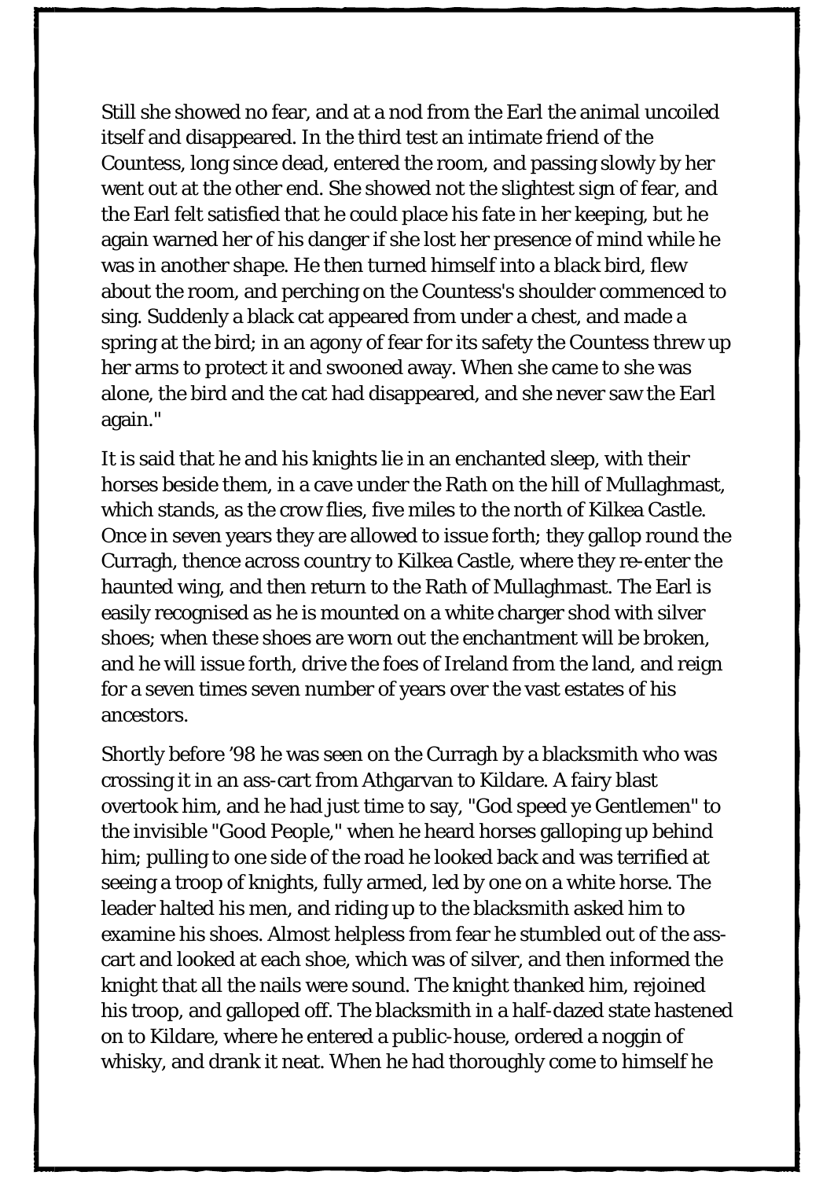Still she showed no fear, and at a nod from the Earl the animal uncoiled itself and disappeared. In the third test an intimate friend of the Countess, long since dead, entered the room, and passing slowly by her went out at the other end. She showed not the slightest sign of fear, and the Earl felt satisfied that he could place his fate in her keeping, but he again warned her of his danger if she lost her presence of mind while he was in another shape. He then turned himself into a black bird, flew about the room, and perching on the Countess's shoulder commenced to sing. Suddenly a black cat appeared from under a chest, and made a spring at the bird; in an agony of fear for its safety the Countess threw up her arms to protect it and swooned away. When she came to she was alone, the bird and the cat had disappeared, and she never saw the Earl again."

It is said that he and his knights lie in an enchanted sleep, with their horses beside them, in a cave under the Rath on the hill of Mullaghmast, which stands, as the crow flies, five miles to the north of Kilkea Castle. Once in seven years they are allowed to issue forth; they gallop round the Curragh, thence across country to Kilkea Castle, where they re-enter the haunted wing, and then return to the Rath of Mullaghmast. The Earl is easily recognised as he is mounted on a white charger shod with silver shoes; when these shoes are worn out the enchantment will be broken, and he will issue forth, drive the foes of Ireland from the land, and reign for a seven times seven number of years over the vast estates of his ancestors.

Shortly before '98 he was seen on the Curragh by a blacksmith who was crossing it in an ass-cart from Athgarvan to Kildare. A fairy blast overtook him, and he had just time to say, "God speed ye Gentlemen" to the invisible "Good People," when he heard horses galloping up behind him; pulling to one side of the road he looked back and was terrified at seeing a troop of knights, fully armed, led by one on a white horse. The leader halted his men, and riding up to the blacksmith asked him to examine his shoes. Almost helpless from fear he stumbled out of the ass-cart and looked at each shoe, which was of silver, and then informed the knight that all the nails were sound. The knight thanked him, rejoined his troop, and galloped off. The blacksmith in a half-dazed state hastened on to Kildare, where he entered a public-house, ordered a noggin of whisky, and drank it neat. When he had thoroughly come to himself he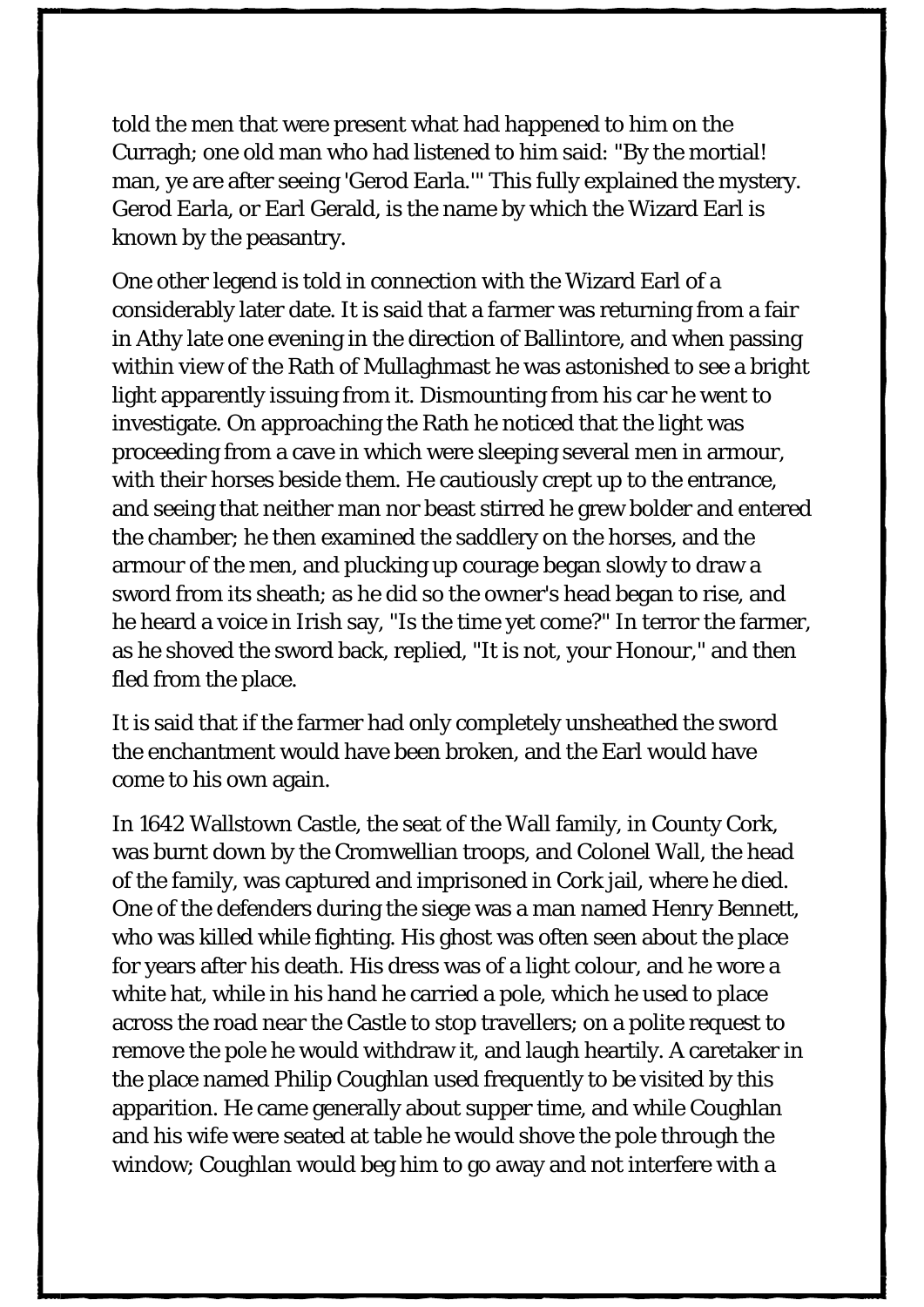told the men that were present what had happened to him on the Curragh; one old man who had listened to him said: "By the mortial! man, ye are after seeing 'Gerod Earla.'" This fully explained the mystery. Gerod Earla, or Earl Gerald, is the name by which the Wizard Earl is known by the peasantry.

One other legend is told in connection with the Wizard Earl of a considerably later date. It is said that a farmer was returning from a fair in Athy late one evening in the direction of Ballintore, and when passing within view of the Rath of Mullaghmast he was astonished to see a bright light apparently issuing from it. Dismounting from his car he went to investigate. On approaching the Rath he noticed that the light was proceeding from a cave in which were sleeping several men in armour, with their horses beside them. He cautiously crept up to the entrance, and seeing that neither man nor beast stirred he grew bolder and entered the chamber; he then examined the saddlery on the horses, and the armour of the men, and plucking up courage began slowly to draw a sword from its sheath; as he did so the owner's head began to rise, and he heard a voice in Irish say, "Is the time yet come?" In terror the farmer, as he shoved the sword back, replied, "It is not, your Honour," and then fled from the place.

It is said that if the farmer had only completely unsheathed the sword the enchantment would have been broken, and the Earl would have come to his own again.

In 1642 Wallstown Castle, the seat of the Wall family, in County Cork, was burnt down by the Cromwellian troops, and Colonel Wall, the head of the family, was captured and imprisoned in Cork jail, where he died. One of the defenders during the siege was a man named Henry Bennett, who was killed while fighting. His ghost was often seen about the place for years after his death. His dress was of a light colour, and he wore a white hat, while in his hand he carried a pole, which he used to place across the road near the Castle to stop travellers; on a polite request to remove the pole he would withdraw it, and laugh heartily. A caretaker in the place named Philip Coughlan used frequently to be visited by this apparition. He came generally about supper time, and while Coughlan and his wife were seated at table he would shove the pole through the window; Coughlan would beg him to go away and not interfere with a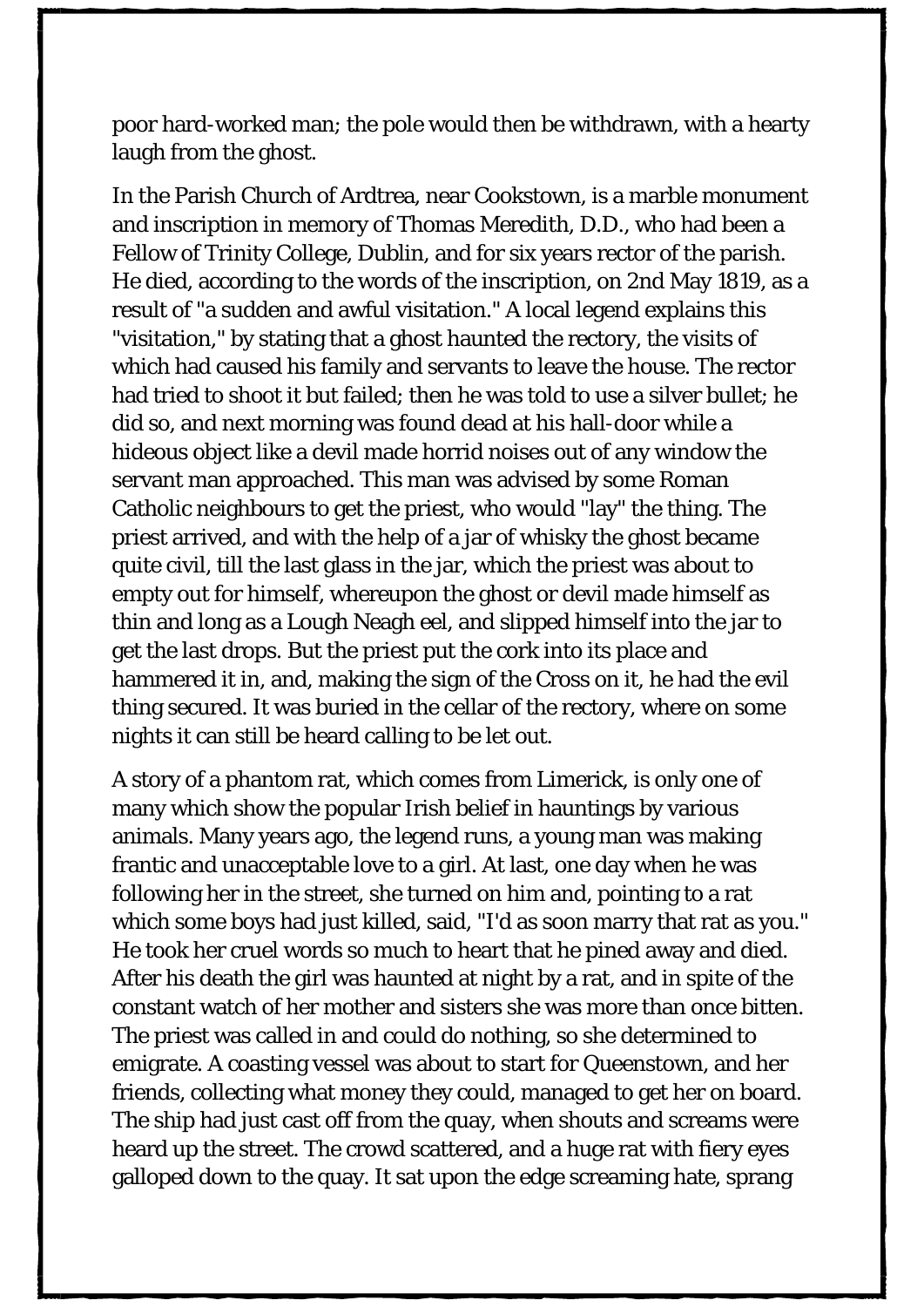poor hard-worked man; the pole would then be withdrawn, with a hearty laugh from the ghost.

In the Parish Church of Ardtrea, near Cookstown, is a marble monument and inscription in memory of Thomas Meredith, D.D., who had been a Fellow of Trinity College, Dublin, and for six years rector of the parish. He died, according to the words of the inscription, on 2nd May 1819, as a result of "a sudden and awful visitation." A local legend explains this "visitation," by stating that a ghost haunted the rectory, the visits of which had caused his family and servants to leave the house. The rector had tried to shoot it but failed; then he was told to use a silver bullet; he did so, and next morning was found dead at his hall-door while a hideous object like a devil made horrid noises out of any window the servant man approached. This man was advised by some Roman Catholic neighbours to get the priest, who would "lay" the thing. The priest arrived, and with the help of a jar of whisky the ghost became quite civil, till the last glass in the jar, which the priest was about to empty out for himself, whereupon the ghost or devil made himself as thin and long as a Lough Neagh eel, and slipped himself into the jar to get the last drops. But the priest put the cork into its place and hammered it in, and, making the sign of the Cross on it, he had the evil thing secured. It was buried in the cellar of the rectory, where on some nights it can still be heard calling to be let out.

A story of a phantom rat, which comes from Limerick, is only one of many which show the popular Irish belief in hauntings by various animals. Many years ago, the legend runs, a young man was making frantic and unacceptable love to a girl. At last, one day when he was following her in the street, she turned on him and, pointing to a rat which some boys had just killed, said, "I'd as soon marry that rat as you." He took her cruel words so much to heart that he pined away and died. After his death the girl was haunted at night by a rat, and in spite of the constant watch of her mother and sisters she was more than once bitten. The priest was called in and could do nothing, so she determined to emigrate. A coasting vessel was about to start for Queenstown, and her friends, collecting what money they could, managed to get her on board. The ship had just cast off from the quay, when shouts and screams were heard up the street. The crowd scattered, and a huge rat with fiery eyes galloped down to the quay. It sat upon the edge screaming hate, sprang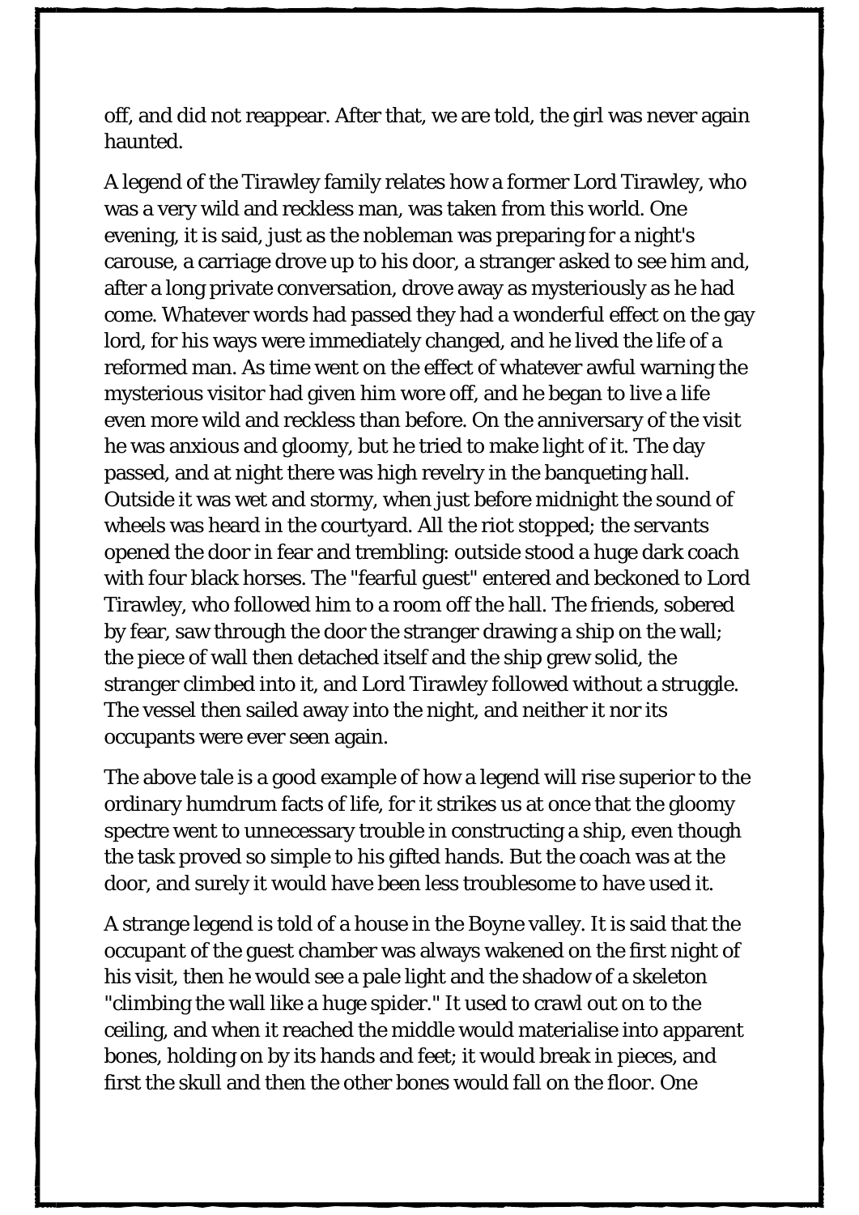off, and did not reappear. After that, we are told, the girl was never again haunted.

A legend of the Tirawley family relates how a former Lord Tirawley, who was a very wild and reckless man, was taken from this world. One evening, it is said, just as the nobleman was preparing for a night's carouse, a carriage drove up to his door, a stranger asked to see him and, after a long private conversation, drove away as mysteriously as he had come. Whatever words had passed they had a wonderful effect on the gay lord, for his ways were immediately changed, and he lived the life of a reformed man. As time went on the effect of whatever awful warning the mysterious visitor had given him wore off, and he began to live a life even more wild and reckless than before. On the anniversary of the visit he was anxious and gloomy, but he tried to make light of it. The day passed, and at night there was high revelry in the banqueting hall. Outside it was wet and stormy, when just before midnight the sound of wheels was heard in the courtyard. All the riot stopped; the servants opened the door in fear and trembling: outside stood a huge dark coach with four black horses. The "fearful guest" entered and beckoned to Lord Tirawley, who followed him to a room off the hall. The friends, sobered by fear, saw through the door the stranger drawing a ship on the wall; the piece of wall then detached itself and the ship grew solid, the stranger climbed into it, and Lord Tirawley followed without a struggle. The vessel then sailed away into the night, and neither it nor its occupants were ever seen again.

The above tale is a good example of how a legend will rise superior to the ordinary humdrum facts of life, for it strikes us at once that the gloomy spectre went to unnecessary trouble in constructing a ship, even though the task proved so simple to his gifted hands. But the coach was at the door, and surely it would have been less troublesome to have used it.

A strange legend is told of a house in the Boyne valley. It is said that the occupant of the guest chamber was always wakened on the first night of his visit, then he would see a pale light and the shadow of a skeleton "climbing the wall like a huge spider." It used to crawl out on to the ceiling, and when it reached the middle would materialise into apparent bones, holding on by its hands and feet; it would break in pieces, and first the skull and then the other bones would fall on the floor. One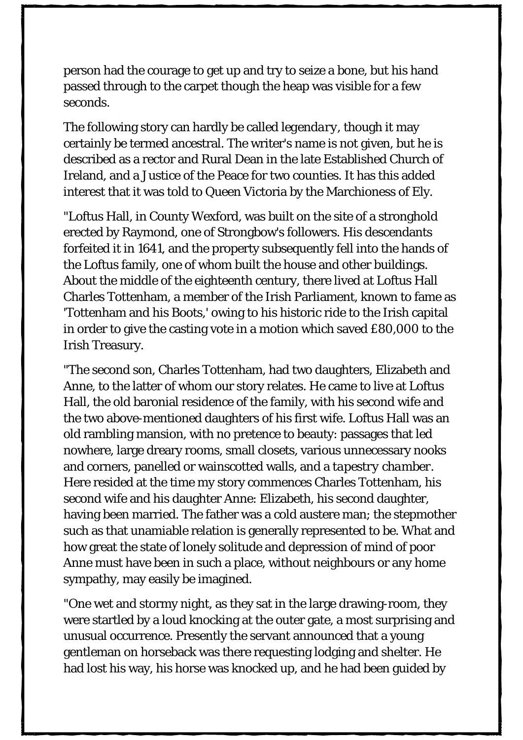person had the courage to get up and try to seize a bone, but his hand passed through to the carpet though the heap was visible for a few seconds.

The following story can hardly be called *legendary*, though it may certainly be termed ancestral. The writer's name is not given, but he is described as a rector and Rural Dean in the late Established Church of Ireland, and a Justice of the Peace for two counties. It has this added interest that it was told to Queen Victoria by the Marchioness of Ely.

"Loftus Hall, in County Wexford, was built on the site of a stronghold erected by Raymond, one of Strongbow's followers. His descendants forfeited it in 1641, and the property subsequently fell into the hands of the Loftus family, one of whom built the house and other buildings. About the middle of the eighteenth century, there lived at Loftus Hall Charles Tottenham, a member of the Irish Parliament, known to fame as 'Tottenham and his Boots,' owing to his historic ride to the Irish capital in order to give the casting vote in a motion which saved £80,000 to the Irish Treasury.

"The second son, Charles Tottenham, had two daughters, Elizabeth and Anne, to the latter of whom our story relates. He came to live at Loftus Hall, the old baronial residence of the family, with his second wife and the two above-mentioned daughters of his first wife. Loftus Hall was an old rambling mansion, with no pretence to beauty: passages that led nowhere, large dreary rooms, small closets, various unnecessary nooks and corners, panelled or wainscotted walls, and a *tapestry chamber*. Here resided at the time my story commences Charles Tottenham, his second wife and his daughter Anne: Elizabeth, his second daughter, having been married. The father was a cold austere man; the stepmother such as that unamiable relation is generally represented to be. What and how great the state of lonely solitude and depression of mind of poor Anne must have been in such a place, without neighbours or any home sympathy, may easily be imagined.

"One wet and stormy night, as they sat in the large drawing-room, they were startled by a loud knocking at the outer gate, a most surprising and unusual occurrence. Presently the servant announced that a young gentleman on horseback was there requesting lodging and shelter. He had lost his way, his horse was knocked up, and he had been guided by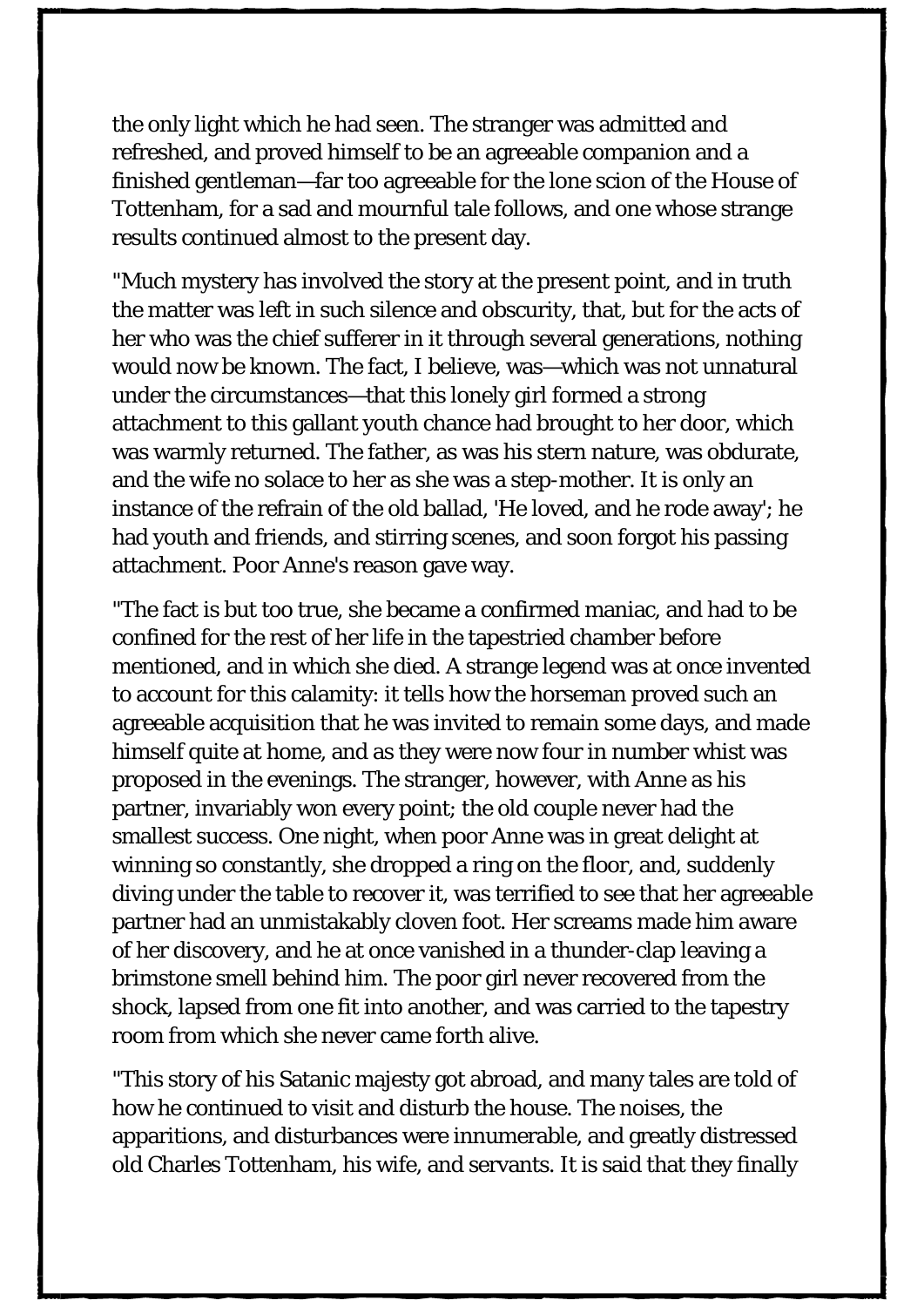the only light which he had seen. The stranger was admitted and refreshed, and proved himself to be an agreeable companion and a finished gentleman—far too agreeable for the lone scion of the House of Tottenham, for a sad and mournful tale follows, and one whose strange results continued almost to the present day.

"Much mystery has involved the story at the present point, and in truth the matter was left in such silence and obscurity, that, but for the acts of her who was the chief sufferer in it through several generations, nothing would now be known. The fact, I believe, was—which was not unnatural under the circumstances—that this lonely girl formed a strong attachment to this gallant youth chance had brought to her door, which was warmly returned. The father, as was his stern nature, was obdurate, and the wife no solace to her as she was a step-mother. It is only an instance of the refrain of the old ballad, 'He loved, and he rode away'; he had youth and friends, and stirring scenes, and soon forgot his passing attachment. Poor Anne's reason gave way.

"The fact is but too true, she became a confirmed maniac, and had to be confined for the rest of her life in the tapestried chamber before mentioned, and in which she died. A strange legend was at once invented to account for this calamity: it tells how the horseman proved such an agreeable acquisition that he was invited to remain some days, and made himself quite at home, and as they were now four in number whist was proposed in the evenings. The stranger, however, with Anne as his partner, invariably won every point; the old couple never had the smallest success. One night, when poor Anne was in great delight at winning so constantly, she dropped a ring on the floor, and, suddenly diving under the table to recover it, was terrified to see that her agreeable partner had an unmistakably cloven foot. Her screams made him aware of her discovery, and he at once vanished in a thunder-clap leaving a brimstone smell behind him. The poor girl never recovered from the shock, lapsed from one fit into another, and was carried to the tapestry room from which she never came forth alive.

"This story of his Satanic majesty got abroad, and many tales are told of how he continued to visit and disturb the house. The noises, the apparitions, and disturbances were innumerable, and greatly distressed old Charles Tottenham, his wife, and servants. It is said that they finally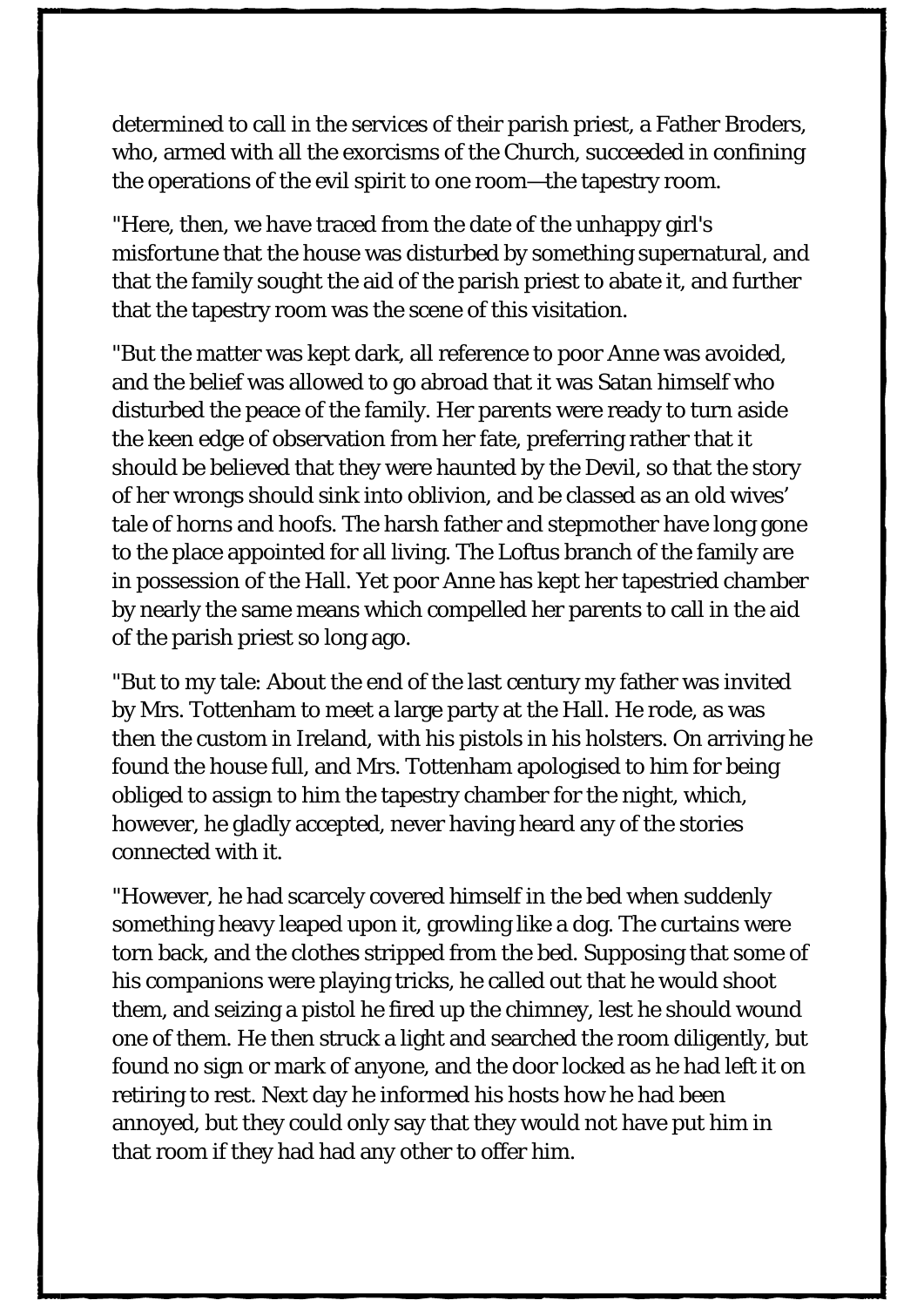determined to call in the services of their parish priest, a Father Broders, who, armed with all the exorcisms of the Church, succeeded in confining the operations of the evil spirit to one room—the tapestry room.

"Here, then, we have traced from the date of the unhappy girl's misfortune that the house was disturbed by something supernatural, and that the family sought the aid of the parish priest to abate it, and further that the tapestry room was the scene of this visitation.

"But the matter was kept dark, all reference to poor Anne was avoided, and the belief was allowed to go abroad that it was Satan himself who disturbed the peace of the family. Her parents were ready to turn aside the keen edge of observation from her fate, preferring rather that it should be believed that they were haunted by the Devil, so that the story of her wrongs should sink into oblivion, and be classed as an old wives' tale of horns and hoofs. The harsh father and stepmother have long gone to the place appointed for all living. The Loftus branch of the family are in possession of the Hall. Yet poor Anne has kept her tapestried chamber by nearly the same means which compelled her parents to call in the aid of the parish priest so long ago.

"But to my tale: About the end of the last century my father was invited by Mrs. Tottenham to meet a large party at the Hall. He rode, as was then the custom in Ireland, with his pistols in his holsters. On arriving he found the house full, and Mrs. Tottenham apologised to him for being obliged to assign to him the tapestry chamber for the night, which, however, he gladly accepted, never having heard any of the stories connected with it.

"However, he had scarcely covered himself in the bed when suddenly something heavy leaped upon it, growling like a dog. The curtains were torn back, and the clothes stripped from the bed. Supposing that some of his companions were playing tricks, he called out that he would shoot them, and seizing a pistol he fired up the chimney, lest he should wound one of them. He then struck a light and searched the room diligently, but found no sign or mark of anyone, and the door locked as he had left it on retiring to rest. Next day he informed his hosts how he had been annoyed, but they could only say that they would not have put him in that room if they had had any other to offer him.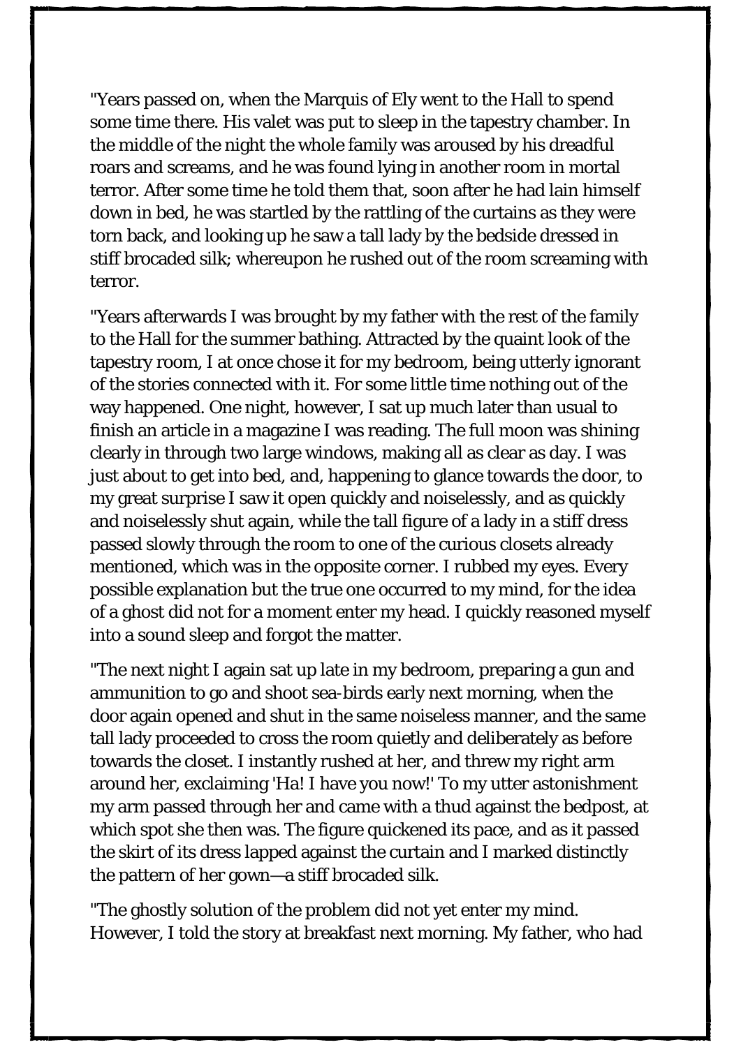"Years passed on, when the Marquis of Ely went to the Hall to spend some time there. His valet was put to sleep in the tapestry chamber. In the middle of the night the whole family was aroused by his dreadful roars and screams, and he was found lying in another room in mortal terror. After some time he told them that, soon after he had lain himself down in bed, he was startled by the rattling of the curtains as they were torn back, and looking up he saw a tall lady by the bedside dressed in stiff brocaded silk; whereupon he rushed out of the room screaming with terror.

"Years afterwards I was brought by my father with the rest of the family to the Hall for the summer bathing. Attracted by the quaint look of the tapestry room, I at once chose it for my bedroom, being utterly ignorant of the stories connected with it. For some little time nothing out of the way happened. One night, however, I sat up much later than usual to finish an article in a magazine I was reading. The full moon was shining clearly in through two large windows, making all as clear as day. I was just about to get into bed, and, happening to glance towards the door, to my great surprise I saw it open quickly and noiselessly, and as quickly and noiselessly shut again, while the tall figure of a lady in a stiff dress passed slowly through the room to one of the curious closets already mentioned, which was in the opposite corner. I rubbed my eyes. Every possible explanation but the true one occurred to my mind, for the idea of a ghost did not for a moment enter my head. I quickly reasoned myself into a sound sleep and forgot the matter.

"The next night I again sat up late in my bedroom, preparing a gun and ammunition to go and shoot sea-birds early next morning, when the door again opened and shut in the same noiseless manner, and the same tall lady proceeded to cross the room quietly and deliberately as before towards the closet. I instantly rushed at her, and threw my right arm around her, exclaiming 'Ha! I have you now!' To my utter astonishment my arm passed through her and came with a thud against the bedpost, at which spot she then was. The figure quickened its pace, and as it passed the skirt of its dress lapped against the curtain and I marked distinctly the pattern of her gown—a stiff brocaded silk.

"The ghostly solution of the problem did not yet enter my mind. However, I told the story at breakfast next morning. My father, who had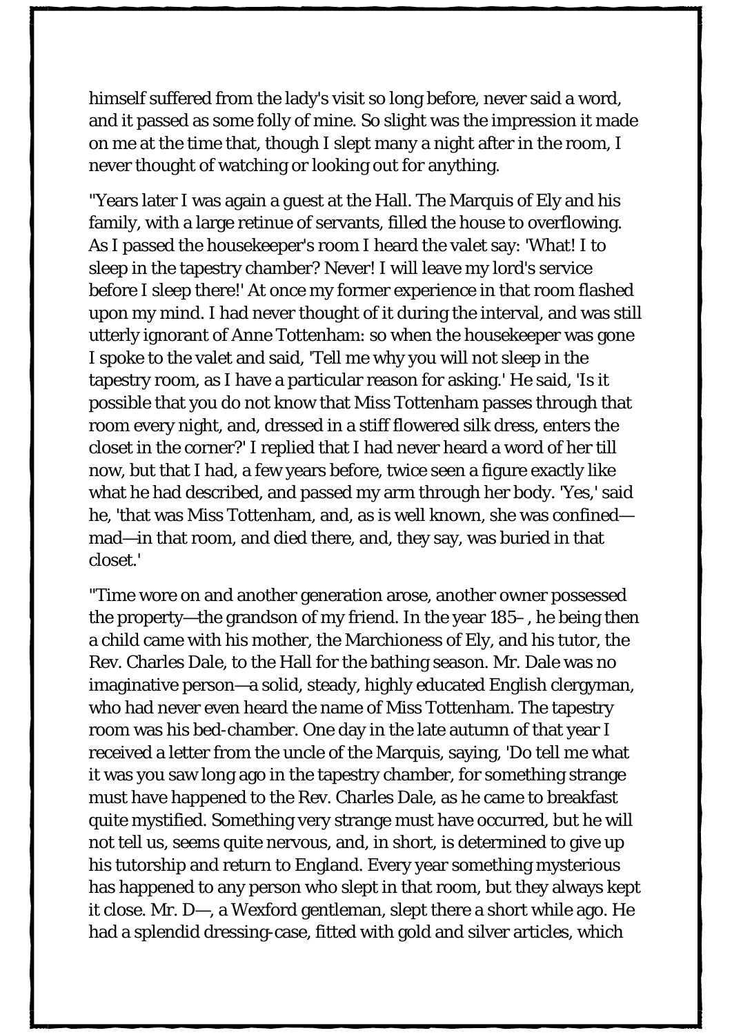himself suffered from the lady's visit so long before, never said a word, and it passed as some folly of mine. So slight was the impression it made on me at the time that, though I slept many a night after in the room, I never thought of watching or looking out for anything.

"Years later I was again a guest at the Hall. The Marquis of Ely and his family, with a large retinue of servants, filled the house to overflowing. As I passed the housekeeper's room I heard the valet say: 'What! I to sleep in the tapestry chamber? Never! I will leave my lord's service before I sleep there!' At once my former experience in that room flashed upon my mind. I had never thought of it during the interval, and was still utterly ignorant of Anne Tottenham: so when the housekeeper was gone I spoke to the valet and said, 'Tell me why you will not sleep in the tapestry room, as I have a particular reason for asking.' He said, 'Is it possible that you do not know that Miss Tottenham passes through that room every night, and, dressed in a stiff flowered silk dress, enters the closet in the corner?' I replied that I had never heard a word of her till now, but that I had, a few years before, twice seen a figure exactly like what he had described, and passed my arm through her body. 'Yes,' said he, 'that was Miss Tottenham, and, as is well known, she was confined—mad—in that room, and died there, and, they say, was buried in that closet.'

"Time wore on and another generation arose, another owner possessed the property—the grandson of my friend. In the year 185–, he being then a child came with his mother, the Marchioness of Ely, and his tutor, the Rev. Charles Dale, to the Hall for the bathing season. Mr. Dale was no imaginative person—a solid, steady, highly educated English clergyman, who had never even heard the name of Miss Tottenham. The tapestry room was his bed-chamber. One day in the late autumn of that year I received a letter from the uncle of the Marquis, saying, 'Do tell me what it was you saw long ago in the tapestry chamber, for something strange must have happened to the Rev. Charles Dale, as he came to breakfast quite mystified. Something very strange must have occurred, but he will not tell us, seems quite nervous, and, in short, is determined to give up his tutorship and return to England. Every year something mysterious has happened to any person who slept in that room, but they always kept it close. Mr. D—, a Wexford gentleman, slept there a short while ago. He had a splendid dressing-case, fitted with gold and silver articles, which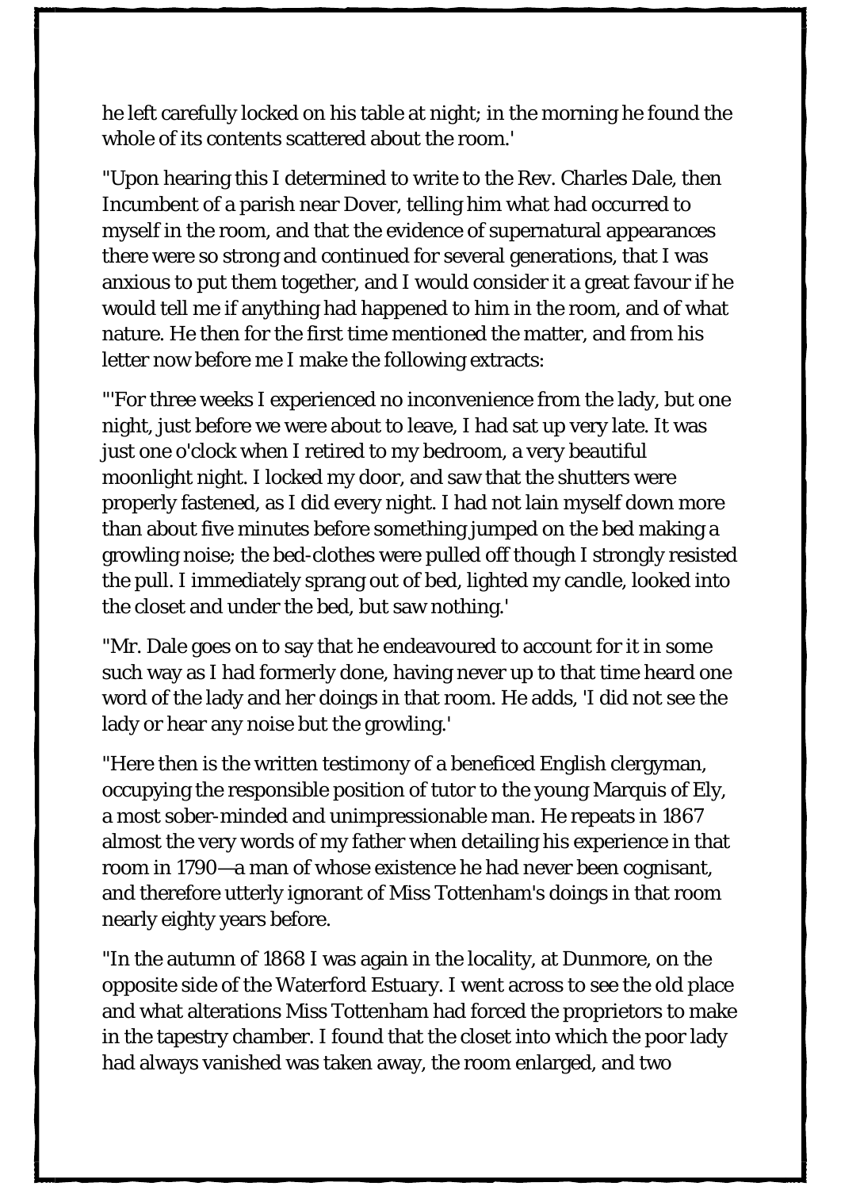he left carefully locked on his table at night; in the morning he found the whole of its contents scattered about the room.'

"Upon hearing this I determined to write to the Rev. Charles Dale, then Incumbent of a parish near Dover, telling him what had occurred to myself in the room, and that the evidence of supernatural appearances there were so strong and continued for several generations, that I was anxious to put them together, and I would consider it a great favour if he would tell me if anything had happened to him in the room, and of what nature. He then for the first time mentioned the matter, and from his letter now before me I make the following extracts:

"'For three weeks I experienced no inconvenience from the lady, but one night, just before we were about to leave, I had sat up very late. It was just one o'clock when I retired to my bedroom, a very beautiful moonlight night. I locked my door, and saw that the shutters were properly fastened, as I did every night. I had not lain myself down more than about five minutes before something jumped on the bed making a growling noise; the bed-clothes were pulled off though I strongly resisted the pull. I immediately sprang out of bed, lighted my candle, looked into the closet and under the bed, but saw nothing.'

"Mr. Dale goes on to say that he endeavoured to account for it in some such way as I had formerly done, having never up to that time heard one word of the lady and her doings in that room. He adds, 'I did not see the lady or hear any noise but the growling.'

"Here then is the written testimony of a beneficed English clergyman, occupying the responsible position of tutor to the young Marquis of Ely, a most sober-minded and unimpressionable man. He repeats in 1867 almost the very words of my father when detailing his experience in that room in 1790—a man of whose existence he had never been cognisant, and therefore utterly ignorant of Miss Tottenham's doings in that room nearly eighty years before.

"In the autumn of 1868 I was again in the locality, at Dunmore, on the opposite side of the Waterford Estuary. I went across to see the old place and what alterations Miss Tottenham had forced the proprietors to make in the tapestry chamber. I found that the closet into which the poor lady had always vanished was taken away, the room enlarged, and two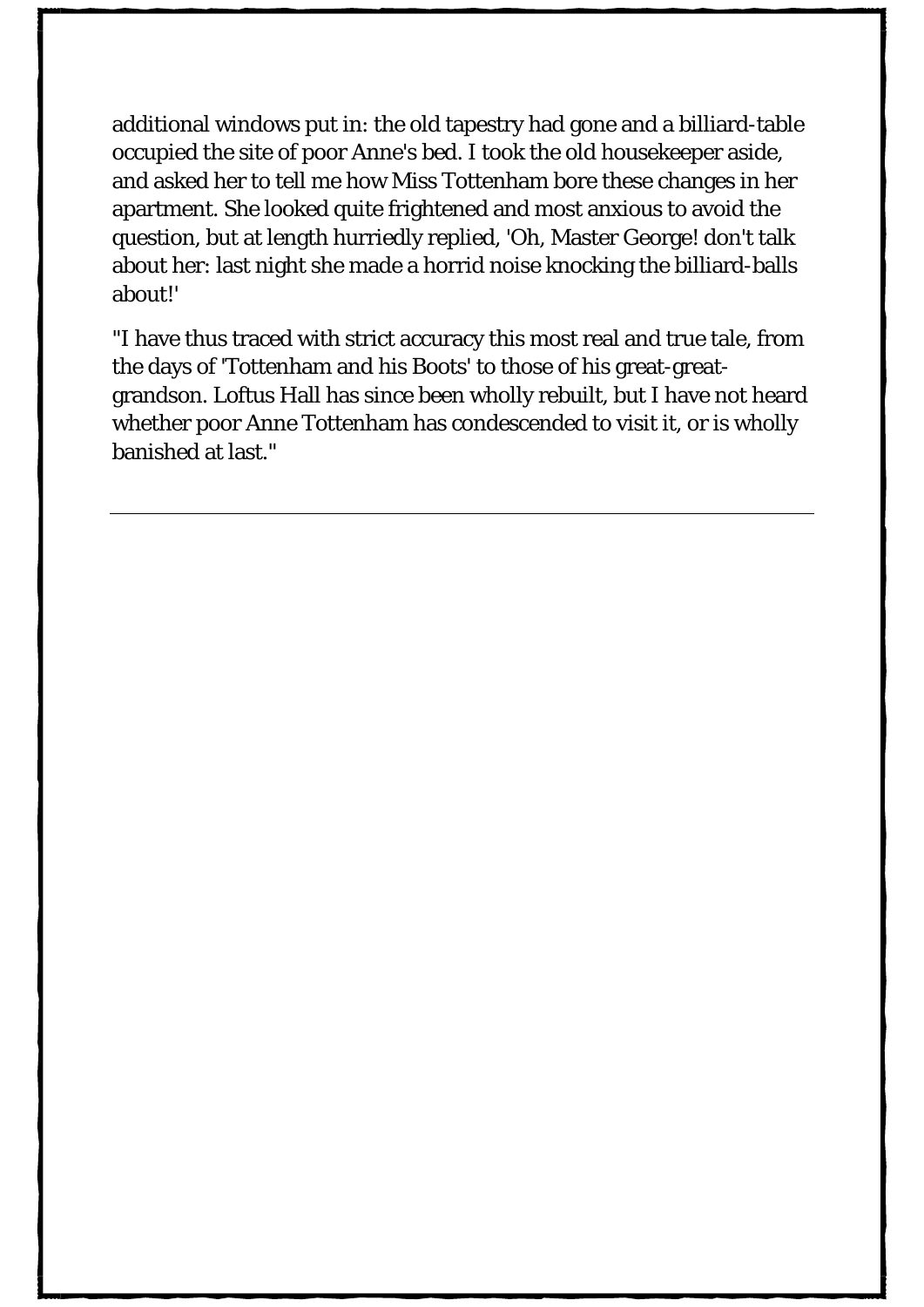additional windows put in: the old tapestry had gone and a billiard-table occupied the site of poor Anne's bed. I took the old housekeeper aside, and asked her to tell me how Miss Tottenham bore these changes in her apartment. She looked quite frightened and most anxious to avoid the question, but at length hurriedly replied, 'Oh, Master George! don't talk about her: last night she made a horrid noise knocking the billiard-balls about!'

"I have thus traced with strict accuracy this most real and true tale, from the days of 'Tottenham and his Boots' to those of his great-great-grandson. Loftus Hall has since been wholly rebuilt, but I have not heard whether poor Anne Tottenham has condescended to visit it, or is wholly banished at last."

---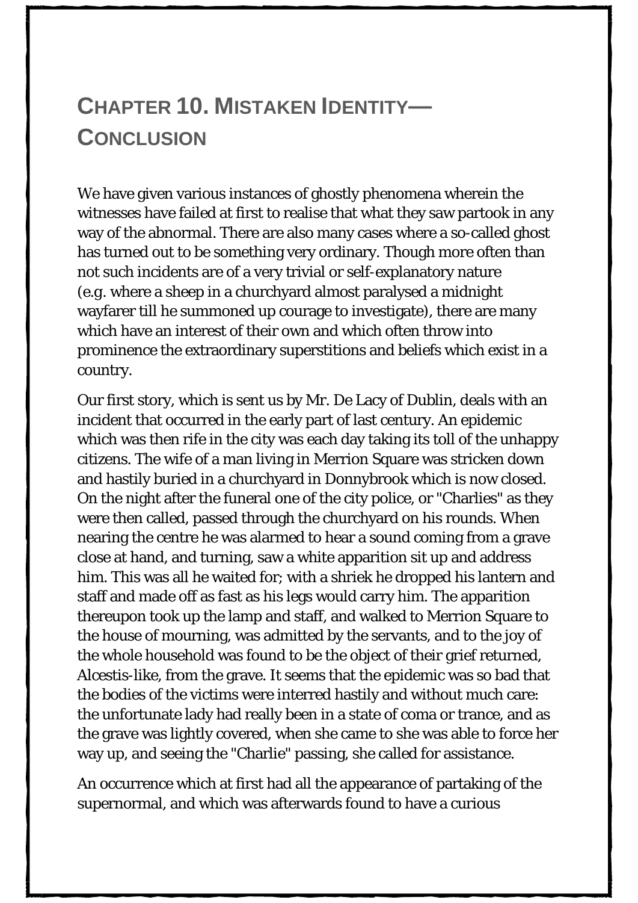## Chapter 10. Mistaken Identity—Conclusion

We have given various instances of ghostly phenomena wherein the witnesses have failed at first to realise that what they saw partook in any way of the abnormal. There are also many cases where a so-called ghost has turned out to be something very ordinary. Though more often than not such incidents are of a very trivial or self-explanatory nature (e.g. where a sheep in a churchyard almost paralysed a midnight wayfarer till he summoned up courage to investigate), there are many which have an interest of their own and which often throw into prominence the extraordinary superstitions and beliefs which exist in a country.

Our first story, which is sent us by Mr. De Lacy of Dublin, deals with an incident that occurred in the early part of last century. An epidemic which was then rife in the city was each day taking its toll of the unhappy citizens. The wife of a man living in Merrion Square was stricken down and hastily buried in a churchyard in Donnybrook which is now closed. On the night after the funeral one of the city police, or "Charlies" as they were then called, passed through the churchyard on his rounds. When nearing the centre he was alarmed to hear a sound coming from a grave close at hand, and turning, saw a white apparition sit up and address him. This was all he waited for; with a shriek he dropped his lantern and staff and made off as fast as his legs would carry him. The apparition thereupon took up the lamp and staff, and walked to Merrion Square to the house of mourning, was admitted by the servants, and to the joy of the whole household was found to be the object of their grief returned, Alcestis-like, from the grave. It seems that the epidemic was so bad that the bodies of the victims were interred hastily and without much care: the unfortunate lady had really been in a state of coma or trance, and as the grave was lightly covered, when she came to she was able to force her way up, and seeing the "Charlie" passing, she called for assistance.

An occurrence which at first had all the appearance of partaking of the supernormal, and which was afterwards found to have a curious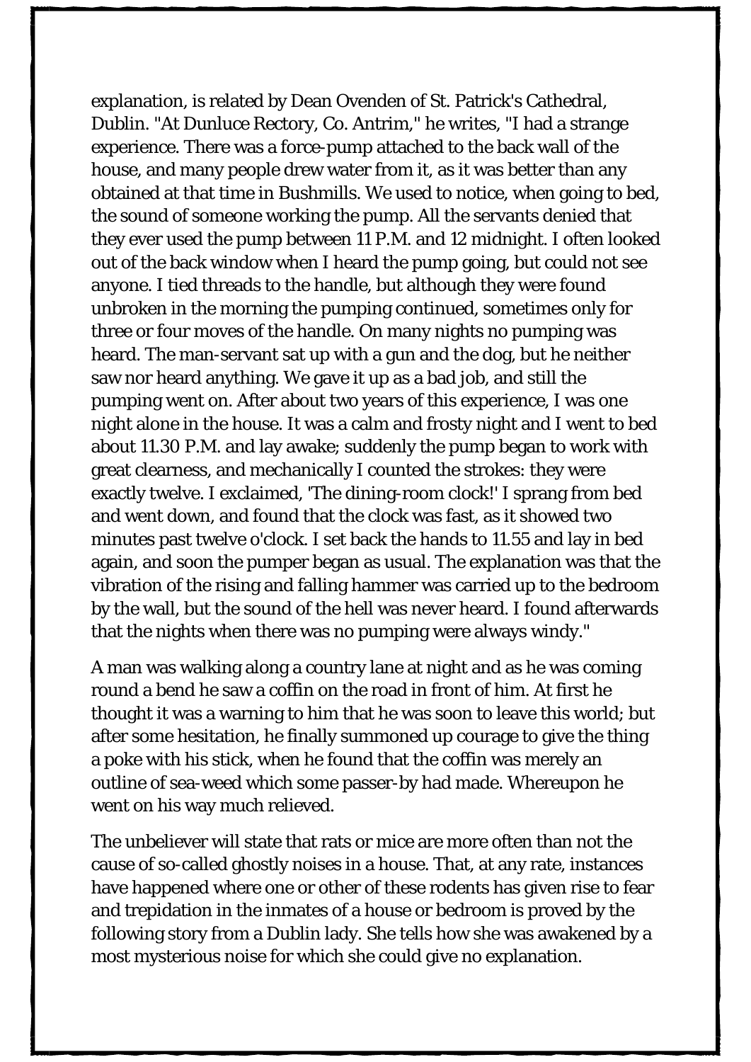explanation, is related by Dean Ovenden of St. Patrick's Cathedral, Dublin. "At Dunluce Rectory, Co. Antrim," he writes, "I had a strange experience. There was a force-pump attached to the back wall of the house, and many people drew water from it, as it was better than any obtained at that time in Bushmills. We used to notice, when going to bed, the sound of someone working the pump. All the servants denied that they ever used the pump between 11 P.M. and 12 midnight. I often looked out of the back window when I heard the pump going, but could not see anyone. I tied threads to the handle, but although they were found unbroken in the morning the pumping continued, sometimes only for three or four moves of the handle. On many nights no pumping was heard. The man-servant sat up with a gun and the dog, but he neither saw nor heard anything. We gave it up as a bad job, and still the pumping went on. After about two years of this experience, I was one night alone in the house. It was a calm and frosty night and I went to bed about 11.30 P.M. and lay awake; suddenly the pump began to work with great clearness, and mechanically I counted the strokes: they were exactly twelve. I exclaimed, 'The dining-room clock!' I sprang from bed and went down, and found that the clock was fast, as it showed two minutes past twelve o'clock. I set back the hands to 11.55 and lay in bed again, and soon the pumper began as usual. The explanation was that the vibration of the rising and falling hammer was carried up to the bedroom by the wall, but the sound of the hell was never heard. I found afterwards that the nights when there was no pumping were always windy."

A man was walking along a country lane at night and as he was coming round a bend he saw a coffin on the road in front of him. At first he thought it was a warning to him that he was soon to leave this world; but after some hesitation, he finally summoned up courage to give the thing a poke with his stick, when he found that the coffin was merely an outline of sea-weed which some passer-by had made. Whereupon he went on his way much relieved.

The unbeliever will state that rats or mice are more often than not the cause of so-called ghostly noises in a house. That, at any rate, instances have happened where one or other of these rodents has given rise to fear and trepidation in the inmates of a house or bedroom is proved by the following story from a Dublin lady. She tells how she was awakened by a most mysterious noise for which she could give no explanation.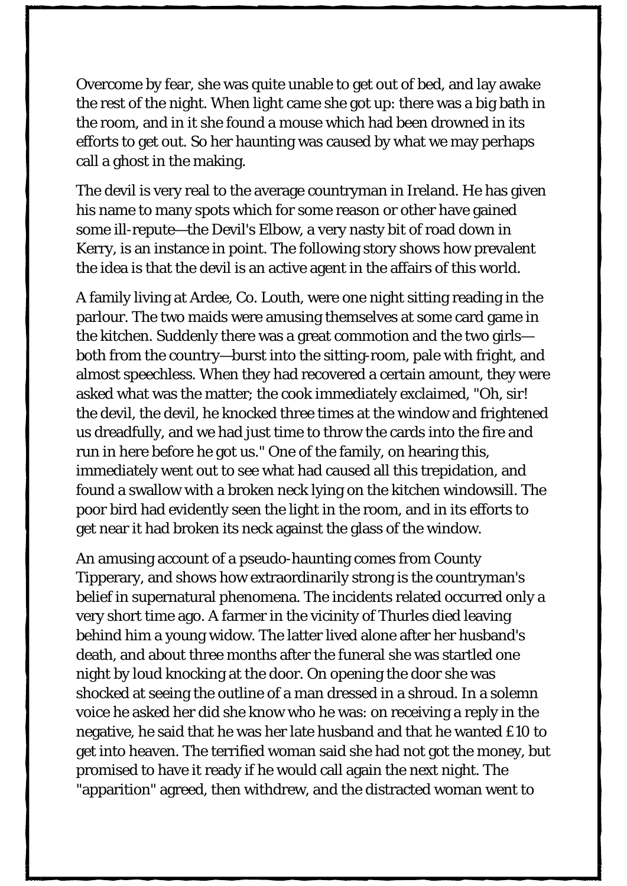Overcome by fear, she was quite unable to get out of bed, and lay awake the rest of the night. When light came she got up: there was a big bath in the room, and in it she found a mouse which had been drowned in its efforts to get out. So her haunting was caused by what we may perhaps call a ghost in the making.

The devil is very real to the average countryman in Ireland. He has given his name to many spots which for some reason or other have gained some ill-repute—the Devil's Elbow, a very nasty bit of road down in Kerry, is an instance in point. The following story shows how prevalent the idea is that the devil is an active agent in the affairs of this world.

A family living at Ardee, Co. Louth, were one night sitting reading in the parlour. The two maids were amusing themselves at some card game in the kitchen. Suddenly there was a great commotion and the two girls—both from the country—burst into the sitting-room, pale with fright, and almost speechless. When they had recovered a certain amount, they were asked what was the matter; the cook immediately exclaimed, "Oh, sir! the devil, the devil, he knocked three times at the window and frightened us dreadfully, and we had just time to throw the cards into the fire and run in here before he got us." One of the family, on hearing this, immediately went out to see what had caused all this trepidation, and found a swallow with a broken neck lying on the kitchen windowsill. The poor bird had evidently seen the light in the room, and in its efforts to get near it had broken its neck against the glass of the window.

An amusing account of a pseudo-haunting comes from County Tipperary, and shows how extraordinarily strong is the countryman's belief in supernatural phenomena. The incidents related occurred only a very short time ago. A farmer in the vicinity of Thurles died leaving behind him a young widow. The latter lived alone after her husband's death, and about three months after the funeral she was startled one night by loud knocking at the door. On opening the door she was shocked at seeing the outline of a man dressed in a shroud. In a solemn voice he asked her did she know who he was: on receiving a reply in the negative, he said that he was her late husband and that he wanted £10 to get into heaven. The terrified woman said she had not got the money, but promised to have it ready if he would call again the next night. The "apparition" agreed, then withdrew, and the distracted woman went to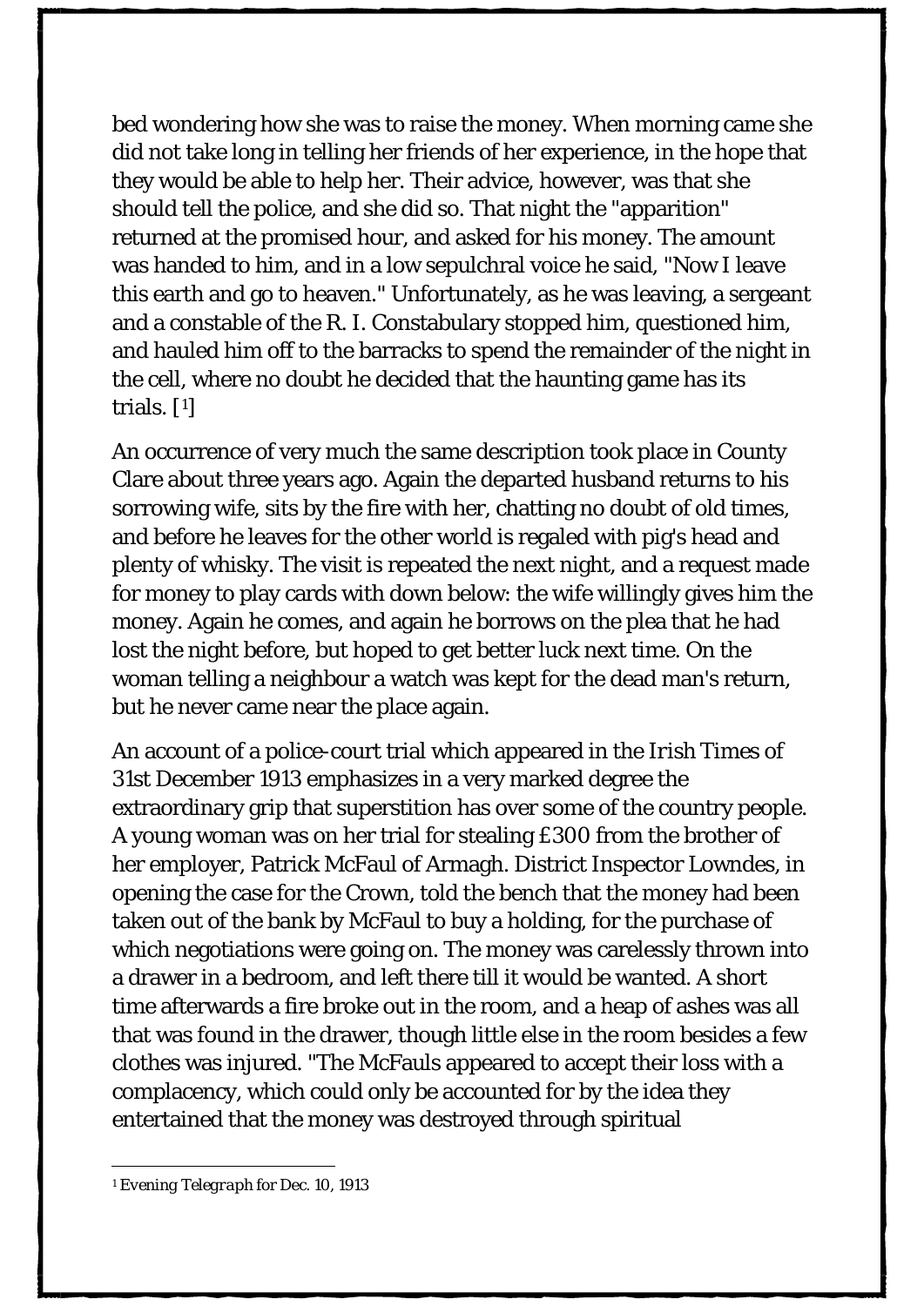bed wondering how she was to raise the money. When morning came she did not take long in telling her friends of her experience, in the hope that they would be able to help her. Their advice, however, was that she should tell the police, and she did so. That night the "apparition" returned at the promised hour, and asked for his money. The amount was handed to him, and in a low sepulchral voice he said, "Now I leave this earth and go to heaven." Unfortunately, as he was leaving, a sergeant and a constable of the R. I. Constabulary stopped him, questioned him, and hauled him off to the barracks to spend the remainder of the night in the cell, where no doubt he decided that the haunting game has its trials. [1]

An occurrence of very much the same description took place in County Clare about three years ago. Again the departed husband returns to his sorrowing wife, sits by the fire with her, chatting no doubt of old times, and before he leaves for the other world is regaled with pig's head and plenty of whisky. The visit is repeated the next night, and a request made for money to play cards with down below: the wife willingly gives him the money. Again he comes, and again he borrows on the plea that he had lost the night before, but hoped to get better luck next time. On the woman telling a neighbour a watch was kept for the dead man's return, but he never came near the place again.

An account of a police-court trial which appeared in the *Irish Times* of 31st December 1913 emphasizes in a very marked degree the extraordinary grip that superstition has over some of the country people. A young woman was on her trial for stealing £300 from the brother of her employer, Patrick McFaul of Armagh. District Inspector Lowndes, in opening the case for the Crown, told the bench that the money had been taken out of the bank by McFaul to buy a holding, for the purchase of which negotiations were going on. The money was carelessly thrown into a drawer in a bedroom, and left there till it would be wanted. A short time afterwards a fire broke out in the room, and a heap of ashes was all that was found in the drawer, though little else in the room besides a few clothes was injured. "The McFauls appeared to accept their loss with a complacency, which could only be accounted for by the idea they entertained that the money was destroyed through spiritual

---

[1] *Evening Telegraph* for Dec. 10, 1913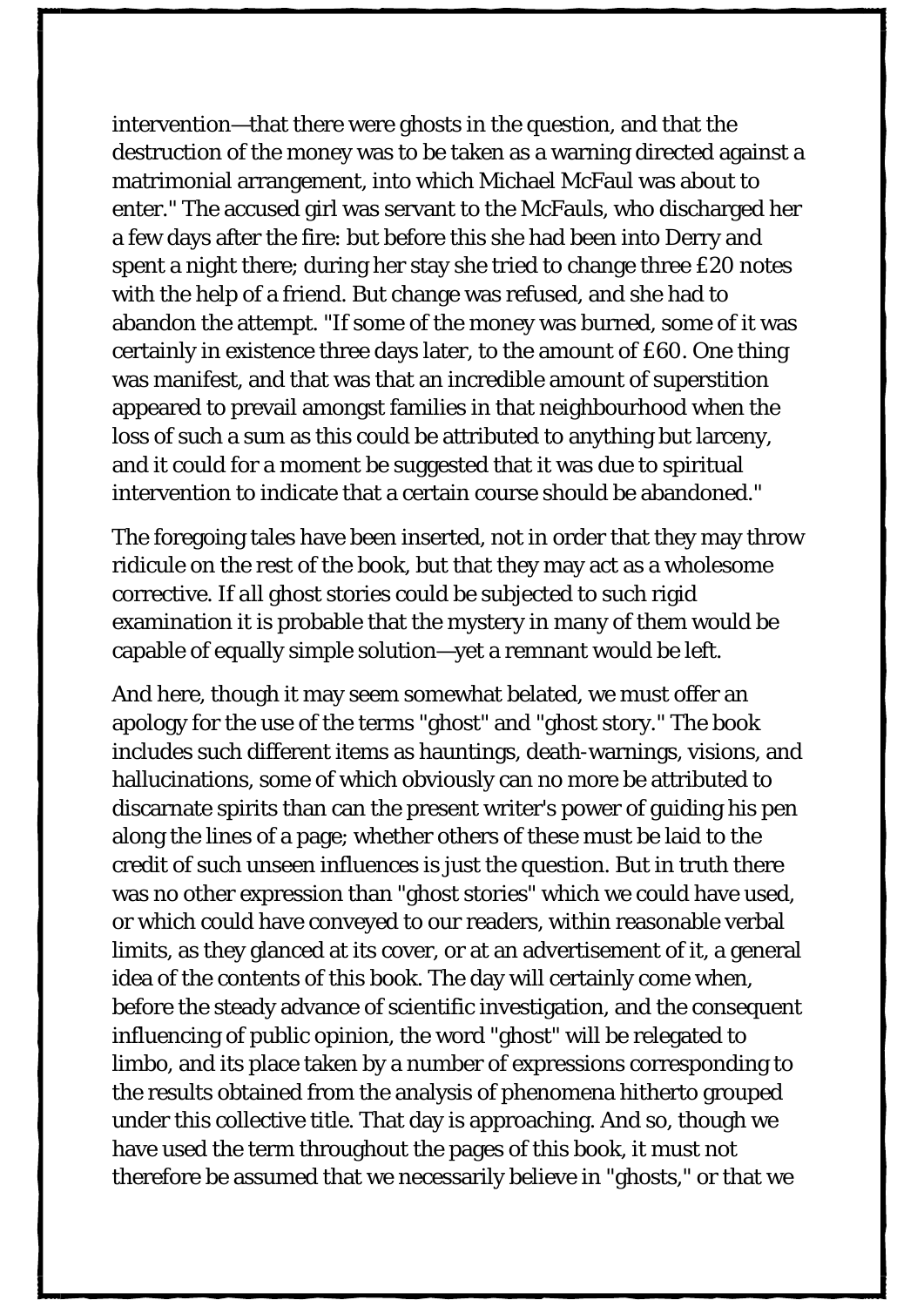intervention—that there were ghosts in the question, and that the destruction of the money was to be taken as a warning directed against a matrimonial arrangement, into which Michael McFaul was about to enter." The accused girl was servant to the McFauls, who discharged her a few days after the fire: but before this she had been into Derry and spent a night there; during her stay she tried to change three £20 notes with the help of a friend. But change was refused, and she had to abandon the attempt. "If some of the money was burned, some of it was certainly in existence three days later, to the amount of £60. One thing was manifest, and that was that an incredible amount of superstition appeared to prevail amongst families in that neighbourhood when the loss of such a sum as this could be attributed to anything but larceny, and it could for a moment be suggested that it was due to spiritual intervention to indicate that a certain course should be abandoned."

The foregoing tales have been inserted, not in order that they may throw ridicule on the rest of the book, but that they may act as a wholesome corrective. If all ghost stories could be subjected to such rigid examination it is probable that the mystery in many of them would be capable of equally simple solution—yet a remnant would be left.

And here, though it may seem somewhat belated, we must offer an apology for the use of the terms "ghost" and "ghost story." The book includes such different items as hauntings, death-warnings, visions, and hallucinations, some of which obviously can no more be attributed to discarnate spirits than can the present writer's power of guiding his pen along the lines of a page; whether others of these must be laid to the credit of such unseen influences is just the question. But in truth there was no other expression than "ghost stories" which we could have used, or which could have conveyed to our readers, within reasonable verbal limits, as they glanced at its cover, or at an advertisement of it, a general idea of the contents of this book. The day will certainly come when, before the steady advance of scientific investigation, and the consequent influencing of public opinion, the word "ghost" will be relegated to limbo, and its place taken by a number of expressions corresponding to the results obtained from the analysis of phenomena hitherto grouped under this collective title. That day is approaching. And so, though we have used the term throughout the pages of this book, it must not therefore be assumed that we necessarily believe in "ghosts," or that we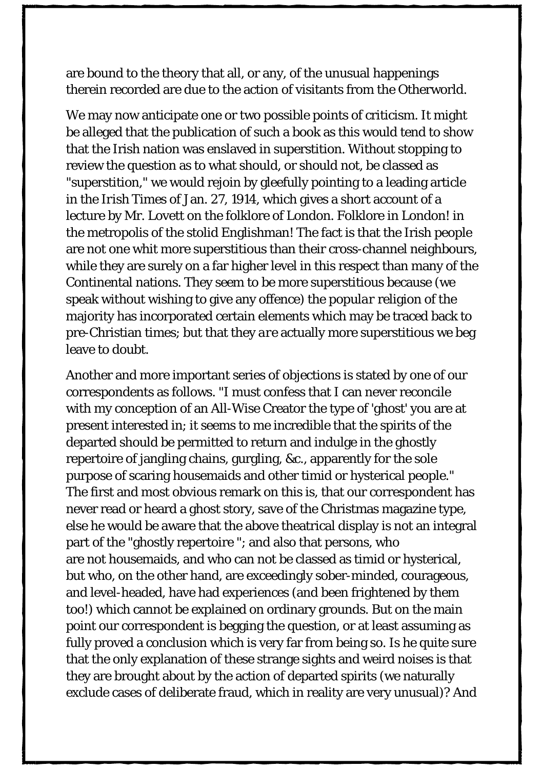are bound to the theory that all, or any, of the unusual happenings therein recorded are due to the action of visitants from the Otherworld.

We may now anticipate one or two possible points of criticism. It might be alleged that the publication of such a book as this would tend to show that the Irish nation was enslaved in superstition. Without stopping to review the question as to what should, or should not, be classed as "superstition," we would rejoin by gleefully pointing to a leading article in the Irish Times of Jan. 27, 1914, which gives a short account of a lecture by Mr. Lovett on the folklore of London. Folklore in London! in the metropolis of the stolid Englishman! The fact is that the Irish people are not one whit more superstitious than their cross-channel neighbours, while they are surely on a far higher level in this respect than many of the Continental nations. They seem to be more superstitious because (we speak without wishing to give any offence) the *popular* religion of the majority has incorporated certain elements which may be traced back to pre-Christian times; but that they *are* actually more superstitious we beg leave to doubt.

Another and more important series of objections is stated by one of our correspondents as follows. "I must confess that I can never reconcile with my conception of an All-Wise Creator the type of 'ghost' you are at present interested in; it seems to me incredible that the spirits of the departed should be permitted to return and indulge in the ghostly repertoire of jangling chains, gurgling, &c., apparently for the sole purpose of scaring housemaids and other timid or hysterical people." The first and most obvious remark on this is, that our correspondent has never read or heard a ghost story, save of the Christmas magazine type, else he would be aware that the above theatrical display is not an integral part of the "ghostly repertoire "; and also that persons, who are not housemaids, and who can not be classed as timid or hysterical, but who, on the other hand, are exceedingly sober-minded, courageous, and level-headed, have had experiences (and been frightened by them too!) which cannot be explained on ordinary grounds. But on the main point our correspondent is begging the question, or at least assuming as fully proved a conclusion which is very far from being so. Is he quite sure that the only explanation of these strange sights and weird noises is that they are brought about by the action of departed spirits (we naturally exclude cases of deliberate fraud, which in reality are very unusual)? And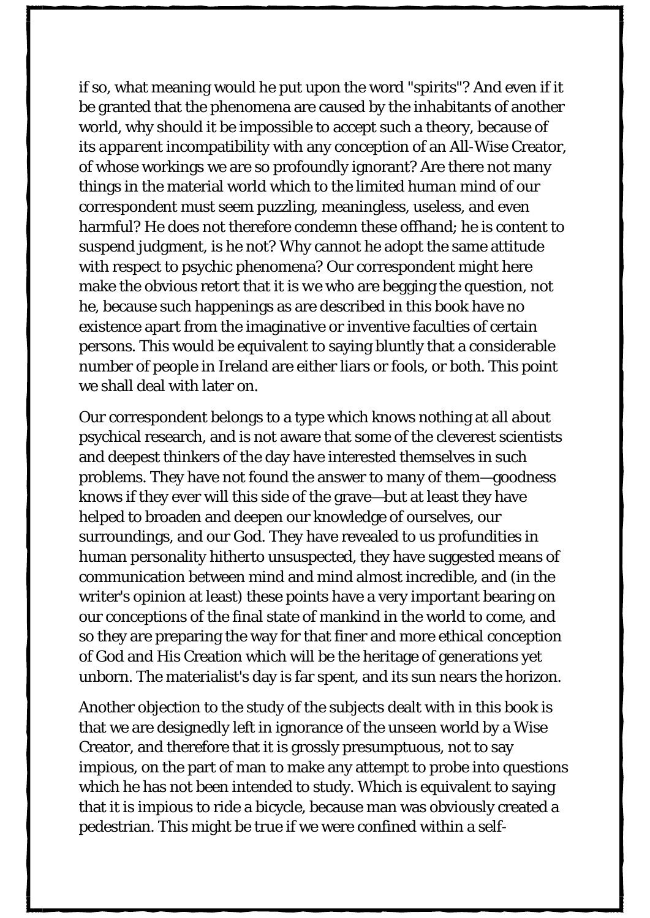if so, what meaning would he put upon the word "spirits"? And even if it be granted that the phenomena are caused by the inhabitants of another world, why should it be impossible to accept such a theory, because of its *apparent* incompatibility with any conception of an All-Wise Creator, of whose workings we are so profoundly ignorant? Are there not many things in the material world which to the limited human mind of our correspondent must seem puzzling, meaningless, useless, and even harmful? He does not therefore condemn these offhand; he is content to suspend judgment, is he not? Why cannot he adopt the same attitude with respect to psychic phenomena? Our correspondent might here make the obvious retort that it is *we* who are begging the question, not he, because such happenings as are described in this book have no existence apart from the imaginative or inventive faculties of certain persons. This would be equivalent to saying bluntly that a considerable number of people in Ireland are either liars or fools, or both. This point we shall deal with later on.

Our correspondent belongs to a type which knows nothing at all about psychical research, and is not aware that some of the cleverest scientists and deepest thinkers of the day have interested themselves in such problems. They have not found the answer to many of them—goodness knows if they ever will this side of the grave—but at least they have helped to broaden and deepen our knowledge of ourselves, our surroundings, and our God. They have revealed to us profundities in human personality hitherto unsuspected, they have suggested means of communication between mind and mind almost incredible, and (in the writer's opinion at least) these points have a very important bearing on our conceptions of the final state of mankind in the world to come, and so they are preparing the way for that finer and more ethical conception of God and His Creation which will be the heritage of generations yet unborn. The materialist's day is far spent, and its sun nears the horizon.

Another objection to the study of the subjects dealt with in this book is that we are designedly left in ignorance of the unseen world by a Wise Creator, and therefore that it is grossly presumptuous, not to say impious, on the part of man to make any attempt to probe into questions which he has not been intended to study. Which is equivalent to saying that it is impious to ride a bicycle, because man was obviously created a pedestrian. This might be true if we were confined within a self-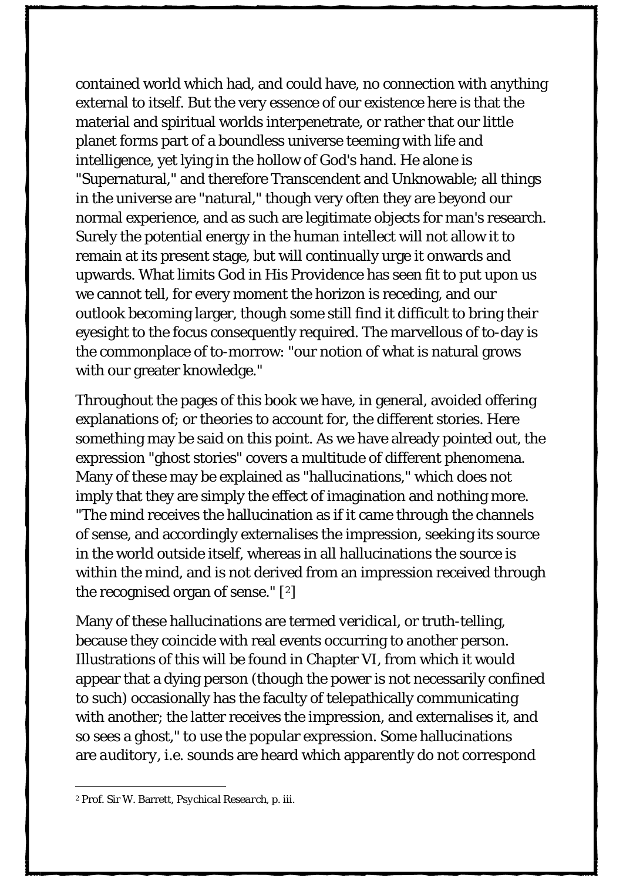contained world which had, and could have, no connection with anything external to itself. But the very essence of our existence here is that the material and spiritual worlds interpenetrate, or rather that our little planet forms part of a boundless universe teeming with life and intelligence, yet lying in the hollow of God's hand. He alone is "Supernatural," and therefore Transcendent and Unknowable; all things in the universe are "natural," though very often they are beyond our normal experience, and as such are legitimate objects for man's research. Surely the potential energy in the human intellect will not allow it to remain at its present stage, but will continually urge it onwards and upwards. What limits God in His Providence has seen fit to put upon us we cannot tell, for every moment the horizon is receding, and our outlook becoming larger, though some still find it difficult to bring their eyesight to the focus consequently required. The marvellous of to-day is the commonplace of to-morrow: "our notion of what is natural grows with our greater knowledge."

Throughout the pages of this book we have, in general, avoided offering explanations of; or theories to account for, the different stories. Here something may be said on this point. As we have already pointed out, the expression "ghost stories" covers a multitude of different phenomena. Many of these may be explained as "hallucinations," which does not imply that they are simply the effect of imagination and nothing more. "The mind receives the hallucination as if it came through the channels of sense, and accordingly externalises the impression, seeking its source in the world outside itself, whereas in all hallucinations the source is within the mind, and is not derived from an impression received through the recognised organ of sense." [2]

Many of these hallucinations are termed *veridical*, or truth-telling, because they coincide with real events occurring to another person. Illustrations of this will be found in Chapter VI, from which it would appear that a dying person (though the power is not necessarily confined to such) occasionally has the faculty of telepathically communicating with another; the latter receives the impression, and externalises it, and so sees a ghost," to use the popular expression. Some hallucinations are *auditory*, i.e. sounds are heard which apparently do not correspond

---

[2] Prof. Sir W. Barrett, *Psychical Research*, p. iii.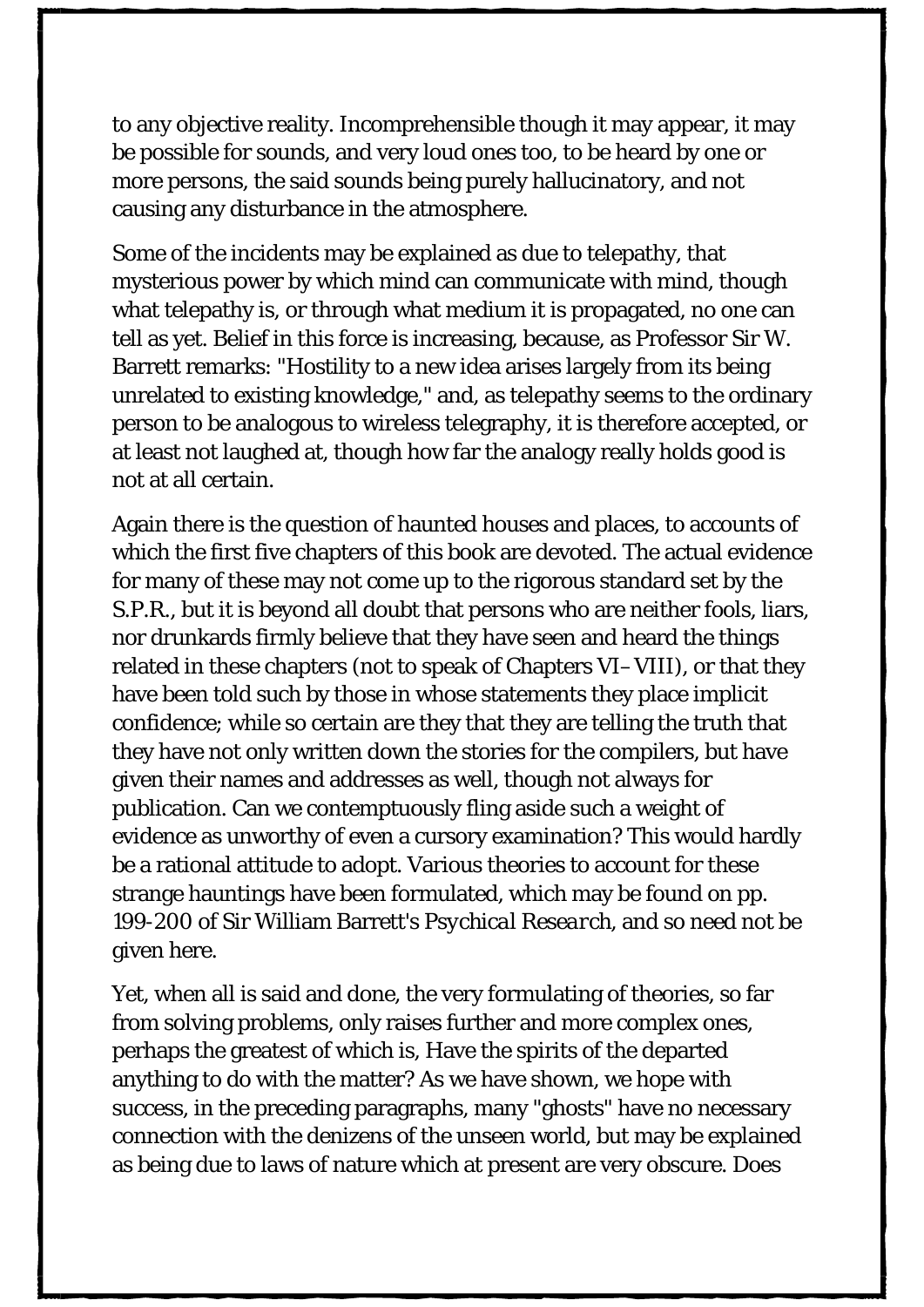to any objective reality. Incomprehensible though it may appear, it may be possible for sounds, and very loud ones too, to be heard by one or more persons, the said sounds being purely hallucinatory, and not causing any disturbance in the atmosphere.

Some of the incidents may be explained as due to telepathy, that mysterious power by which mind can communicate with mind, though what telepathy is, or through what medium it is propagated, no one can tell as yet. Belief in this force is increasing, because, as Professor Sir W. Barrett remarks: "Hostility to a new idea arises largely from its being unrelated to existing knowledge," and, as telepathy seems to the ordinary person to be analogous to wireless telegraphy, it is therefore accepted, or at least not laughed at, though how far the analogy really holds good is not at all certain.

Again there is the question of haunted houses and places, to accounts of which the first five chapters of this book are devoted. The actual evidence for many of these may not come up to the rigorous standard set by the S.P.R., but it is beyond all doubt that persons who are neither fools, liars, nor drunkards firmly believe that they have seen and heard the things related in these chapters (not to speak of Chapters VI–VIII), or that they have been told such by those in whose statements they place implicit confidence; while so certain are they that they are telling the truth that they have not only written down the stories for the compilers, but have given their names and addresses as well, though not always for publication. Can we contemptuously fling aside such a weight of evidence as unworthy of even a cursory examination? This would hardly be a rational attitude to adopt. Various theories to account for these strange hauntings have been formulated, which may be found on pp. 199-200 of Sir William Barrett's *Psychical Research*, and so need not be given here.

Yet, when all is said and done, the very formulating of theories, so far from solving problems, only raises further and more complex ones, perhaps the greatest of which is, Have the spirits of the departed anything to do with the matter? As we have shown, we hope with success, in the preceding paragraphs, many "ghosts" have no necessary connection with the denizens of the unseen world, but may be explained as being due to laws of nature which at present are very obscure. Does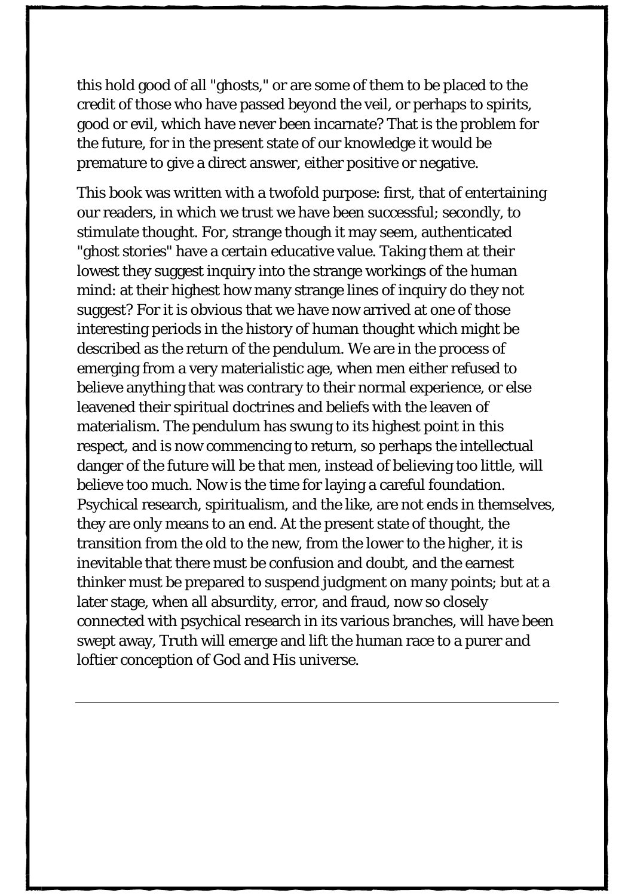this hold good of all "ghosts," or are some of them to be placed to the credit of those who have passed beyond the veil, or perhaps to spirits, good or evil, which have never been incarnate? That is the problem for the future, for in the present state of our knowledge it would be premature to give a direct answer, either positive or negative.

This book was written with a twofold purpose: first, that of entertaining our readers, in which we trust we have been successful; secondly, to stimulate thought. For, strange though it may seem, authenticated "ghost stories" have a certain educative value. Taking them at their lowest they suggest inquiry into the strange workings of the human mind: at their highest how many strange lines of inquiry do they not suggest? For it is obvious that we have now arrived at one of those interesting periods in the history of human thought which might be described as the return of the pendulum. We are in the process of emerging from a very materialistic age, when men either refused to believe anything that was contrary to their normal experience, or else leavened their spiritual doctrines and beliefs with the leaven of materialism. The pendulum has swung to its highest point in this respect, and is now commencing to return, so perhaps the intellectual danger of the future will be that men, instead of believing too little, will believe too much. Now is the time for laying a careful foundation. Psychical research, spiritualism, and the like, are not ends in themselves, they are only means to an end. At the present state of thought, the transition from the old to the new, from the lower to the higher, it is inevitable that there must be confusion and doubt, and the earnest thinker must be prepared to suspend judgment on many points; but at a later stage, when all absurdity, error, and fraud, now so closely connected with psychical research in its various branches, will have been swept away, Truth will emerge and lift the human race to a purer and loftier conception of God and His universe.

---